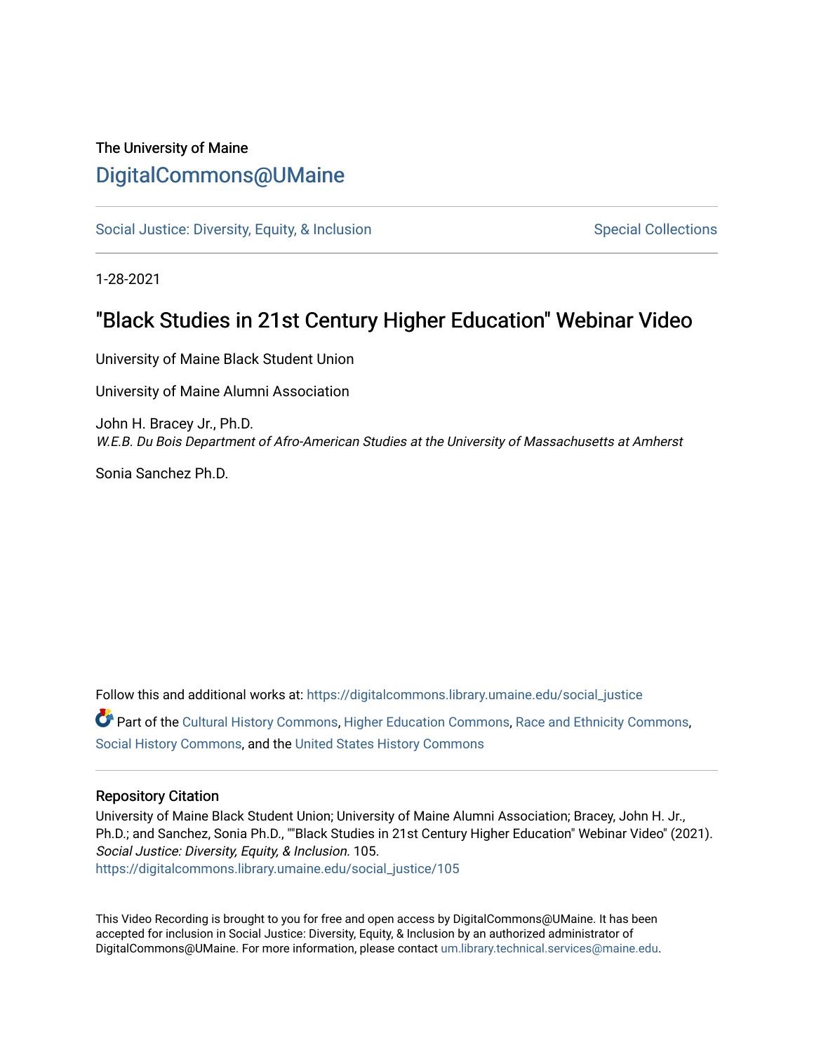The University of Maine

# DigitalCommons@UMaine

Social Justice: Diversity, Equity, & Inclusion

Special Collections

1-28-2021

## "Black Studies in 21st Century Higher Education" Webinar Video

University of Maine Black Student Union

University of Maine Alumni Association

John H. Bracey Jr., Ph.D.
*W.E.B. Du Bois Department of Afro-American Studies at the University of Massachusetts at Amherst*

Sonia Sanchez Ph.D.

Follow this and additional works at: https://digitalcommons.library.umaine.edu/social_justice

Part of the Cultural History Commons, Higher Education Commons, Race and Ethnicity Commons, Social History Commons, and the United States History Commons

### Repository Citation

University of Maine Black Student Union; University of Maine Alumni Association; Bracey, John H. Jr., Ph.D.; and Sanchez, Sonia Ph.D., ""Black Studies in 21st Century Higher Education" Webinar Video" (2021). *Social Justice: Diversity, Equity, & Inclusion*. 105.
https://digitalcommons.library.umaine.edu/social_justice/105

This Video Recording is brought to you for free and open access by DigitalCommons@UMaine. It has been accepted for inclusion in Social Justice: Diversity, Equity, & Inclusion by an authorized administrator of DigitalCommons@UMaine. For more information, please contact um.library.technical.services@maine.edu.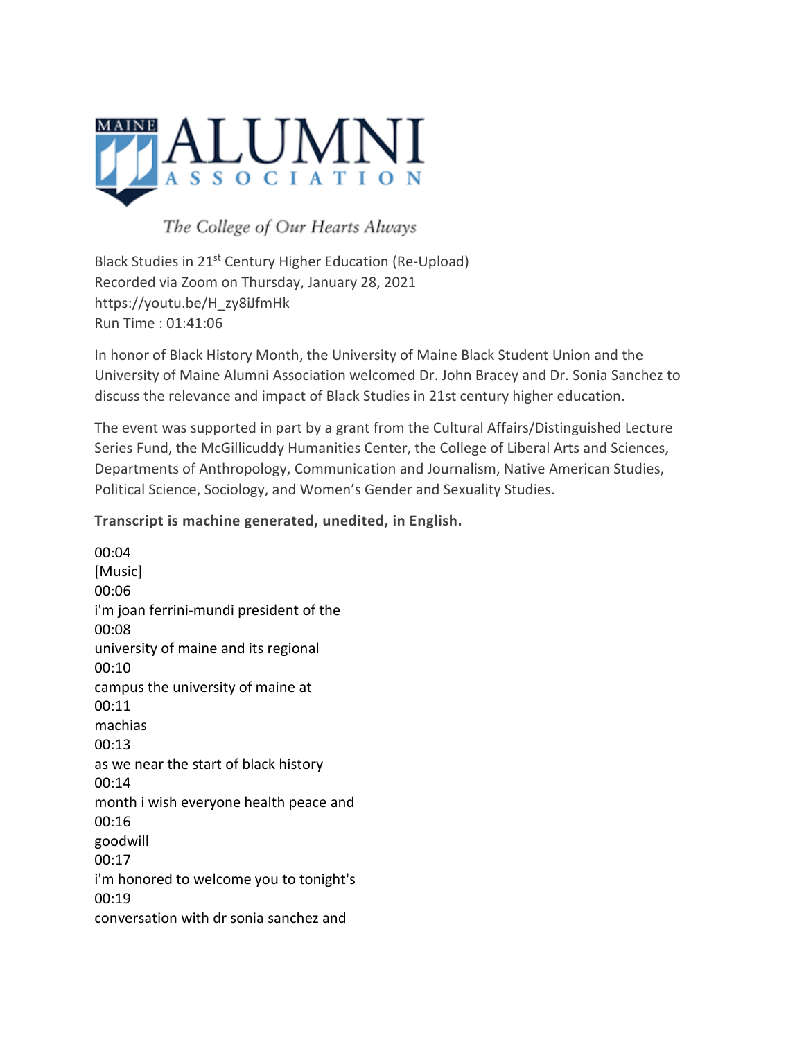MAINE ALUMNI ASSOCIATION

*The College of Our Hearts Always*

Black Studies in 21st Century Higher Education (Re-Upload)
Recorded via Zoom on Thursday, January 28, 2021
https://youtu.be/H_zy8iJfmHk
Run Time : 01:41:06

In honor of Black History Month, the University of Maine Black Student Union and the University of Maine Alumni Association welcomed Dr. John Bracey and Dr. Sonia Sanchez to discuss the relevance and impact of Black Studies in 21st century higher education.

The event was supported in part by a grant from the Cultural Affairs/Distinguished Lecture Series Fund, the McGillicuddy Humanities Center, the College of Liberal Arts and Sciences, Departments of Anthropology, Communication and Journalism, Native American Studies, Political Science, Sociology, and Women's Gender and Sexuality Studies.

**Transcript is machine generated, unedited, in English.**

00:04
[Music]
00:06
i'm joan ferrini-mundi president of the
00:08
university of maine and its regional
00:10
campus the university of maine at
00:11
machias
00:13
as we near the start of black history
00:14
month i wish everyone health peace and
00:16
goodwill
00:17
i'm honored to welcome you to tonight's
00:19
conversation with dr sonia sanchez and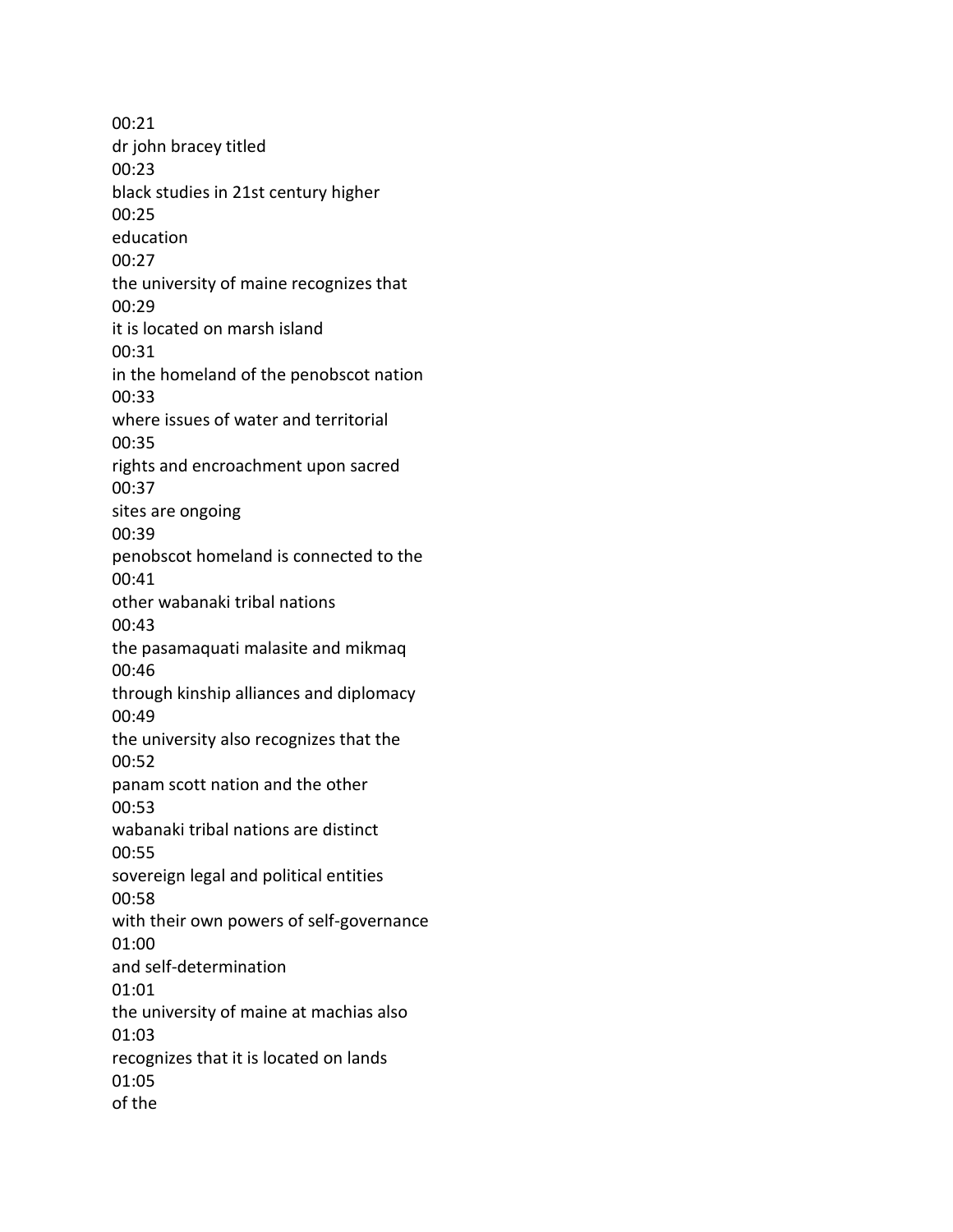00:21
dr john bracey titled
00:23
black studies in 21st century higher
00:25
education
00:27
the university of maine recognizes that
00:29
it is located on marsh island
00:31
in the homeland of the penobscot nation
00:33
where issues of water and territorial
00:35
rights and encroachment upon sacred
00:37
sites are ongoing
00:39
penobscot homeland is connected to the
00:41
other wabanaki tribal nations
00:43
the pasamaquati malasite and mikmaq
00:46
through kinship alliances and diplomacy
00:49
the university also recognizes that the
00:52
panam scott nation and the other
00:53
wabanaki tribal nations are distinct
00:55
sovereign legal and political entities
00:58
with their own powers of self-governance
01:00
and self-determination
01:01
the university of maine at machias also
01:03
recognizes that it is located on lands
01:05
of the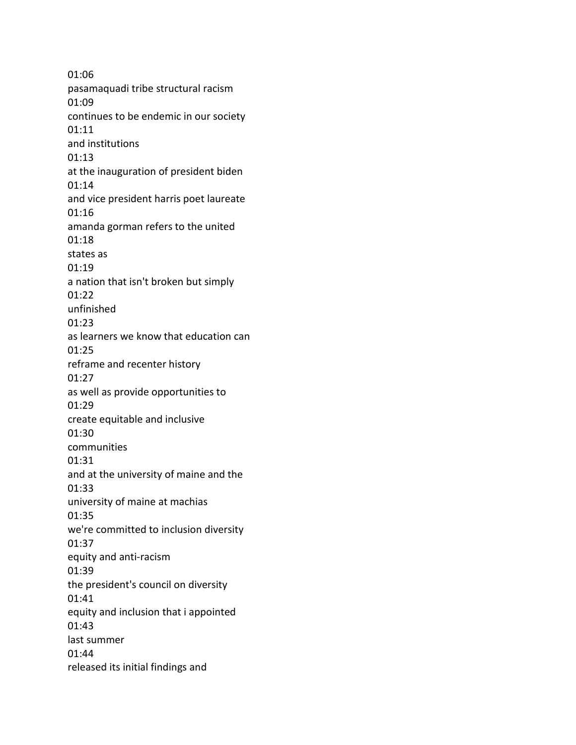01:06
pasamaquadi tribe structural racism
01:09
continues to be endemic in our society
01:11
and institutions
01:13
at the inauguration of president biden
01:14
and vice president harris poet laureate
01:16
amanda gorman refers to the united
01:18
states as
01:19
a nation that isn't broken but simply
01:22
unfinished
01:23
as learners we know that education can
01:25
reframe and recenter history
01:27
as well as provide opportunities to
01:29
create equitable and inclusive
01:30
communities
01:31
and at the university of maine and the
01:33
university of maine at machias
01:35
we're committed to inclusion diversity
01:37
equity and anti-racism
01:39
the president's council on diversity
01:41
equity and inclusion that i appointed
01:43
last summer
01:44
released its initial findings and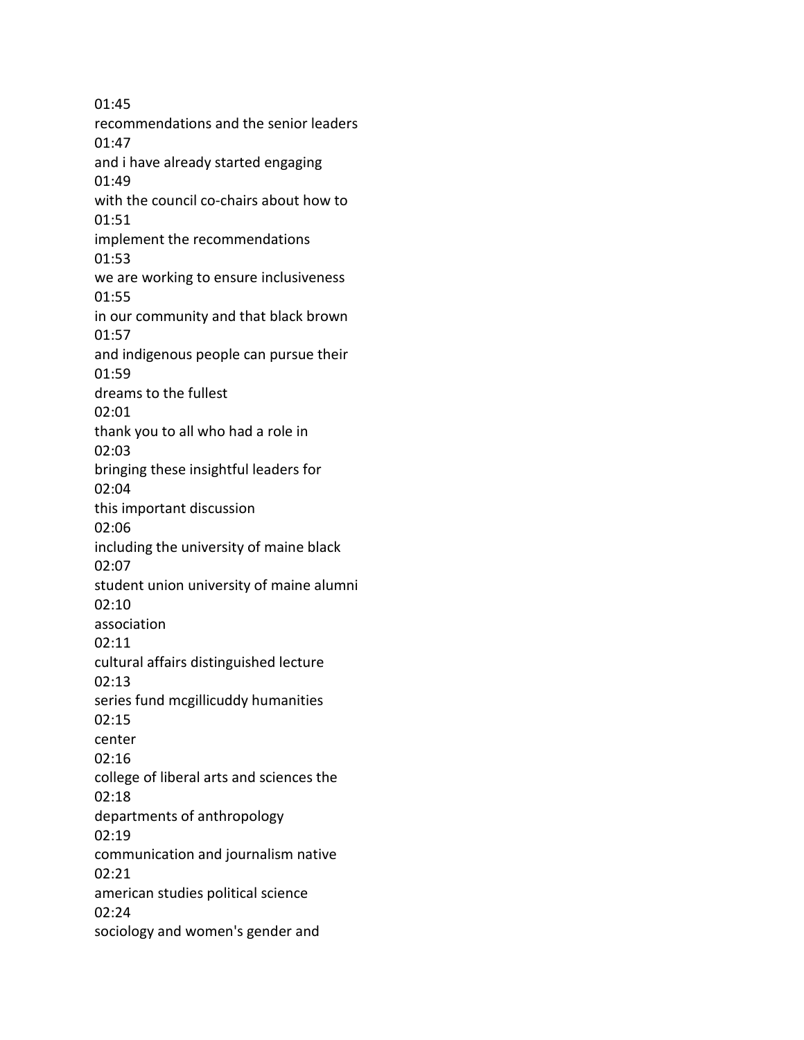01:45
recommendations and the senior leaders
01:47
and i have already started engaging
01:49
with the council co-chairs about how to
01:51
implement the recommendations
01:53
we are working to ensure inclusiveness
01:55
in our community and that black brown
01:57
and indigenous people can pursue their
01:59
dreams to the fullest
02:01
thank you to all who had a role in
02:03
bringing these insightful leaders for
02:04
this important discussion
02:06
including the university of maine black
02:07
student union university of maine alumni
02:10
association
02:11
cultural affairs distinguished lecture
02:13
series fund mcgillicuddy humanities
02:15
center
02:16
college of liberal arts and sciences the
02:18
departments of anthropology
02:19
communication and journalism native
02:21
american studies political science
02:24
sociology and women's gender and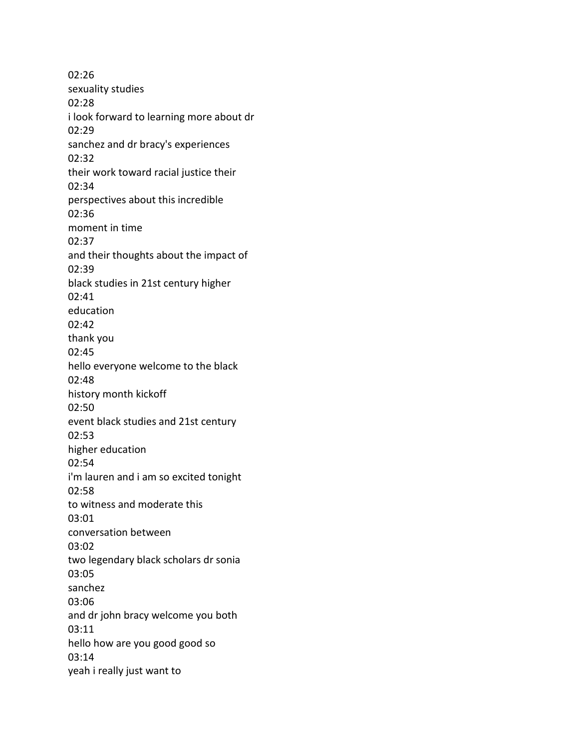02:26
sexuality studies
02:28
i look forward to learning more about dr
02:29
sanchez and dr bracy's experiences
02:32
their work toward racial justice their
02:34
perspectives about this incredible
02:36
moment in time
02:37
and their thoughts about the impact of
02:39
black studies in 21st century higher
02:41
education
02:42
thank you
02:45
hello everyone welcome to the black
02:48
history month kickoff
02:50
event black studies and 21st century
02:53
higher education
02:54
i'm lauren and i am so excited tonight
02:58
to witness and moderate this
03:01
conversation between
03:02
two legendary black scholars dr sonia
03:05
sanchez
03:06
and dr john bracy welcome you both
03:11
hello how are you good good so
03:14
yeah i really just want to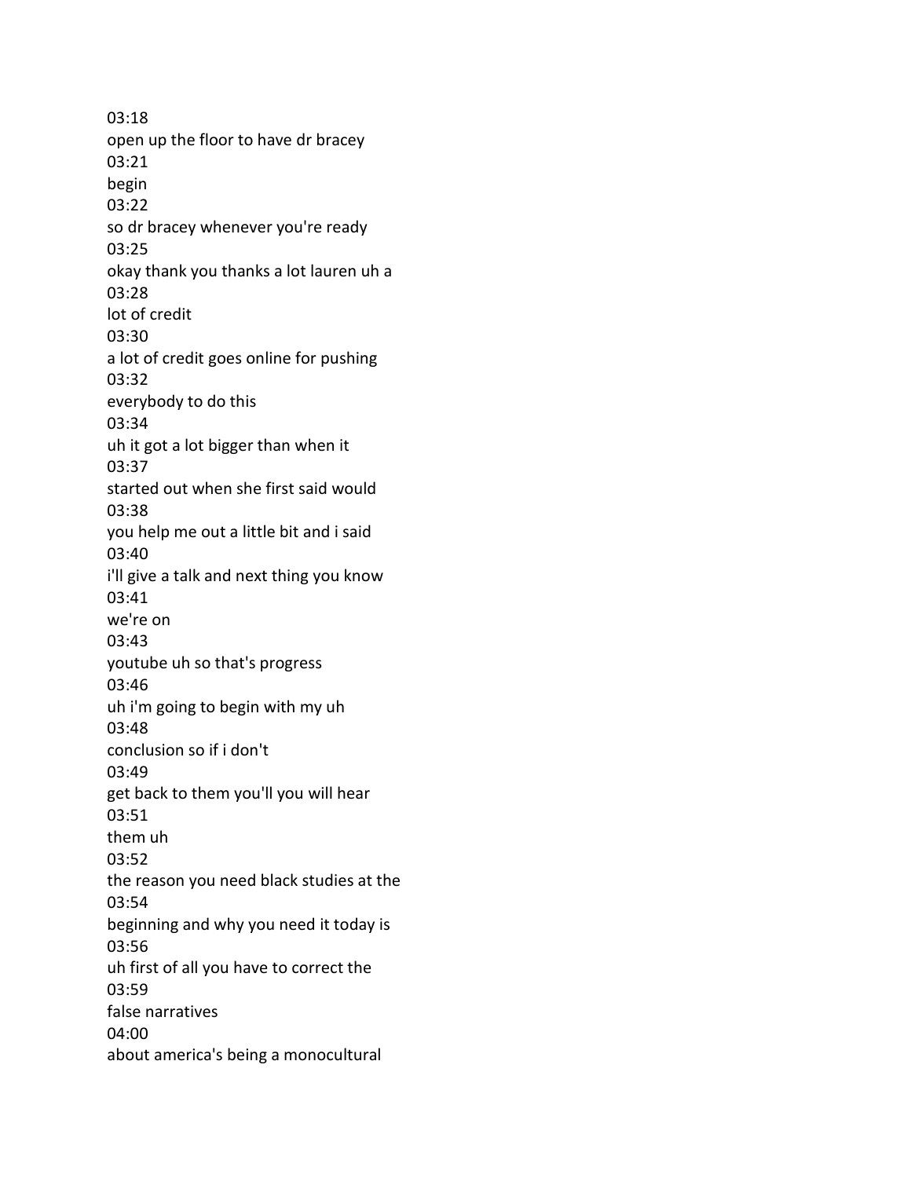03:18
open up the floor to have dr bracey
03:21
begin
03:22
so dr bracey whenever you're ready
03:25
okay thank you thanks a lot lauren uh a
03:28
lot of credit
03:30
a lot of credit goes online for pushing
03:32
everybody to do this
03:34
uh it got a lot bigger than when it
03:37
started out when she first said would
03:38
you help me out a little bit and i said
03:40
i'll give a talk and next thing you know
03:41
we're on
03:43
youtube uh so that's progress
03:46
uh i'm going to begin with my uh
03:48
conclusion so if i don't
03:49
get back to them you'll you will hear
03:51
them uh
03:52
the reason you need black studies at the
03:54
beginning and why you need it today is
03:56
uh first of all you have to correct the
03:59
false narratives
04:00
about america's being a monocultural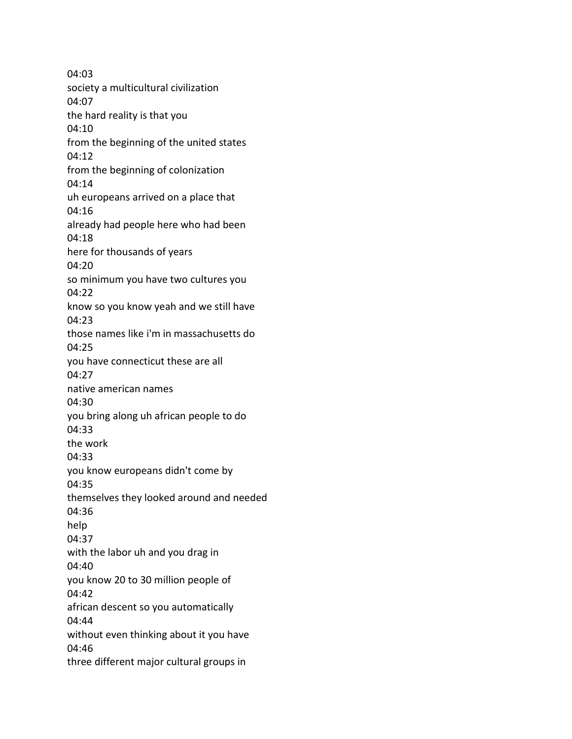04:03
society a multicultural civilization
04:07
the hard reality is that you
04:10
from the beginning of the united states
04:12
from the beginning of colonization
04:14
uh europeans arrived on a place that
04:16
already had people here who had been
04:18
here for thousands of years
04:20
so minimum you have two cultures you
04:22
know so you know yeah and we still have
04:23
those names like i'm in massachusetts do
04:25
you have connecticut these are all
04:27
native american names
04:30
you bring along uh african people to do
04:33
the work
04:33
you know europeans didn't come by
04:35
themselves they looked around and needed
04:36
help
04:37
with the labor uh and you drag in
04:40
you know 20 to 30 million people of
04:42
african descent so you automatically
04:44
without even thinking about it you have
04:46
three different major cultural groups in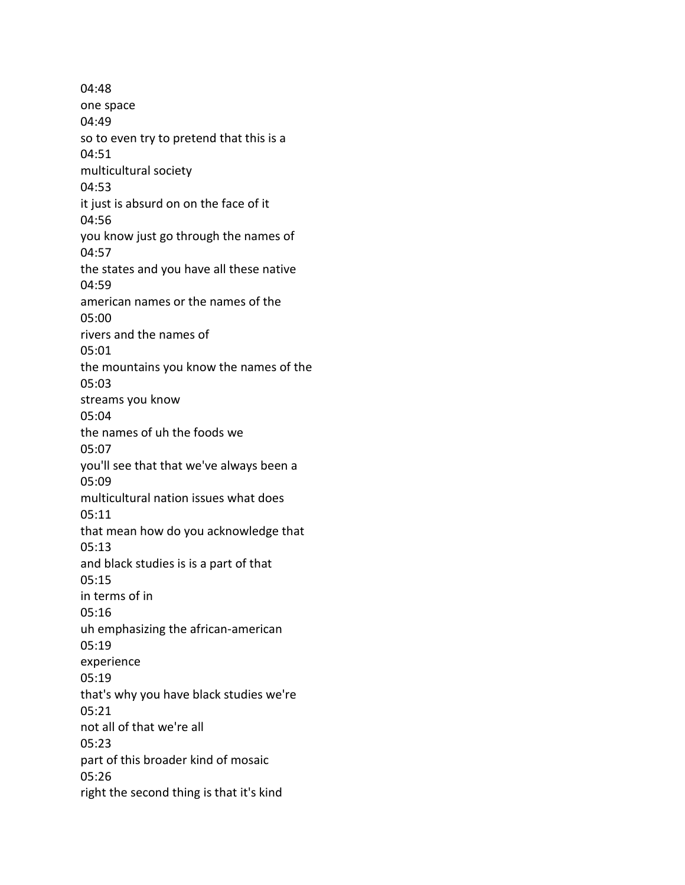04:48
one space
04:49
so to even try to pretend that this is a
04:51
multicultural society
04:53
it just is absurd on on the face of it
04:56
you know just go through the names of
04:57
the states and you have all these native
04:59
american names or the names of the
05:00
rivers and the names of
05:01
the mountains you know the names of the
05:03
streams you know
05:04
the names of uh the foods we
05:07
you'll see that that we've always been a
05:09
multicultural nation issues what does
05:11
that mean how do you acknowledge that
05:13
and black studies is is a part of that
05:15
in terms of in
05:16
uh emphasizing the african-american
05:19
experience
05:19
that's why you have black studies we're
05:21
not all of that we're all
05:23
part of this broader kind of mosaic
05:26
right the second thing is that it's kind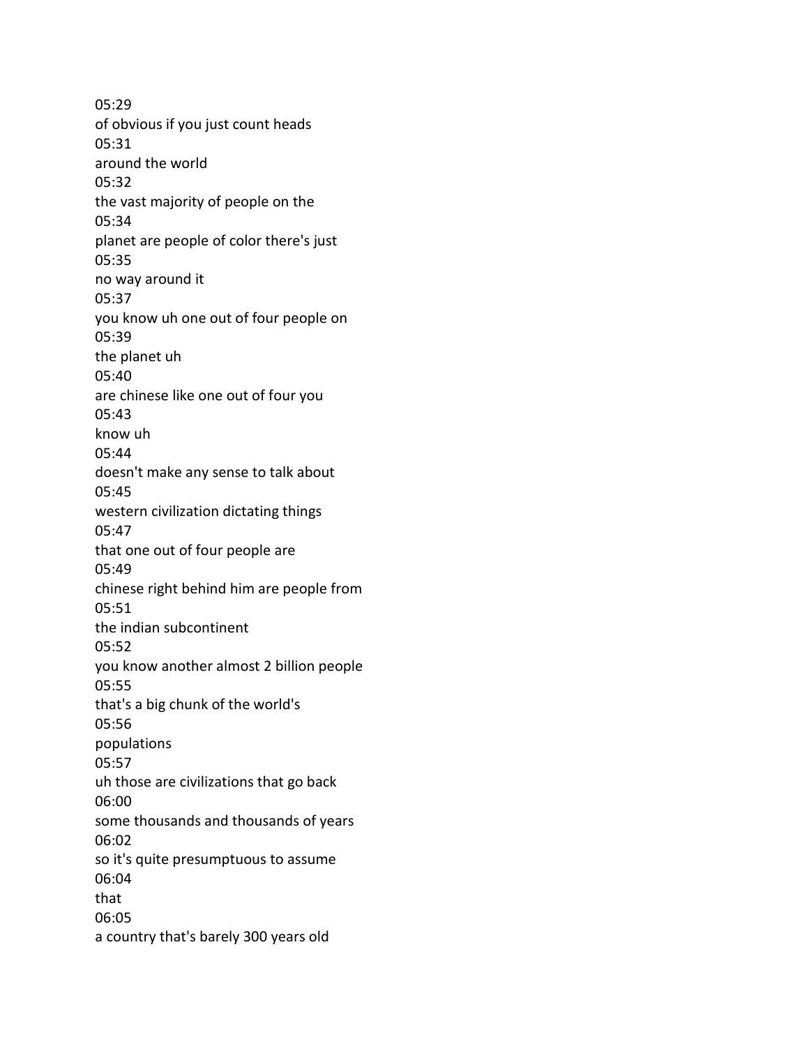05:29
of obvious if you just count heads
05:31
around the world
05:32
the vast majority of people on the
05:34
planet are people of color there's just
05:35
no way around it
05:37
you know uh one out of four people on
05:39
the planet uh
05:40
are chinese like one out of four you
05:43
know uh
05:44
doesn't make any sense to talk about
05:45
western civilization dictating things
05:47
that one out of four people are
05:49
chinese right behind him are people from
05:51
the indian subcontinent
05:52
you know another almost 2 billion people
05:55
that's a big chunk of the world's
05:56
populations
05:57
uh those are civilizations that go back
06:00
some thousands and thousands of years
06:02
so it's quite presumptuous to assume
06:04
that
06:05
a country that's barely 300 years old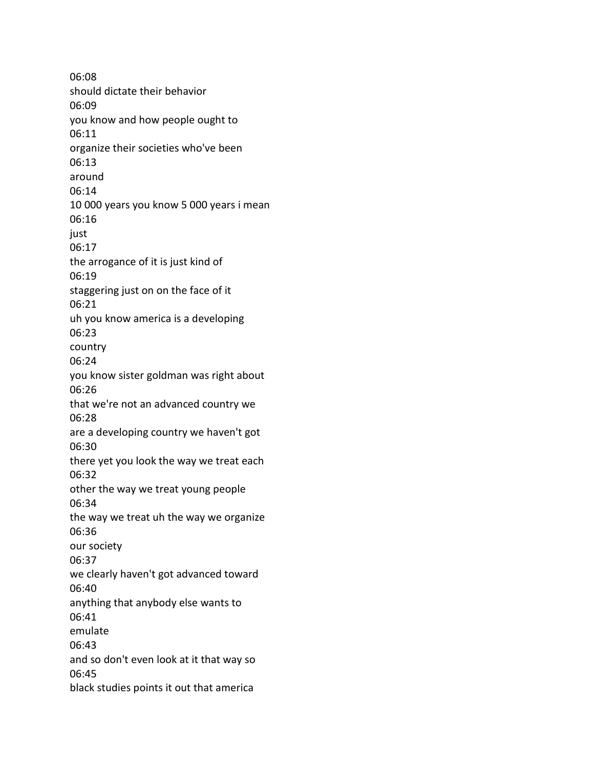06:08
should dictate their behavior
06:09
you know and how people ought to
06:11
organize their societies who've been
06:13
around
06:14
10 000 years you know 5 000 years i mean
06:16
just
06:17
the arrogance of it is just kind of
06:19
staggering just on on the face of it
06:21
uh you know america is a developing
06:23
country
06:24
you know sister goldman was right about
06:26
that we're not an advanced country we
06:28
are a developing country we haven't got
06:30
there yet you look the way we treat each
06:32
other the way we treat young people
06:34
the way we treat uh the way we organize
06:36
our society
06:37
we clearly haven't got advanced toward
06:40
anything that anybody else wants to
06:41
emulate
06:43
and so don't even look at it that way so
06:45
black studies points it out that america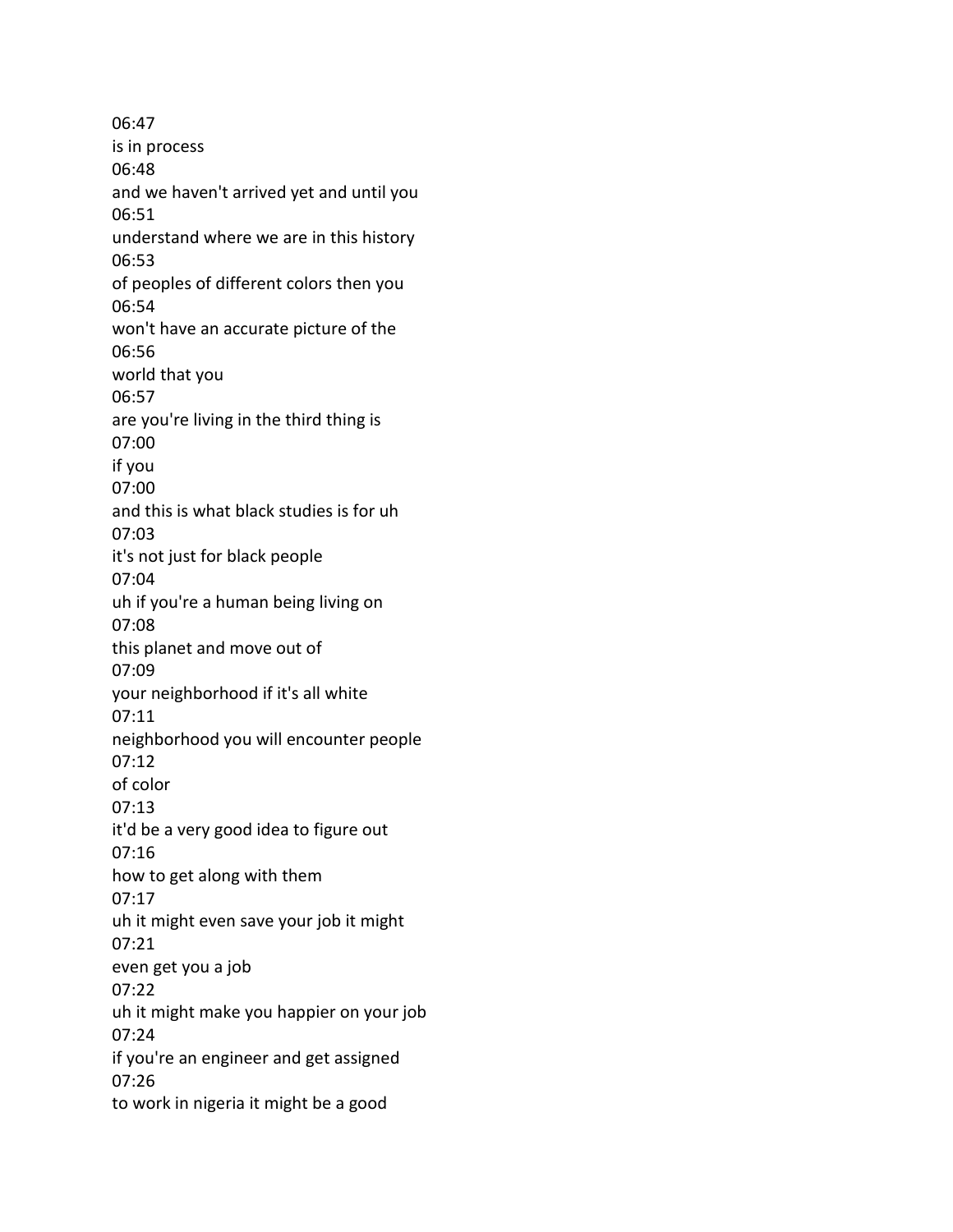06:47
is in process
06:48
and we haven't arrived yet and until you
06:51
understand where we are in this history
06:53
of peoples of different colors then you
06:54
won't have an accurate picture of the
06:56
world that you
06:57
are you're living in the third thing is
07:00
if you
07:00
and this is what black studies is for uh
07:03
it's not just for black people
07:04
uh if you're a human being living on
07:08
this planet and move out of
07:09
your neighborhood if it's all white
07:11
neighborhood you will encounter people
07:12
of color
07:13
it'd be a very good idea to figure out
07:16
how to get along with them
07:17
uh it might even save your job it might
07:21
even get you a job
07:22
uh it might make you happier on your job
07:24
if you're an engineer and get assigned
07:26
to work in nigeria it might be a good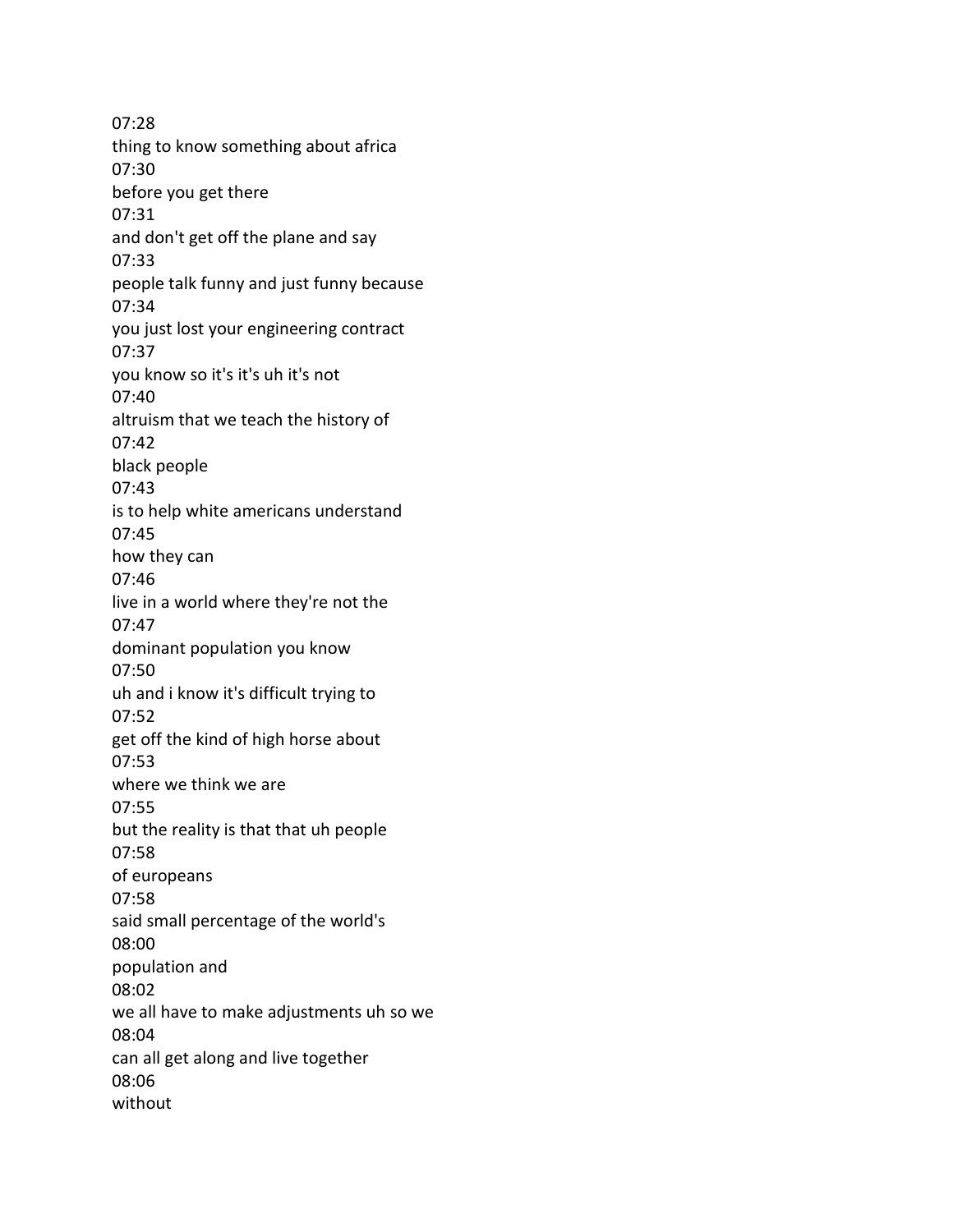07:28
thing to know something about africa
07:30
before you get there
07:31
and don't get off the plane and say
07:33
people talk funny and just funny because
07:34
you just lost your engineering contract
07:37
you know so it's it's uh it's not
07:40
altruism that we teach the history of
07:42
black people
07:43
is to help white americans understand
07:45
how they can
07:46
live in a world where they're not the
07:47
dominant population you know
07:50
uh and i know it's difficult trying to
07:52
get off the kind of high horse about
07:53
where we think we are
07:55
but the reality is that that uh people
07:58
of europeans
07:58
said small percentage of the world's
08:00
population and
08:02
we all have to make adjustments uh so we
08:04
can all get along and live together
08:06
without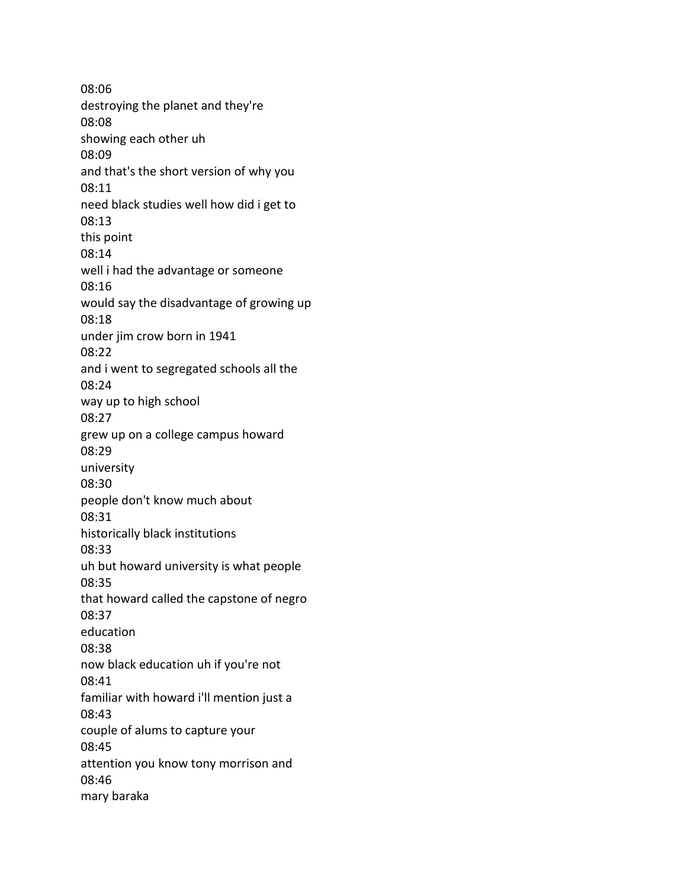08:06
destroying the planet and they're
08:08
showing each other uh
08:09
and that's the short version of why you
08:11
need black studies well how did i get to
08:13
this point
08:14
well i had the advantage or someone
08:16
would say the disadvantage of growing up
08:18
under jim crow born in 1941
08:22
and i went to segregated schools all the
08:24
way up to high school
08:27
grew up on a college campus howard
08:29
university
08:30
people don't know much about
08:31
historically black institutions
08:33
uh but howard university is what people
08:35
that howard called the capstone of negro
08:37
education
08:38
now black education uh if you're not
08:41
familiar with howard i'll mention just a
08:43
couple of alums to capture your
08:45
attention you know tony morrison and
08:46
mary baraka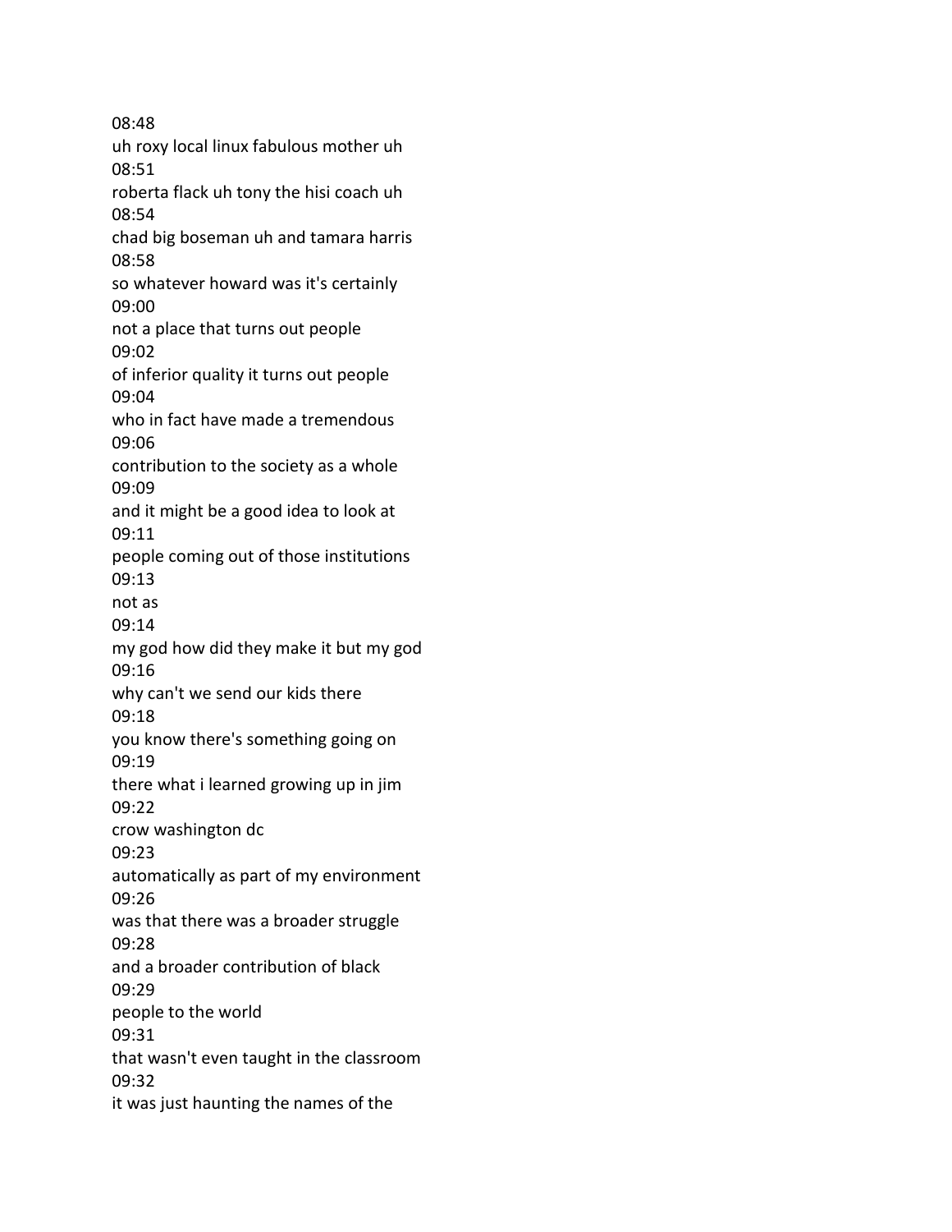08:48
uh roxy local linux fabulous mother uh
08:51
roberta flack uh tony the hisi coach uh
08:54
chad big boseman uh and tamara harris
08:58
so whatever howard was it's certainly
09:00
not a place that turns out people
09:02
of inferior quality it turns out people
09:04
who in fact have made a tremendous
09:06
contribution to the society as a whole
09:09
and it might be a good idea to look at
09:11
people coming out of those institutions
09:13
not as
09:14
my god how did they make it but my god
09:16
why can't we send our kids there
09:18
you know there's something going on
09:19
there what i learned growing up in jim
09:22
crow washington dc
09:23
automatically as part of my environment
09:26
was that there was a broader struggle
09:28
and a broader contribution of black
09:29
people to the world
09:31
that wasn't even taught in the classroom
09:32
it was just haunting the names of the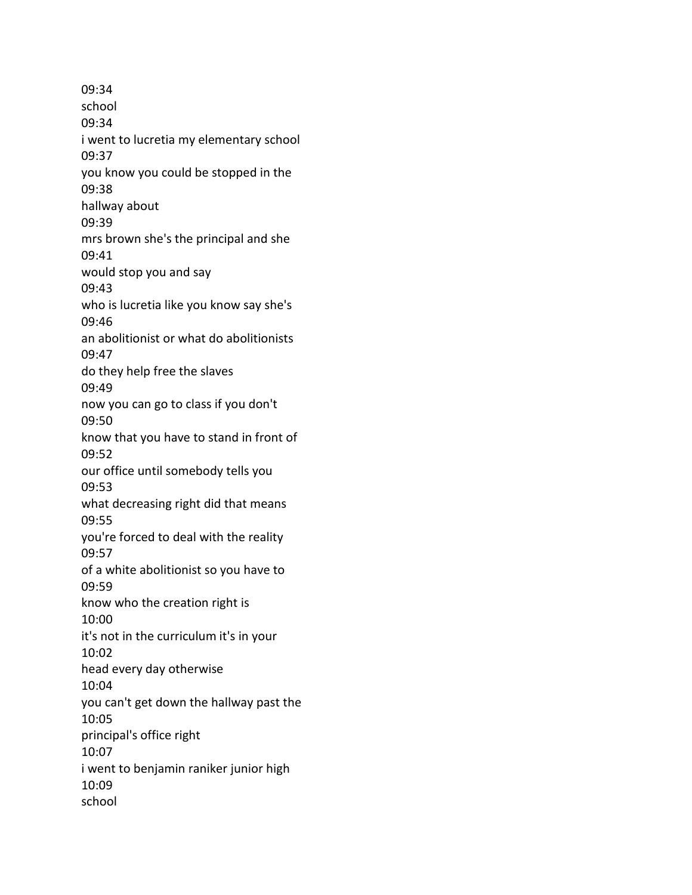09:34
school
09:34
i went to lucretia my elementary school
09:37
you know you could be stopped in the
09:38
hallway about
09:39
mrs brown she's the principal and she
09:41
would stop you and say
09:43
who is lucretia like you know say she's
09:46
an abolitionist or what do abolitionists
09:47
do they help free the slaves
09:49
now you can go to class if you don't
09:50
know that you have to stand in front of
09:52
our office until somebody tells you
09:53
what decreasing right did that means
09:55
you're forced to deal with the reality
09:57
of a white abolitionist so you have to
09:59
know who the creation right is
10:00
it's not in the curriculum it's in your
10:02
head every day otherwise
10:04
you can't get down the hallway past the
10:05
principal's office right
10:07
i went to benjamin raniker junior high
10:09
school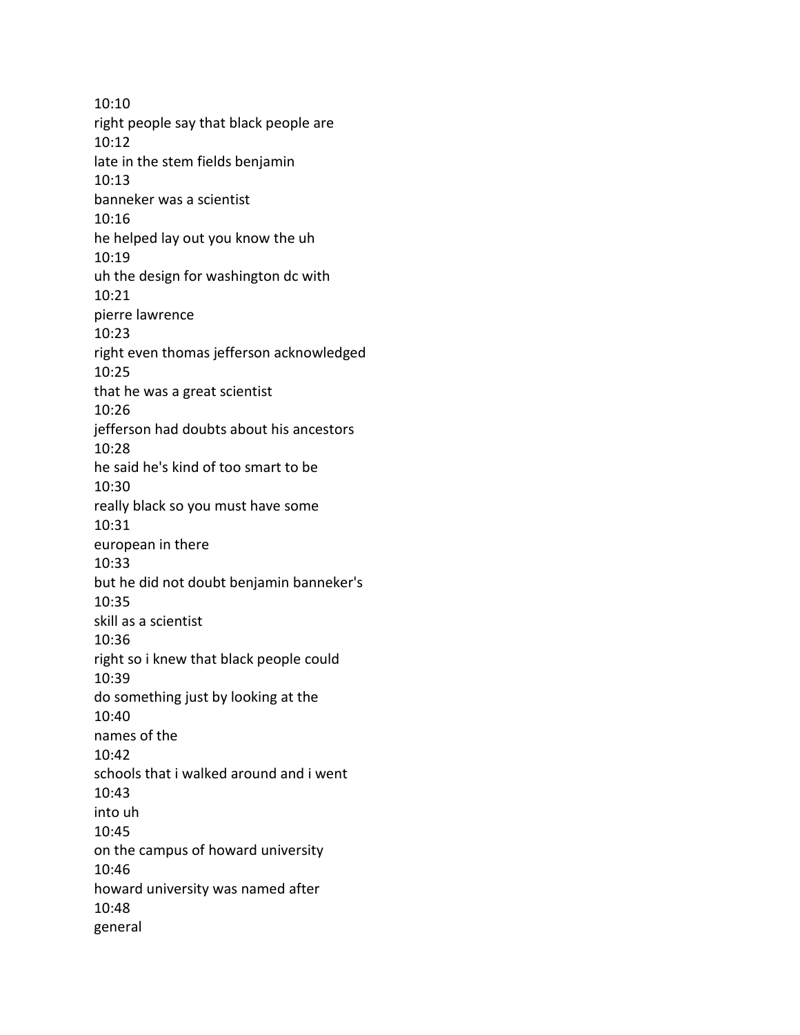10:10
right people say that black people are
10:12
late in the stem fields benjamin
10:13
banneker was a scientist
10:16
he helped lay out you know the uh
10:19
uh the design for washington dc with
10:21
pierre lawrence
10:23
right even thomas jefferson acknowledged
10:25
that he was a great scientist
10:26
jefferson had doubts about his ancestors
10:28
he said he's kind of too smart to be
10:30
really black so you must have some
10:31
european in there
10:33
but he did not doubt benjamin banneker's
10:35
skill as a scientist
10:36
right so i knew that black people could
10:39
do something just by looking at the
10:40
names of the
10:42
schools that i walked around and i went
10:43
into uh
10:45
on the campus of howard university
10:46
howard university was named after
10:48
general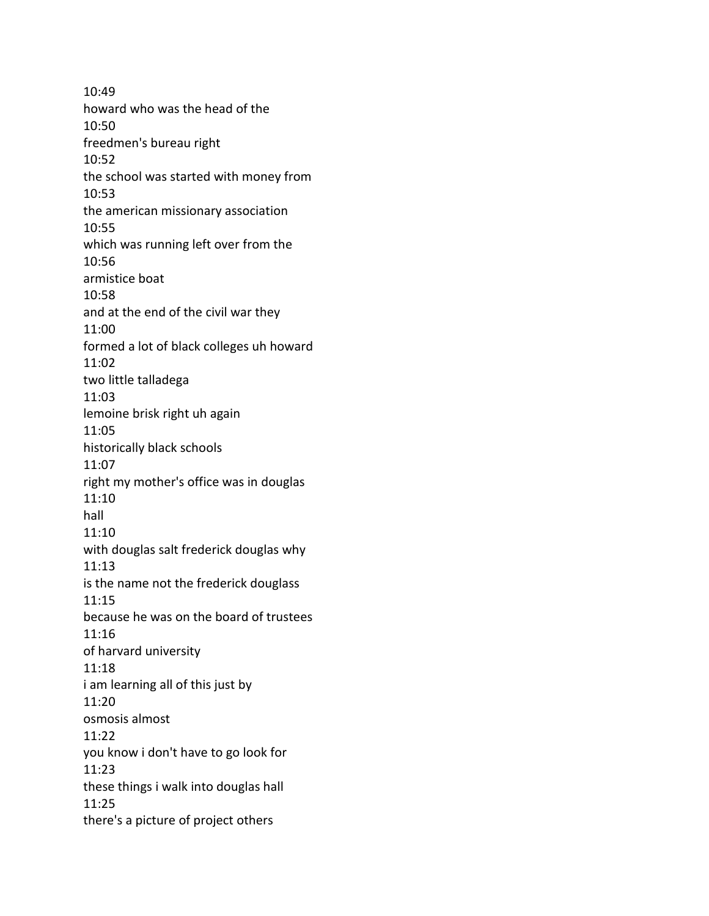10:49
howard who was the head of the
10:50
freedmen's bureau right
10:52
the school was started with money from
10:53
the american missionary association
10:55
which was running left over from the
10:56
armistice boat
10:58
and at the end of the civil war they
11:00
formed a lot of black colleges uh howard
11:02
two little talladega
11:03
lemoine brisk right uh again
11:05
historically black schools
11:07
right my mother's office was in douglas
11:10
hall
11:10
with douglas salt frederick douglas why
11:13
is the name not the frederick douglass
11:15
because he was on the board of trustees
11:16
of harvard university
11:18
i am learning all of this just by
11:20
osmosis almost
11:22
you know i don't have to go look for
11:23
these things i walk into douglas hall
11:25
there's a picture of project others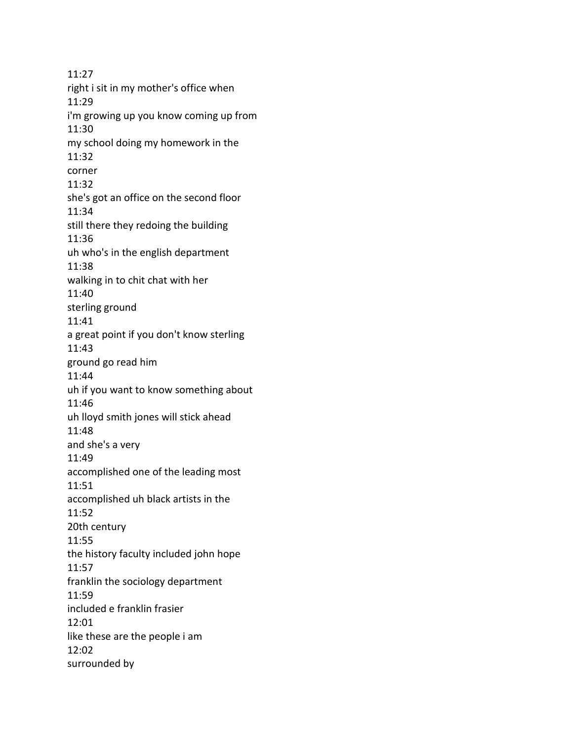11:27
right i sit in my mother's office when
11:29
i'm growing up you know coming up from
11:30
my school doing my homework in the
11:32
corner
11:32
she's got an office on the second floor
11:34
still there they redoing the building
11:36
uh who's in the english department
11:38
walking in to chit chat with her
11:40
sterling ground
11:41
a great point if you don't know sterling
11:43
ground go read him
11:44
uh if you want to know something about
11:46
uh lloyd smith jones will stick ahead
11:48
and she's a very
11:49
accomplished one of the leading most
11:51
accomplished uh black artists in the
11:52
20th century
11:55
the history faculty included john hope
11:57
franklin the sociology department
11:59
included e franklin frasier
12:01
like these are the people i am
12:02
surrounded by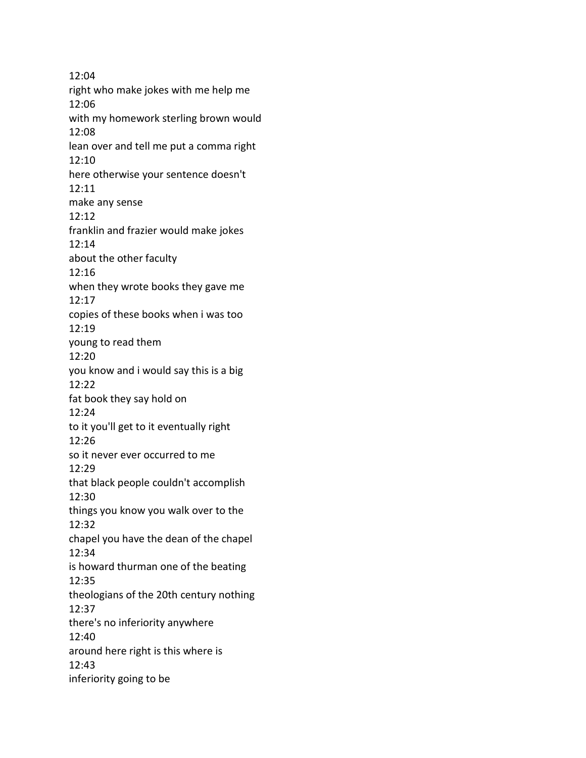12:04
right who make jokes with me help me
12:06
with my homework sterling brown would
12:08
lean over and tell me put a comma right
12:10
here otherwise your sentence doesn't
12:11
make any sense
12:12
franklin and frazier would make jokes
12:14
about the other faculty
12:16
when they wrote books they gave me
12:17
copies of these books when i was too
12:19
young to read them
12:20
you know and i would say this is a big
12:22
fat book they say hold on
12:24
to it you'll get to it eventually right
12:26
so it never ever occurred to me
12:29
that black people couldn't accomplish
12:30
things you know you walk over to the
12:32
chapel you have the dean of the chapel
12:34
is howard thurman one of the beating
12:35
theologians of the 20th century nothing
12:37
there's no inferiority anywhere
12:40
around here right is this where is
12:43
inferiority going to be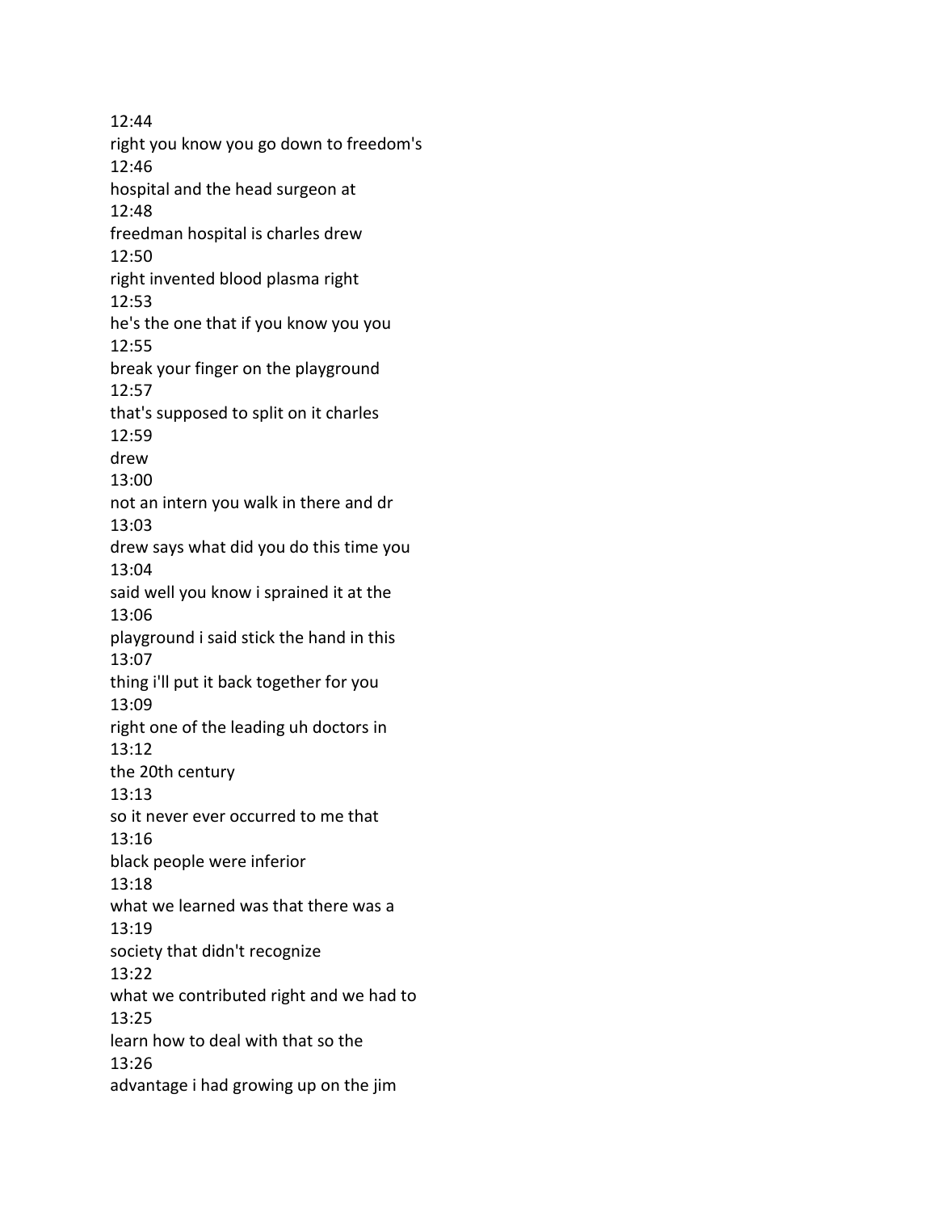12:44
right you know you go down to freedom's
12:46
hospital and the head surgeon at
12:48
freedman hospital is charles drew
12:50
right invented blood plasma right
12:53
he's the one that if you know you you
12:55
break your finger on the playground
12:57
that's supposed to split on it charles
12:59
drew
13:00
not an intern you walk in there and dr
13:03
drew says what did you do this time you
13:04
said well you know i sprained it at the
13:06
playground i said stick the hand in this
13:07
thing i'll put it back together for you
13:09
right one of the leading uh doctors in
13:12
the 20th century
13:13
so it never ever occurred to me that
13:16
black people were inferior
13:18
what we learned was that there was a
13:19
society that didn't recognize
13:22
what we contributed right and we had to
13:25
learn how to deal with that so the
13:26
advantage i had growing up on the jim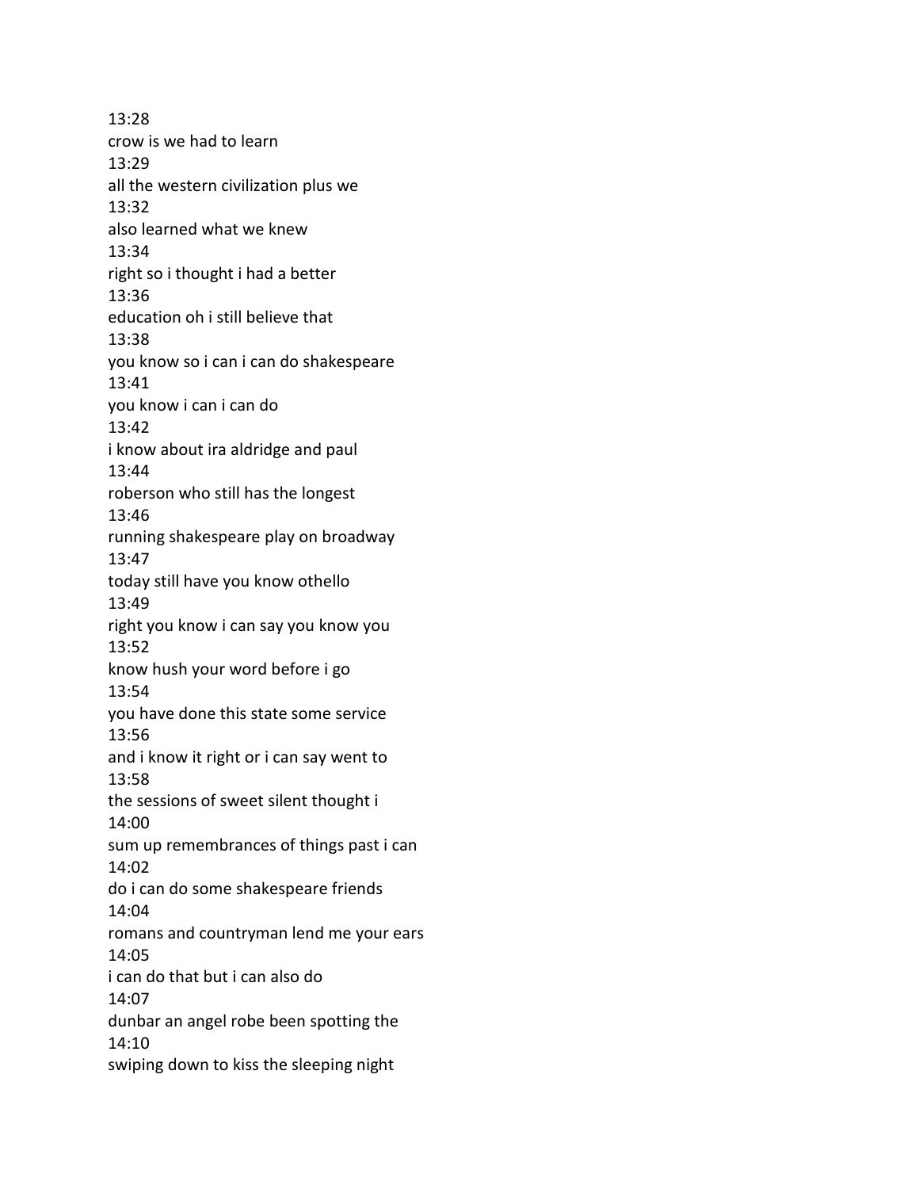13:28
crow is we had to learn
13:29
all the western civilization plus we
13:32
also learned what we knew
13:34
right so i thought i had a better
13:36
education oh i still believe that
13:38
you know so i can i can do shakespeare
13:41
you know i can i can do
13:42
i know about ira aldridge and paul
13:44
roberson who still has the longest
13:46
running shakespeare play on broadway
13:47
today still have you know othello
13:49
right you know i can say you know you
13:52
know hush your word before i go
13:54
you have done this state some service
13:56
and i know it right or i can say went to
13:58
the sessions of sweet silent thought i
14:00
sum up remembrances of things past i can
14:02
do i can do some shakespeare friends
14:04
romans and countryman lend me your ears
14:05
i can do that but i can also do
14:07
dunbar an angel robe been spotting the
14:10
swiping down to kiss the sleeping night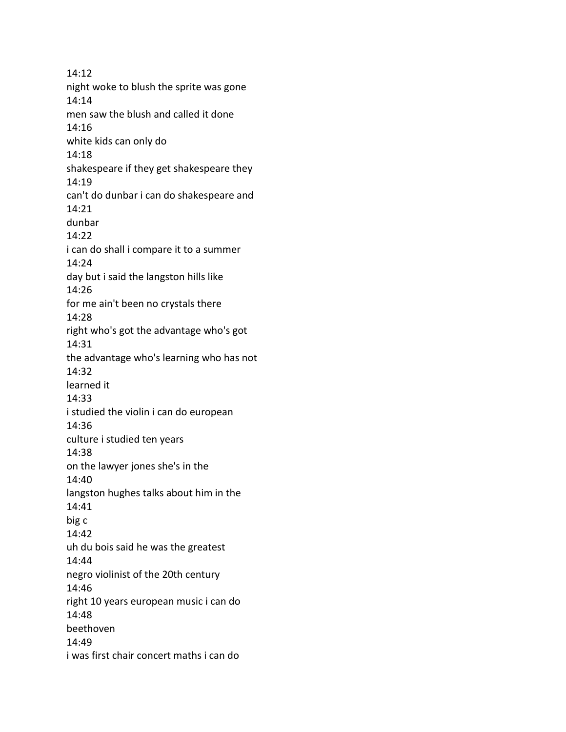14:12
night woke to blush the sprite was gone
14:14
men saw the blush and called it done
14:16
white kids can only do
14:18
shakespeare if they get shakespeare they
14:19
can't do dunbar i can do shakespeare and
14:21
dunbar
14:22
i can do shall i compare it to a summer
14:24
day but i said the langston hills like
14:26
for me ain't been no crystals there
14:28
right who's got the advantage who's got
14:31
the advantage who's learning who has not
14:32
learned it
14:33
i studied the violin i can do european
14:36
culture i studied ten years
14:38
on the lawyer jones she's in the
14:40
langston hughes talks about him in the
14:41
big c
14:42
uh du bois said he was the greatest
14:44
negro violinist of the 20th century
14:46
right 10 years european music i can do
14:48
beethoven
14:49
i was first chair concert maths i can do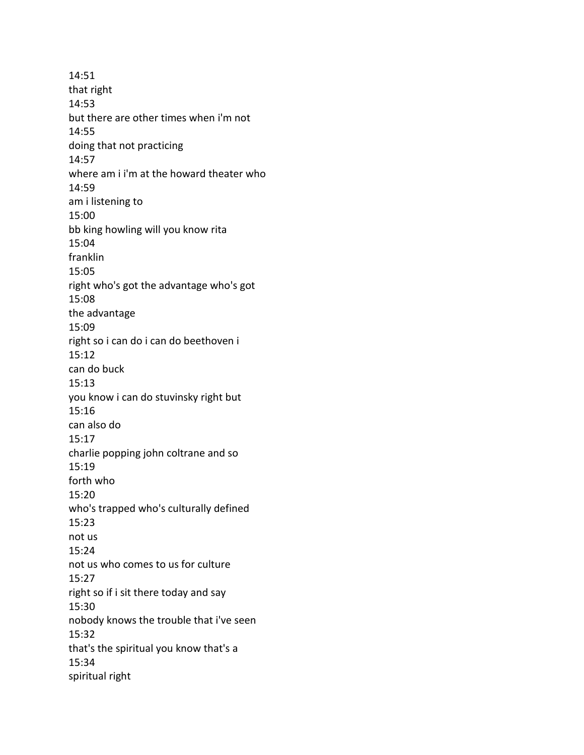14:51
that right
14:53
but there are other times when i'm not
14:55
doing that not practicing
14:57
where am i i'm at the howard theater who
14:59
am i listening to
15:00
bb king howling will you know rita
15:04
franklin
15:05
right who's got the advantage who's got
15:08
the advantage
15:09
right so i can do i can do beethoven i
15:12
can do buck
15:13
you know i can do stuvinsky right but
15:16
can also do
15:17
charlie popping john coltrane and so
15:19
forth who
15:20
who's trapped who's culturally defined
15:23
not us
15:24
not us who comes to us for culture
15:27
right so if i sit there today and say
15:30
nobody knows the trouble that i've seen
15:32
that's the spiritual you know that's a
15:34
spiritual right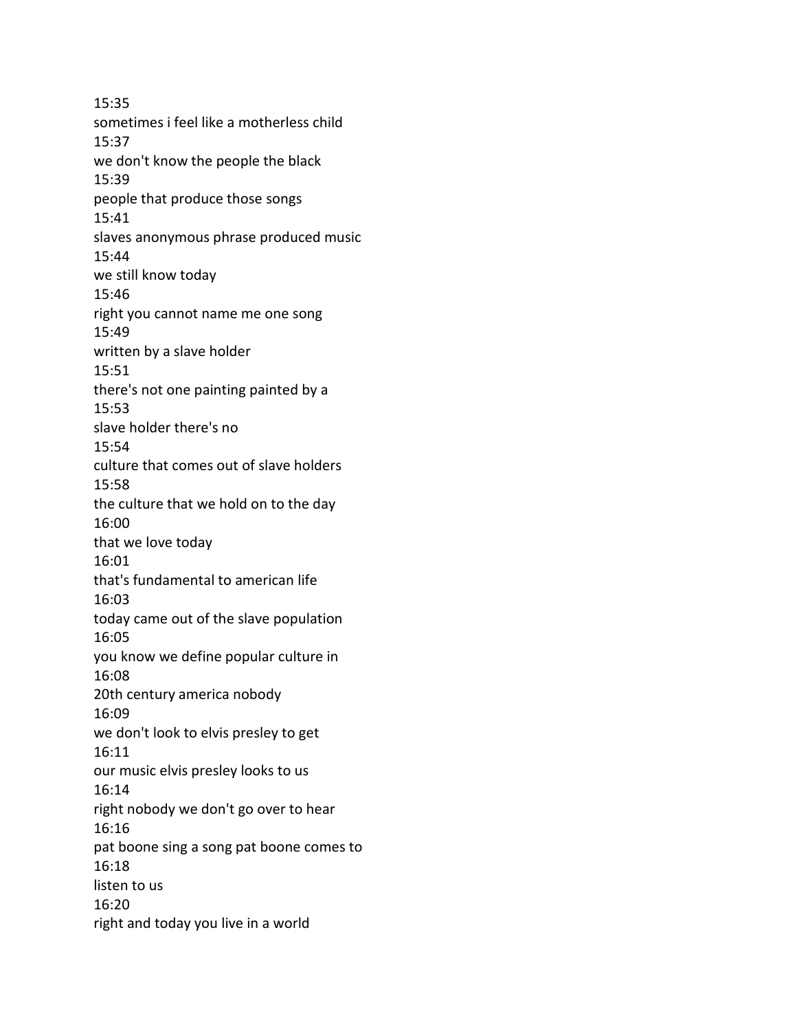15:35
sometimes i feel like a motherless child
15:37
we don't know the people the black
15:39
people that produce those songs
15:41
slaves anonymous phrase produced music
15:44
we still know today
15:46
right you cannot name me one song
15:49
written by a slave holder
15:51
there's not one painting painted by a
15:53
slave holder there's no
15:54
culture that comes out of slave holders
15:58
the culture that we hold on to the day
16:00
that we love today
16:01
that's fundamental to american life
16:03
today came out of the slave population
16:05
you know we define popular culture in
16:08
20th century america nobody
16:09
we don't look to elvis presley to get
16:11
our music elvis presley looks to us
16:14
right nobody we don't go over to hear
16:16
pat boone sing a song pat boone comes to
16:18
listen to us
16:20
right and today you live in a world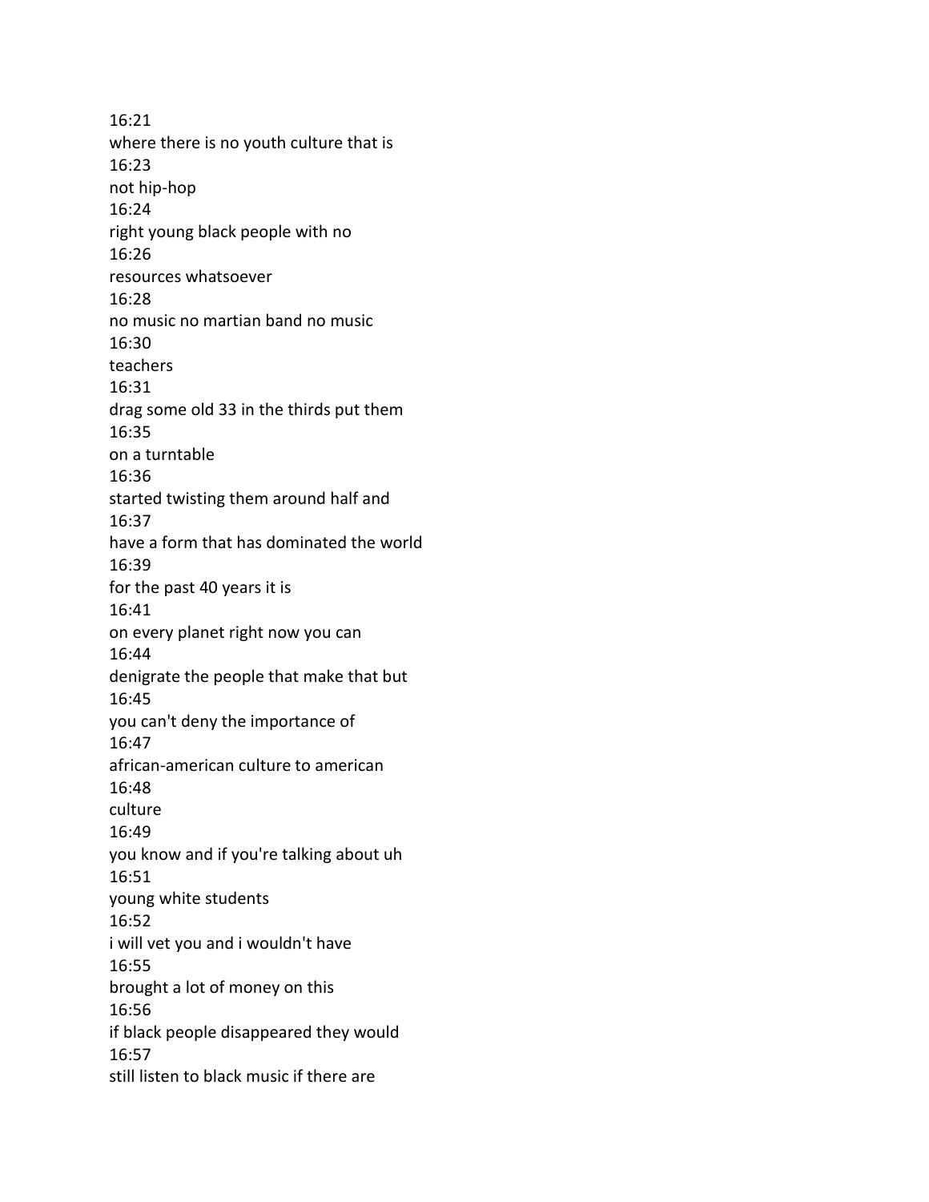16:21
where there is no youth culture that is
16:23
not hip-hop
16:24
right young black people with no
16:26
resources whatsoever
16:28
no music no martian band no music
16:30
teachers
16:31
drag some old 33 in the thirds put them
16:35
on a turntable
16:36
started twisting them around half and
16:37
have a form that has dominated the world
16:39
for the past 40 years it is
16:41
on every planet right now you can
16:44
denigrate the people that make that but
16:45
you can't deny the importance of
16:47
african-american culture to american
16:48
culture
16:49
you know and if you're talking about uh
16:51
young white students
16:52
i will vet you and i wouldn't have
16:55
brought a lot of money on this
16:56
if black people disappeared they would
16:57
still listen to black music if there are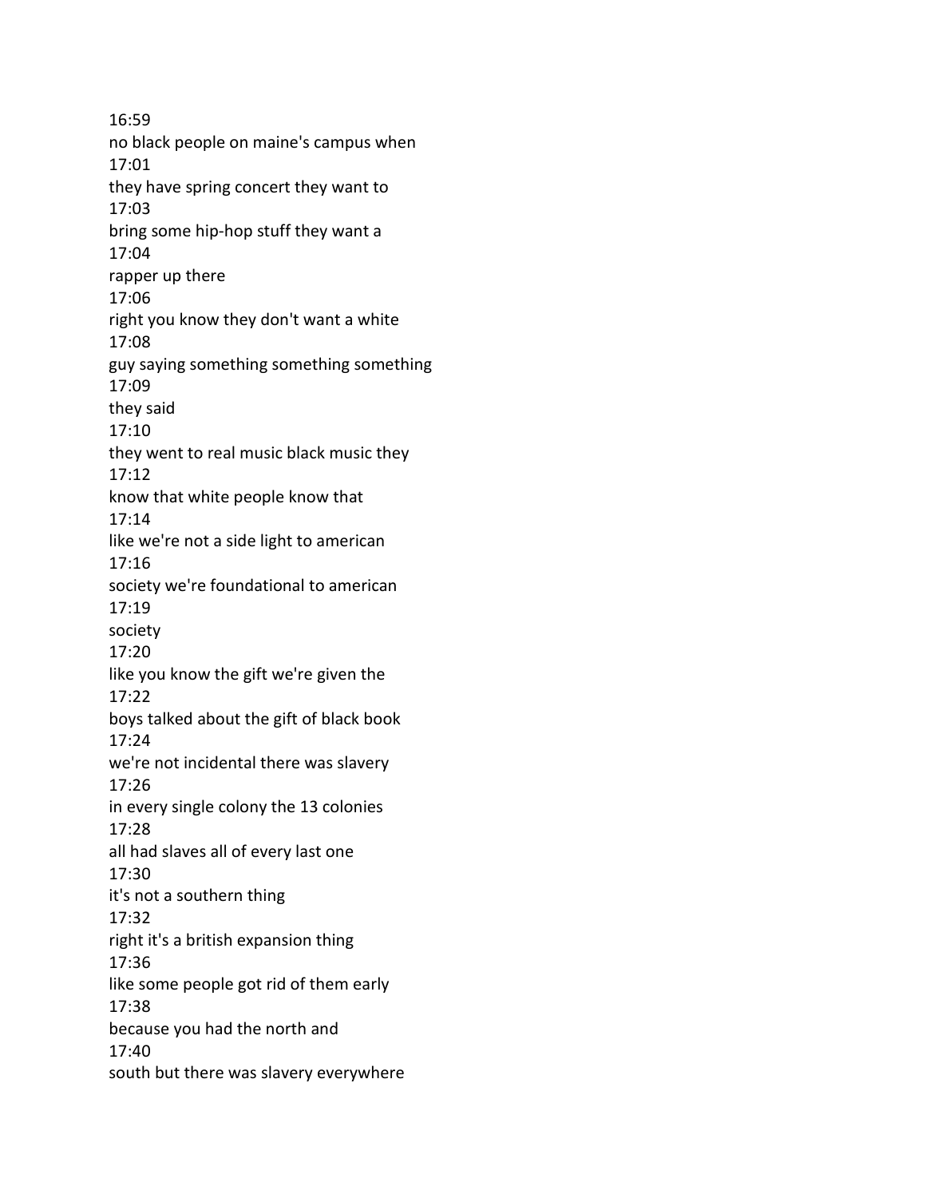16:59
no black people on maine's campus when
17:01
they have spring concert they want to
17:03
bring some hip-hop stuff they want a
17:04
rapper up there
17:06
right you know they don't want a white
17:08
guy saying something something something
17:09
they said
17:10
they went to real music black music they
17:12
know that white people know that
17:14
like we're not a side light to american
17:16
society we're foundational to american
17:19
society
17:20
like you know the gift we're given the
17:22
boys talked about the gift of black book
17:24
we're not incidental there was slavery
17:26
in every single colony the 13 colonies
17:28
all had slaves all of every last one
17:30
it's not a southern thing
17:32
right it's a british expansion thing
17:36
like some people got rid of them early
17:38
because you had the north and
17:40
south but there was slavery everywhere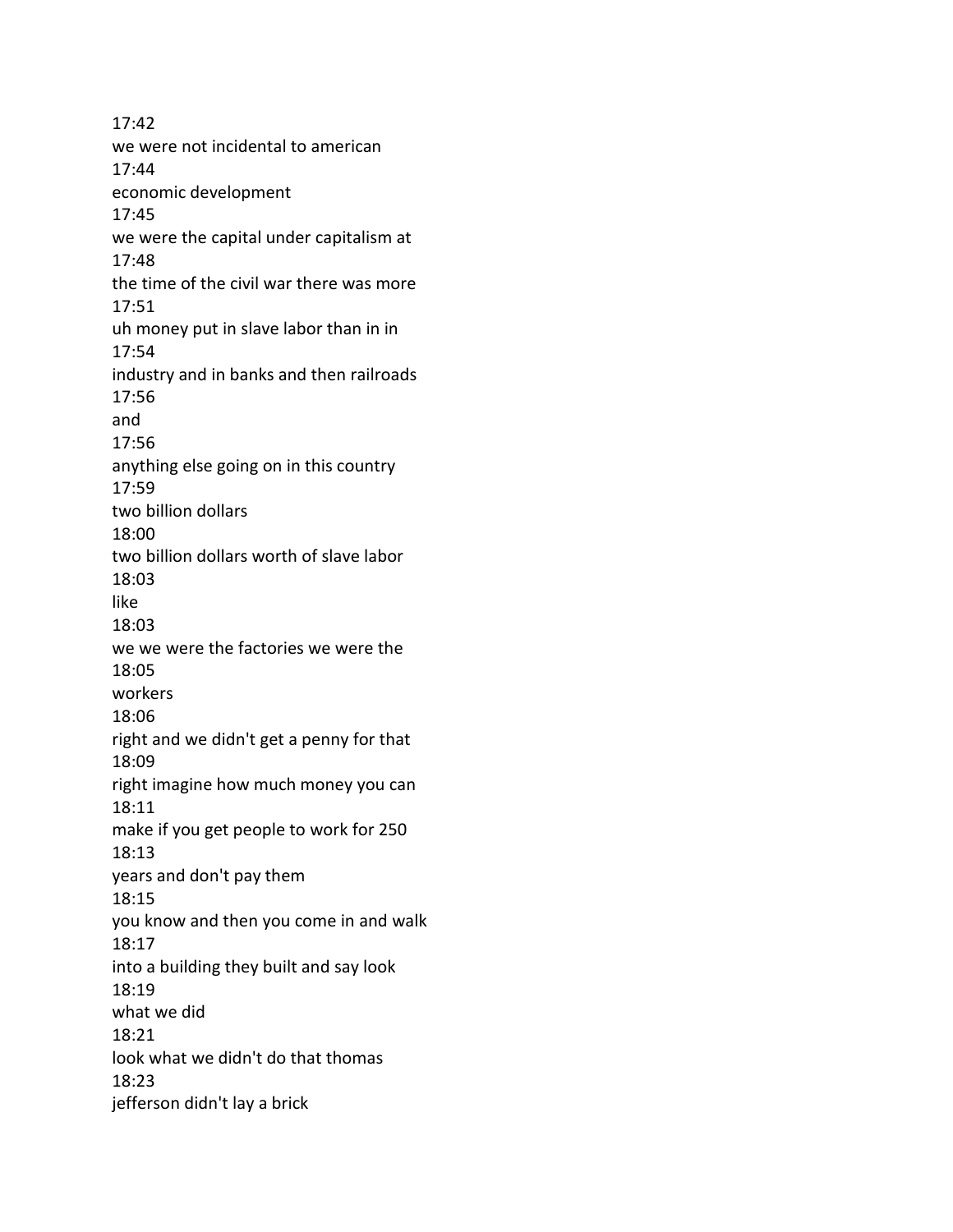17:42
we were not incidental to american
17:44
economic development
17:45
we were the capital under capitalism at
17:48
the time of the civil war there was more
17:51
uh money put in slave labor than in in
17:54
industry and in banks and then railroads
17:56
and
17:56
anything else going on in this country
17:59
two billion dollars
18:00
two billion dollars worth of slave labor
18:03
like
18:03
we we were the factories we were the
18:05
workers
18:06
right and we didn't get a penny for that
18:09
right imagine how much money you can
18:11
make if you get people to work for 250
18:13
years and don't pay them
18:15
you know and then you come in and walk
18:17
into a building they built and say look
18:19
what we did
18:21
look what we didn't do that thomas
18:23
jefferson didn't lay a brick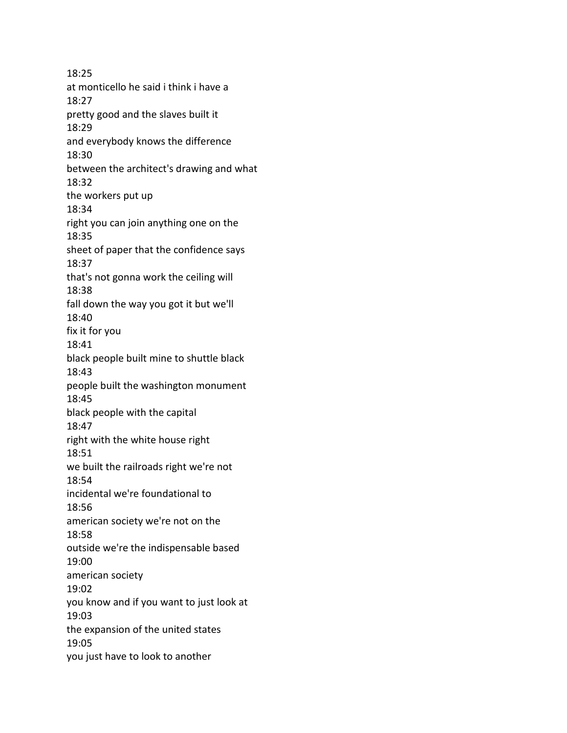18:25
at monticello he said i think i have a
18:27
pretty good and the slaves built it
18:29
and everybody knows the difference
18:30
between the architect's drawing and what
18:32
the workers put up
18:34
right you can join anything one on the
18:35
sheet of paper that the confidence says
18:37
that's not gonna work the ceiling will
18:38
fall down the way you got it but we'll
18:40
fix it for you
18:41
black people built mine to shuttle black
18:43
people built the washington monument
18:45
black people with the capital
18:47
right with the white house right
18:51
we built the railroads right we're not
18:54
incidental we're foundational to
18:56
american society we're not on the
18:58
outside we're the indispensable based
19:00
american society
19:02
you know and if you want to just look at
19:03
the expansion of the united states
19:05
you just have to look to another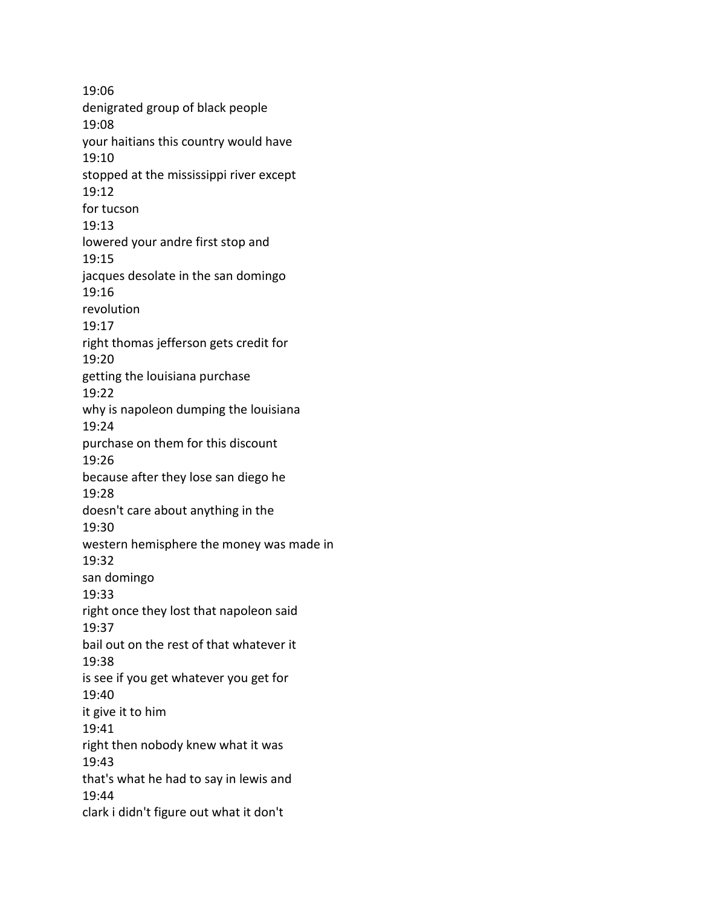19:06
denigrated group of black people
19:08
your haitians this country would have
19:10
stopped at the mississippi river except
19:12
for tucson
19:13
lowered your andre first stop and
19:15
jacques desolate in the san domingo
19:16
revolution
19:17
right thomas jefferson gets credit for
19:20
getting the louisiana purchase
19:22
why is napoleon dumping the louisiana
19:24
purchase on them for this discount
19:26
because after they lose san diego he
19:28
doesn't care about anything in the
19:30
western hemisphere the money was made in
19:32
san domingo
19:33
right once they lost that napoleon said
19:37
bail out on the rest of that whatever it
19:38
is see if you get whatever you get for
19:40
it give it to him
19:41
right then nobody knew what it was
19:43
that's what he had to say in lewis and
19:44
clark i didn't figure out what it don't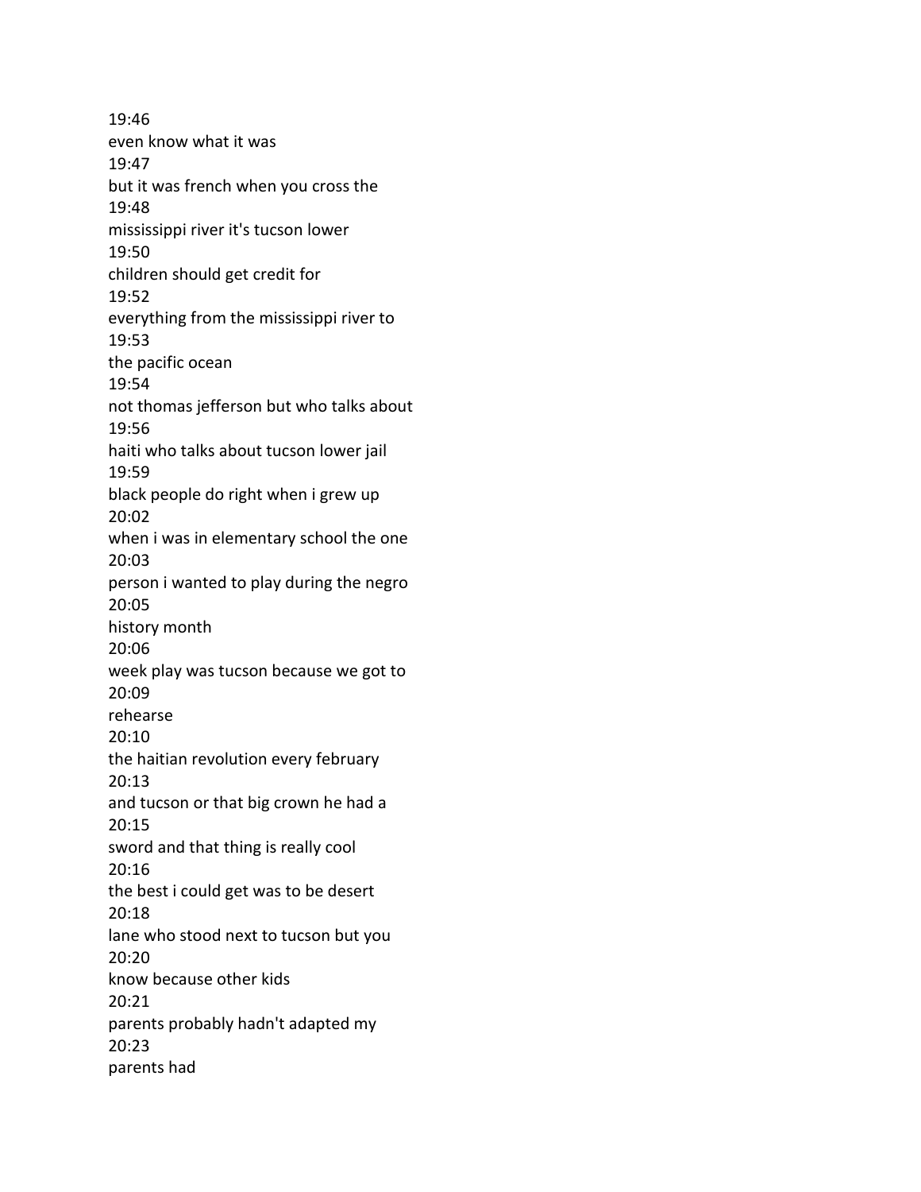19:46
even know what it was
19:47
but it was french when you cross the
19:48
mississippi river it's tucson lower
19:50
children should get credit for
19:52
everything from the mississippi river to
19:53
the pacific ocean
19:54
not thomas jefferson but who talks about
19:56
haiti who talks about tucson lower jail
19:59
black people do right when i grew up
20:02
when i was in elementary school the one
20:03
person i wanted to play during the negro
20:05
history month
20:06
week play was tucson because we got to
20:09
rehearse
20:10
the haitian revolution every february
20:13
and tucson or that big crown he had a
20:15
sword and that thing is really cool
20:16
the best i could get was to be desert
20:18
lane who stood next to tucson but you
20:20
know because other kids
20:21
parents probably hadn't adapted my
20:23
parents had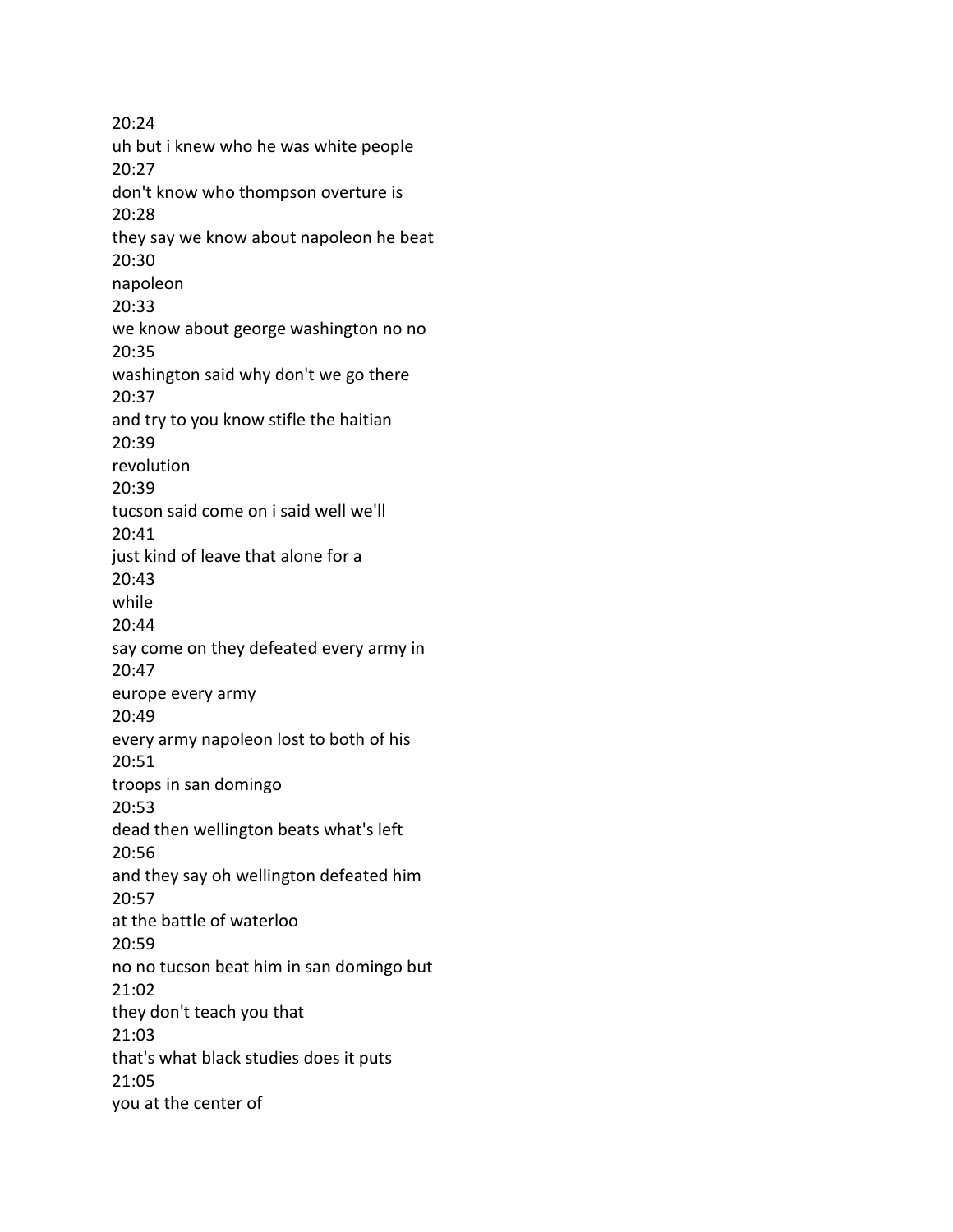20:24
uh but i knew who he was white people
20:27
don't know who thompson overture is
20:28
they say we know about napoleon he beat
20:30
napoleon
20:33
we know about george washington no no
20:35
washington said why don't we go there
20:37
and try to you know stifle the haitian
20:39
revolution
20:39
tucson said come on i said well we'll
20:41
just kind of leave that alone for a
20:43
while
20:44
say come on they defeated every army in
20:47
europe every army
20:49
every army napoleon lost to both of his
20:51
troops in san domingo
20:53
dead then wellington beats what's left
20:56
and they say oh wellington defeated him
20:57
at the battle of waterloo
20:59
no no tucson beat him in san domingo but
21:02
they don't teach you that
21:03
that's what black studies does it puts
21:05
you at the center of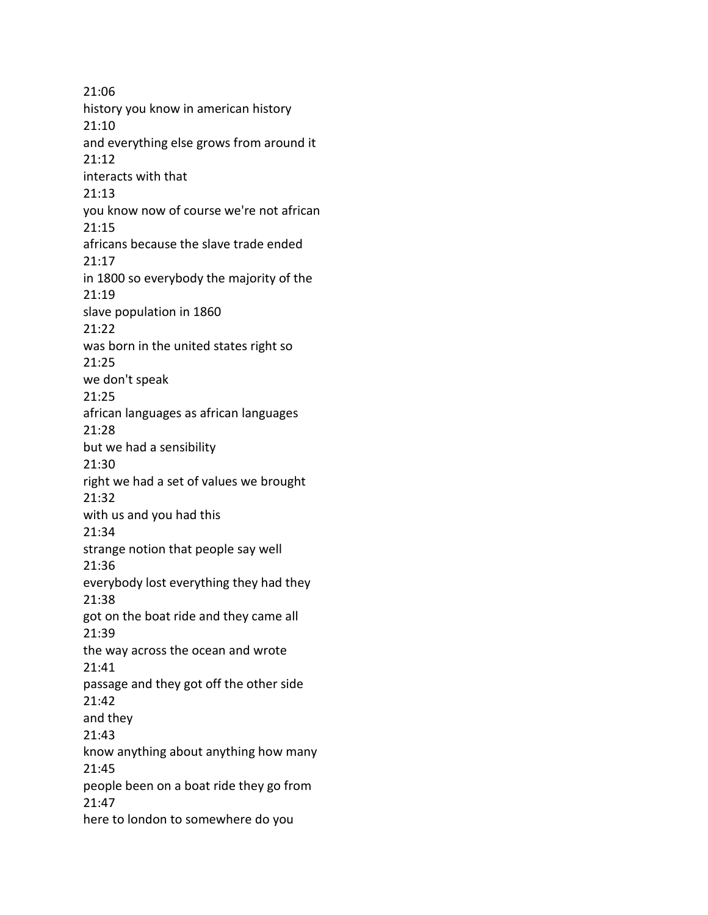21:06
history you know in american history
21:10
and everything else grows from around it
21:12
interacts with that
21:13
you know now of course we're not african
21:15
africans because the slave trade ended
21:17
in 1800 so everybody the majority of the
21:19
slave population in 1860
21:22
was born in the united states right so
21:25
we don't speak
21:25
african languages as african languages
21:28
but we had a sensibility
21:30
right we had a set of values we brought
21:32
with us and you had this
21:34
strange notion that people say well
21:36
everybody lost everything they had they
21:38
got on the boat ride and they came all
21:39
the way across the ocean and wrote
21:41
passage and they got off the other side
21:42
and they
21:43
know anything about anything how many
21:45
people been on a boat ride they go from
21:47
here to london to somewhere do you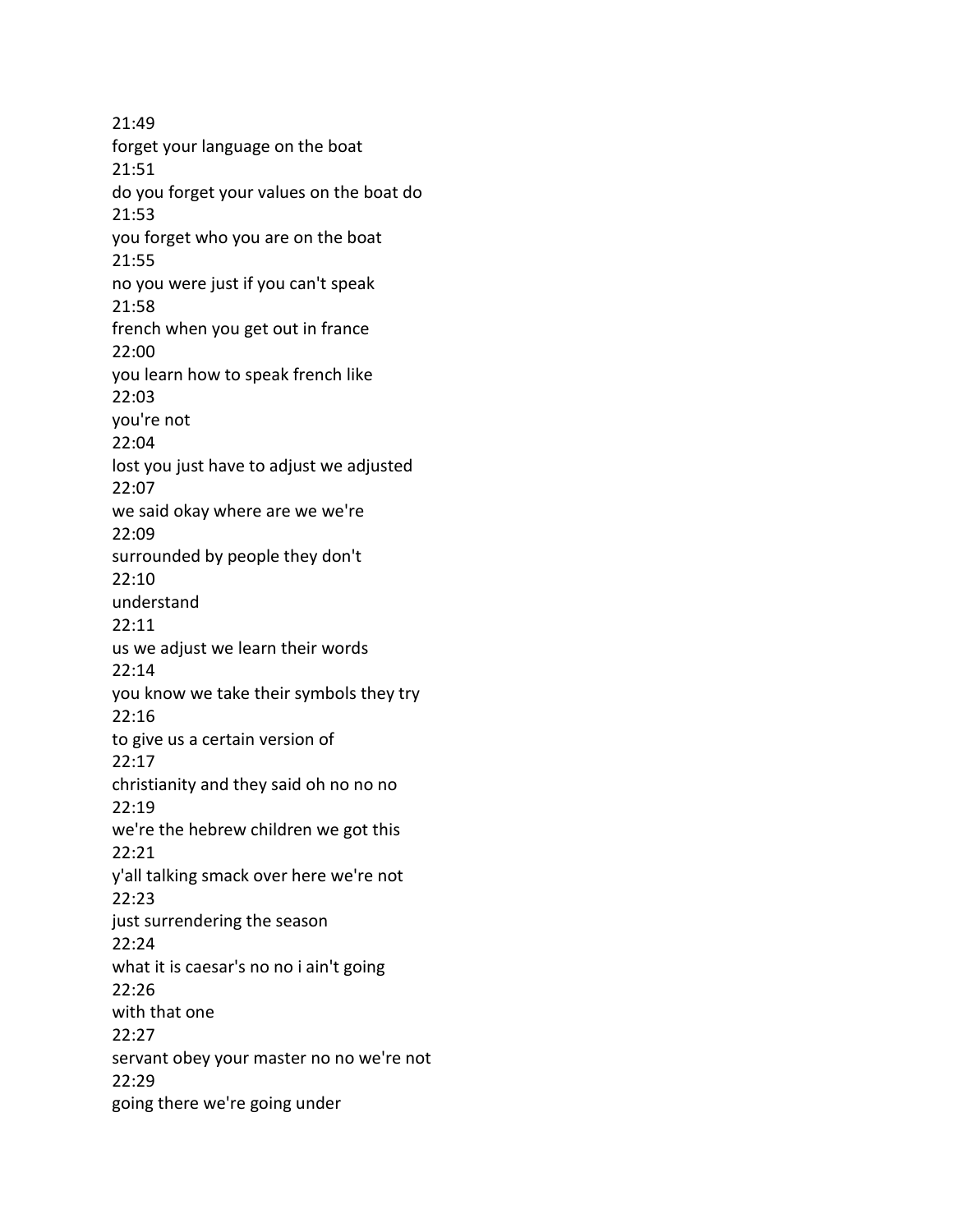21:49
forget your language on the boat
21:51
do you forget your values on the boat do
21:53
you forget who you are on the boat
21:55
no you were just if you can't speak
21:58
french when you get out in france
22:00
you learn how to speak french like
22:03
you're not
22:04
lost you just have to adjust we adjusted
22:07
we said okay where are we we're
22:09
surrounded by people they don't
22:10
understand
22:11
us we adjust we learn their words
22:14
you know we take their symbols they try
22:16
to give us a certain version of
22:17
christianity and they said oh no no no
22:19
we're the hebrew children we got this
22:21
y'all talking smack over here we're not
22:23
just surrendering the season
22:24
what it is caesar's no no i ain't going
22:26
with that one
22:27
servant obey your master no no we're not
22:29
going there we're going under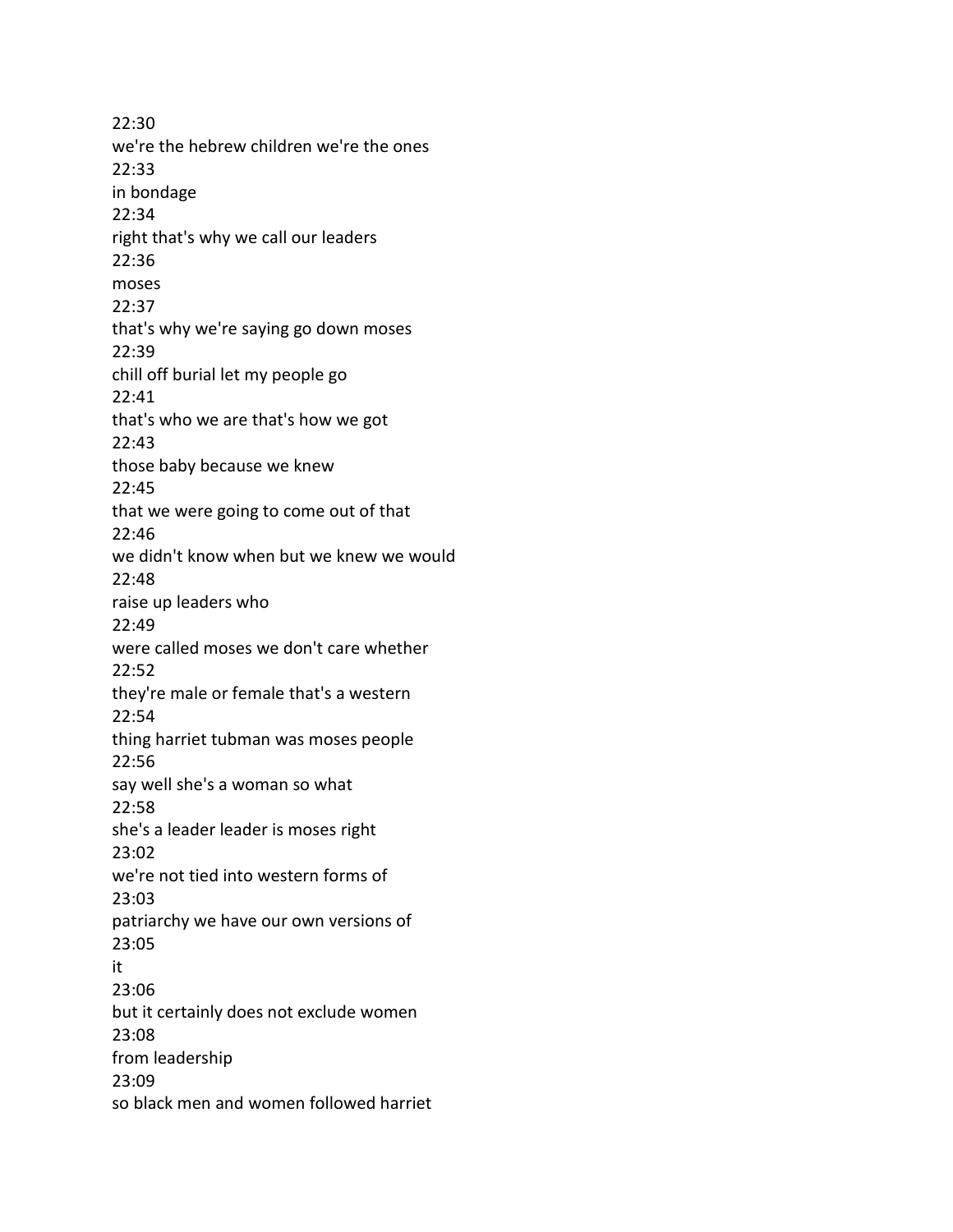22:30
we're the hebrew children we're the ones
22:33
in bondage
22:34
right that's why we call our leaders
22:36
moses
22:37
that's why we're saying go down moses
22:39
chill off burial let my people go
22:41
that's who we are that's how we got
22:43
those baby because we knew
22:45
that we were going to come out of that
22:46
we didn't know when but we knew we would
22:48
raise up leaders who
22:49
were called moses we don't care whether
22:52
they're male or female that's a western
22:54
thing harriet tubman was moses people
22:56
say well she's a woman so what
22:58
she's a leader leader is moses right
23:02
we're not tied into western forms of
23:03
patriarchy we have our own versions of
23:05
it
23:06
but it certainly does not exclude women
23:08
from leadership
23:09
so black men and women followed harriet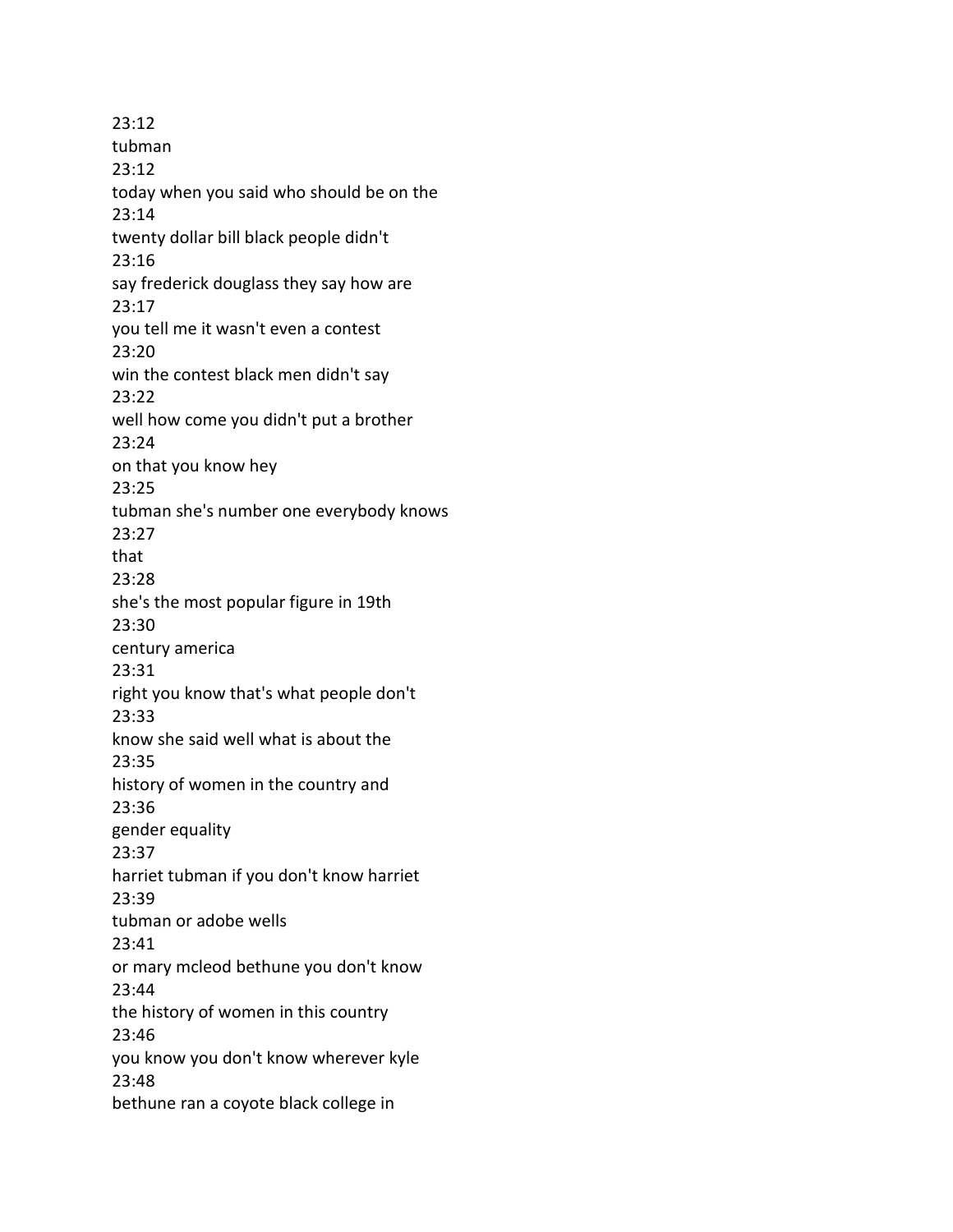23:12
tubman
23:12
today when you said who should be on the
23:14
twenty dollar bill black people didn't
23:16
say frederick douglass they say how are
23:17
you tell me it wasn't even a contest
23:20
win the contest black men didn't say
23:22
well how come you didn't put a brother
23:24
on that you know hey
23:25
tubman she's number one everybody knows
23:27
that
23:28
she's the most popular figure in 19th
23:30
century america
23:31
right you know that's what people don't
23:33
know she said well what is about the
23:35
history of women in the country and
23:36
gender equality
23:37
harriet tubman if you don't know harriet
23:39
tubman or adobe wells
23:41
or mary mcleod bethune you don't know
23:44
the history of women in this country
23:46
you know you don't know wherever kyle
23:48
bethune ran a coyote black college in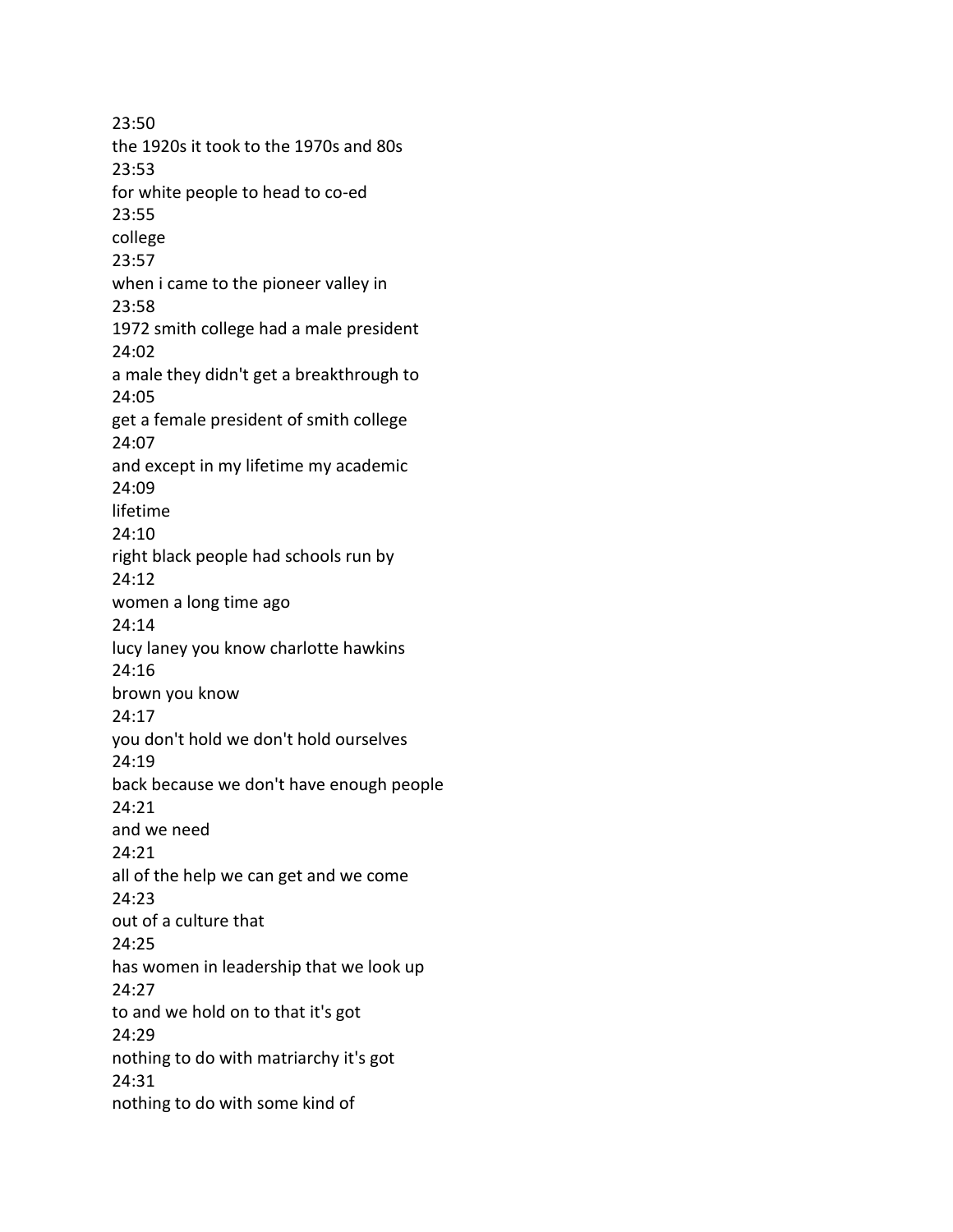23:50
the 1920s it took to the 1970s and 80s
23:53
for white people to head to co-ed
23:55
college
23:57
when i came to the pioneer valley in
23:58
1972 smith college had a male president
24:02
a male they didn't get a breakthrough to
24:05
get a female president of smith college
24:07
and except in my lifetime my academic
24:09
lifetime
24:10
right black people had schools run by
24:12
women a long time ago
24:14
lucy laney you know charlotte hawkins
24:16
brown you know
24:17
you don't hold we don't hold ourselves
24:19
back because we don't have enough people
24:21
and we need
24:21
all of the help we can get and we come
24:23
out of a culture that
24:25
has women in leadership that we look up
24:27
to and we hold on to that it's got
24:29
nothing to do with matriarchy it's got
24:31
nothing to do with some kind of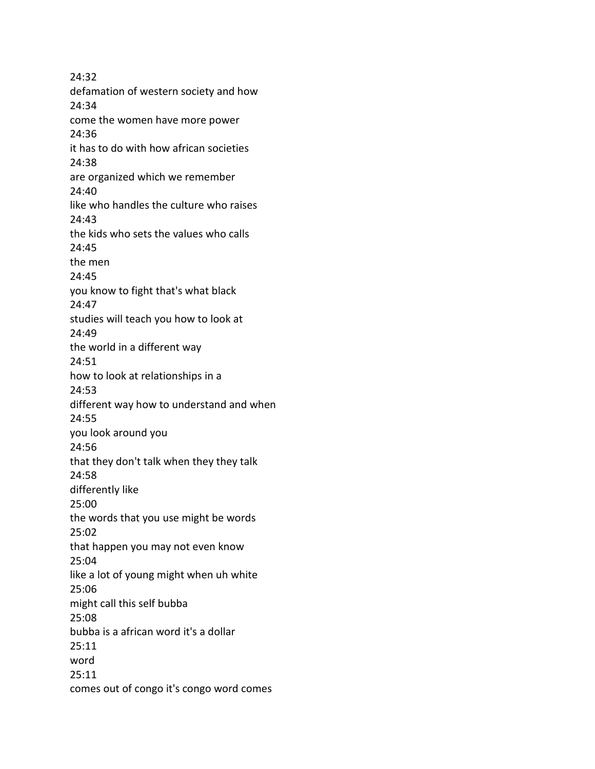24:32
defamation of western society and how
24:34
come the women have more power
24:36
it has to do with how african societies
24:38
are organized which we remember
24:40
like who handles the culture who raises
24:43
the kids who sets the values who calls
24:45
the men
24:45
you know to fight that's what black
24:47
studies will teach you how to look at
24:49
the world in a different way
24:51
how to look at relationships in a
24:53
different way how to understand and when
24:55
you look around you
24:56
that they don't talk when they they talk
24:58
differently like
25:00
the words that you use might be words
25:02
that happen you may not even know
25:04
like a lot of young might when uh white
25:06
might call this self bubba
25:08
bubba is a african word it's a dollar
25:11
word
25:11
comes out of congo it's congo word comes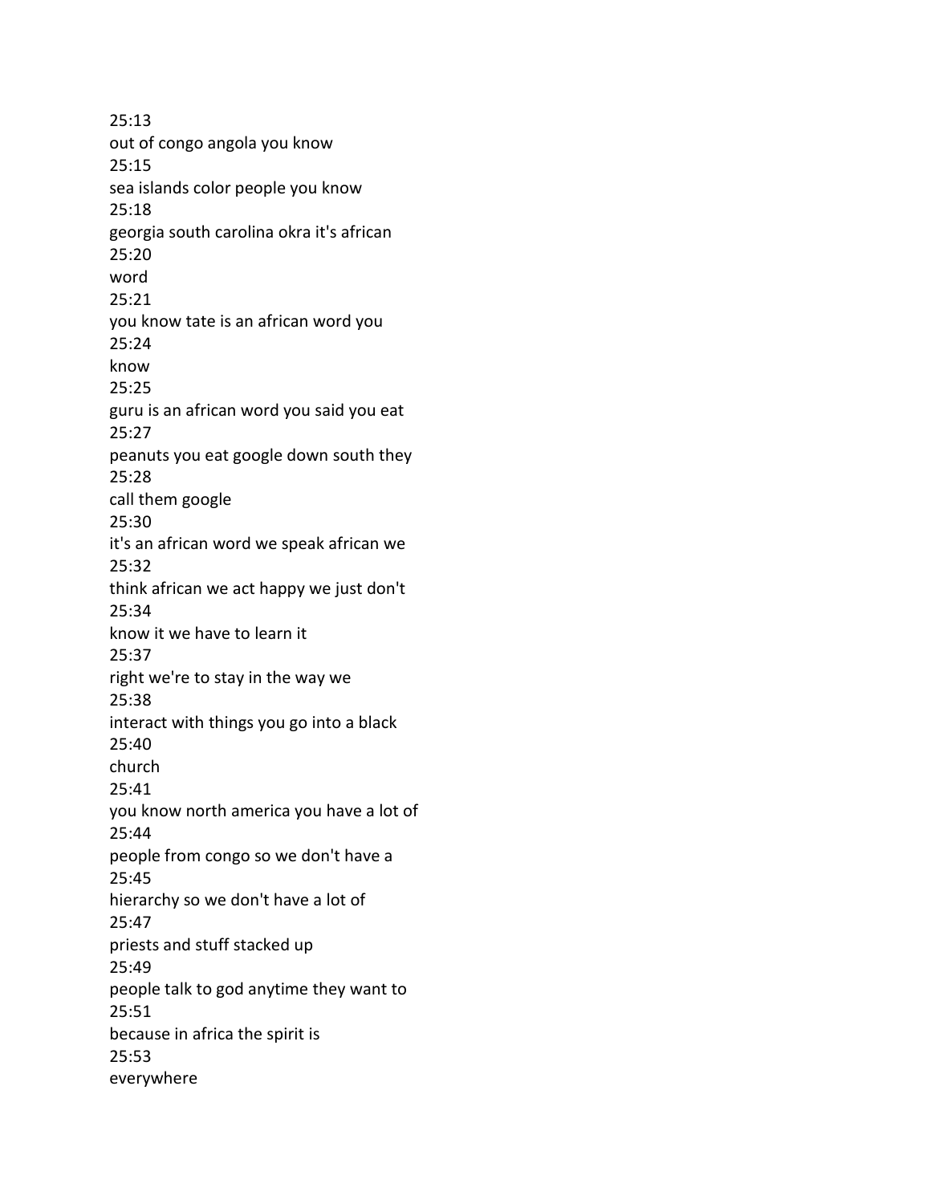25:13
out of congo angola you know
25:15
sea islands color people you know
25:18
georgia south carolina okra it's african
25:20
word
25:21
you know tate is an african word you
25:24
know
25:25
guru is an african word you said you eat
25:27
peanuts you eat google down south they
25:28
call them google
25:30
it's an african word we speak african we
25:32
think african we act happy we just don't
25:34
know it we have to learn it
25:37
right we're to stay in the way we
25:38
interact with things you go into a black
25:40
church
25:41
you know north america you have a lot of
25:44
people from congo so we don't have a
25:45
hierarchy so we don't have a lot of
25:47
priests and stuff stacked up
25:49
people talk to god anytime they want to
25:51
because in africa the spirit is
25:53
everywhere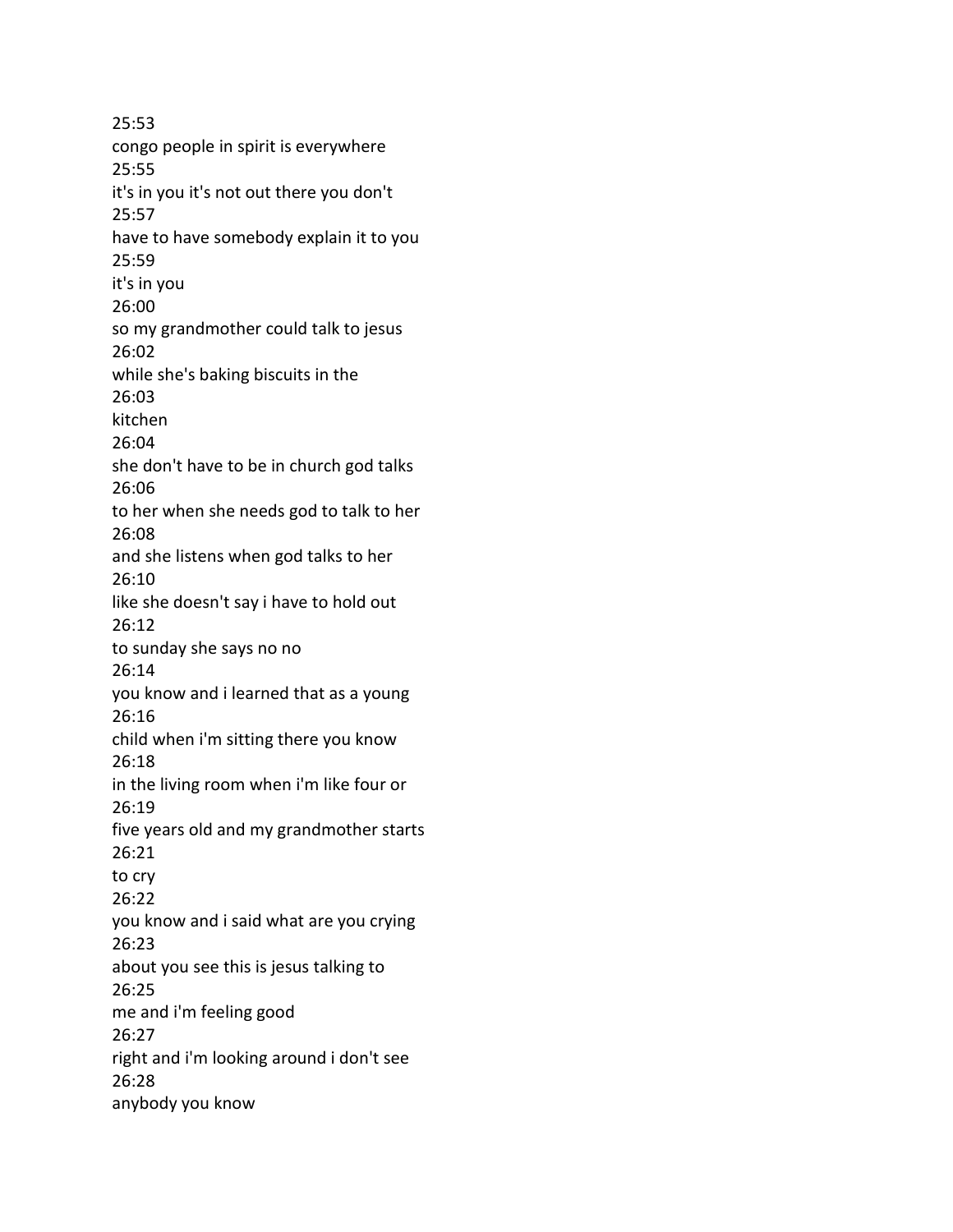25:53
congo people in spirit is everywhere
25:55
it's in you it's not out there you don't
25:57
have to have somebody explain it to you
25:59
it's in you
26:00
so my grandmother could talk to jesus
26:02
while she's baking biscuits in the
26:03
kitchen
26:04
she don't have to be in church god talks
26:06
to her when she needs god to talk to her
26:08
and she listens when god talks to her
26:10
like she doesn't say i have to hold out
26:12
to sunday she says no no
26:14
you know and i learned that as a young
26:16
child when i'm sitting there you know
26:18
in the living room when i'm like four or
26:19
five years old and my grandmother starts
26:21
to cry
26:22
you know and i said what are you crying
26:23
about you see this is jesus talking to
26:25
me and i'm feeling good
26:27
right and i'm looking around i don't see
26:28
anybody you know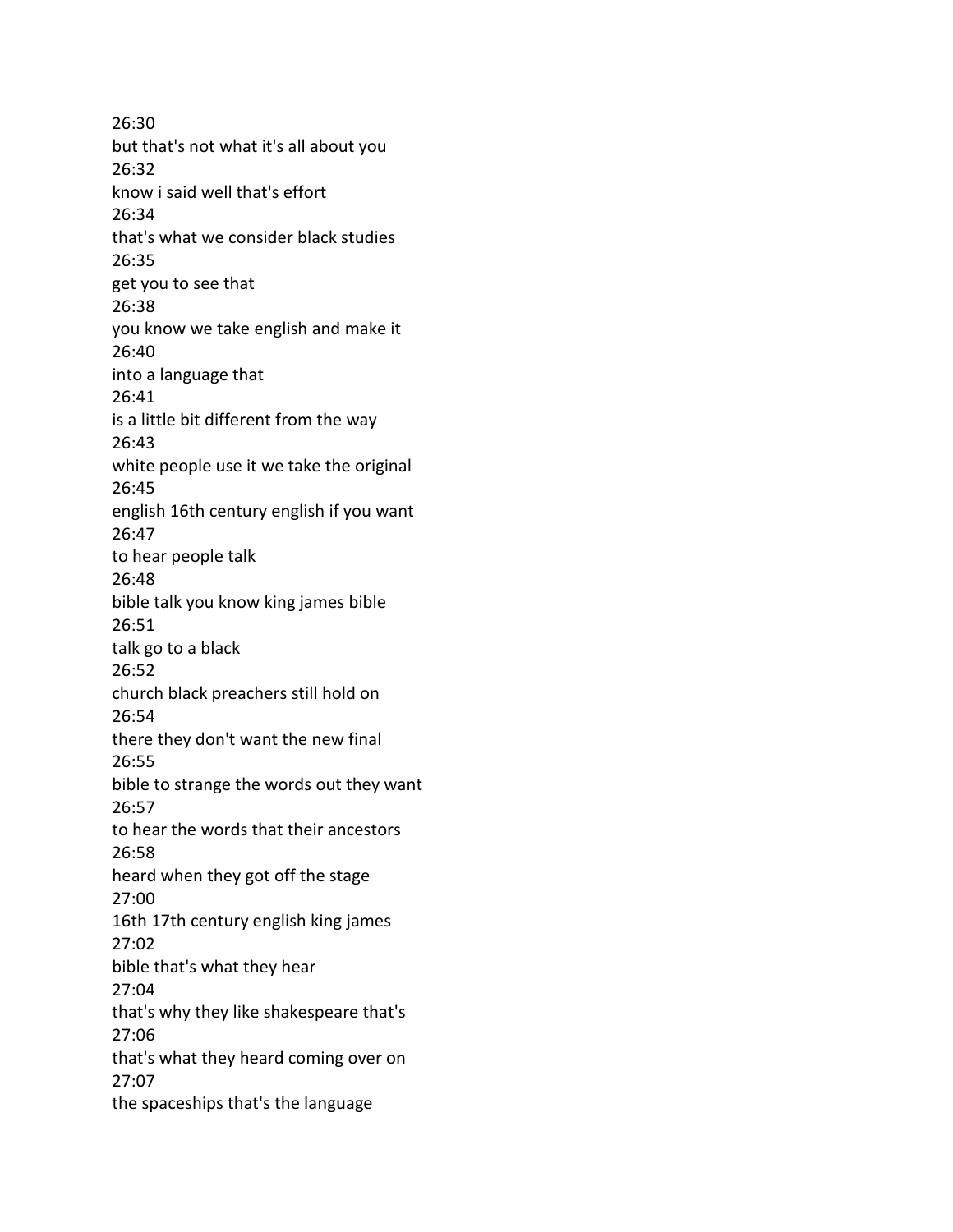26:30
but that's not what it's all about you
26:32
know i said well that's effort
26:34
that's what we consider black studies
26:35
get you to see that
26:38
you know we take english and make it
26:40
into a language that
26:41
is a little bit different from the way
26:43
white people use it we take the original
26:45
english 16th century english if you want
26:47
to hear people talk
26:48
bible talk you know king james bible
26:51
talk go to a black
26:52
church black preachers still hold on
26:54
there they don't want the new final
26:55
bible to strange the words out they want
26:57
to hear the words that their ancestors
26:58
heard when they got off the stage
27:00
16th 17th century english king james
27:02
bible that's what they hear
27:04
that's why they like shakespeare that's
27:06
that's what they heard coming over on
27:07
the spaceships that's the language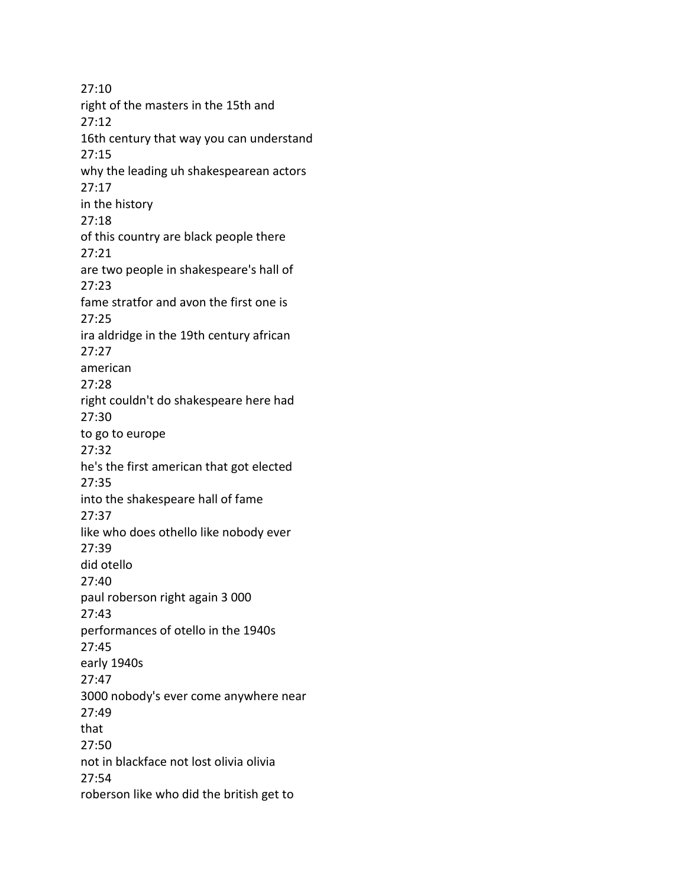27:10
right of the masters in the 15th and
27:12
16th century that way you can understand
27:15
why the leading uh shakespearean actors
27:17
in the history
27:18
of this country are black people there
27:21
are two people in shakespeare's hall of
27:23
fame stratfor and avon the first one is
27:25
ira aldridge in the 19th century african
27:27
american
27:28
right couldn't do shakespeare here had
27:30
to go to europe
27:32
he's the first american that got elected
27:35
into the shakespeare hall of fame
27:37
like who does othello like nobody ever
27:39
did otello
27:40
paul roberson right again 3 000
27:43
performances of otello in the 1940s
27:45
early 1940s
27:47
3000 nobody's ever come anywhere near
27:49
that
27:50
not in blackface not lost olivia olivia
27:54
roberson like who did the british get to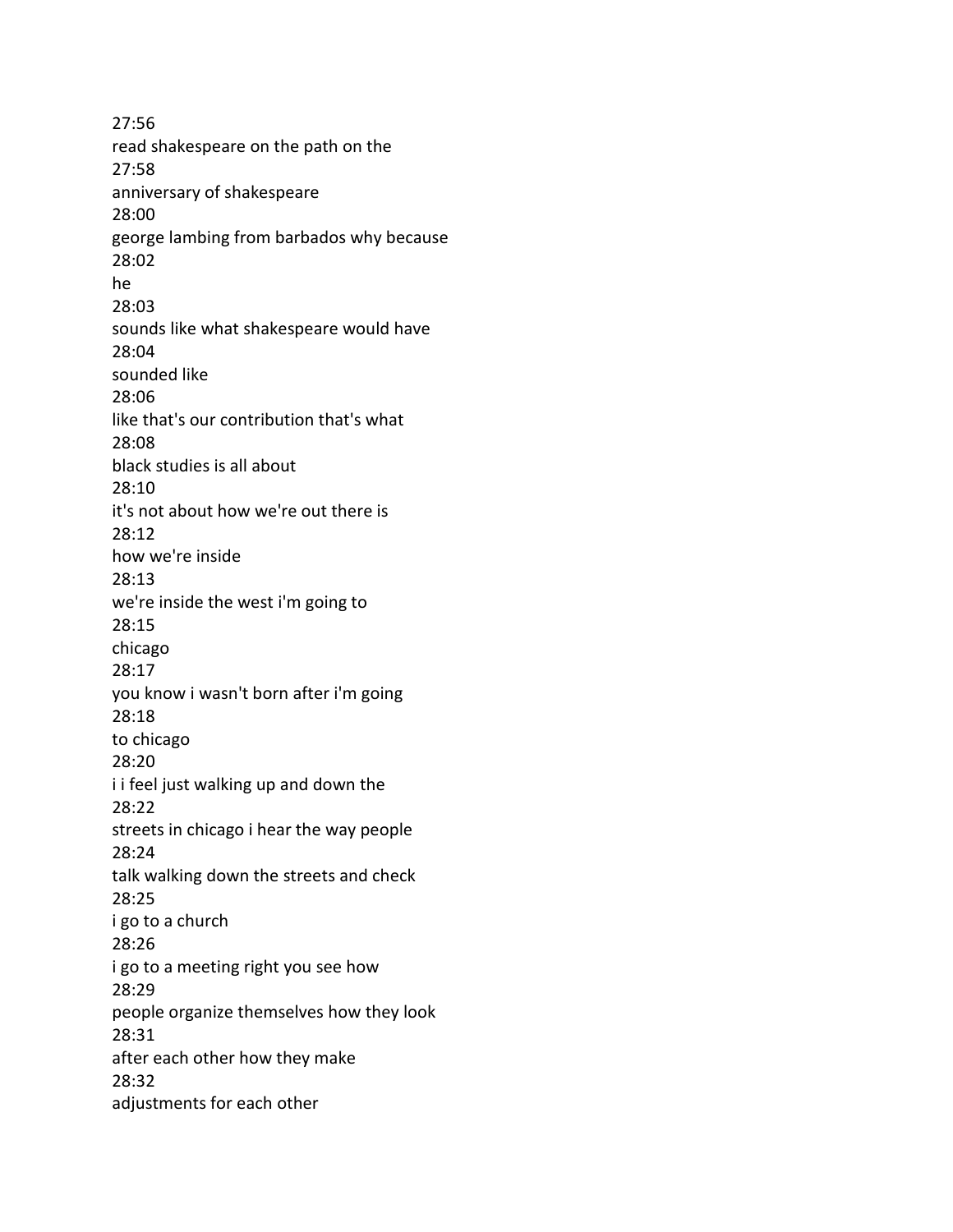27:56
read shakespeare on the path on the
27:58
anniversary of shakespeare
28:00
george lambing from barbados why because
28:02
he
28:03
sounds like what shakespeare would have
28:04
sounded like
28:06
like that's our contribution that's what
28:08
black studies is all about
28:10
it's not about how we're out there is
28:12
how we're inside
28:13
we're inside the west i'm going to
28:15
chicago
28:17
you know i wasn't born after i'm going
28:18
to chicago
28:20
i i feel just walking up and down the
28:22
streets in chicago i hear the way people
28:24
talk walking down the streets and check
28:25
i go to a church
28:26
i go to a meeting right you see how
28:29
people organize themselves how they look
28:31
after each other how they make
28:32
adjustments for each other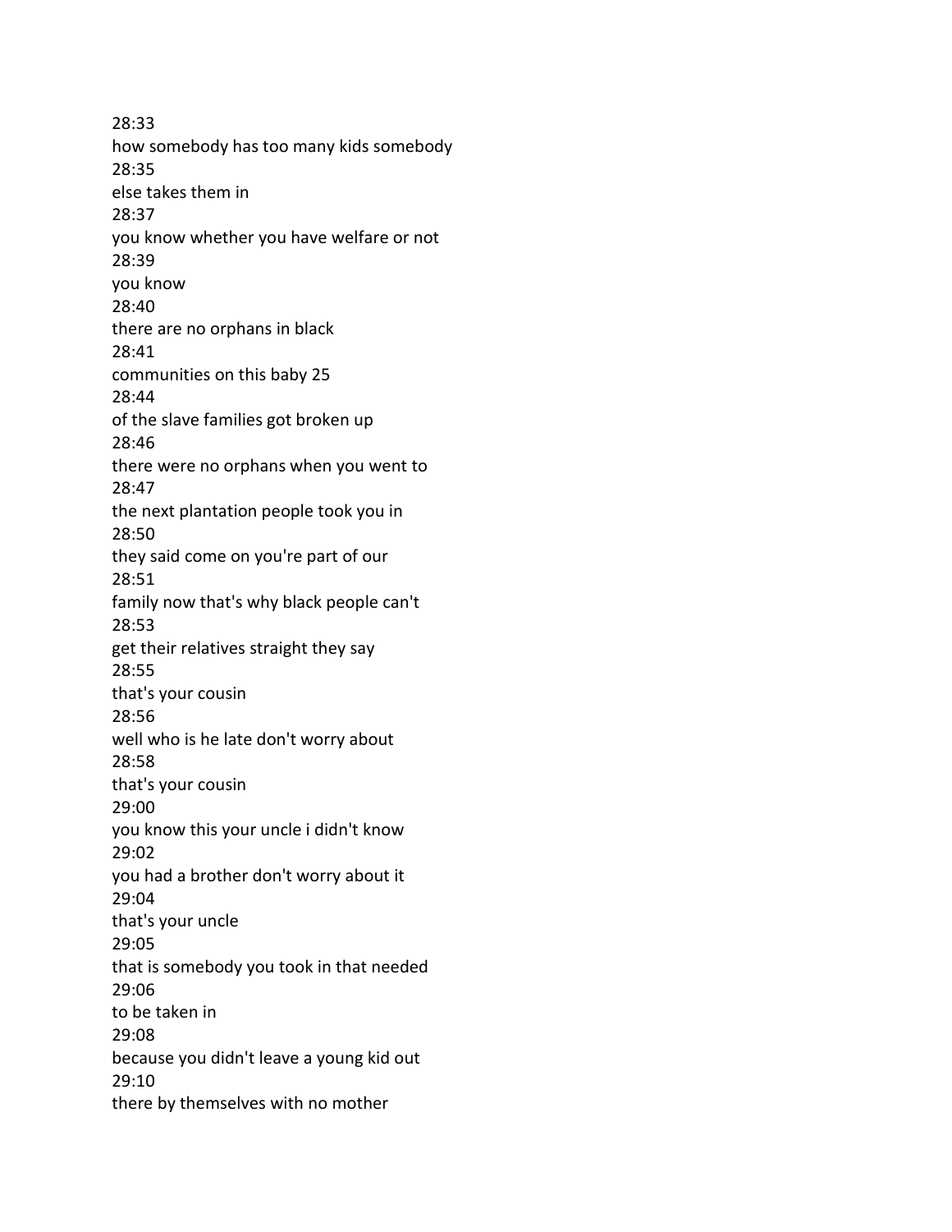28:33
how somebody has too many kids somebody
28:35
else takes them in
28:37
you know whether you have welfare or not
28:39
you know
28:40
there are no orphans in black
28:41
communities on this baby 25
28:44
of the slave families got broken up
28:46
there were no orphans when you went to
28:47
the next plantation people took you in
28:50
they said come on you're part of our
28:51
family now that's why black people can't
28:53
get their relatives straight they say
28:55
that's your cousin
28:56
well who is he late don't worry about
28:58
that's your cousin
29:00
you know this your uncle i didn't know
29:02
you had a brother don't worry about it
29:04
that's your uncle
29:05
that is somebody you took in that needed
29:06
to be taken in
29:08
because you didn't leave a young kid out
29:10
there by themselves with no mother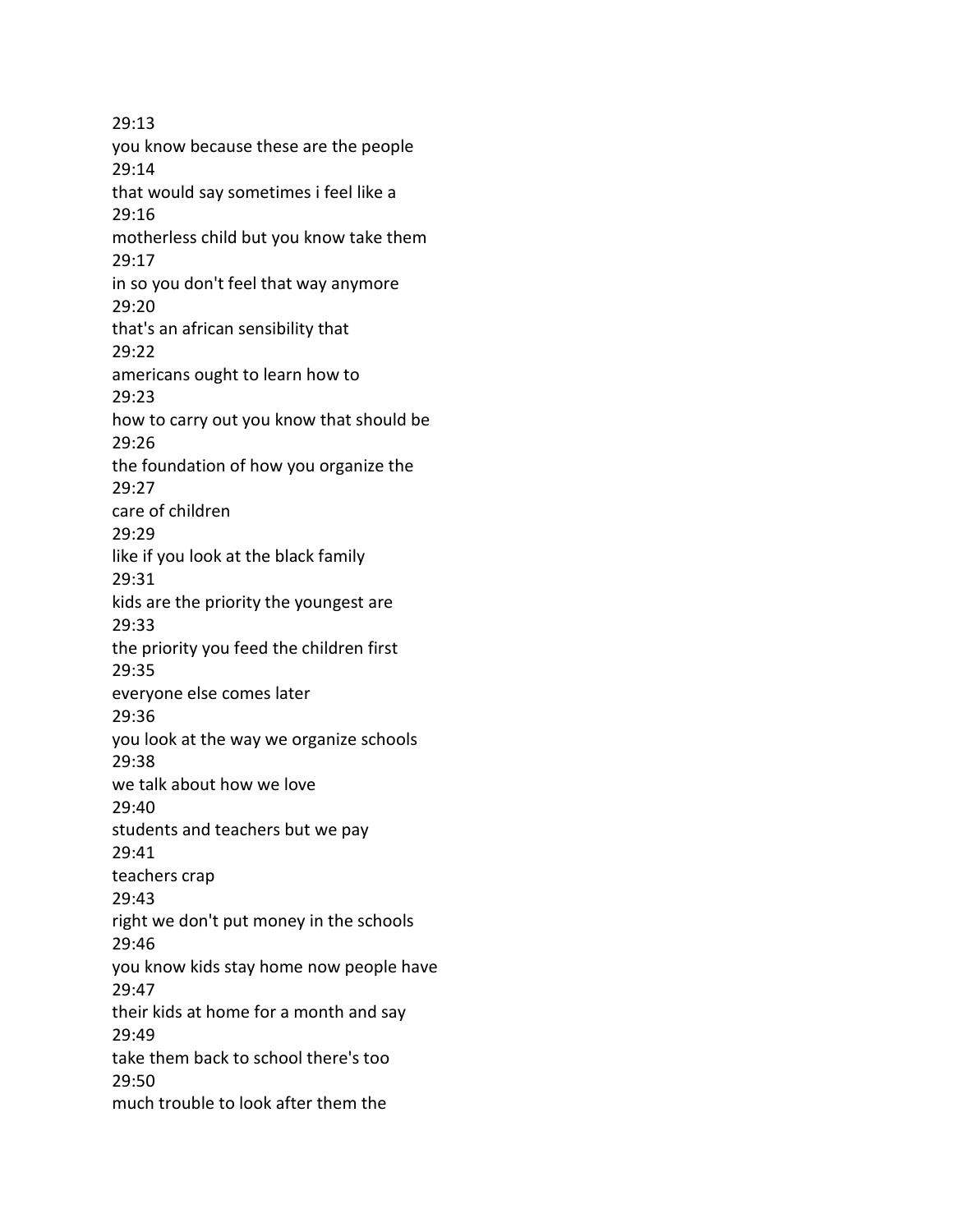29:13
you know because these are the people
29:14
that would say sometimes i feel like a
29:16
motherless child but you know take them
29:17
in so you don't feel that way anymore
29:20
that's an african sensibility that
29:22
americans ought to learn how to
29:23
how to carry out you know that should be
29:26
the foundation of how you organize the
29:27
care of children
29:29
like if you look at the black family
29:31
kids are the priority the youngest are
29:33
the priority you feed the children first
29:35
everyone else comes later
29:36
you look at the way we organize schools
29:38
we talk about how we love
29:40
students and teachers but we pay
29:41
teachers crap
29:43
right we don't put money in the schools
29:46
you know kids stay home now people have
29:47
their kids at home for a month and say
29:49
take them back to school there's too
29:50
much trouble to look after them the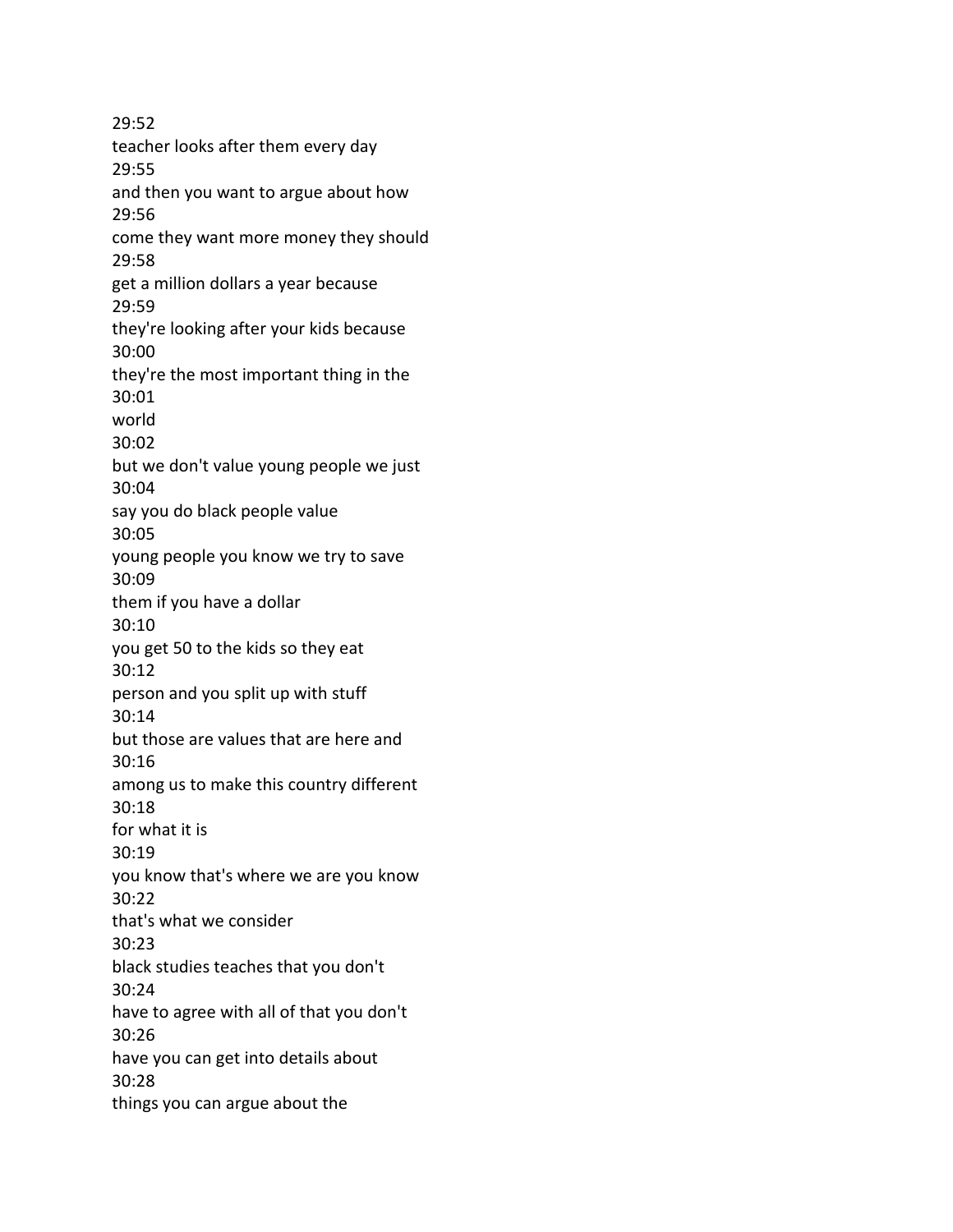29:52
teacher looks after them every day
29:55
and then you want to argue about how
29:56
come they want more money they should
29:58
get a million dollars a year because
29:59
they're looking after your kids because
30:00
they're the most important thing in the
30:01
world
30:02
but we don't value young people we just
30:04
say you do black people value
30:05
young people you know we try to save
30:09
them if you have a dollar
30:10
you get 50 to the kids so they eat
30:12
person and you split up with stuff
30:14
but those are values that are here and
30:16
among us to make this country different
30:18
for what it is
30:19
you know that's where we are you know
30:22
that's what we consider
30:23
black studies teaches that you don't
30:24
have to agree with all of that you don't
30:26
have you can get into details about
30:28
things you can argue about the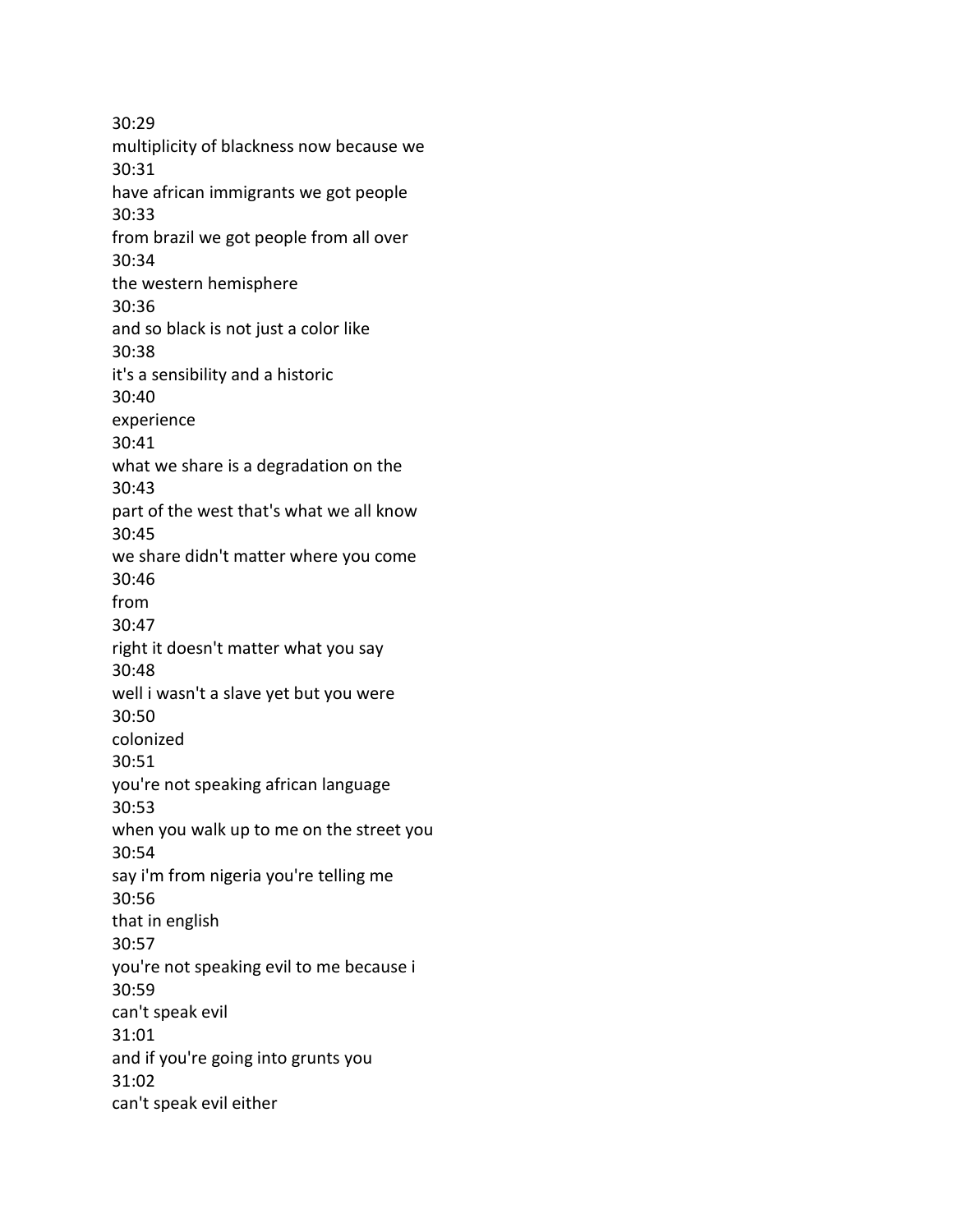30:29
multiplicity of blackness now because we
30:31
have african immigrants we got people
30:33
from brazil we got people from all over
30:34
the western hemisphere
30:36
and so black is not just a color like
30:38
it's a sensibility and a historic
30:40
experience
30:41
what we share is a degradation on the
30:43
part of the west that's what we all know
30:45
we share didn't matter where you come
30:46
from
30:47
right it doesn't matter what you say
30:48
well i wasn't a slave yet but you were
30:50
colonized
30:51
you're not speaking african language
30:53
when you walk up to me on the street you
30:54
say i'm from nigeria you're telling me
30:56
that in english
30:57
you're not speaking evil to me because i
30:59
can't speak evil
31:01
and if you're going into grunts you
31:02
can't speak evil either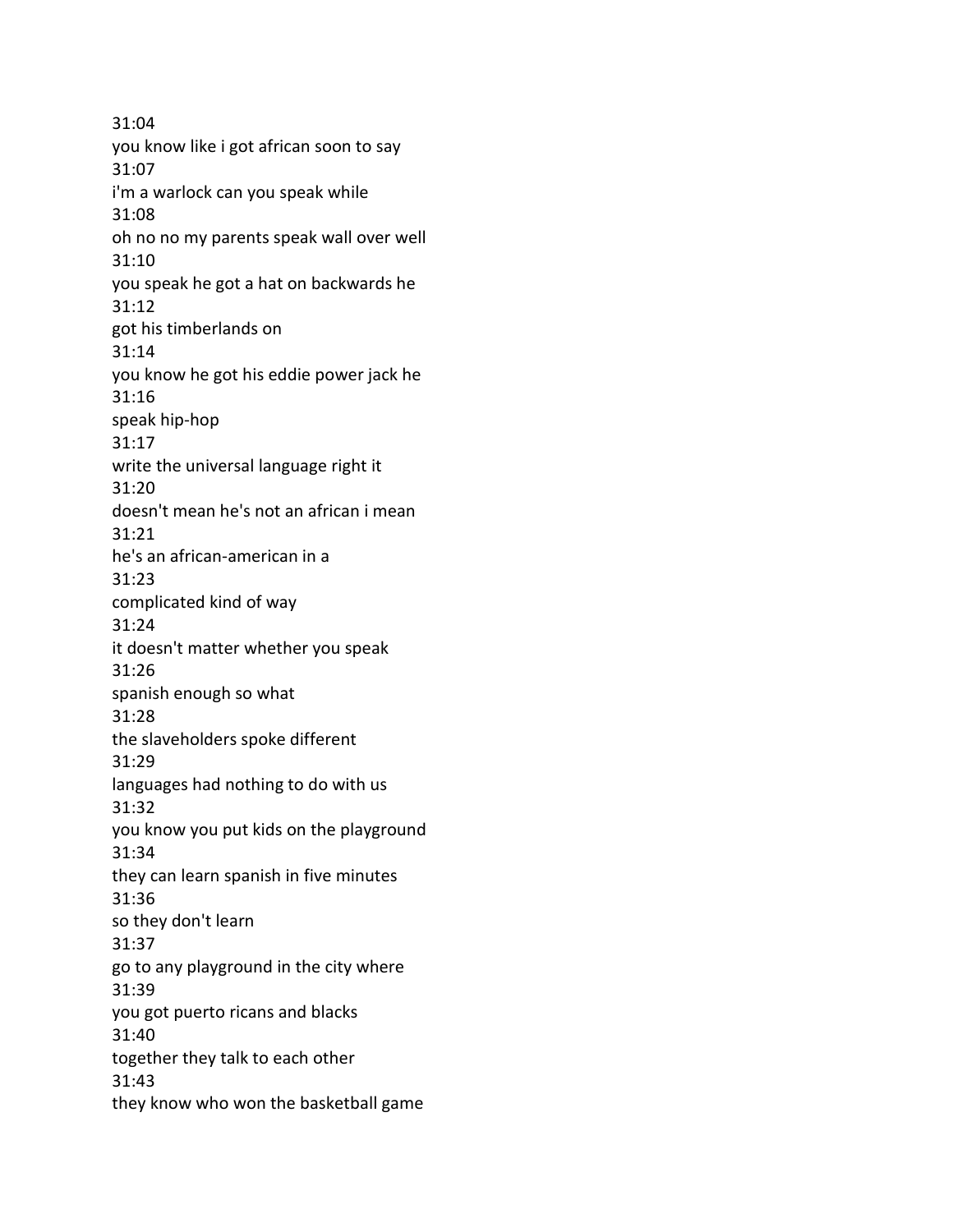31:04
you know like i got african soon to say
31:07
i'm a warlock can you speak while
31:08
oh no no my parents speak wall over well
31:10
you speak he got a hat on backwards he
31:12
got his timberlands on
31:14
you know he got his eddie power jack he
31:16
speak hip-hop
31:17
write the universal language right it
31:20
doesn't mean he's not an african i mean
31:21
he's an african-american in a
31:23
complicated kind of way
31:24
it doesn't matter whether you speak
31:26
spanish enough so what
31:28
the slaveholders spoke different
31:29
languages had nothing to do with us
31:32
you know you put kids on the playground
31:34
they can learn spanish in five minutes
31:36
so they don't learn
31:37
go to any playground in the city where
31:39
you got puerto ricans and blacks
31:40
together they talk to each other
31:43
they know who won the basketball game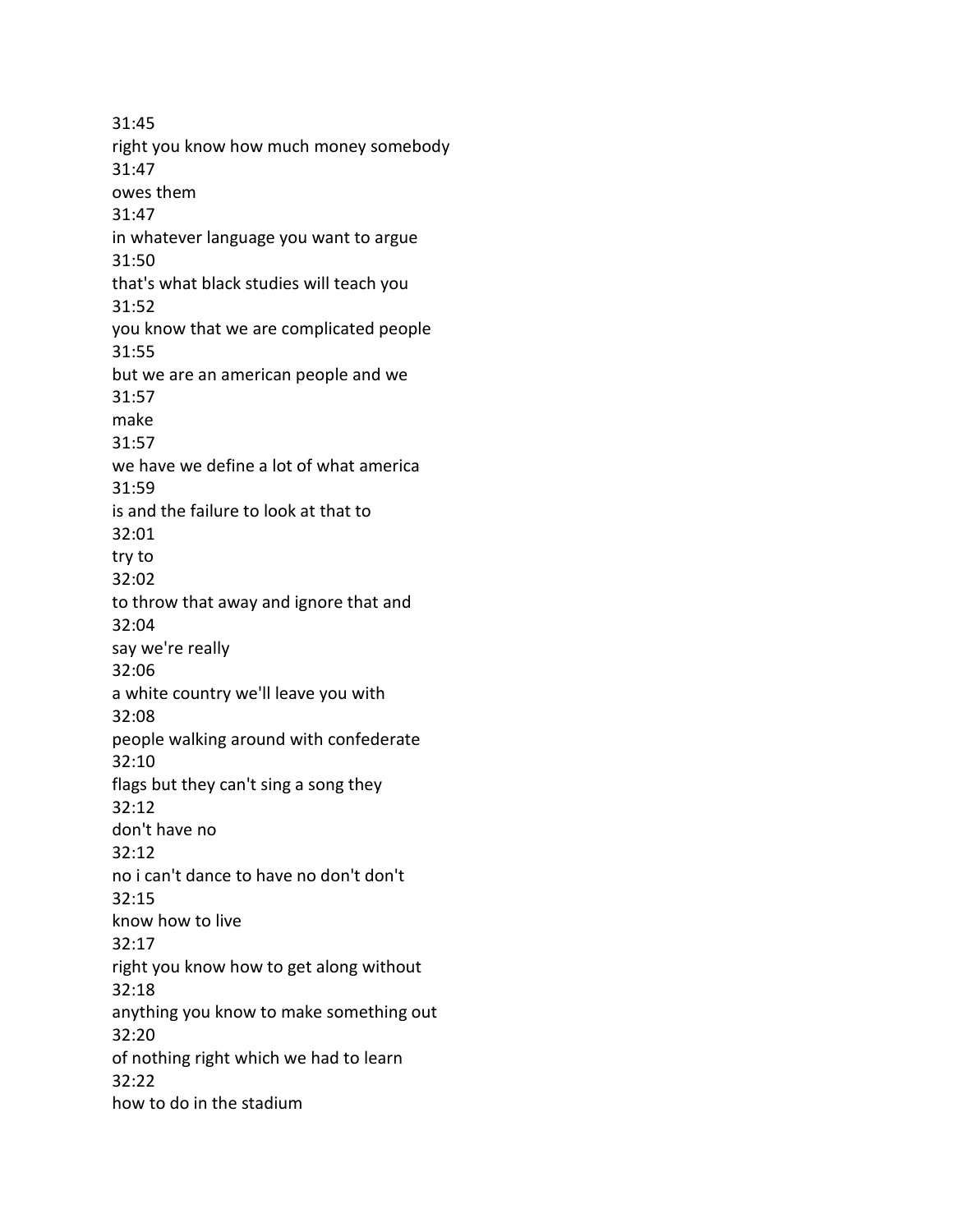31:45
right you know how much money somebody
31:47
owes them
31:47
in whatever language you want to argue
31:50
that's what black studies will teach you
31:52
you know that we are complicated people
31:55
but we are an american people and we
31:57
make
31:57
we have we define a lot of what america
31:59
is and the failure to look at that to
32:01
try to
32:02
to throw that away and ignore that and
32:04
say we're really
32:06
a white country we'll leave you with
32:08
people walking around with confederate
32:10
flags but they can't sing a song they
32:12
don't have no
32:12
no i can't dance to have no don't don't
32:15
know how to live
32:17
right you know how to get along without
32:18
anything you know to make something out
32:20
of nothing right which we had to learn
32:22
how to do in the stadium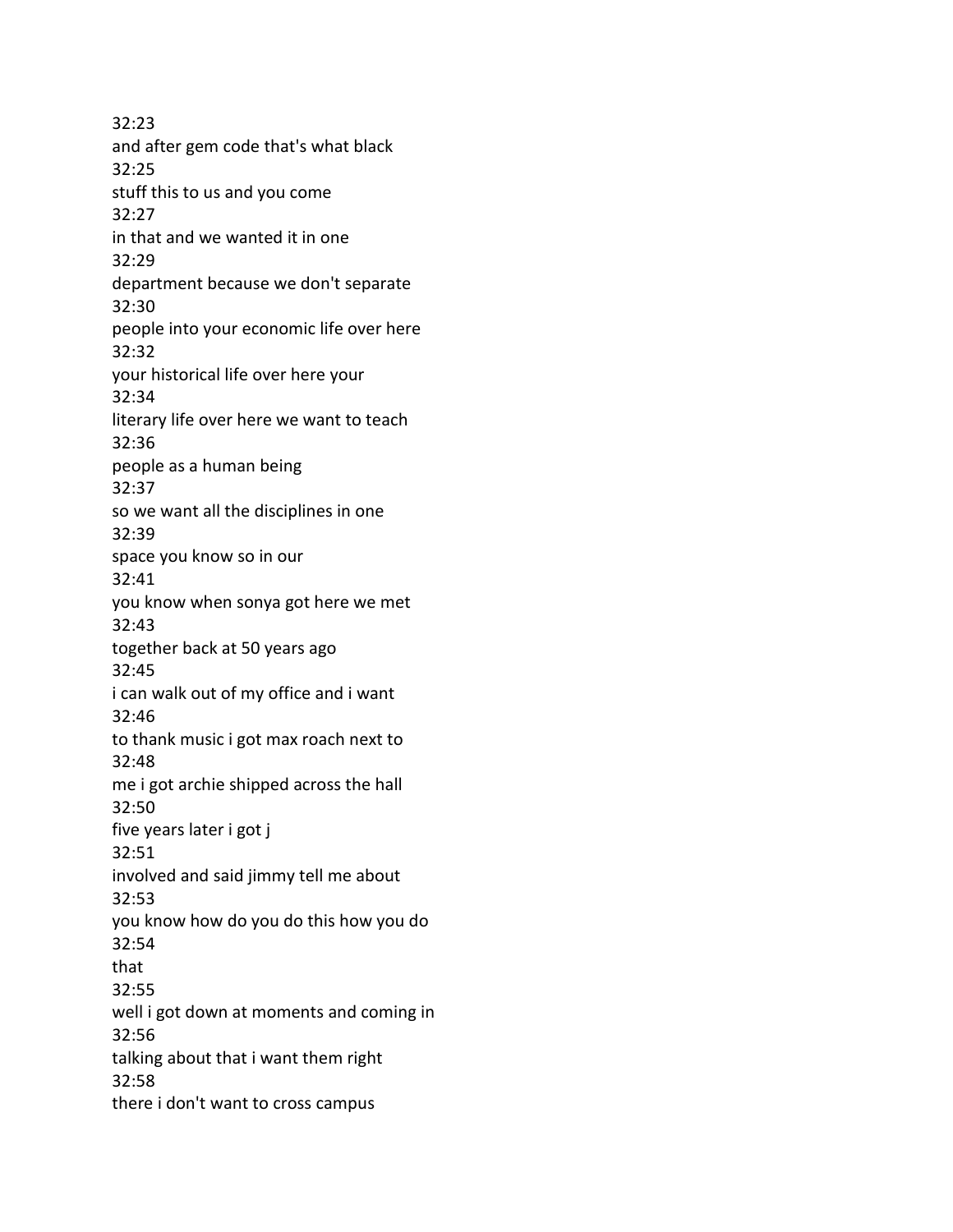32:23
and after gem code that's what black
32:25
stuff this to us and you come
32:27
in that and we wanted it in one
32:29
department because we don't separate
32:30
people into your economic life over here
32:32
your historical life over here your
32:34
literary life over here we want to teach
32:36
people as a human being
32:37
so we want all the disciplines in one
32:39
space you know so in our
32:41
you know when sonya got here we met
32:43
together back at 50 years ago
32:45
i can walk out of my office and i want
32:46
to thank music i got max roach next to
32:48
me i got archie shipped across the hall
32:50
five years later i got j
32:51
involved and said jimmy tell me about
32:53
you know how do you do this how you do
32:54
that
32:55
well i got down at moments and coming in
32:56
talking about that i want them right
32:58
there i don't want to cross campus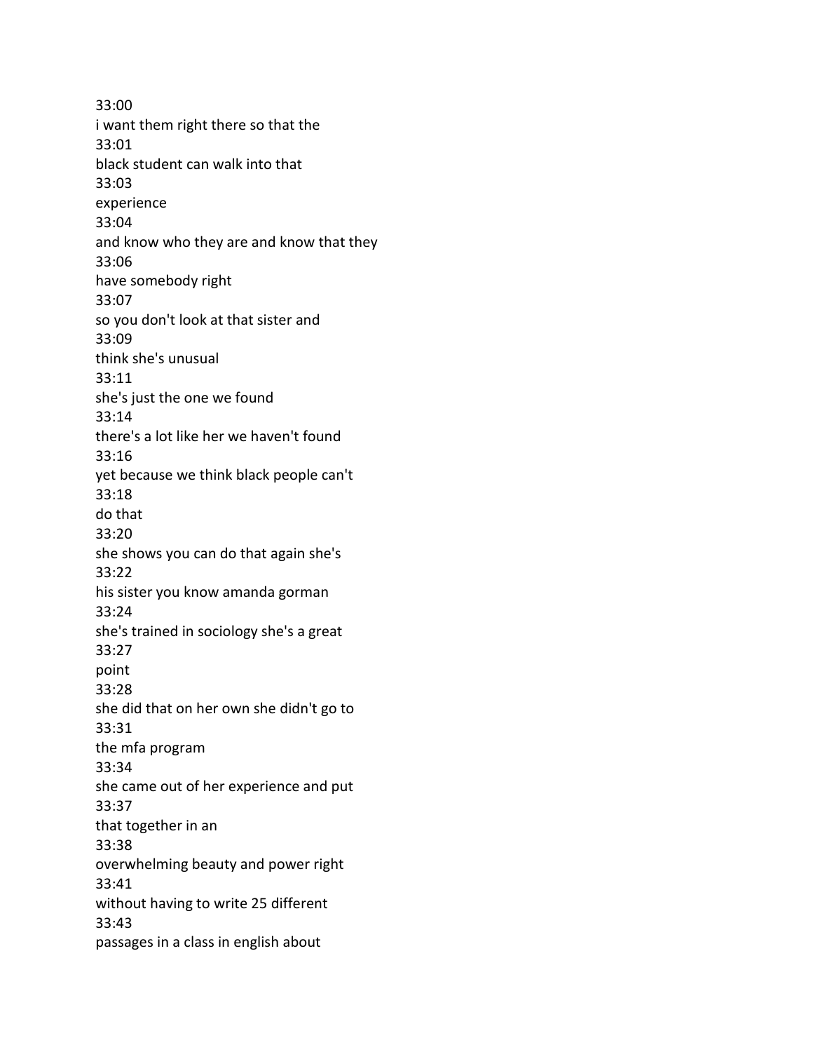33:00
i want them right there so that the
33:01
black student can walk into that
33:03
experience
33:04
and know who they are and know that they
33:06
have somebody right
33:07
so you don't look at that sister and
33:09
think she's unusual
33:11
she's just the one we found
33:14
there's a lot like her we haven't found
33:16
yet because we think black people can't
33:18
do that
33:20
she shows you can do that again she's
33:22
his sister you know amanda gorman
33:24
she's trained in sociology she's a great
33:27
point
33:28
she did that on her own she didn't go to
33:31
the mfa program
33:34
she came out of her experience and put
33:37
that together in an
33:38
overwhelming beauty and power right
33:41
without having to write 25 different
33:43
passages in a class in english about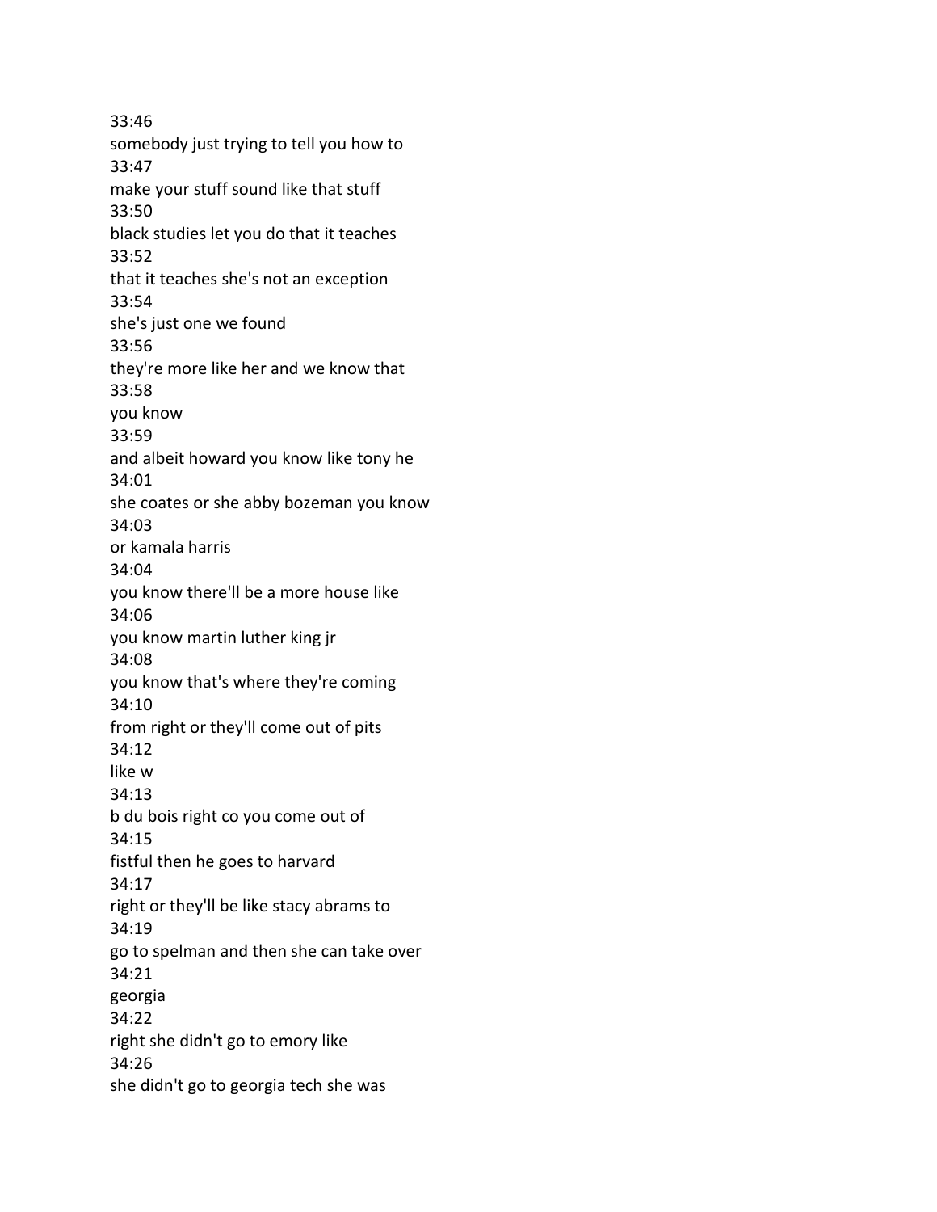33:46
somebody just trying to tell you how to
33:47
make your stuff sound like that stuff
33:50
black studies let you do that it teaches
33:52
that it teaches she's not an exception
33:54
she's just one we found
33:56
they're more like her and we know that
33:58
you know
33:59
and albeit howard you know like tony he
34:01
she coates or she abby bozeman you know
34:03
or kamala harris
34:04
you know there'll be a more house like
34:06
you know martin luther king jr
34:08
you know that's where they're coming
34:10
from right or they'll come out of pits
34:12
like w
34:13
b du bois right co you come out of
34:15
fistful then he goes to harvard
34:17
right or they'll be like stacy abrams to
34:19
go to spelman and then she can take over
34:21
georgia
34:22
right she didn't go to emory like
34:26
she didn't go to georgia tech she was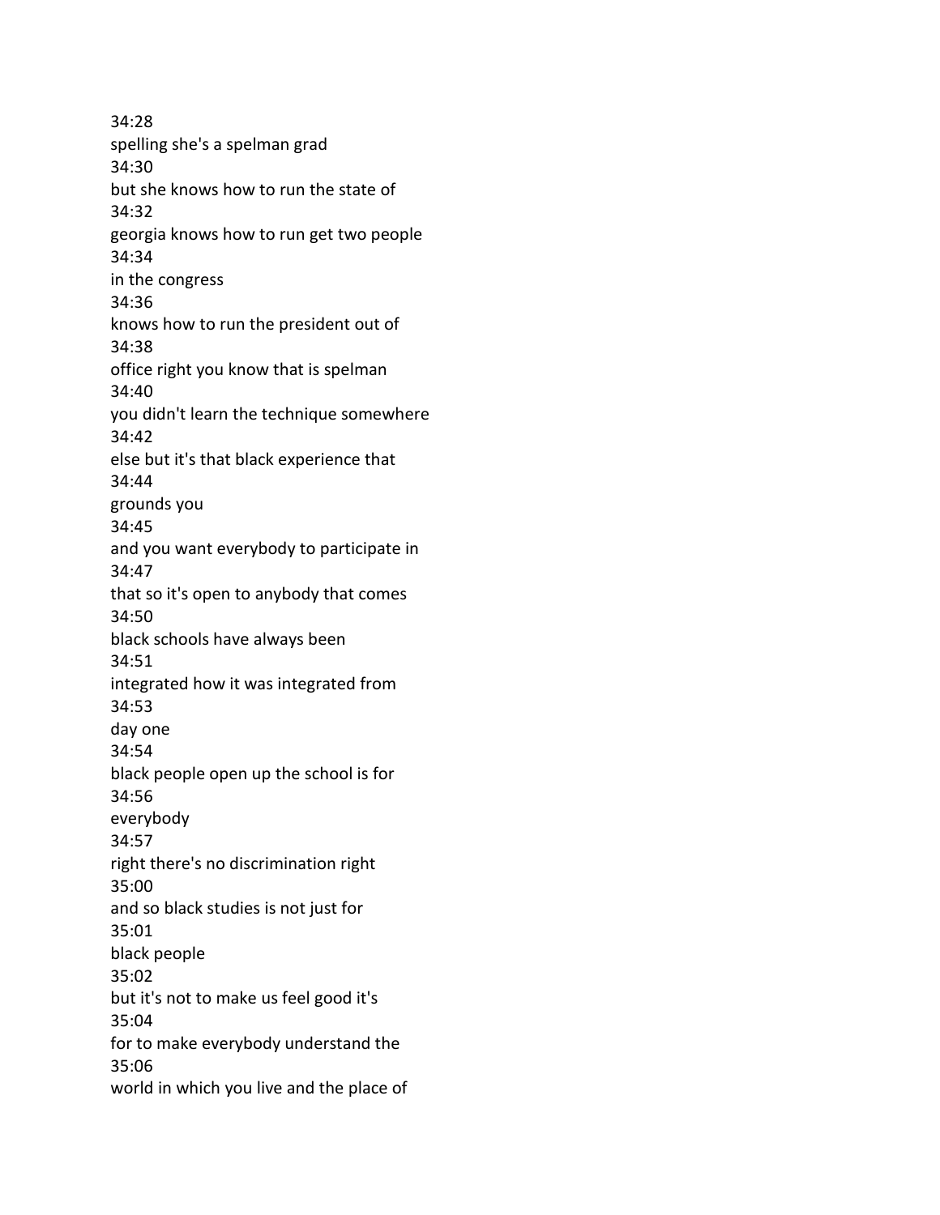34:28
spelling she's a spelman grad
34:30
but she knows how to run the state of
34:32
georgia knows how to run get two people
34:34
in the congress
34:36
knows how to run the president out of
34:38
office right you know that is spelman
34:40
you didn't learn the technique somewhere
34:42
else but it's that black experience that
34:44
grounds you
34:45
and you want everybody to participate in
34:47
that so it's open to anybody that comes
34:50
black schools have always been
34:51
integrated how it was integrated from
34:53
day one
34:54
black people open up the school is for
34:56
everybody
34:57
right there's no discrimination right
35:00
and so black studies is not just for
35:01
black people
35:02
but it's not to make us feel good it's
35:04
for to make everybody understand the
35:06
world in which you live and the place of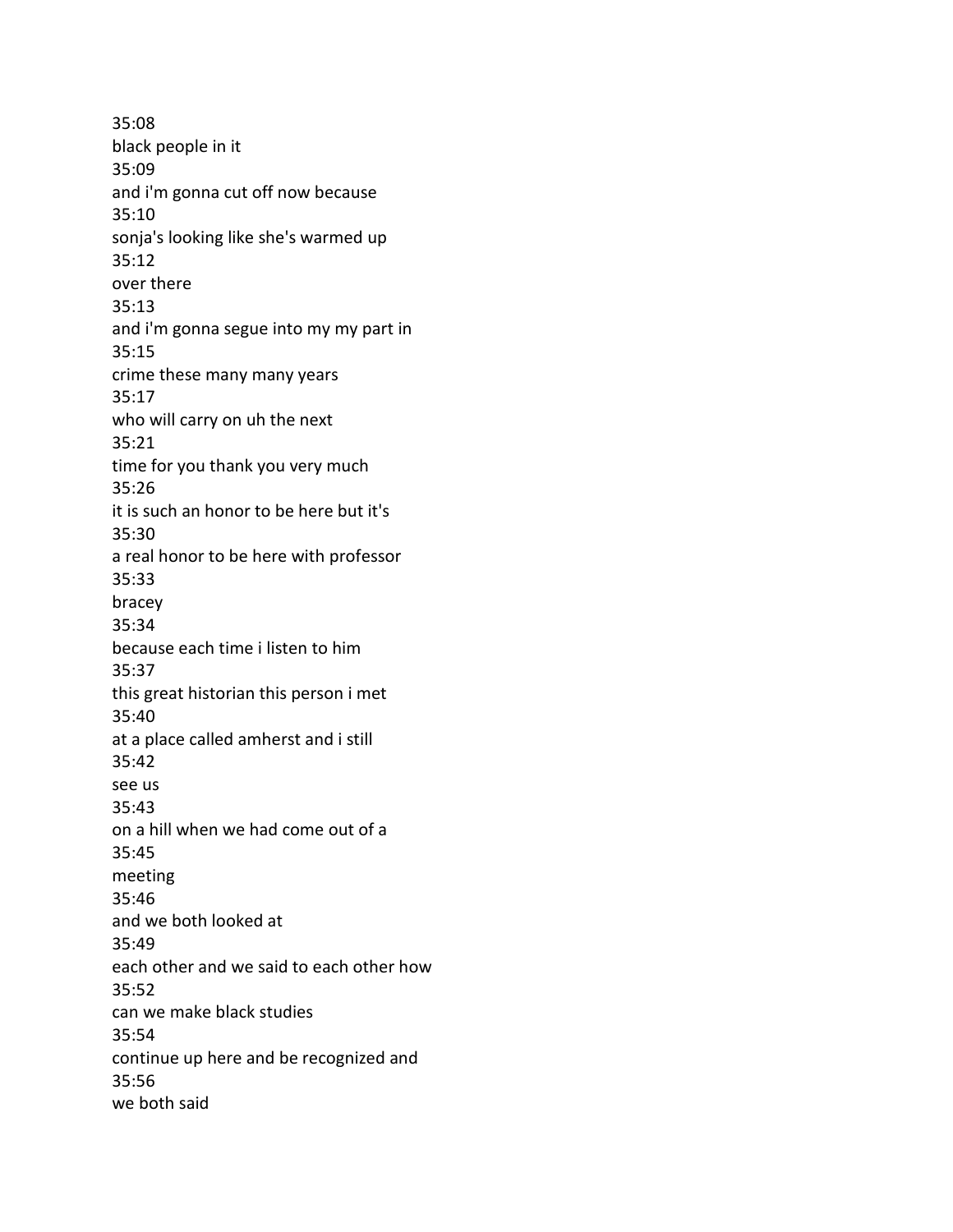35:08
black people in it
35:09
and i'm gonna cut off now because
35:10
sonja's looking like she's warmed up
35:12
over there
35:13
and i'm gonna segue into my my part in
35:15
crime these many many years
35:17
who will carry on uh the next
35:21
time for you thank you very much
35:26
it is such an honor to be here but it's
35:30
a real honor to be here with professor
35:33
bracey
35:34
because each time i listen to him
35:37
this great historian this person i met
35:40
at a place called amherst and i still
35:42
see us
35:43
on a hill when we had come out of a
35:45
meeting
35:46
and we both looked at
35:49
each other and we said to each other how
35:52
can we make black studies
35:54
continue up here and be recognized and
35:56
we both said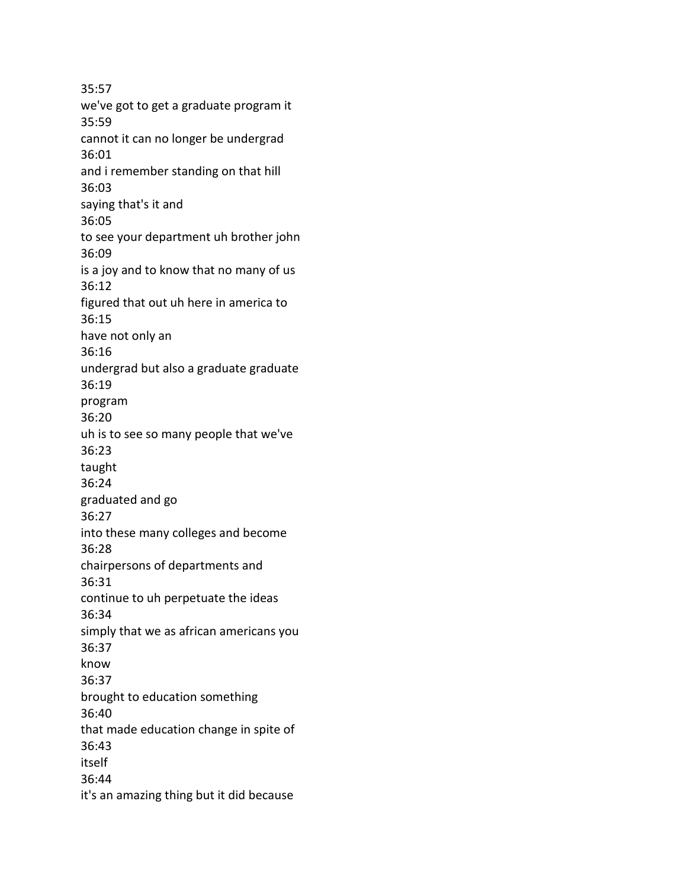35:57
we've got to get a graduate program it
35:59
cannot it can no longer be undergrad
36:01
and i remember standing on that hill
36:03
saying that's it and
36:05
to see your department uh brother john
36:09
is a joy and to know that no many of us
36:12
figured that out uh here in america to
36:15
have not only an
36:16
undergrad but also a graduate graduate
36:19
program
36:20
uh is to see so many people that we've
36:23
taught
36:24
graduated and go
36:27
into these many colleges and become
36:28
chairpersons of departments and
36:31
continue to uh perpetuate the ideas
36:34
simply that we as african americans you
36:37
know
36:37
brought to education something
36:40
that made education change in spite of
36:43
itself
36:44
it's an amazing thing but it did because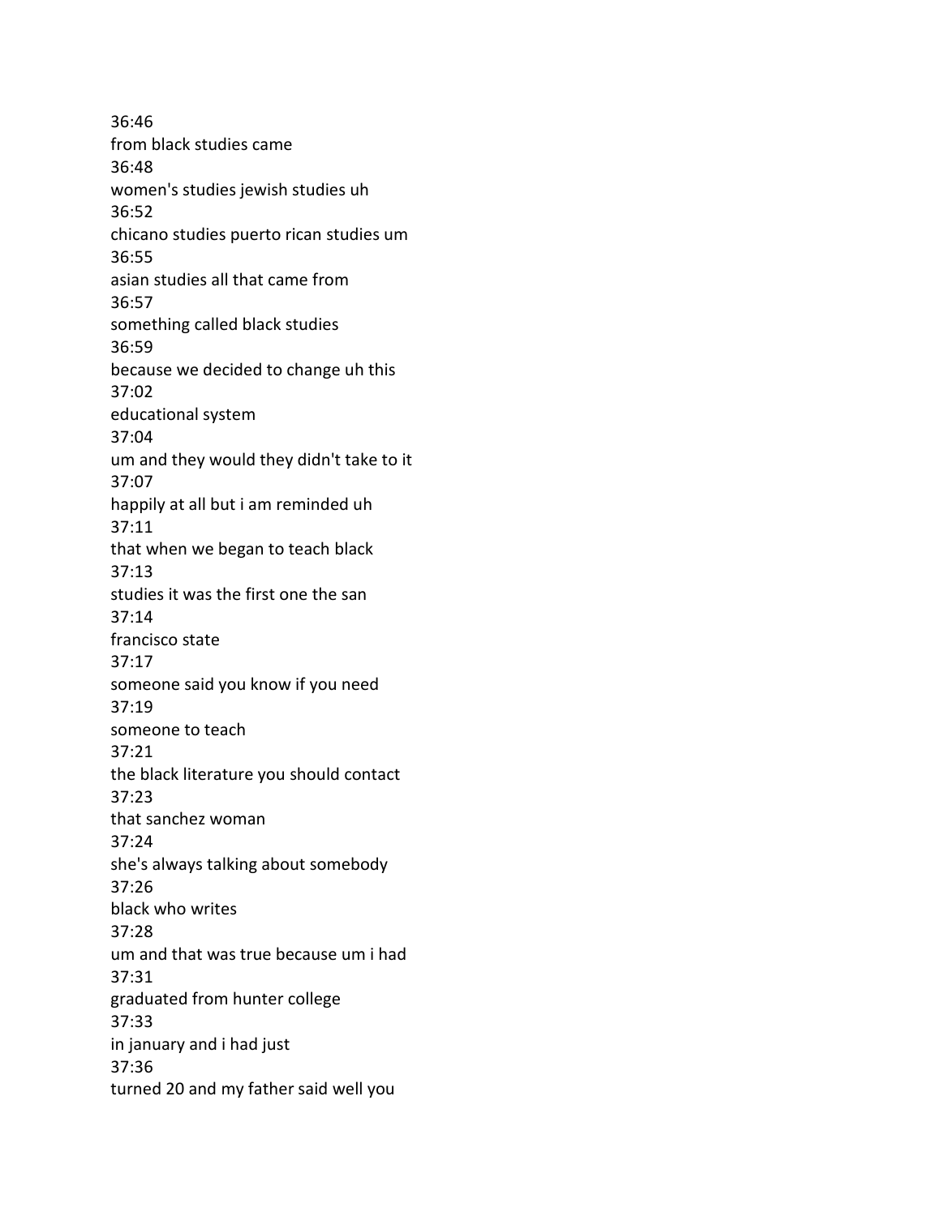36:46
from black studies came
36:48
women's studies jewish studies uh
36:52
chicano studies puerto rican studies um
36:55
asian studies all that came from
36:57
something called black studies
36:59
because we decided to change uh this
37:02
educational system
37:04
um and they would they didn't take to it
37:07
happily at all but i am reminded uh
37:11
that when we began to teach black
37:13
studies it was the first one the san
37:14
francisco state
37:17
someone said you know if you need
37:19
someone to teach
37:21
the black literature you should contact
37:23
that sanchez woman
37:24
she's always talking about somebody
37:26
black who writes
37:28
um and that was true because um i had
37:31
graduated from hunter college
37:33
in january and i had just
37:36
turned 20 and my father said well you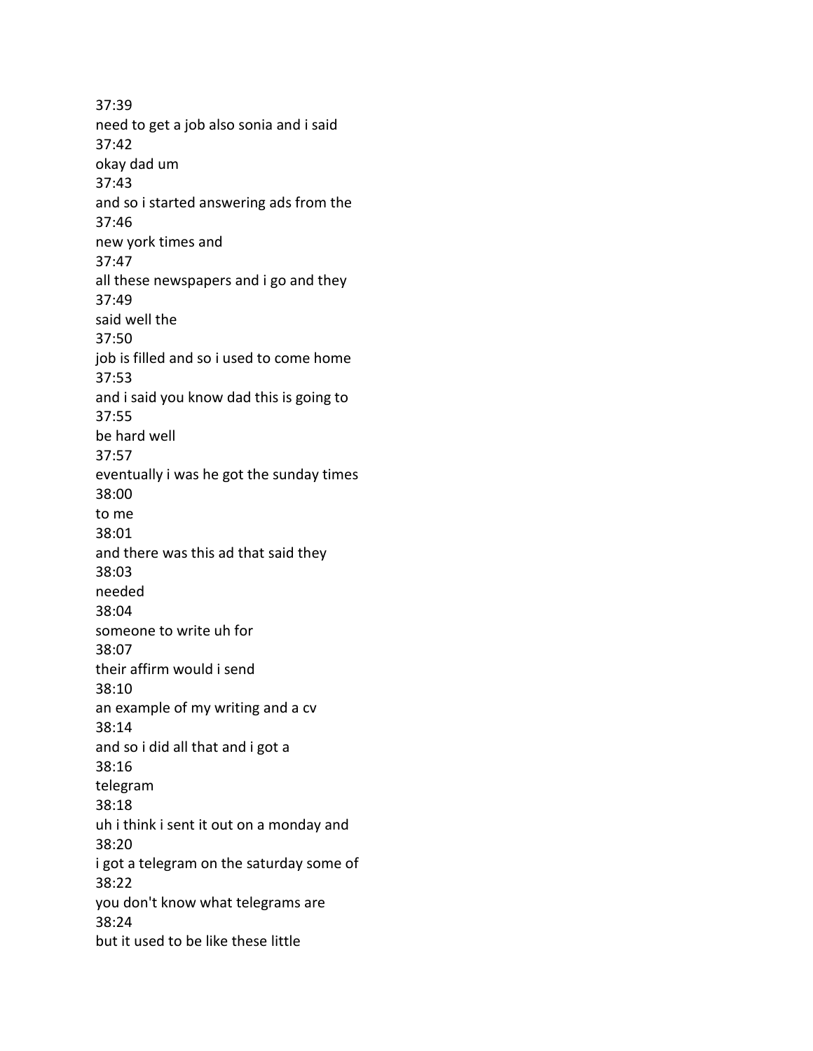37:39
need to get a job also sonia and i said
37:42
okay dad um
37:43
and so i started answering ads from the
37:46
new york times and
37:47
all these newspapers and i go and they
37:49
said well the
37:50
job is filled and so i used to come home
37:53
and i said you know dad this is going to
37:55
be hard well
37:57
eventually i was he got the sunday times
38:00
to me
38:01
and there was this ad that said they
38:03
needed
38:04
someone to write uh for
38:07
their affirm would i send
38:10
an example of my writing and a cv
38:14
and so i did all that and i got a
38:16
telegram
38:18
uh i think i sent it out on a monday and
38:20
i got a telegram on the saturday some of
38:22
you don't know what telegrams are
38:24
but it used to be like these little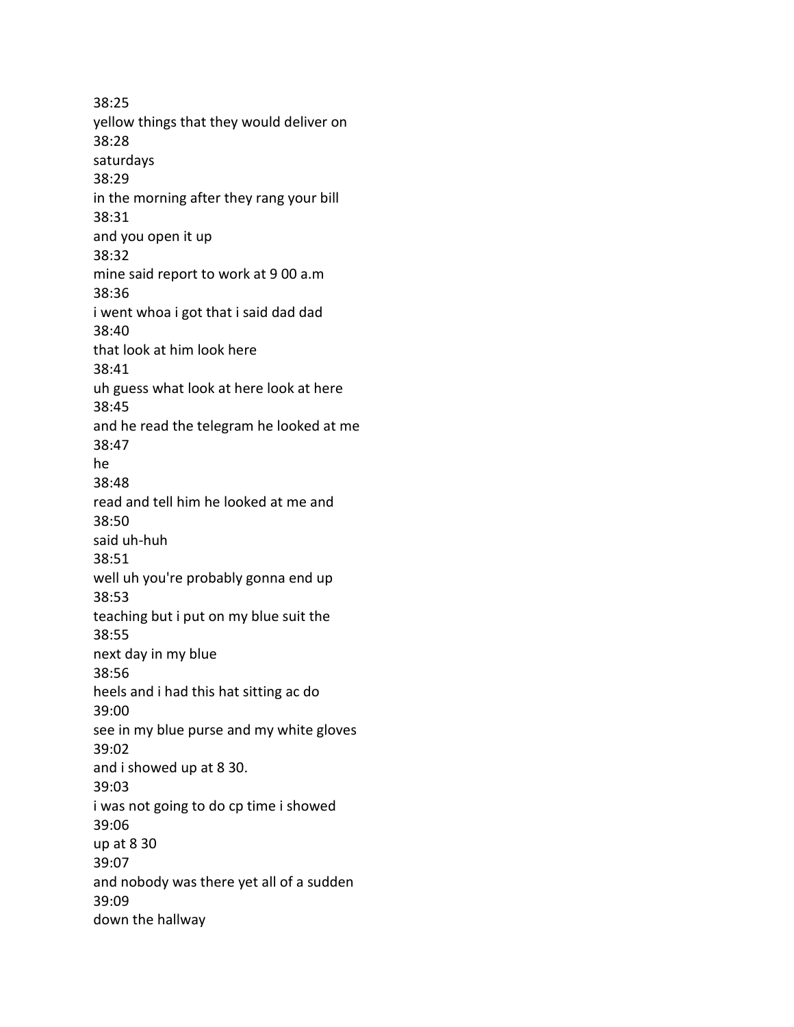38:25
yellow things that they would deliver on
38:28
saturdays
38:29
in the morning after they rang your bill
38:31
and you open it up
38:32
mine said report to work at 9 00 a.m
38:36
i went whoa i got that i said dad dad
38:40
that look at him look here
38:41
uh guess what look at here look at here
38:45
and he read the telegram he looked at me
38:47
he
38:48
read and tell him he looked at me and
38:50
said uh-huh
38:51
well uh you're probably gonna end up
38:53
teaching but i put on my blue suit the
38:55
next day in my blue
38:56
heels and i had this hat sitting ac do
39:00
see in my blue purse and my white gloves
39:02
and i showed up at 8 30.
39:03
i was not going to do cp time i showed
39:06
up at 8 30
39:07
and nobody was there yet all of a sudden
39:09
down the hallway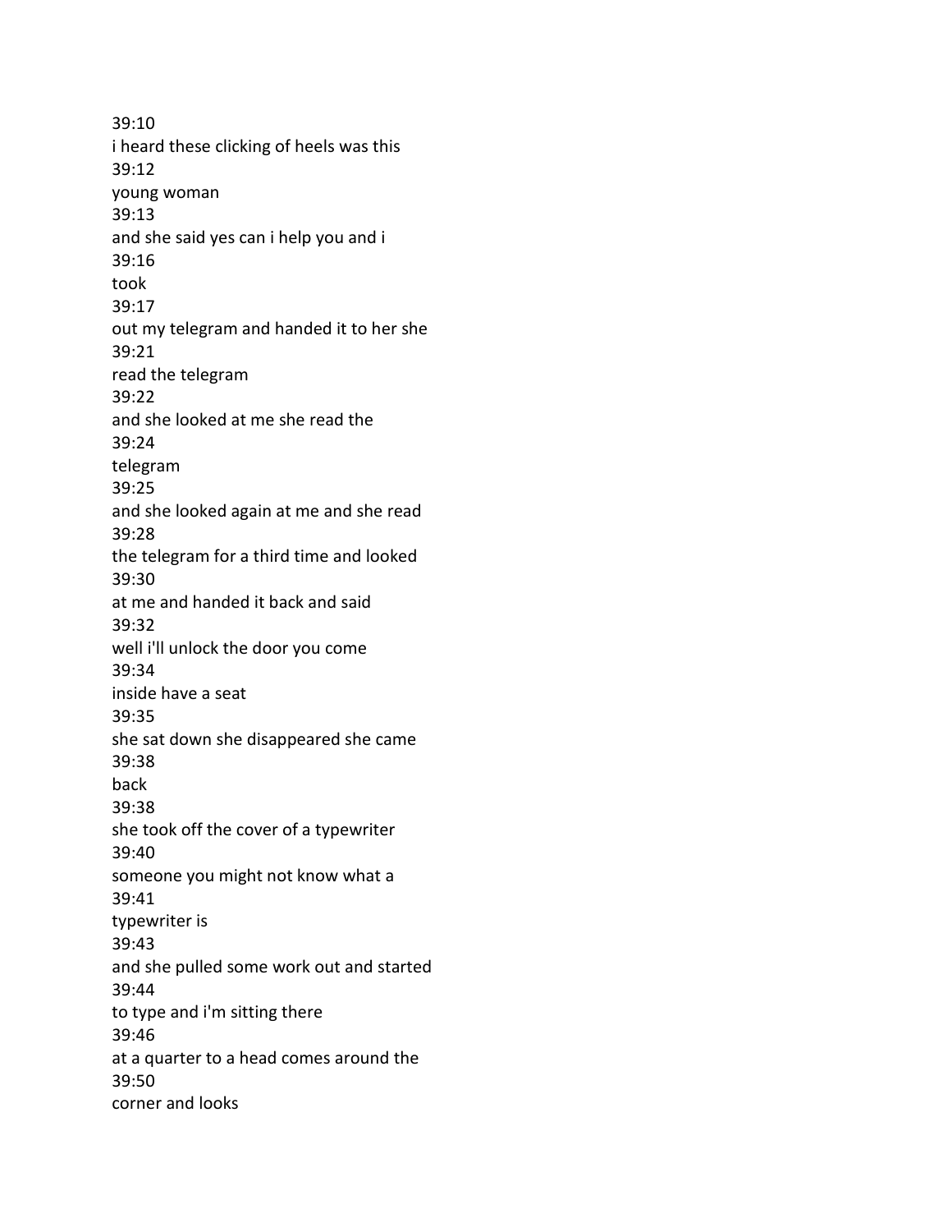39:10
i heard these clicking of heels was this
39:12
young woman
39:13
and she said yes can i help you and i
39:16
took
39:17
out my telegram and handed it to her she
39:21
read the telegram
39:22
and she looked at me she read the
39:24
telegram
39:25
and she looked again at me and she read
39:28
the telegram for a third time and looked
39:30
at me and handed it back and said
39:32
well i'll unlock the door you come
39:34
inside have a seat
39:35
she sat down she disappeared she came
39:38
back
39:38
she took off the cover of a typewriter
39:40
someone you might not know what a
39:41
typewriter is
39:43
and she pulled some work out and started
39:44
to type and i'm sitting there
39:46
at a quarter to a head comes around the
39:50
corner and looks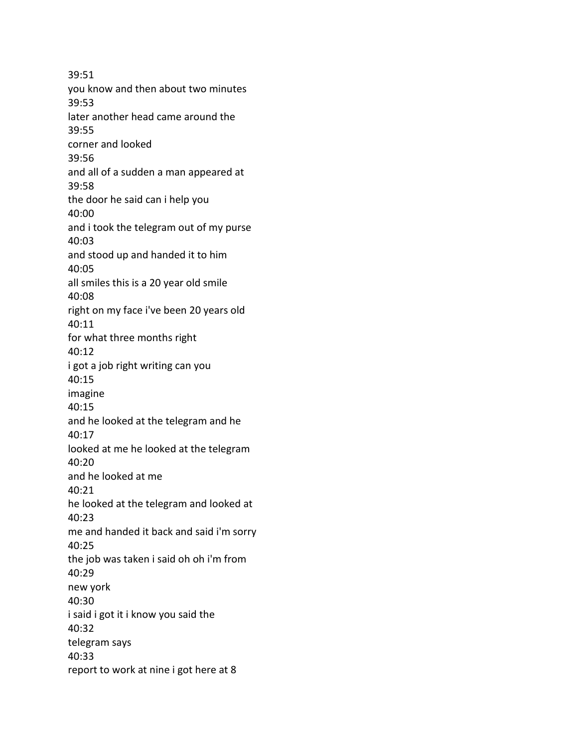39:51
you know and then about two minutes
39:53
later another head came around the
39:55
corner and looked
39:56
and all of a sudden a man appeared at
39:58
the door he said can i help you
40:00
and i took the telegram out of my purse
40:03
and stood up and handed it to him
40:05
all smiles this is a 20 year old smile
40:08
right on my face i've been 20 years old
40:11
for what three months right
40:12
i got a job right writing can you
40:15
imagine
40:15
and he looked at the telegram and he
40:17
looked at me he looked at the telegram
40:20
and he looked at me
40:21
he looked at the telegram and looked at
40:23
me and handed it back and said i'm sorry
40:25
the job was taken i said oh oh i'm from
40:29
new york
40:30
i said i got it i know you said the
40:32
telegram says
40:33
report to work at nine i got here at 8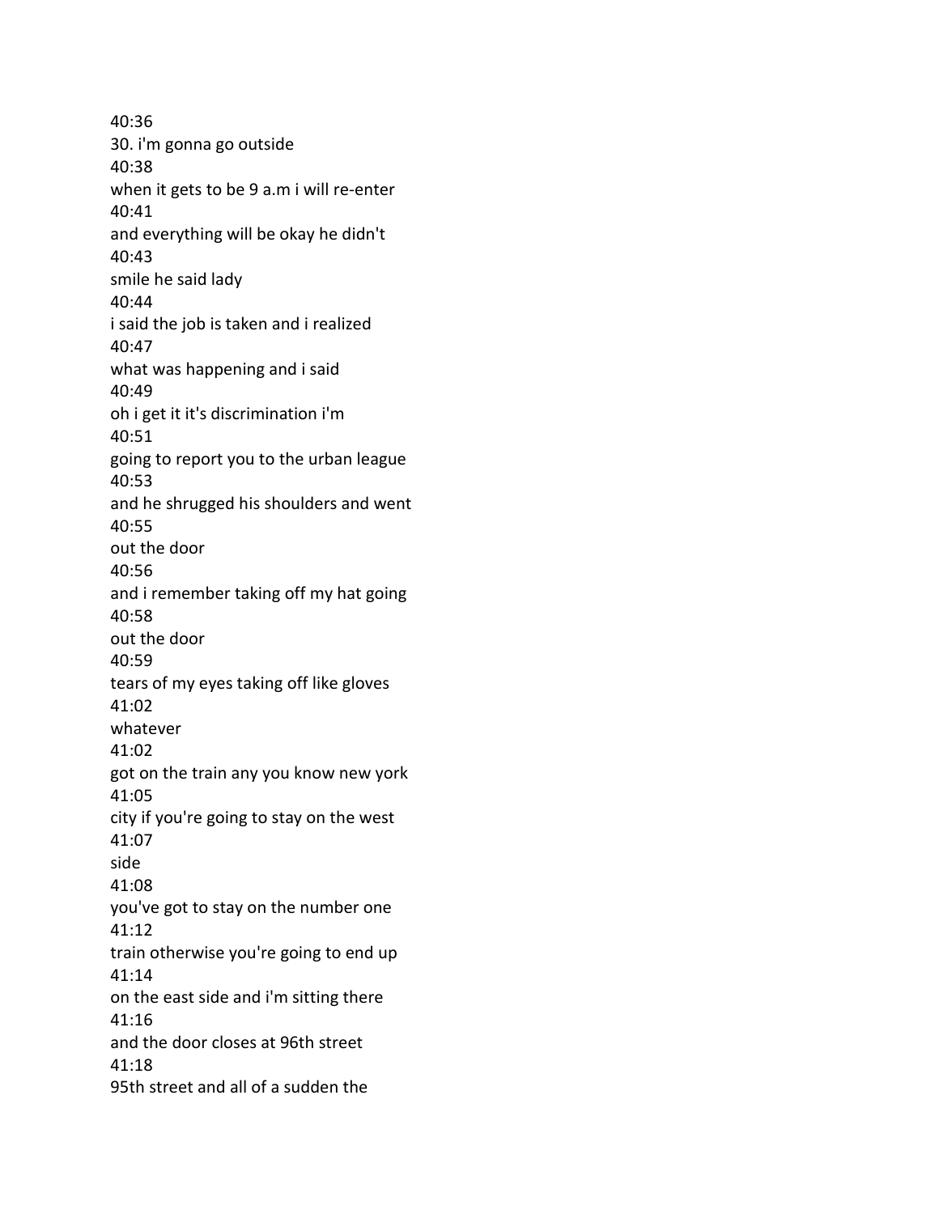40:36
30. i'm gonna go outside
40:38
when it gets to be 9 a.m i will re-enter
40:41
and everything will be okay he didn't
40:43
smile he said lady
40:44
i said the job is taken and i realized
40:47
what was happening and i said
40:49
oh i get it it's discrimination i'm
40:51
going to report you to the urban league
40:53
and he shrugged his shoulders and went
40:55
out the door
40:56
and i remember taking off my hat going
40:58
out the door
40:59
tears of my eyes taking off like gloves
41:02
whatever
41:02
got on the train any you know new york
41:05
city if you're going to stay on the west
41:07
side
41:08
you've got to stay on the number one
41:12
train otherwise you're going to end up
41:14
on the east side and i'm sitting there
41:16
and the door closes at 96th street
41:18
95th street and all of a sudden the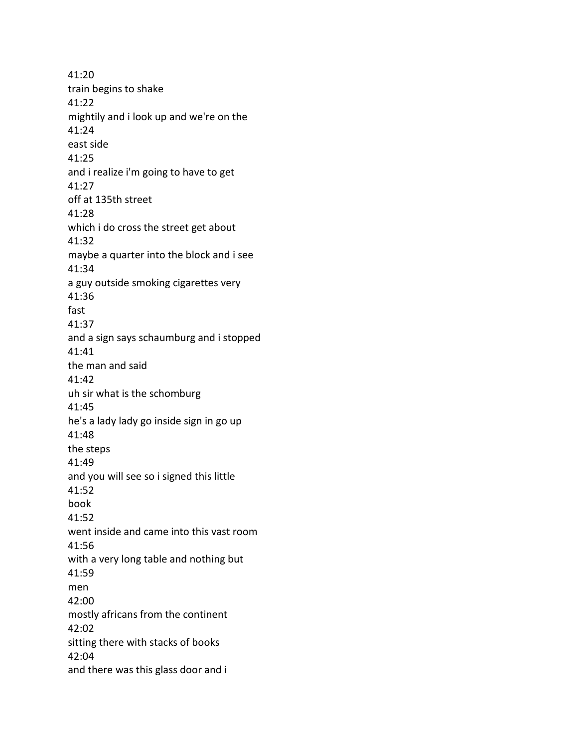41:20
train begins to shake
41:22
mightily and i look up and we're on the
41:24
east side
41:25
and i realize i'm going to have to get
41:27
off at 135th street
41:28
which i do cross the street get about
41:32
maybe a quarter into the block and i see
41:34
a guy outside smoking cigarettes very
41:36
fast
41:37
and a sign says schaumburg and i stopped
41:41
the man and said
41:42
uh sir what is the schomburg
41:45
he's a lady lady go inside sign in go up
41:48
the steps
41:49
and you will see so i signed this little
41:52
book
41:52
went inside and came into this vast room
41:56
with a very long table and nothing but
41:59
men
42:00
mostly africans from the continent
42:02
sitting there with stacks of books
42:04
and there was this glass door and i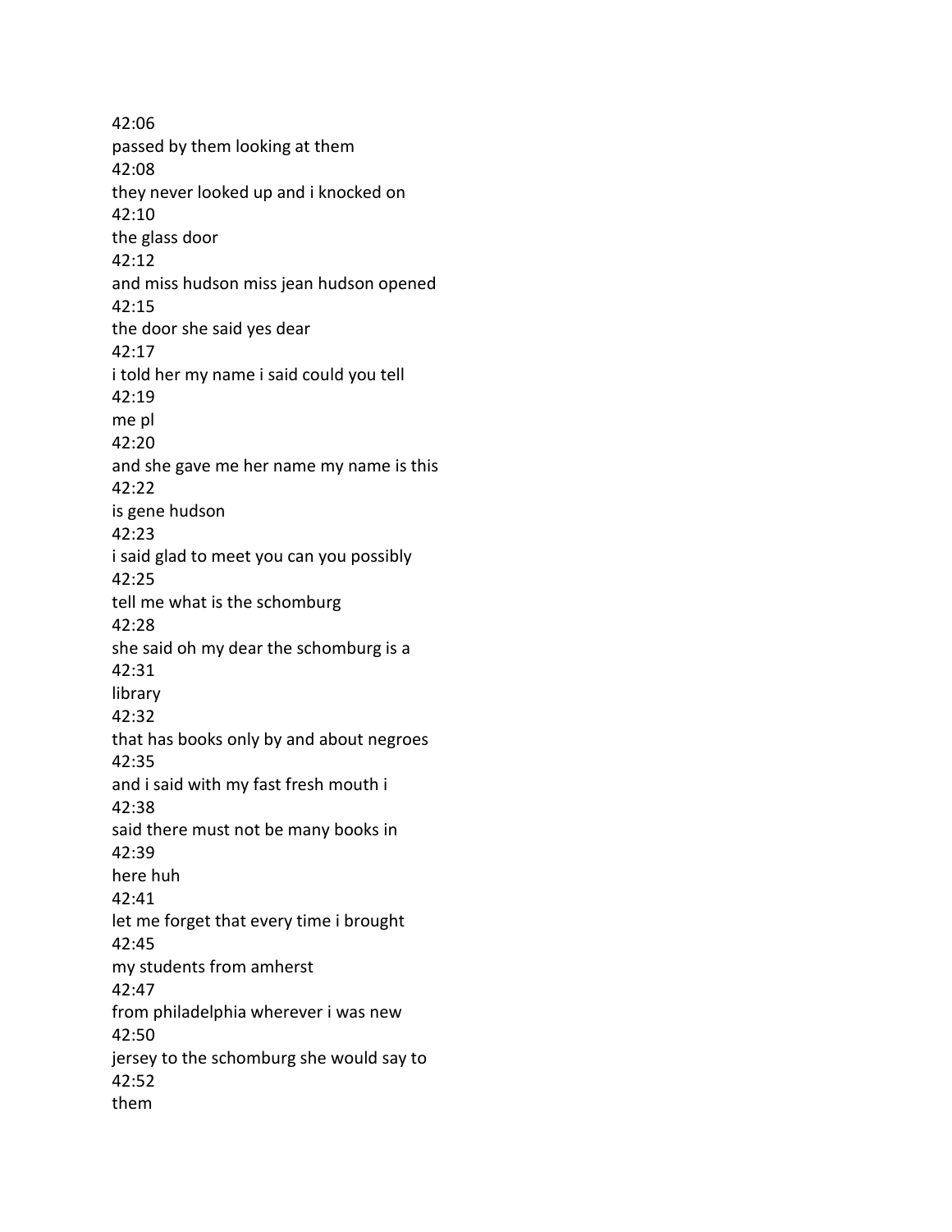42:06
passed by them looking at them
42:08
they never looked up and i knocked on
42:10
the glass door
42:12
and miss hudson miss jean hudson opened
42:15
the door she said yes dear
42:17
i told her my name i said could you tell
42:19
me pl
42:20
and she gave me her name my name is this
42:22
is gene hudson
42:23
i said glad to meet you can you possibly
42:25
tell me what is the schomburg
42:28
she said oh my dear the schomburg is a
42:31
library
42:32
that has books only by and about negroes
42:35
and i said with my fast fresh mouth i
42:38
said there must not be many books in
42:39
here huh
42:41
let me forget that every time i brought
42:45
my students from amherst
42:47
from philadelphia wherever i was new
42:50
jersey to the schomburg she would say to
42:52
them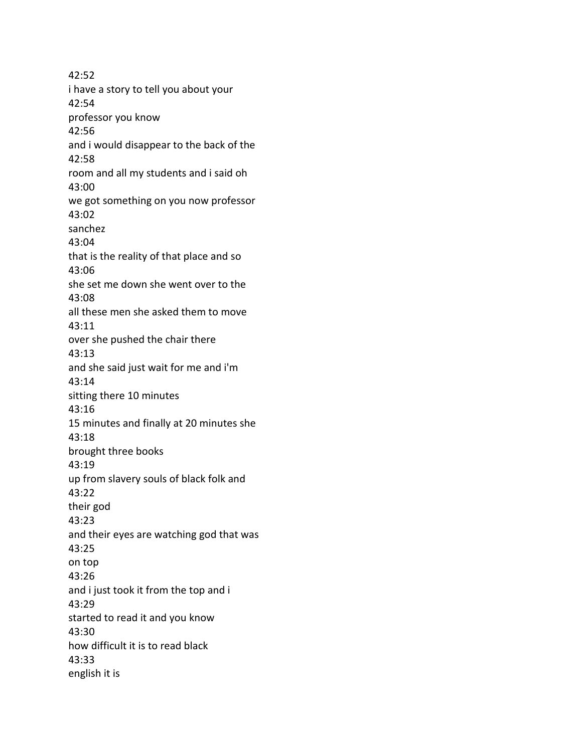42:52
i have a story to tell you about your
42:54
professor you know
42:56
and i would disappear to the back of the
42:58
room and all my students and i said oh
43:00
we got something on you now professor
43:02
sanchez
43:04
that is the reality of that place and so
43:06
she set me down she went over to the
43:08
all these men she asked them to move
43:11
over she pushed the chair there
43:13
and she said just wait for me and i'm
43:14
sitting there 10 minutes
43:16
15 minutes and finally at 20 minutes she
43:18
brought three books
43:19
up from slavery souls of black folk and
43:22
their god
43:23
and their eyes are watching god that was
43:25
on top
43:26
and i just took it from the top and i
43:29
started to read it and you know
43:30
how difficult it is to read black
43:33
english it is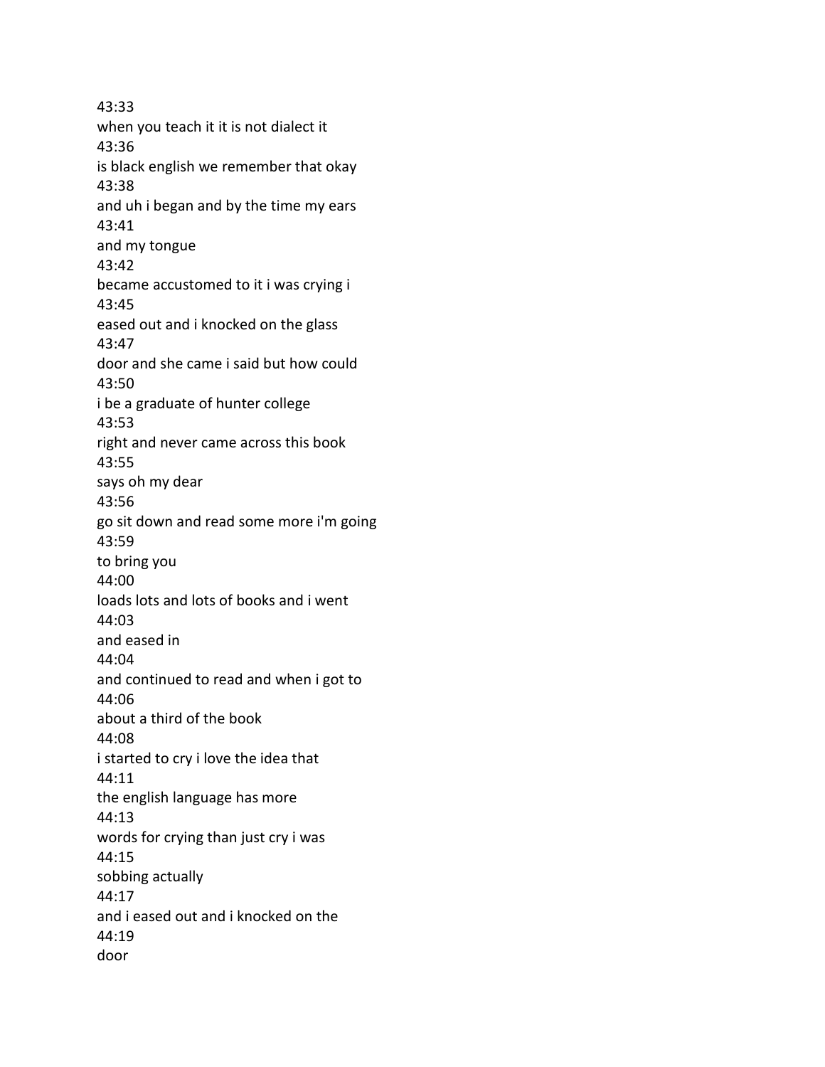43:33
when you teach it it is not dialect it
43:36
is black english we remember that okay
43:38
and uh i began and by the time my ears
43:41
and my tongue
43:42
became accustomed to it i was crying i
43:45
eased out and i knocked on the glass
43:47
door and she came i said but how could
43:50
i be a graduate of hunter college
43:53
right and never came across this book
43:55
says oh my dear
43:56
go sit down and read some more i'm going
43:59
to bring you
44:00
loads lots and lots of books and i went
44:03
and eased in
44:04
and continued to read and when i got to
44:06
about a third of the book
44:08
i started to cry i love the idea that
44:11
the english language has more
44:13
words for crying than just cry i was
44:15
sobbing actually
44:17
and i eased out and i knocked on the
44:19
door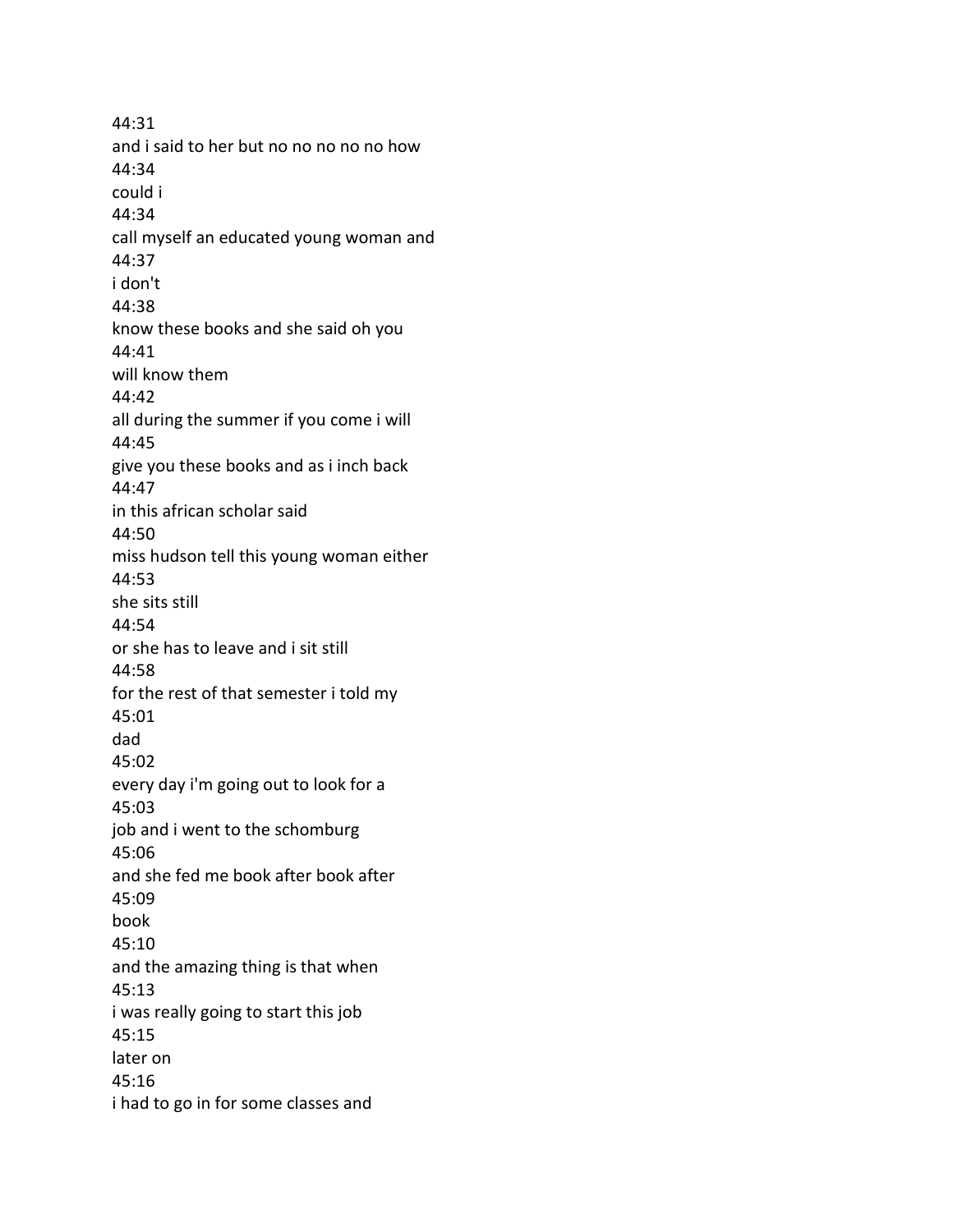44:31
and i said to her but no no no no no how
44:34
could i
44:34
call myself an educated young woman and
44:37
i don't
44:38
know these books and she said oh you
44:41
will know them
44:42
all during the summer if you come i will
44:45
give you these books and as i inch back
44:47
in this african scholar said
44:50
miss hudson tell this young woman either
44:53
she sits still
44:54
or she has to leave and i sit still
44:58
for the rest of that semester i told my
45:01
dad
45:02
every day i'm going out to look for a
45:03
job and i went to the schomburg
45:06
and she fed me book after book after
45:09
book
45:10
and the amazing thing is that when
45:13
i was really going to start this job
45:15
later on
45:16
i had to go in for some classes and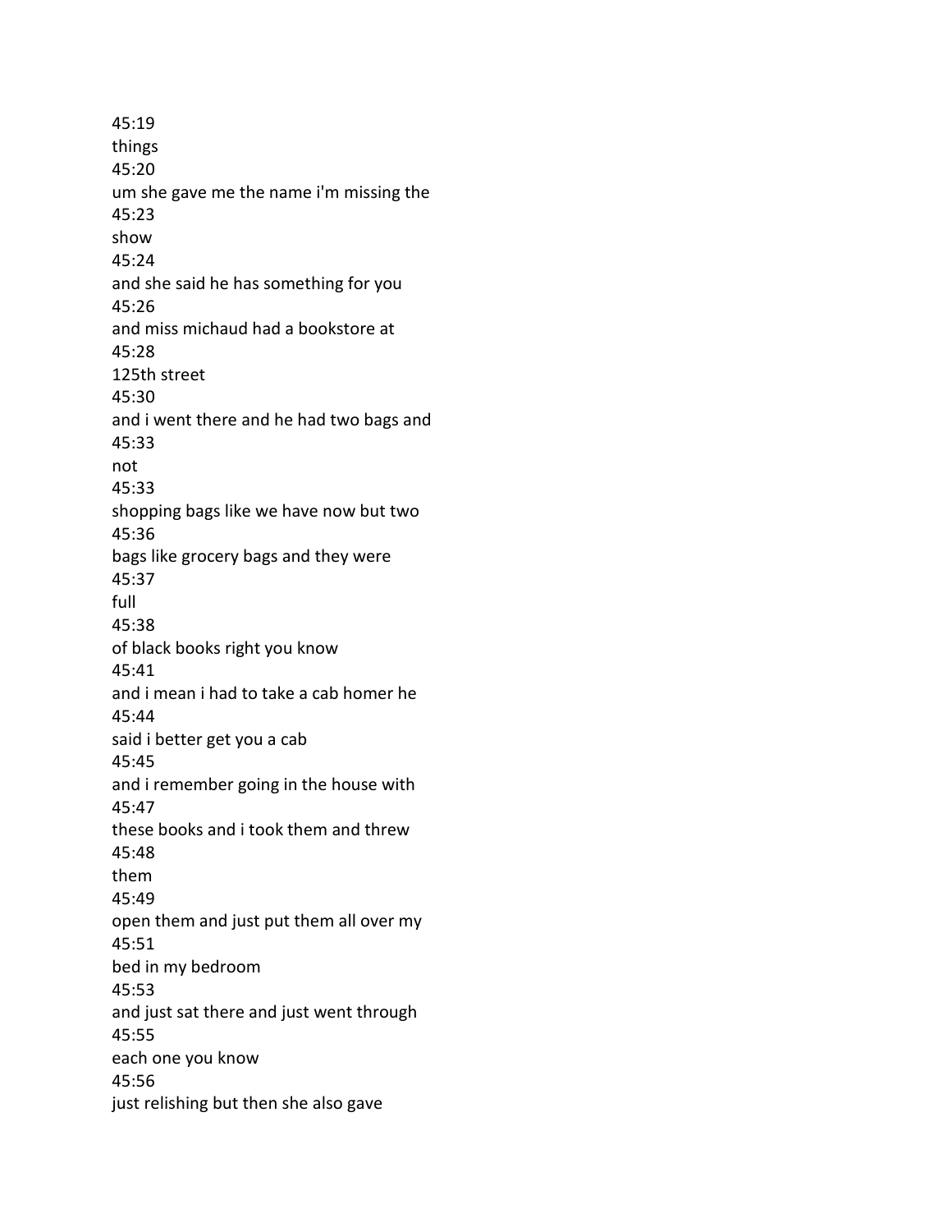45:19
things
45:20
um she gave me the name i'm missing the
45:23
show
45:24
and she said he has something for you
45:26
and miss michaud had a bookstore at
45:28
125th street
45:30
and i went there and he had two bags and
45:33
not
45:33
shopping bags like we have now but two
45:36
bags like grocery bags and they were
45:37
full
45:38
of black books right you know
45:41
and i mean i had to take a cab homer he
45:44
said i better get you a cab
45:45
and i remember going in the house with
45:47
these books and i took them and threw
45:48
them
45:49
open them and just put them all over my
45:51
bed in my bedroom
45:53
and just sat there and just went through
45:55
each one you know
45:56
just relishing but then she also gave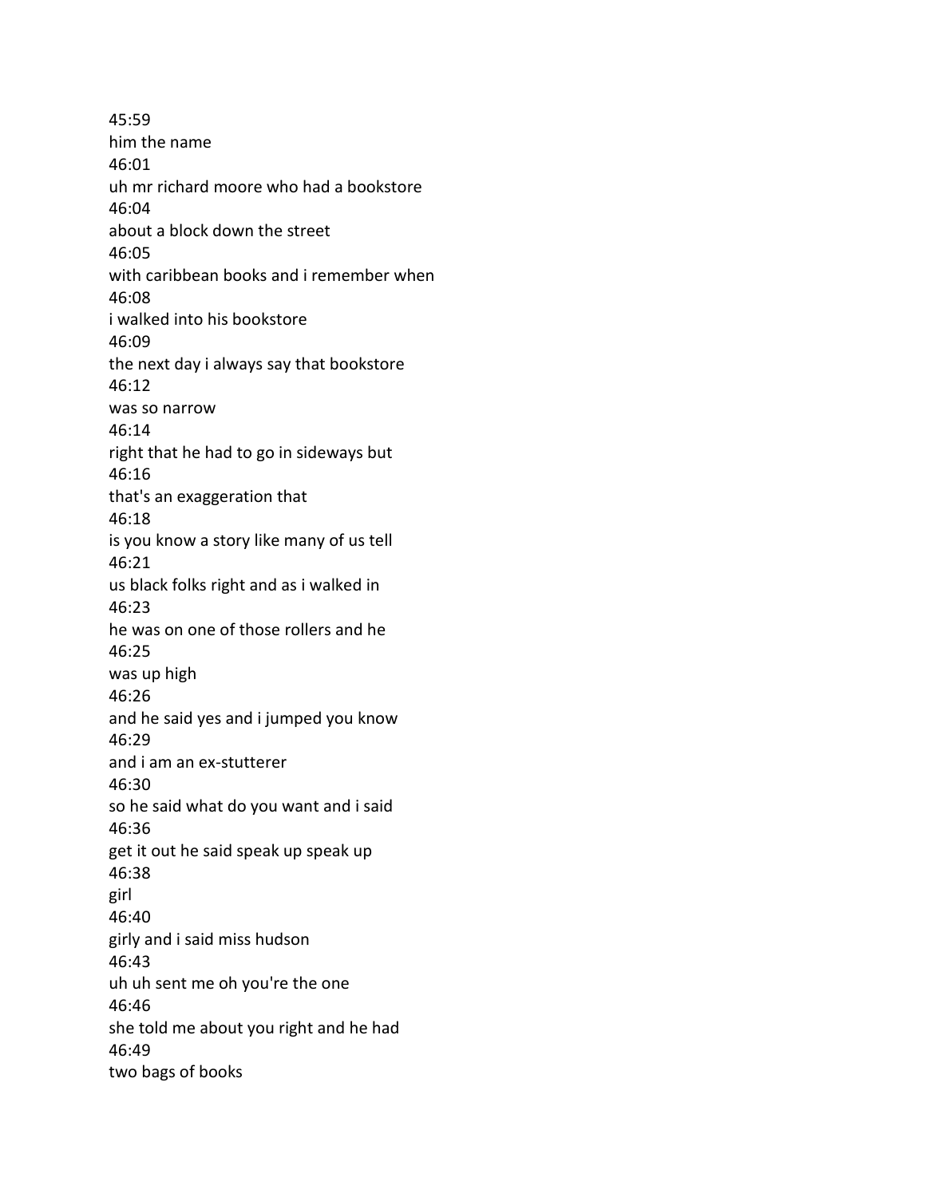45:59
him the name
46:01
uh mr richard moore who had a bookstore
46:04
about a block down the street
46:05
with caribbean books and i remember when
46:08
i walked into his bookstore
46:09
the next day i always say that bookstore
46:12
was so narrow
46:14
right that he had to go in sideways but
46:16
that's an exaggeration that
46:18
is you know a story like many of us tell
46:21
us black folks right and as i walked in
46:23
he was on one of those rollers and he
46:25
was up high
46:26
and he said yes and i jumped you know
46:29
and i am an ex-stutterer
46:30
so he said what do you want and i said
46:36
get it out he said speak up speak up
46:38
girl
46:40
girly and i said miss hudson
46:43
uh uh sent me oh you're the one
46:46
she told me about you right and he had
46:49
two bags of books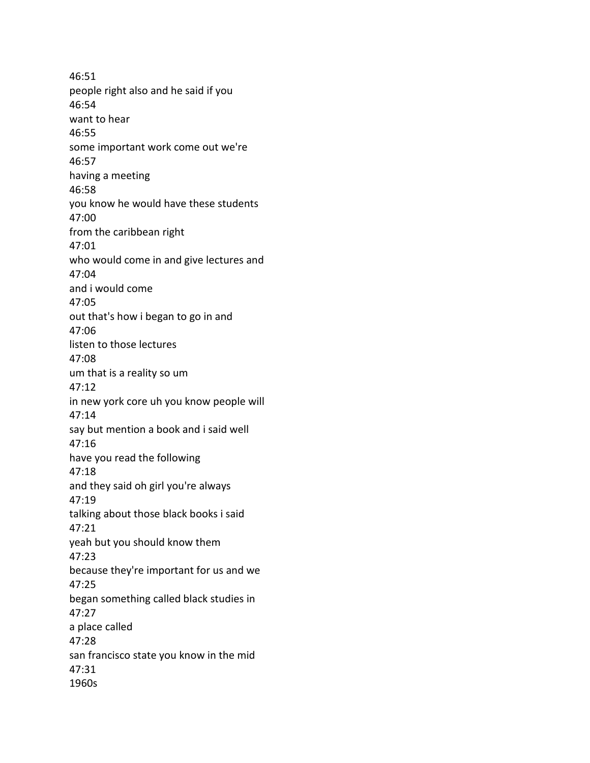46:51
people right also and he said if you
46:54
want to hear
46:55
some important work come out we're
46:57
having a meeting
46:58
you know he would have these students
47:00
from the caribbean right
47:01
who would come in and give lectures and
47:04
and i would come
47:05
out that's how i began to go in and
47:06
listen to those lectures
47:08
um that is a reality so um
47:12
in new york core uh you know people will
47:14
say but mention a book and i said well
47:16
have you read the following
47:18
and they said oh girl you're always
47:19
talking about those black books i said
47:21
yeah but you should know them
47:23
because they're important for us and we
47:25
began something called black studies in
47:27
a place called
47:28
san francisco state you know in the mid
47:31
1960s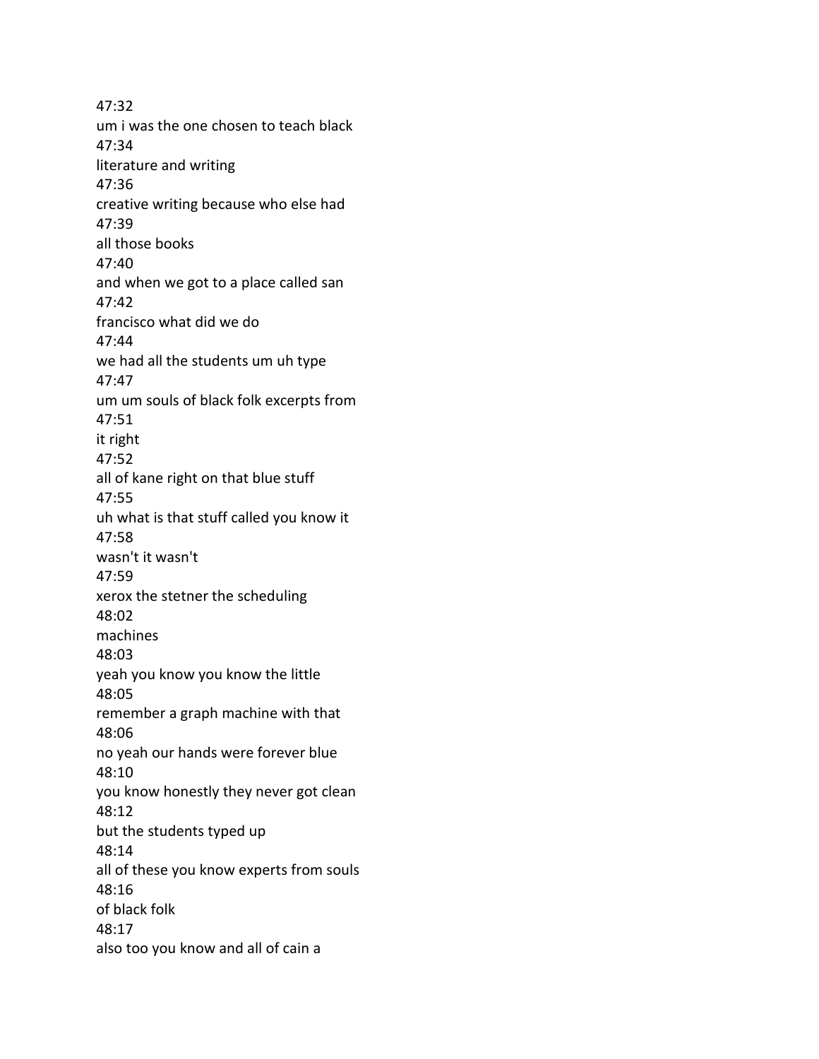47:32
um i was the one chosen to teach black
47:34
literature and writing
47:36
creative writing because who else had
47:39
all those books
47:40
and when we got to a place called san
47:42
francisco what did we do
47:44
we had all the students um uh type
47:47
um um souls of black folk excerpts from
47:51
it right
47:52
all of kane right on that blue stuff
47:55
uh what is that stuff called you know it
47:58
wasn't it wasn't
47:59
xerox the stetner the scheduling
48:02
machines
48:03
yeah you know you know the little
48:05
remember a graph machine with that
48:06
no yeah our hands were forever blue
48:10
you know honestly they never got clean
48:12
but the students typed up
48:14
all of these you know experts from souls
48:16
of black folk
48:17
also too you know and all of cain a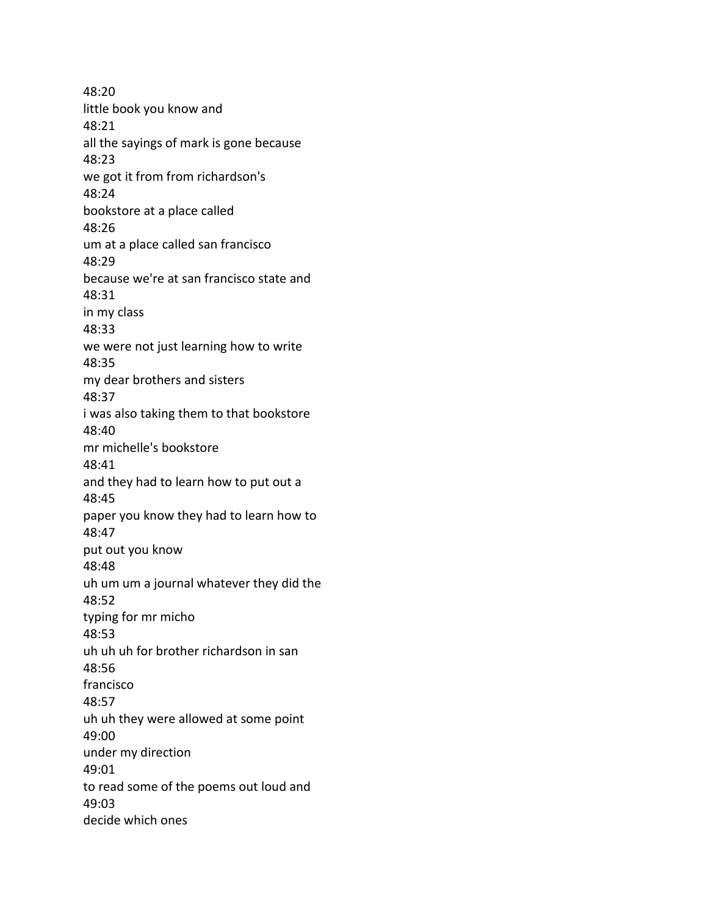48:20
little book you know and
48:21
all the sayings of mark is gone because
48:23
we got it from from richardson's
48:24
bookstore at a place called
48:26
um at a place called san francisco
48:29
because we're at san francisco state and
48:31
in my class
48:33
we were not just learning how to write
48:35
my dear brothers and sisters
48:37
i was also taking them to that bookstore
48:40
mr michelle's bookstore
48:41
and they had to learn how to put out a
48:45
paper you know they had to learn how to
48:47
put out you know
48:48
uh um um a journal whatever they did the
48:52
typing for mr micho
48:53
uh uh uh for brother richardson in san
48:56
francisco
48:57
uh uh they were allowed at some point
49:00
under my direction
49:01
to read some of the poems out loud and
49:03
decide which ones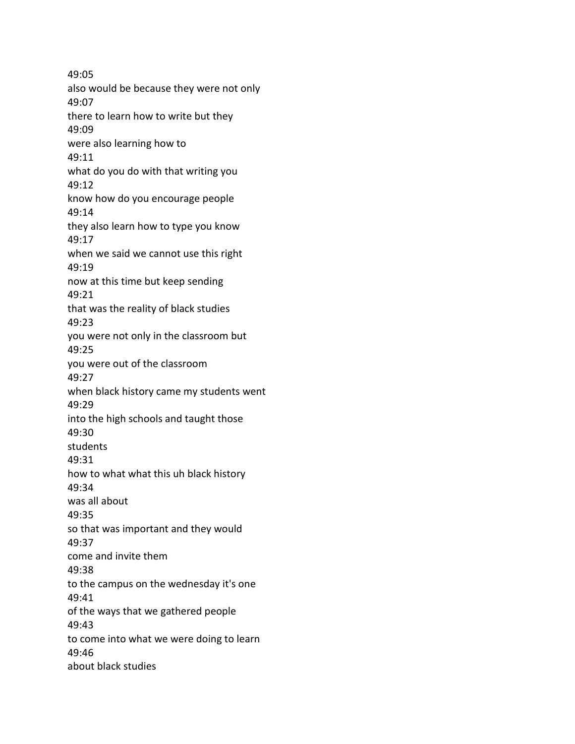49:05
also would be because they were not only
49:07
there to learn how to write but they
49:09
were also learning how to
49:11
what do you do with that writing you
49:12
know how do you encourage people
49:14
they also learn how to type you know
49:17
when we said we cannot use this right
49:19
now at this time but keep sending
49:21
that was the reality of black studies
49:23
you were not only in the classroom but
49:25
you were out of the classroom
49:27
when black history came my students went
49:29
into the high schools and taught those
49:30
students
49:31
how to what what this uh black history
49:34
was all about
49:35
so that was important and they would
49:37
come and invite them
49:38
to the campus on the wednesday it's one
49:41
of the ways that we gathered people
49:43
to come into what we were doing to learn
49:46
about black studies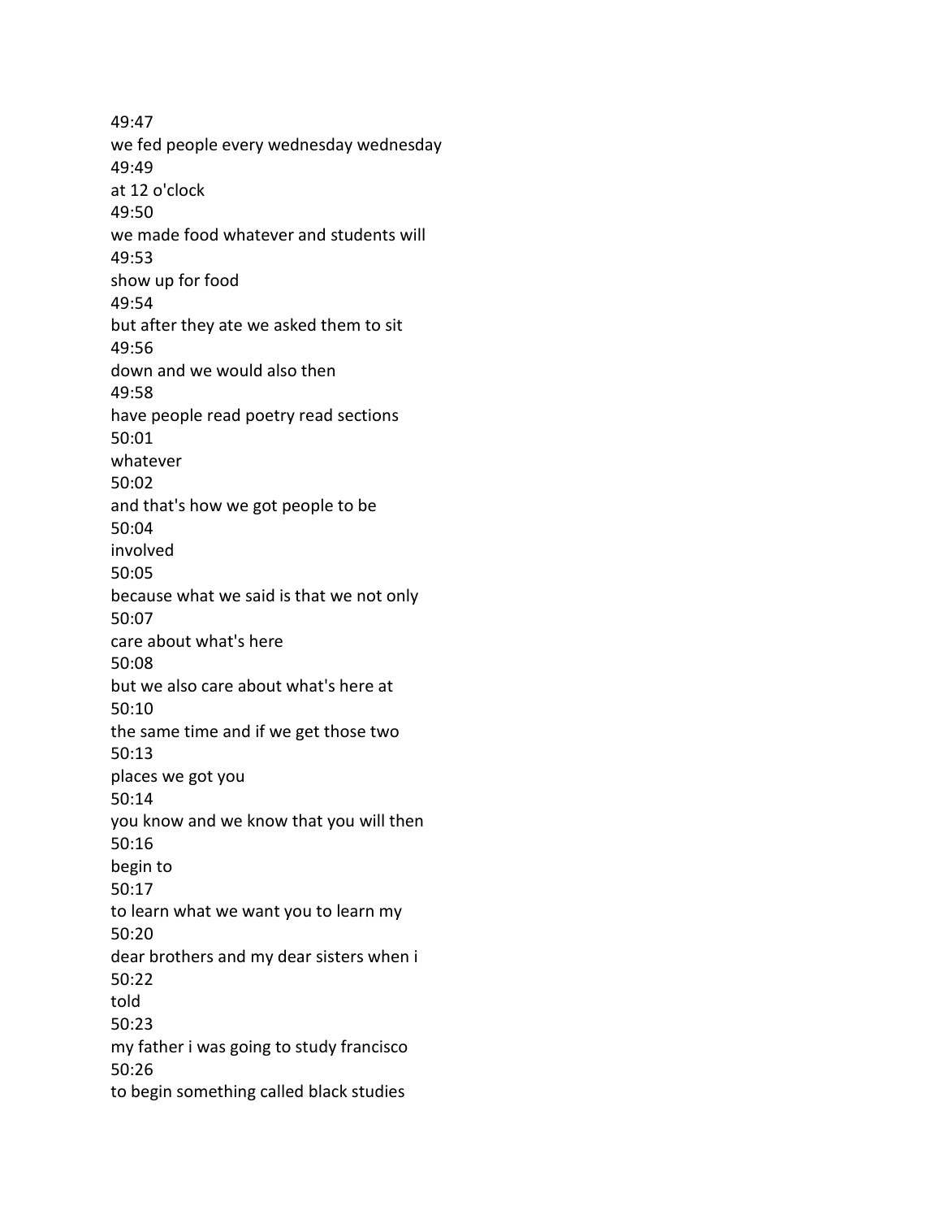49:47
we fed people every wednesday wednesday
49:49
at 12 o'clock
49:50
we made food whatever and students will
49:53
show up for food
49:54
but after they ate we asked them to sit
49:56
down and we would also then
49:58
have people read poetry read sections
50:01
whatever
50:02
and that's how we got people to be
50:04
involved
50:05
because what we said is that we not only
50:07
care about what's here
50:08
but we also care about what's here at
50:10
the same time and if we get those two
50:13
places we got you
50:14
you know and we know that you will then
50:16
begin to
50:17
to learn what we want you to learn my
50:20
dear brothers and my dear sisters when i
50:22
told
50:23
my father i was going to study francisco
50:26
to begin something called black studies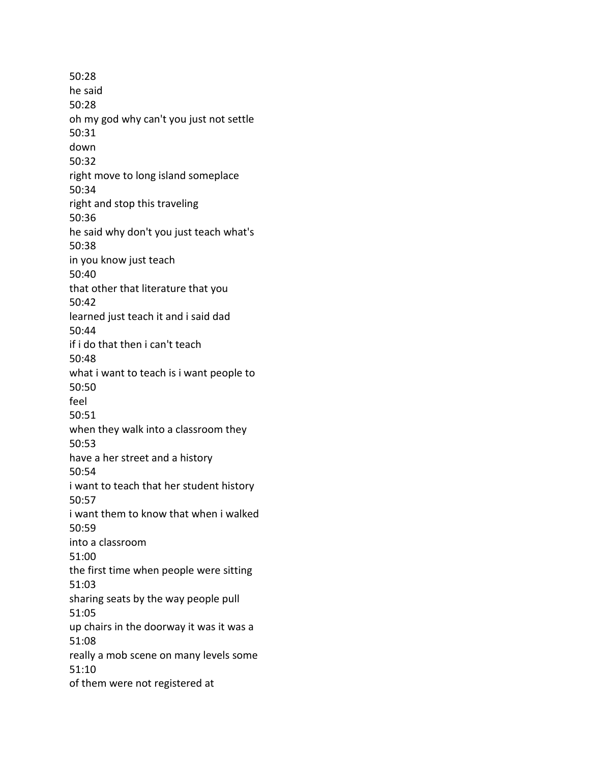50:28
he said
50:28
oh my god why can't you just not settle
50:31
down
50:32
right move to long island someplace
50:34
right and stop this traveling
50:36
he said why don't you just teach what's
50:38
in you know just teach
50:40
that other that literature that you
50:42
learned just teach it and i said dad
50:44
if i do that then i can't teach
50:48
what i want to teach is i want people to
50:50
feel
50:51
when they walk into a classroom they
50:53
have a her street and a history
50:54
i want to teach that her student history
50:57
i want them to know that when i walked
50:59
into a classroom
51:00
the first time when people were sitting
51:03
sharing seats by the way people pull
51:05
up chairs in the doorway it was it was a
51:08
really a mob scene on many levels some
51:10
of them were not registered at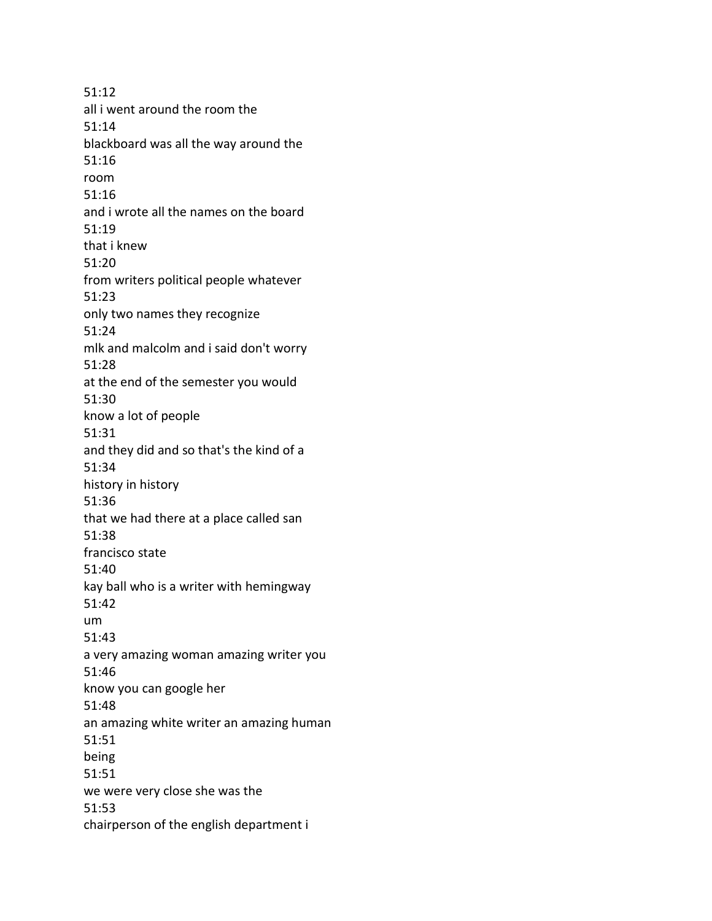51:12
all i went around the room the
51:14
blackboard was all the way around the
51:16
room
51:16
and i wrote all the names on the board
51:19
that i knew
51:20
from writers political people whatever
51:23
only two names they recognize
51:24
mlk and malcolm and i said don't worry
51:28
at the end of the semester you would
51:30
know a lot of people
51:31
and they did and so that's the kind of a
51:34
history in history
51:36
that we had there at a place called san
51:38
francisco state
51:40
kay ball who is a writer with hemingway
51:42
um
51:43
a very amazing woman amazing writer you
51:46
know you can google her
51:48
an amazing white writer an amazing human
51:51
being
51:51
we were very close she was the
51:53
chairperson of the english department i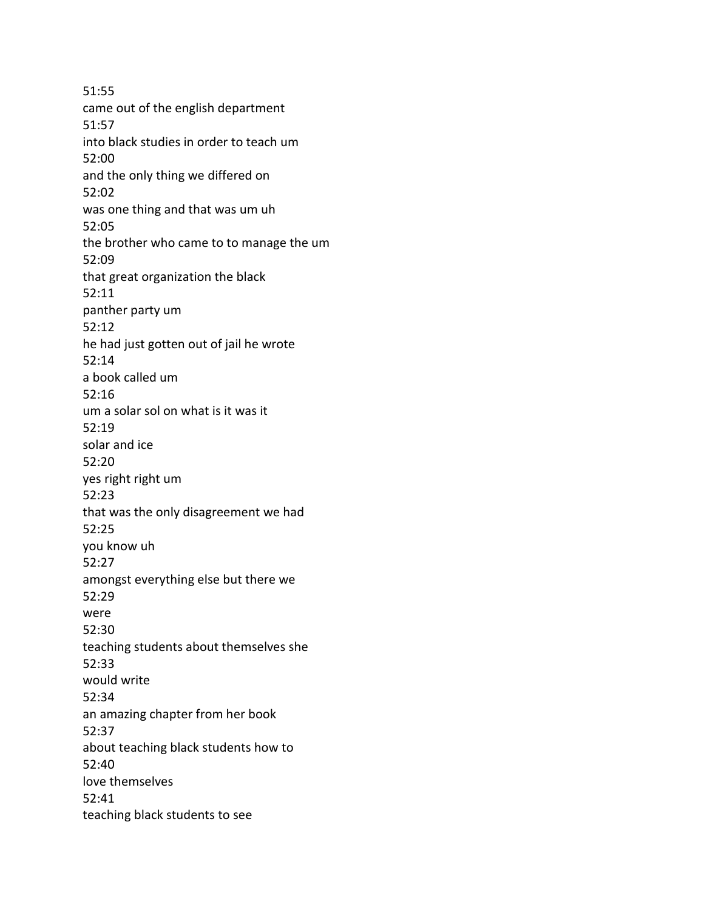51:55
came out of the english department
51:57
into black studies in order to teach um
52:00
and the only thing we differed on
52:02
was one thing and that was um uh
52:05
the brother who came to to manage the um
52:09
that great organization the black
52:11
panther party um
52:12
he had just gotten out of jail he wrote
52:14
a book called um
52:16
um a solar sol on what is it was it
52:19
solar and ice
52:20
yes right right um
52:23
that was the only disagreement we had
52:25
you know uh
52:27
amongst everything else but there we
52:29
were
52:30
teaching students about themselves she
52:33
would write
52:34
an amazing chapter from her book
52:37
about teaching black students how to
52:40
love themselves
52:41
teaching black students to see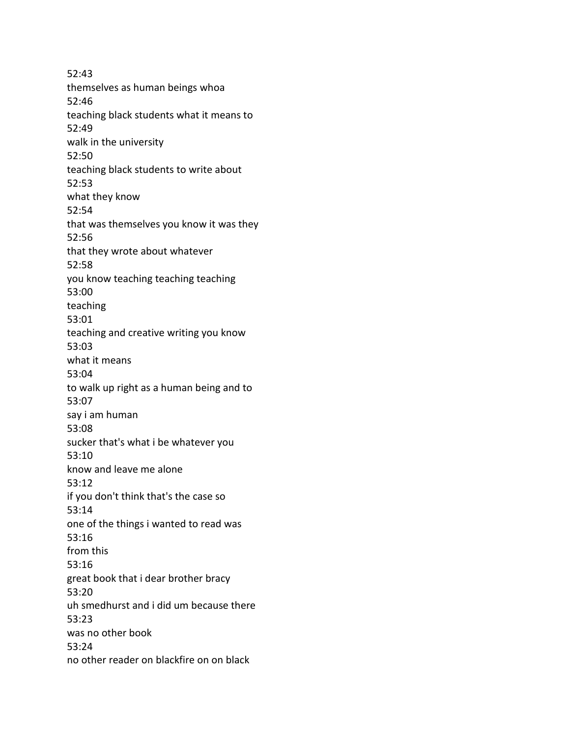52:43
themselves as human beings whoa
52:46
teaching black students what it means to
52:49
walk in the university
52:50
teaching black students to write about
52:53
what they know
52:54
that was themselves you know it was they
52:56
that they wrote about whatever
52:58
you know teaching teaching teaching
53:00
teaching
53:01
teaching and creative writing you know
53:03
what it means
53:04
to walk up right as a human being and to
53:07
say i am human
53:08
sucker that's what i be whatever you
53:10
know and leave me alone
53:12
if you don't think that's the case so
53:14
one of the things i wanted to read was
53:16
from this
53:16
great book that i dear brother bracy
53:20
uh smedhurst and i did um because there
53:23
was no other book
53:24
no other reader on blackfire on on black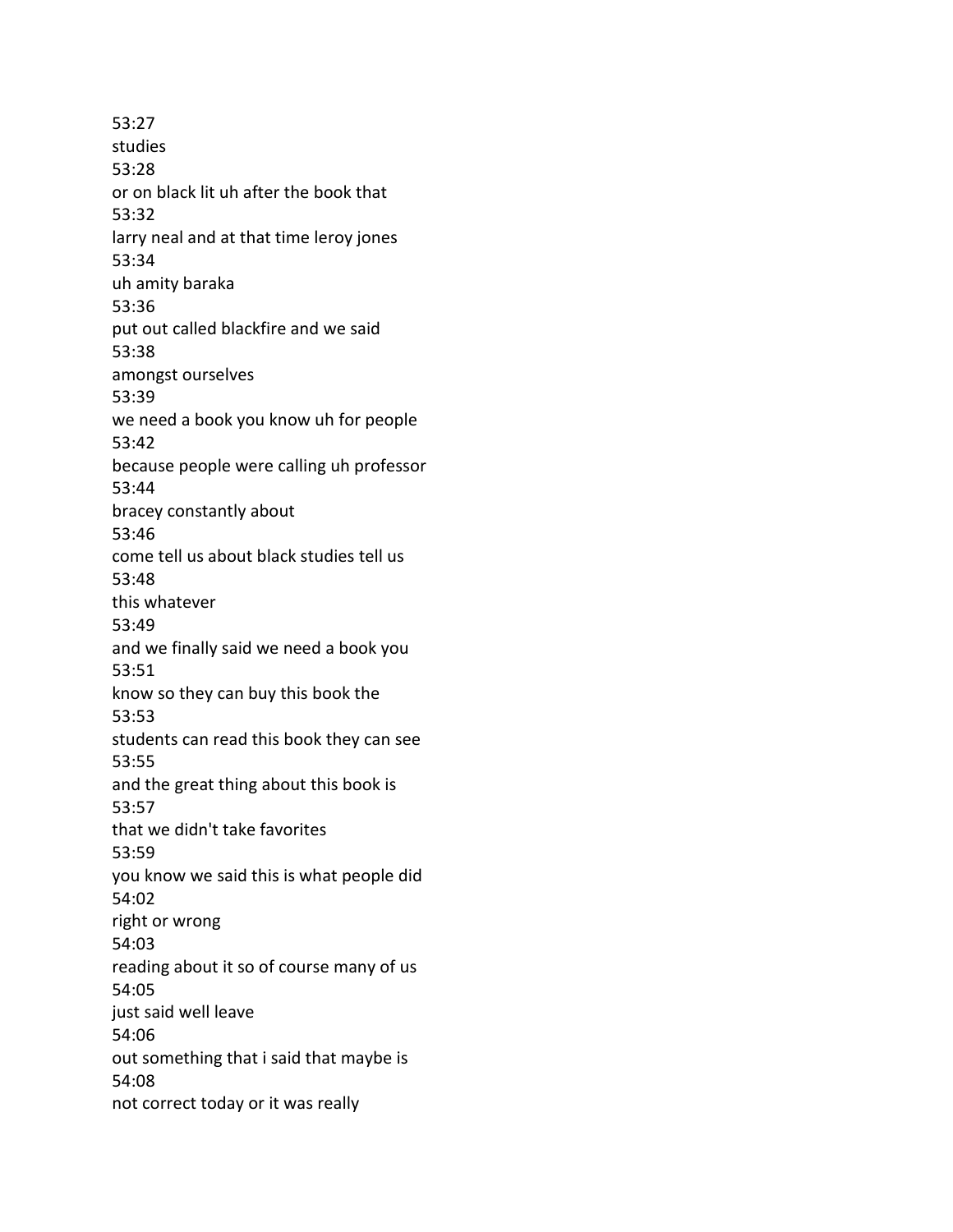53:27
studies
53:28
or on black lit uh after the book that
53:32
larry neal and at that time leroy jones
53:34
uh amity baraka
53:36
put out called blackfire and we said
53:38
amongst ourselves
53:39
we need a book you know uh for people
53:42
because people were calling uh professor
53:44
bracey constantly about
53:46
come tell us about black studies tell us
53:48
this whatever
53:49
and we finally said we need a book you
53:51
know so they can buy this book the
53:53
students can read this book they can see
53:55
and the great thing about this book is
53:57
that we didn't take favorites
53:59
you know we said this is what people did
54:02
right or wrong
54:03
reading about it so of course many of us
54:05
just said well leave
54:06
out something that i said that maybe is
54:08
not correct today or it was really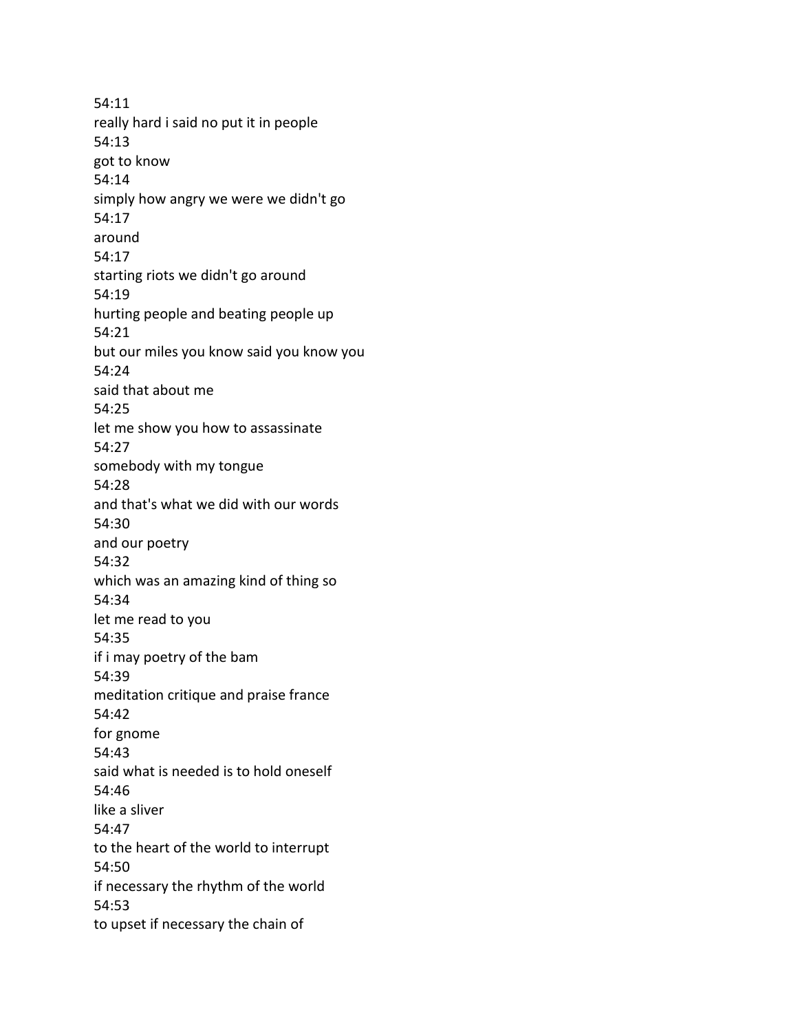54:11
really hard i said no put it in people
54:13
got to know
54:14
simply how angry we were we didn't go
54:17
around
54:17
starting riots we didn't go around
54:19
hurting people and beating people up
54:21
but our miles you know said you know you
54:24
said that about me
54:25
let me show you how to assassinate
54:27
somebody with my tongue
54:28
and that's what we did with our words
54:30
and our poetry
54:32
which was an amazing kind of thing so
54:34
let me read to you
54:35
if i may poetry of the bam
54:39
meditation critique and praise france
54:42
for gnome
54:43
said what is needed is to hold oneself
54:46
like a sliver
54:47
to the heart of the world to interrupt
54:50
if necessary the rhythm of the world
54:53
to upset if necessary the chain of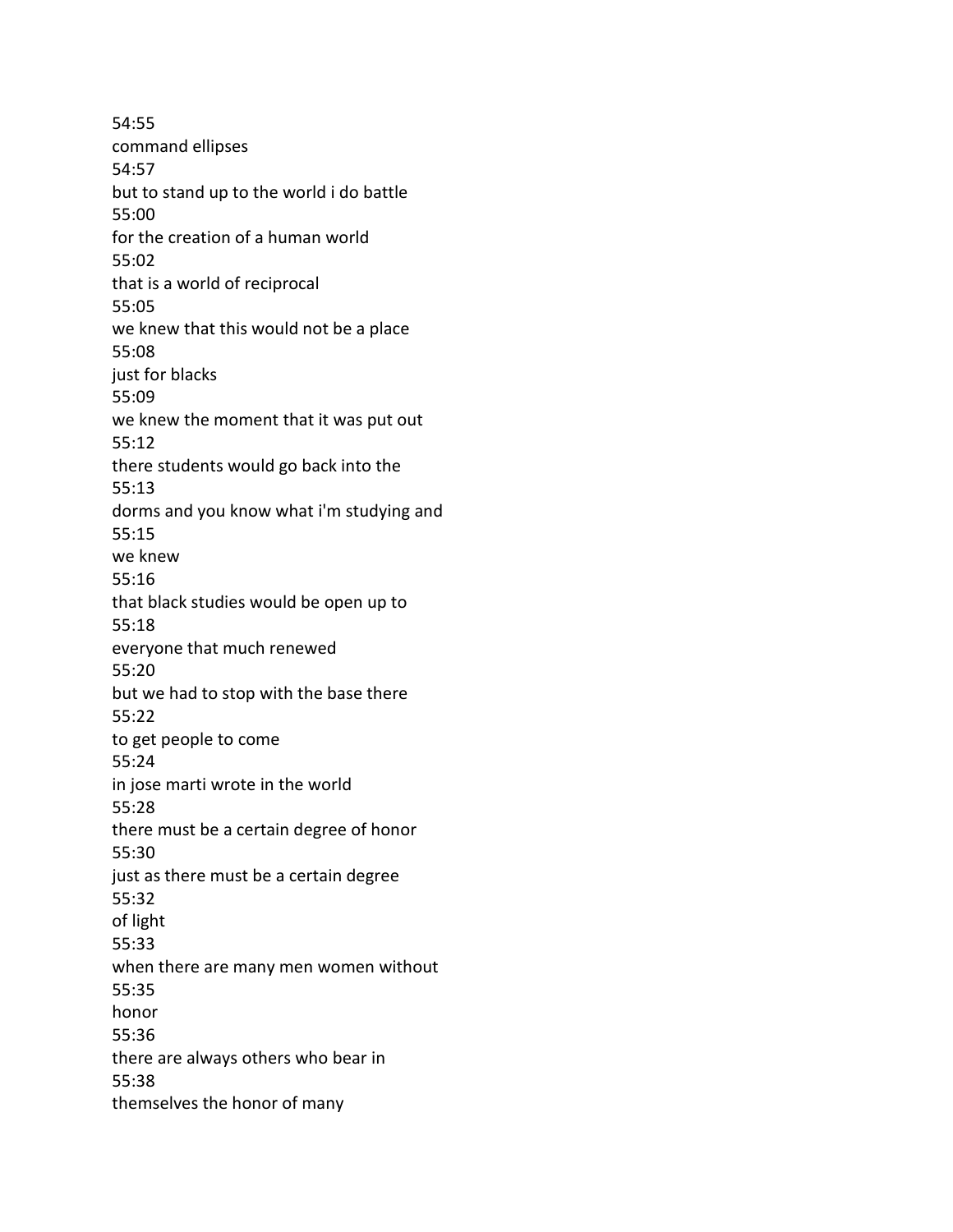54:55
command ellipses
54:57
but to stand up to the world i do battle
55:00
for the creation of a human world
55:02
that is a world of reciprocal
55:05
we knew that this would not be a place
55:08
just for blacks
55:09
we knew the moment that it was put out
55:12
there students would go back into the
55:13
dorms and you know what i'm studying and
55:15
we knew
55:16
that black studies would be open up to
55:18
everyone that much renewed
55:20
but we had to stop with the base there
55:22
to get people to come
55:24
in jose marti wrote in the world
55:28
there must be a certain degree of honor
55:30
just as there must be a certain degree
55:32
of light
55:33
when there are many men women without
55:35
honor
55:36
there are always others who bear in
55:38
themselves the honor of many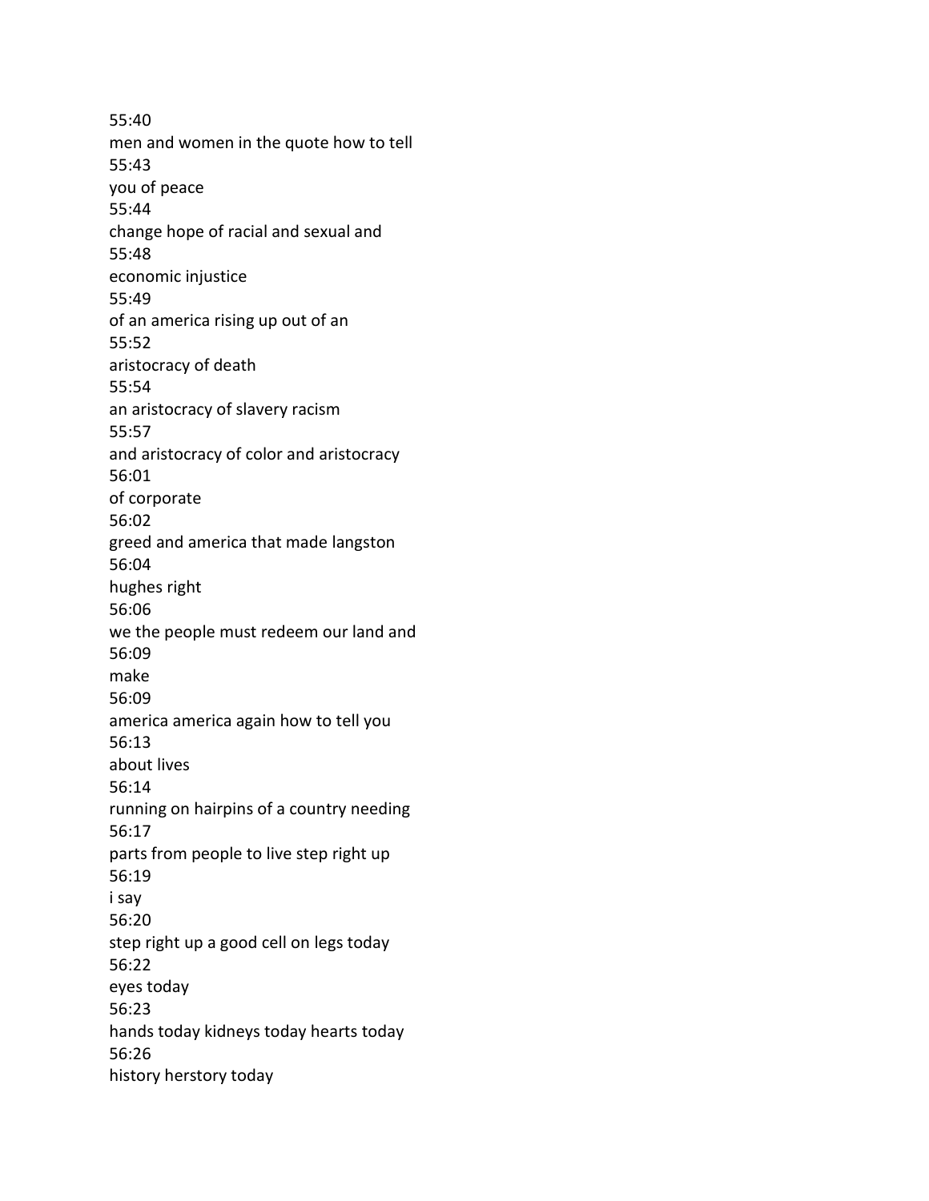55:40
men and women in the quote how to tell
55:43
you of peace
55:44
change hope of racial and sexual and
55:48
economic injustice
55:49
of an america rising up out of an
55:52
aristocracy of death
55:54
an aristocracy of slavery racism
55:57
and aristocracy of color and aristocracy
56:01
of corporate
56:02
greed and america that made langston
56:04
hughes right
56:06
we the people must redeem our land and
56:09
make
56:09
america america again how to tell you
56:13
about lives
56:14
running on hairpins of a country needing
56:17
parts from people to live step right up
56:19
i say
56:20
step right up a good cell on legs today
56:22
eyes today
56:23
hands today kidneys today hearts today
56:26
history herstory today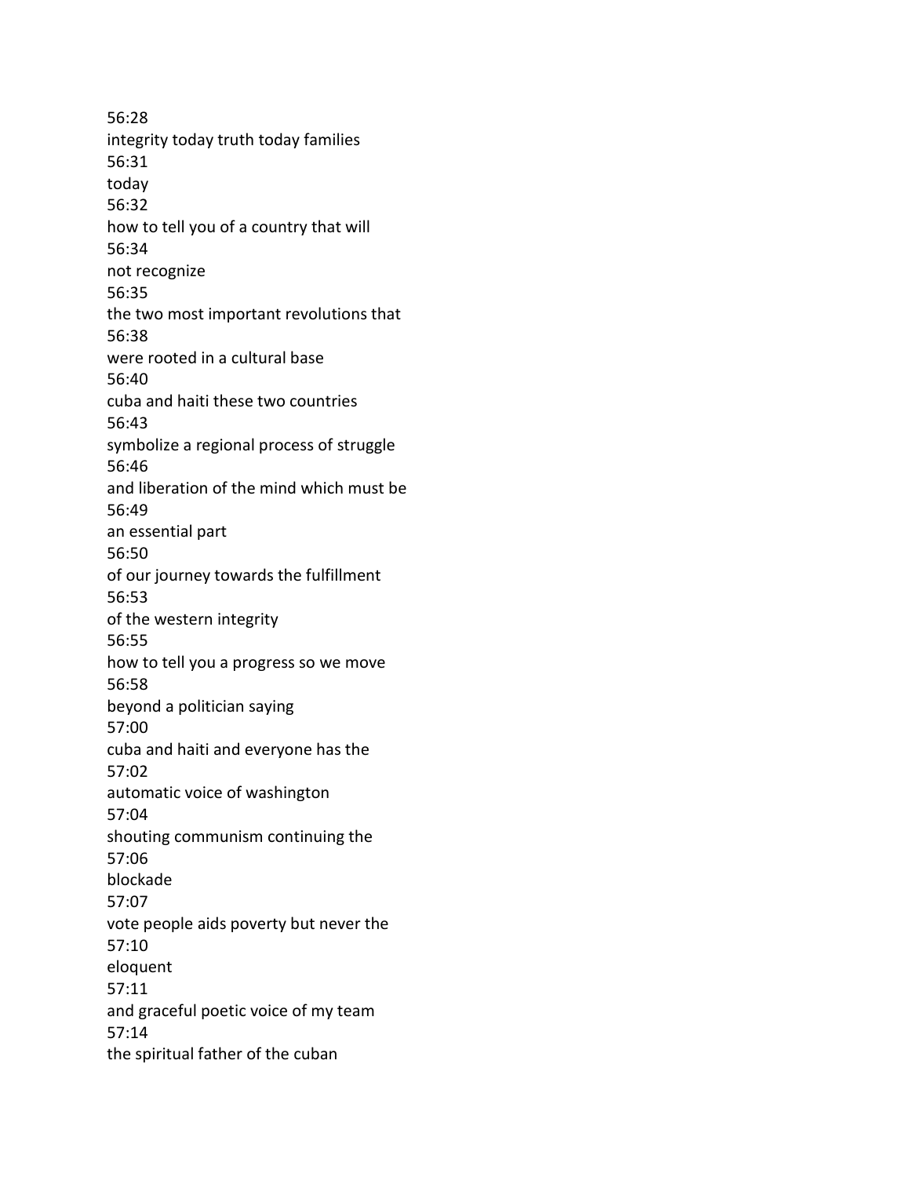56:28
integrity today truth today families
56:31
today
56:32
how to tell you of a country that will
56:34
not recognize
56:35
the two most important revolutions that
56:38
were rooted in a cultural base
56:40
cuba and haiti these two countries
56:43
symbolize a regional process of struggle
56:46
and liberation of the mind which must be
56:49
an essential part
56:50
of our journey towards the fulfillment
56:53
of the western integrity
56:55
how to tell you a progress so we move
56:58
beyond a politician saying
57:00
cuba and haiti and everyone has the
57:02
automatic voice of washington
57:04
shouting communism continuing the
57:06
blockade
57:07
vote people aids poverty but never the
57:10
eloquent
57:11
and graceful poetic voice of my team
57:14
the spiritual father of the cuban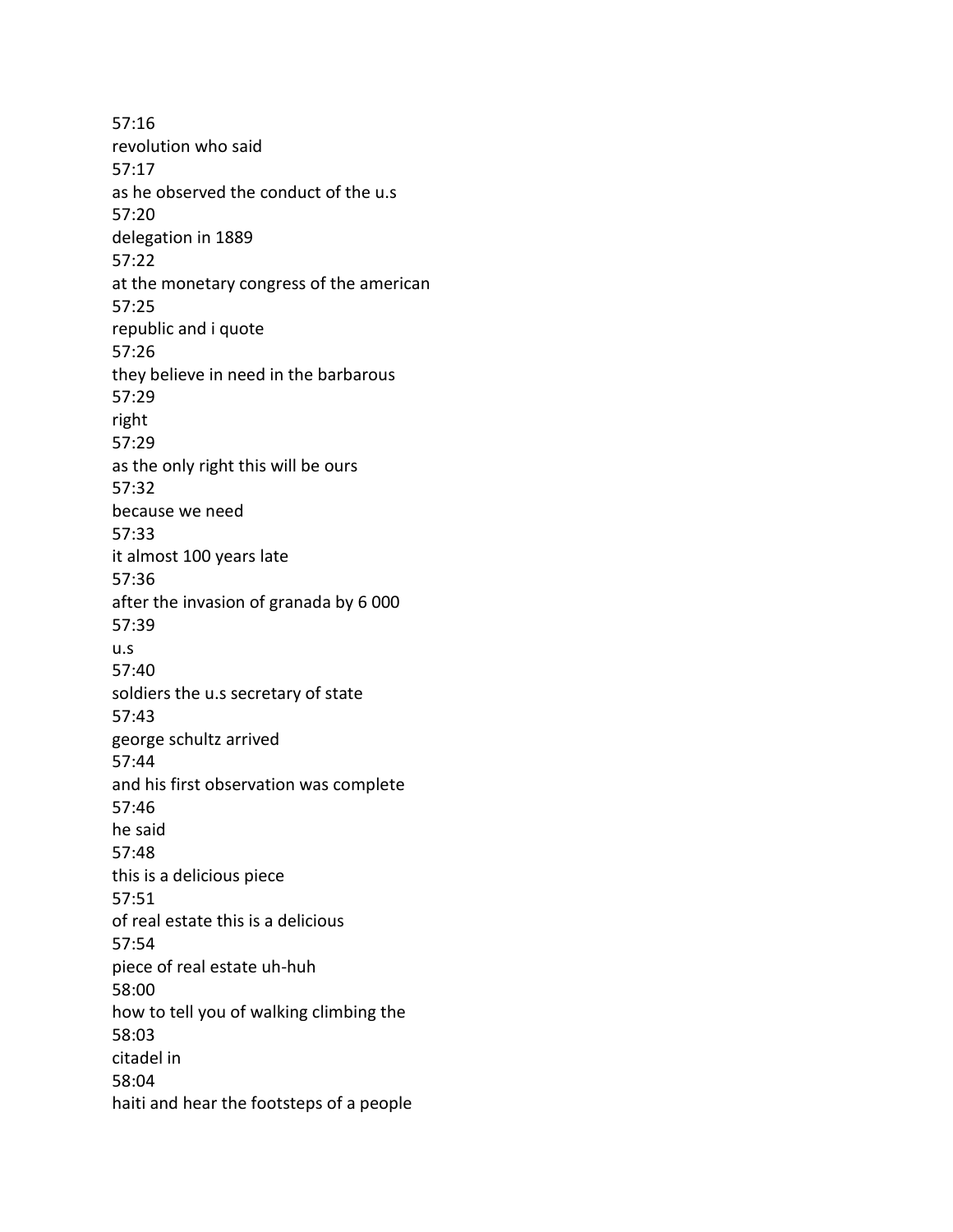57:16
revolution who said
57:17
as he observed the conduct of the u.s
57:20
delegation in 1889
57:22
at the monetary congress of the american
57:25
republic and i quote
57:26
they believe in need in the barbarous
57:29
right
57:29
as the only right this will be ours
57:32
because we need
57:33
it almost 100 years late
57:36
after the invasion of granada by 6 000
57:39
u.s
57:40
soldiers the u.s secretary of state
57:43
george schultz arrived
57:44
and his first observation was complete
57:46
he said
57:48
this is a delicious piece
57:51
of real estate this is a delicious
57:54
piece of real estate uh-huh
58:00
how to tell you of walking climbing the
58:03
citadel in
58:04
haiti and hear the footsteps of a people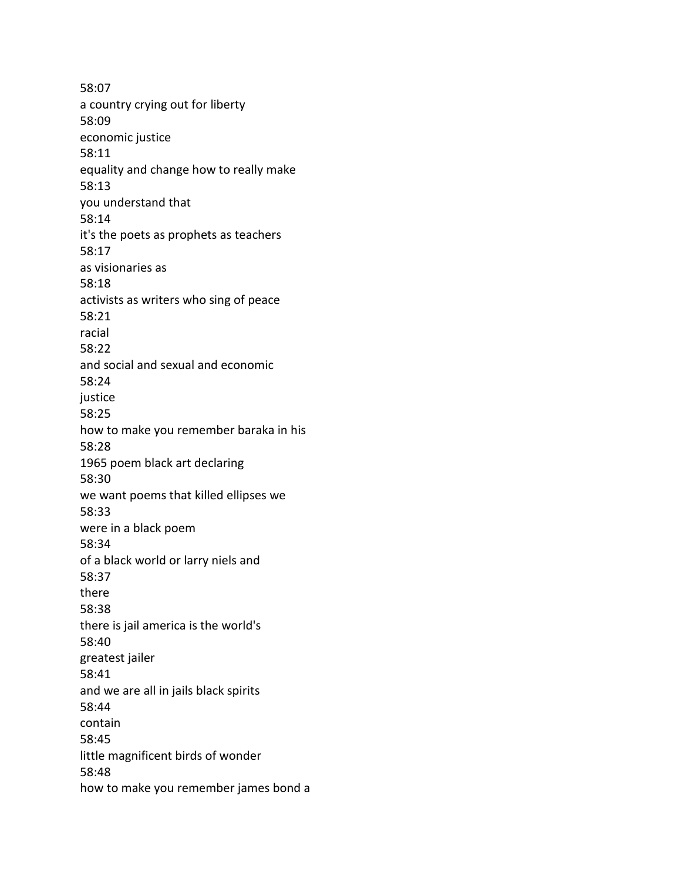58:07
a country crying out for liberty
58:09
economic justice
58:11
equality and change how to really make
58:13
you understand that
58:14
it's the poets as prophets as teachers
58:17
as visionaries as
58:18
activists as writers who sing of peace
58:21
racial
58:22
and social and sexual and economic
58:24
justice
58:25
how to make you remember baraka in his
58:28
1965 poem black art declaring
58:30
we want poems that killed ellipses we
58:33
were in a black poem
58:34
of a black world or larry niels and
58:37
there
58:38
there is jail america is the world's
58:40
greatest jailer
58:41
and we are all in jails black spirits
58:44
contain
58:45
little magnificent birds of wonder
58:48
how to make you remember james bond a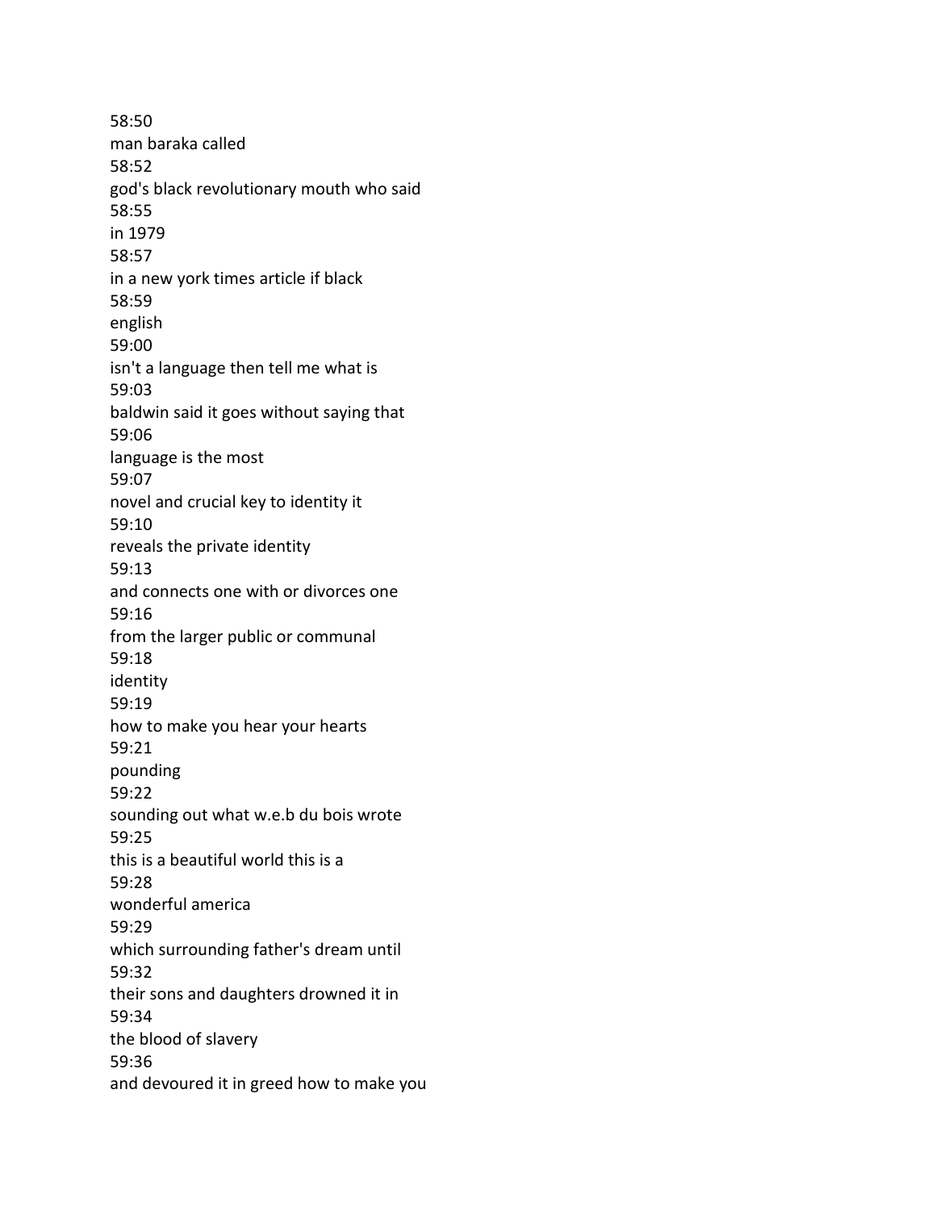58:50
man baraka called
58:52
god's black revolutionary mouth who said
58:55
in 1979
58:57
in a new york times article if black
58:59
english
59:00
isn't a language then tell me what is
59:03
baldwin said it goes without saying that
59:06
language is the most
59:07
novel and crucial key to identity it
59:10
reveals the private identity
59:13
and connects one with or divorces one
59:16
from the larger public or communal
59:18
identity
59:19
how to make you hear your hearts
59:21
pounding
59:22
sounding out what w.e.b du bois wrote
59:25
this is a beautiful world this is a
59:28
wonderful america
59:29
which surrounding father's dream until
59:32
their sons and daughters drowned it in
59:34
the blood of slavery
59:36
and devoured it in greed how to make you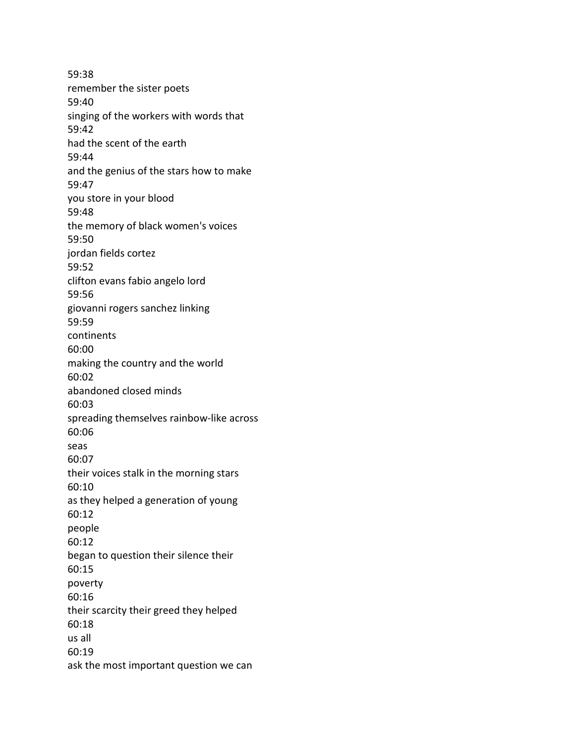59:38
remember the sister poets
59:40
singing of the workers with words that
59:42
had the scent of the earth
59:44
and the genius of the stars how to make
59:47
you store in your blood
59:48
the memory of black women's voices
59:50
jordan fields cortez
59:52
clifton evans fabio angelo lord
59:56
giovanni rogers sanchez linking
59:59
continents
60:00
making the country and the world
60:02
abandoned closed minds
60:03
spreading themselves rainbow-like across
60:06
seas
60:07
their voices stalk in the morning stars
60:10
as they helped a generation of young
60:12
people
60:12
began to question their silence their
60:15
poverty
60:16
their scarcity their greed they helped
60:18
us all
60:19
ask the most important question we can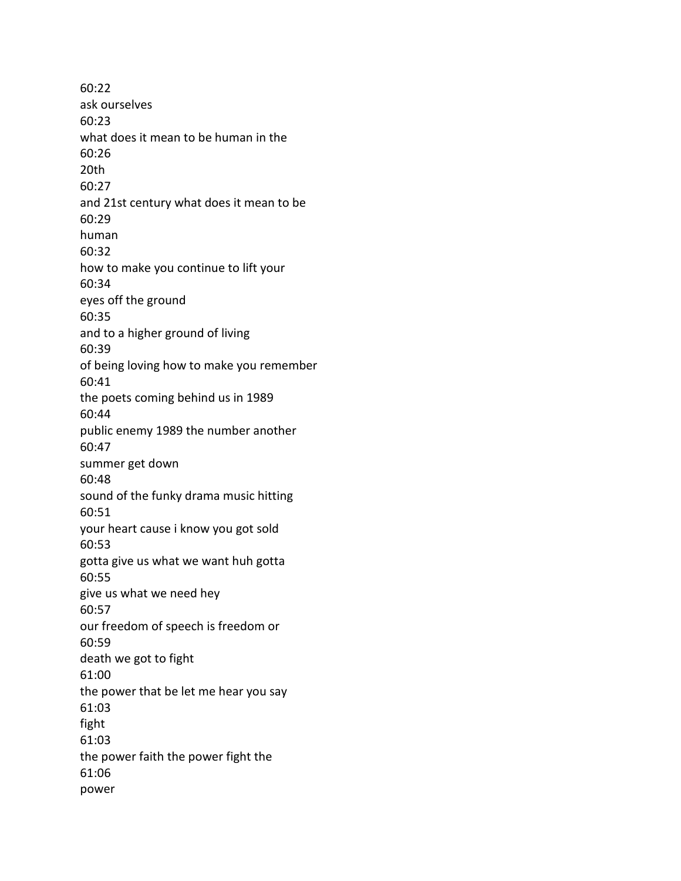60:22
ask ourselves
60:23
what does it mean to be human in the
60:26
20th
60:27
and 21st century what does it mean to be
60:29
human
60:32
how to make you continue to lift your
60:34
eyes off the ground
60:35
and to a higher ground of living
60:39
of being loving how to make you remember
60:41
the poets coming behind us in 1989
60:44
public enemy 1989 the number another
60:47
summer get down
60:48
sound of the funky drama music hitting
60:51
your heart cause i know you got sold
60:53
gotta give us what we want huh gotta
60:55
give us what we need hey
60:57
our freedom of speech is freedom or
60:59
death we got to fight
61:00
the power that be let me hear you say
61:03
fight
61:03
the power faith the power fight the
61:06
power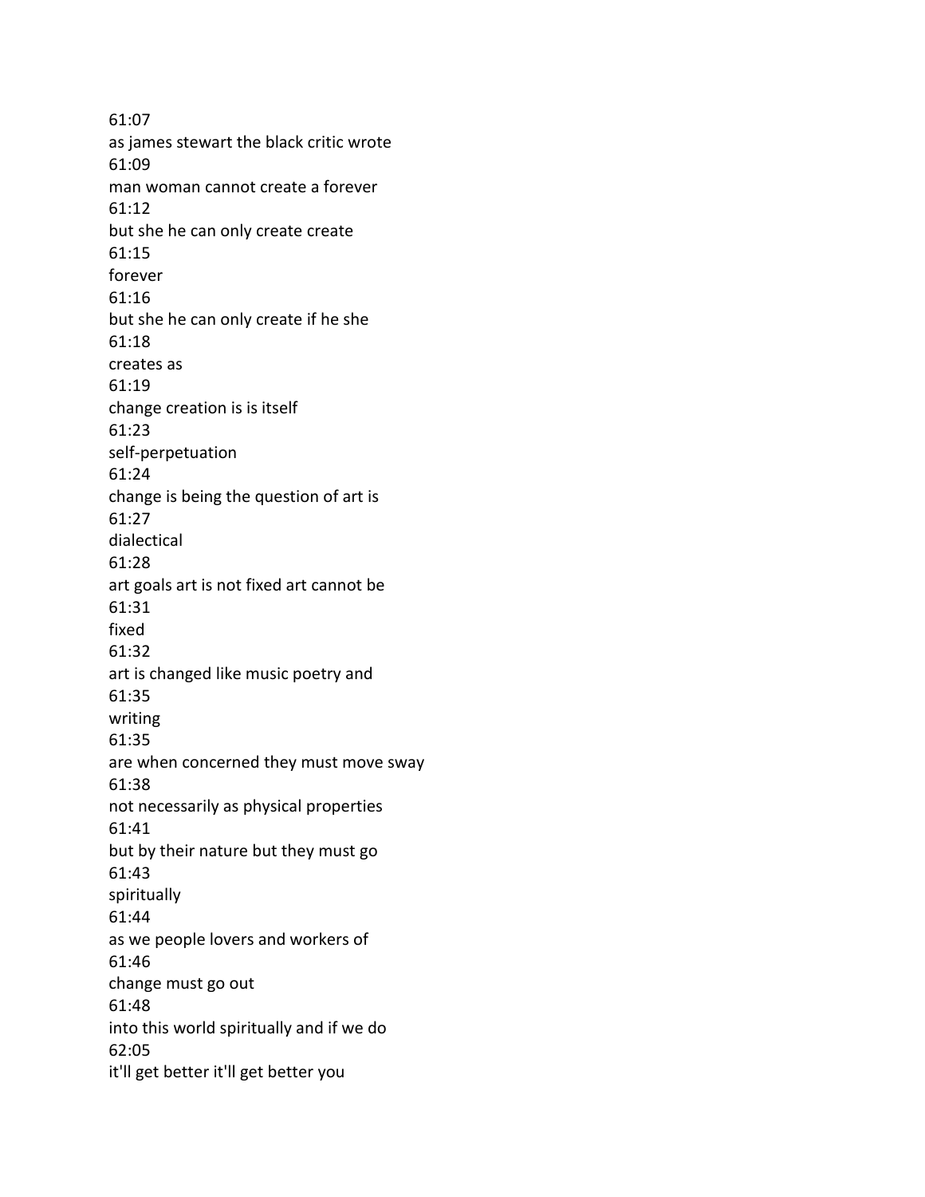61:07
as james stewart the black critic wrote
61:09
man woman cannot create a forever
61:12
but she he can only create create
61:15
forever
61:16
but she he can only create if he she
61:18
creates as
61:19
change creation is is itself
61:23
self-perpetuation
61:24
change is being the question of art is
61:27
dialectical
61:28
art goals art is not fixed art cannot be
61:31
fixed
61:32
art is changed like music poetry and
61:35
writing
61:35
are when concerned they must move sway
61:38
not necessarily as physical properties
61:41
but by their nature but they must go
61:43
spiritually
61:44
as we people lovers and workers of
61:46
change must go out
61:48
into this world spiritually and if we do
62:05
it'll get better it'll get better you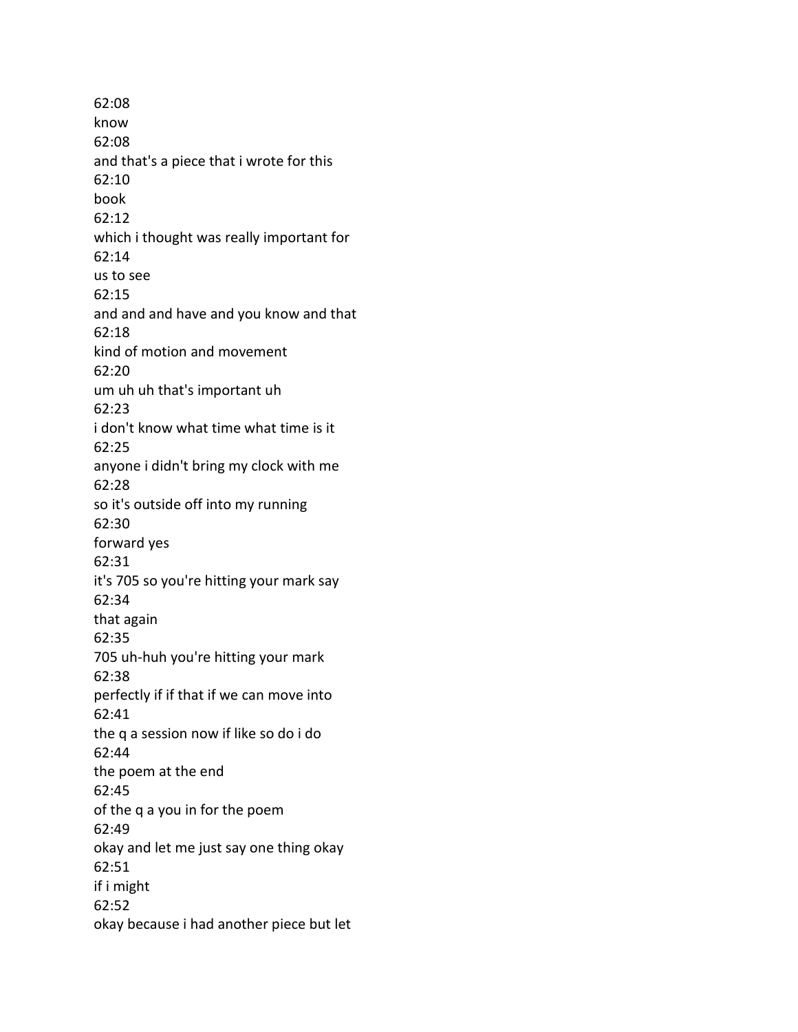62:08
know
62:08
and that's a piece that i wrote for this
62:10
book
62:12
which i thought was really important for
62:14
us to see
62:15
and and and have and you know and that
62:18
kind of motion and movement
62:20
um uh uh that's important uh
62:23
i don't know what time what time is it
62:25
anyone i didn't bring my clock with me
62:28
so it's outside off into my running
62:30
forward yes
62:31
it's 705 so you're hitting your mark say
62:34
that again
62:35
705 uh-huh you're hitting your mark
62:38
perfectly if if that if we can move into
62:41
the q a session now if like so do i do
62:44
the poem at the end
62:45
of the q a you in for the poem
62:49
okay and let me just say one thing okay
62:51
if i might
62:52
okay because i had another piece but let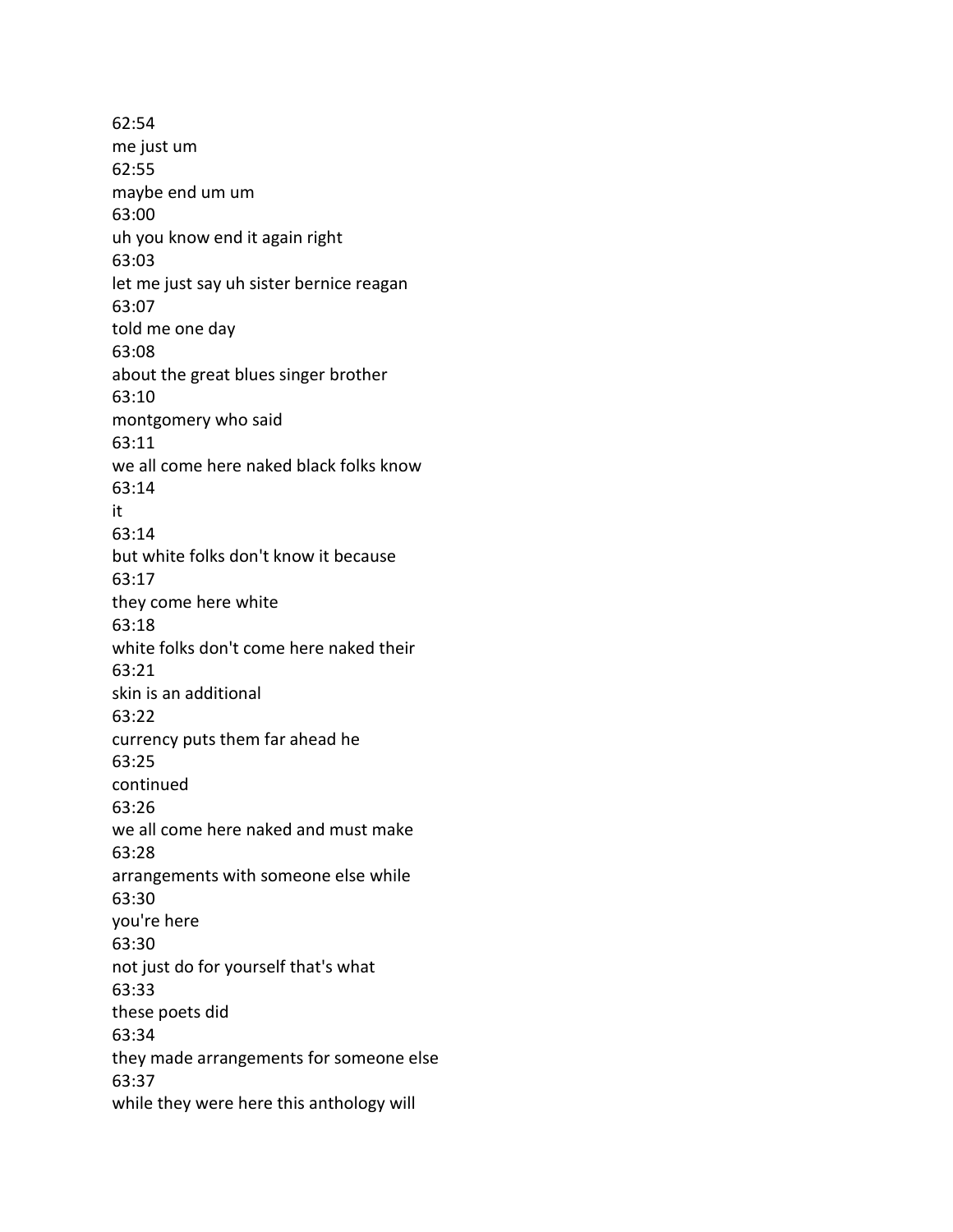62:54
me just um
62:55
maybe end um um
63:00
uh you know end it again right
63:03
let me just say uh sister bernice reagan
63:07
told me one day
63:08
about the great blues singer brother
63:10
montgomery who said
63:11
we all come here naked black folks know
63:14
it
63:14
but white folks don't know it because
63:17
they come here white
63:18
white folks don't come here naked their
63:21
skin is an additional
63:22
currency puts them far ahead he
63:25
continued
63:26
we all come here naked and must make
63:28
arrangements with someone else while
63:30
you're here
63:30
not just do for yourself that's what
63:33
these poets did
63:34
they made arrangements for someone else
63:37
while they were here this anthology will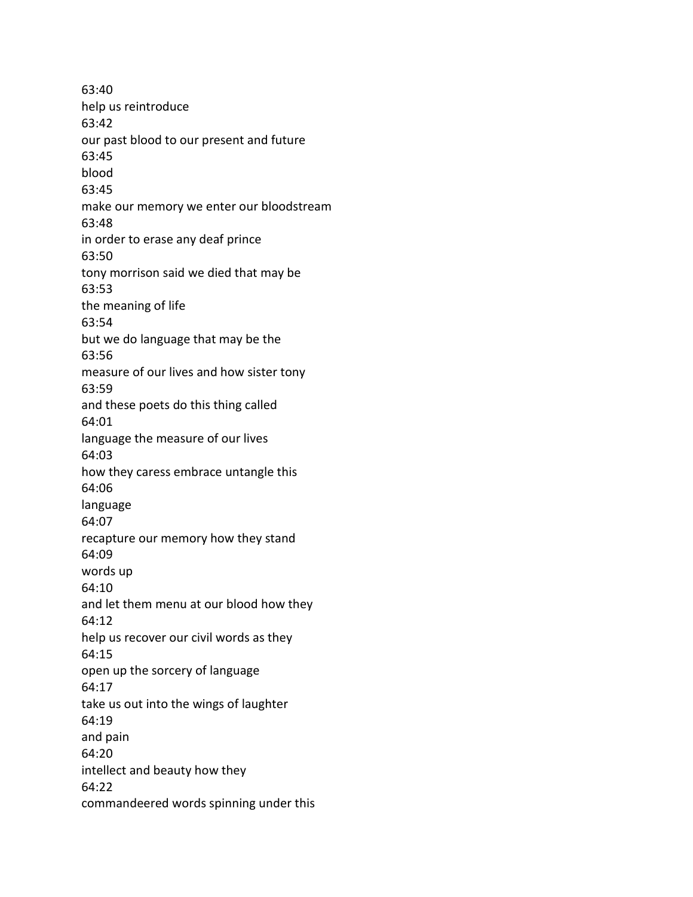63:40
help us reintroduce
63:42
our past blood to our present and future
63:45
blood
63:45
make our memory we enter our bloodstream
63:48
in order to erase any deaf prince
63:50
tony morrison said we died that may be
63:53
the meaning of life
63:54
but we do language that may be the
63:56
measure of our lives and how sister tony
63:59
and these poets do this thing called
64:01
language the measure of our lives
64:03
how they caress embrace untangle this
64:06
language
64:07
recapture our memory how they stand
64:09
words up
64:10
and let them menu at our blood how they
64:12
help us recover our civil words as they
64:15
open up the sorcery of language
64:17
take us out into the wings of laughter
64:19
and pain
64:20
intellect and beauty how they
64:22
commandeered words spinning under this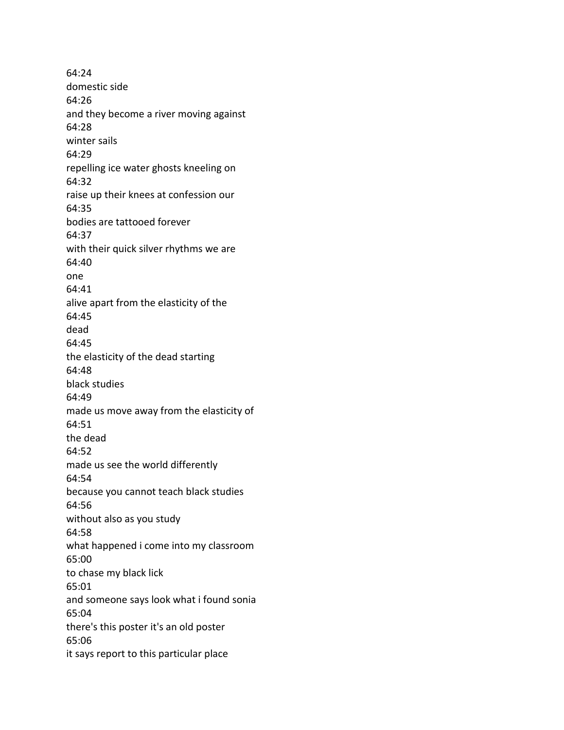64:24
domestic side
64:26
and they become a river moving against
64:28
winter sails
64:29
repelling ice water ghosts kneeling on
64:32
raise up their knees at confession our
64:35
bodies are tattooed forever
64:37
with their quick silver rhythms we are
64:40
one
64:41
alive apart from the elasticity of the
64:45
dead
64:45
the elasticity of the dead starting
64:48
black studies
64:49
made us move away from the elasticity of
64:51
the dead
64:52
made us see the world differently
64:54
because you cannot teach black studies
64:56
without also as you study
64:58
what happened i come into my classroom
65:00
to chase my black lick
65:01
and someone says look what i found sonia
65:04
there's this poster it's an old poster
65:06
it says report to this particular place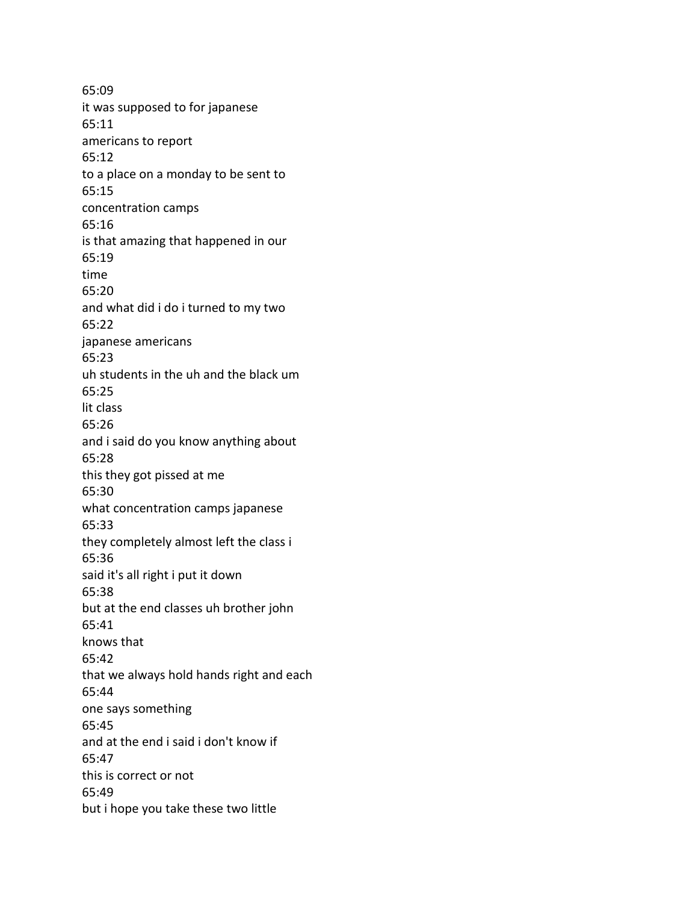65:09
it was supposed to for japanese
65:11
americans to report
65:12
to a place on a monday to be sent to
65:15
concentration camps
65:16
is that amazing that happened in our
65:19
time
65:20
and what did i do i turned to my two
65:22
japanese americans
65:23
uh students in the uh and the black um
65:25
lit class
65:26
and i said do you know anything about
65:28
this they got pissed at me
65:30
what concentration camps japanese
65:33
they completely almost left the class i
65:36
said it's all right i put it down
65:38
but at the end classes uh brother john
65:41
knows that
65:42
that we always hold hands right and each
65:44
one says something
65:45
and at the end i said i don't know if
65:47
this is correct or not
65:49
but i hope you take these two little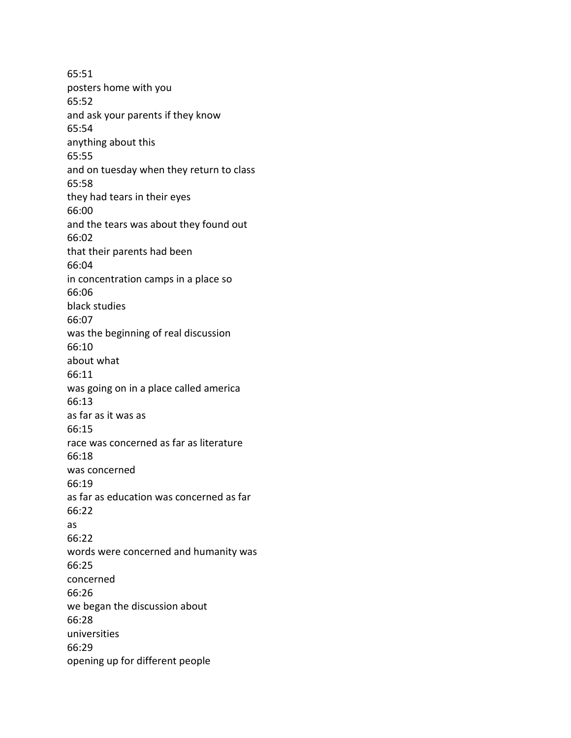65:51
posters home with you
65:52
and ask your parents if they know
65:54
anything about this
65:55
and on tuesday when they return to class
65:58
they had tears in their eyes
66:00
and the tears was about they found out
66:02
that their parents had been
66:04
in concentration camps in a place so
66:06
black studies
66:07
was the beginning of real discussion
66:10
about what
66:11
was going on in a place called america
66:13
as far as it was as
66:15
race was concerned as far as literature
66:18
was concerned
66:19
as far as education was concerned as far
66:22
as
66:22
words were concerned and humanity was
66:25
concerned
66:26
we began the discussion about
66:28
universities
66:29
opening up for different people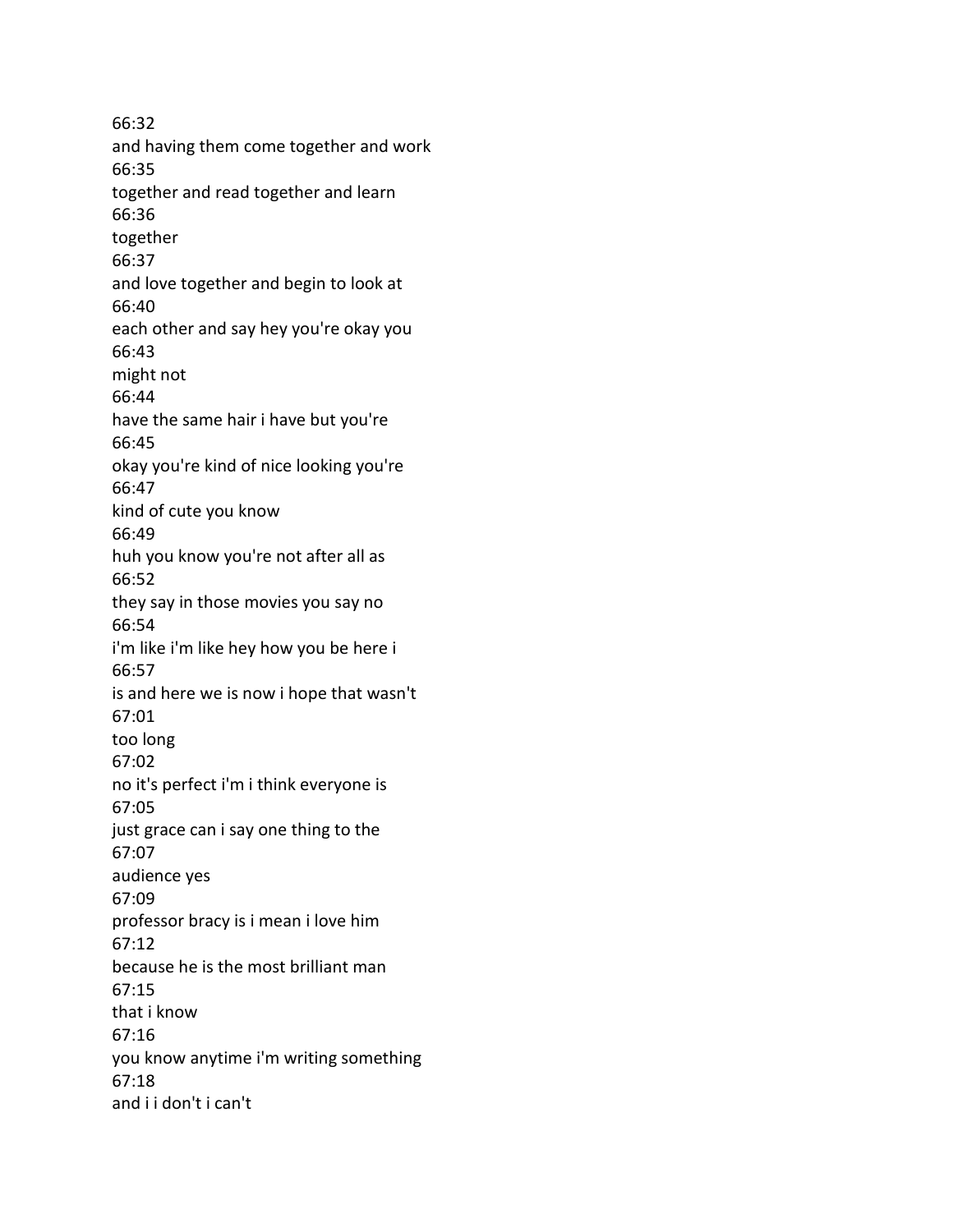66:32
and having them come together and work
66:35
together and read together and learn
66:36
together
66:37
and love together and begin to look at
66:40
each other and say hey you're okay you
66:43
might not
66:44
have the same hair i have but you're
66:45
okay you're kind of nice looking you're
66:47
kind of cute you know
66:49
huh you know you're not after all as
66:52
they say in those movies you say no
66:54
i'm like i'm like hey how you be here i
66:57
is and here we is now i hope that wasn't
67:01
too long
67:02
no it's perfect i'm i think everyone is
67:05
just grace can i say one thing to the
67:07
audience yes
67:09
professor bracy is i mean i love him
67:12
because he is the most brilliant man
67:15
that i know
67:16
you know anytime i'm writing something
67:18
and i i don't i can't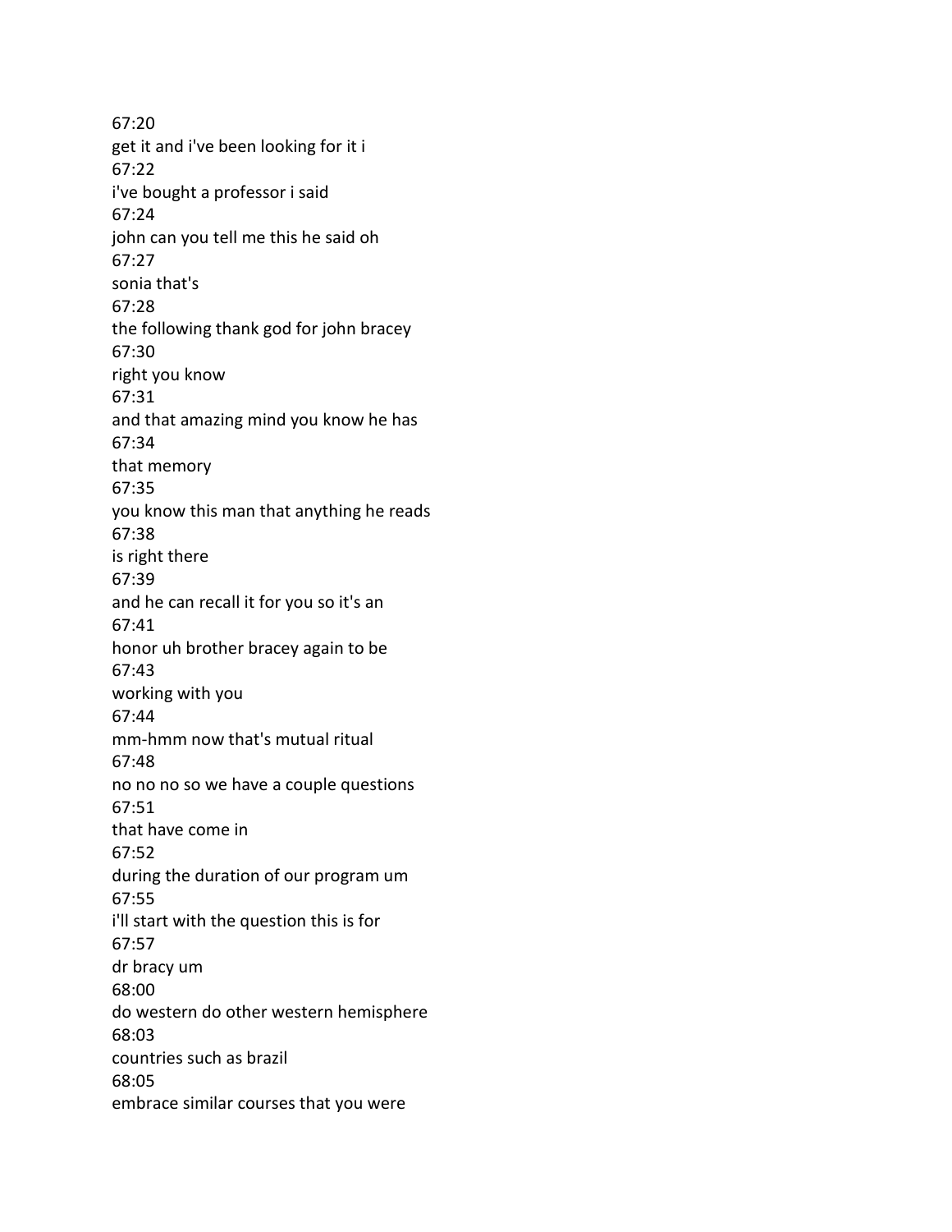67:20
get it and i've been looking for it i
67:22
i've bought a professor i said
67:24
john can you tell me this he said oh
67:27
sonia that's
67:28
the following thank god for john bracey
67:30
right you know
67:31
and that amazing mind you know he has
67:34
that memory
67:35
you know this man that anything he reads
67:38
is right there
67:39
and he can recall it for you so it's an
67:41
honor uh brother bracey again to be
67:43
working with you
67:44
mm-hmm now that's mutual ritual
67:48
no no no so we have a couple questions
67:51
that have come in
67:52
during the duration of our program um
67:55
i'll start with the question this is for
67:57
dr bracy um
68:00
do western do other western hemisphere
68:03
countries such as brazil
68:05
embrace similar courses that you were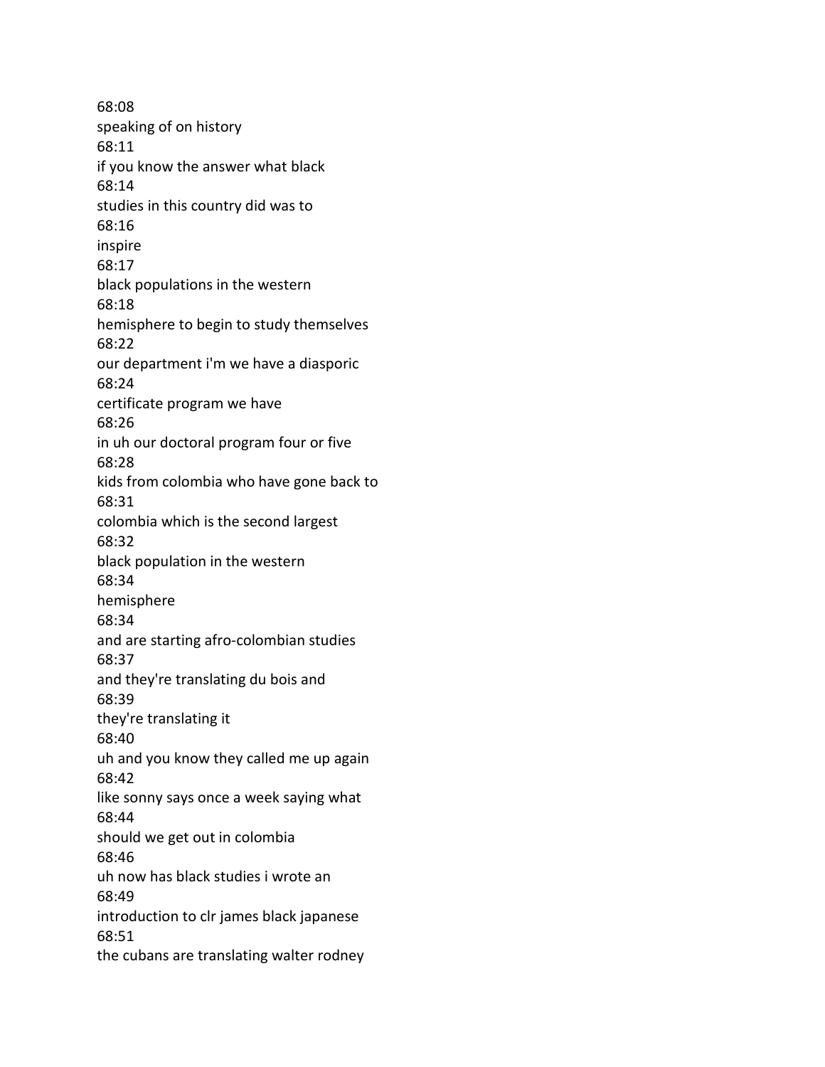68:08
speaking of on history
68:11
if you know the answer what black
68:14
studies in this country did was to
68:16
inspire
68:17
black populations in the western
68:18
hemisphere to begin to study themselves
68:22
our department i'm we have a diasporic
68:24
certificate program we have
68:26
in uh our doctoral program four or five
68:28
kids from colombia who have gone back to
68:31
colombia which is the second largest
68:32
black population in the western
68:34
hemisphere
68:34
and are starting afro-colombian studies
68:37
and they're translating du bois and
68:39
they're translating it
68:40
uh and you know they called me up again
68:42
like sonny says once a week saying what
68:44
should we get out in colombia
68:46
uh now has black studies i wrote an
68:49
introduction to clr james black japanese
68:51
the cubans are translating walter rodney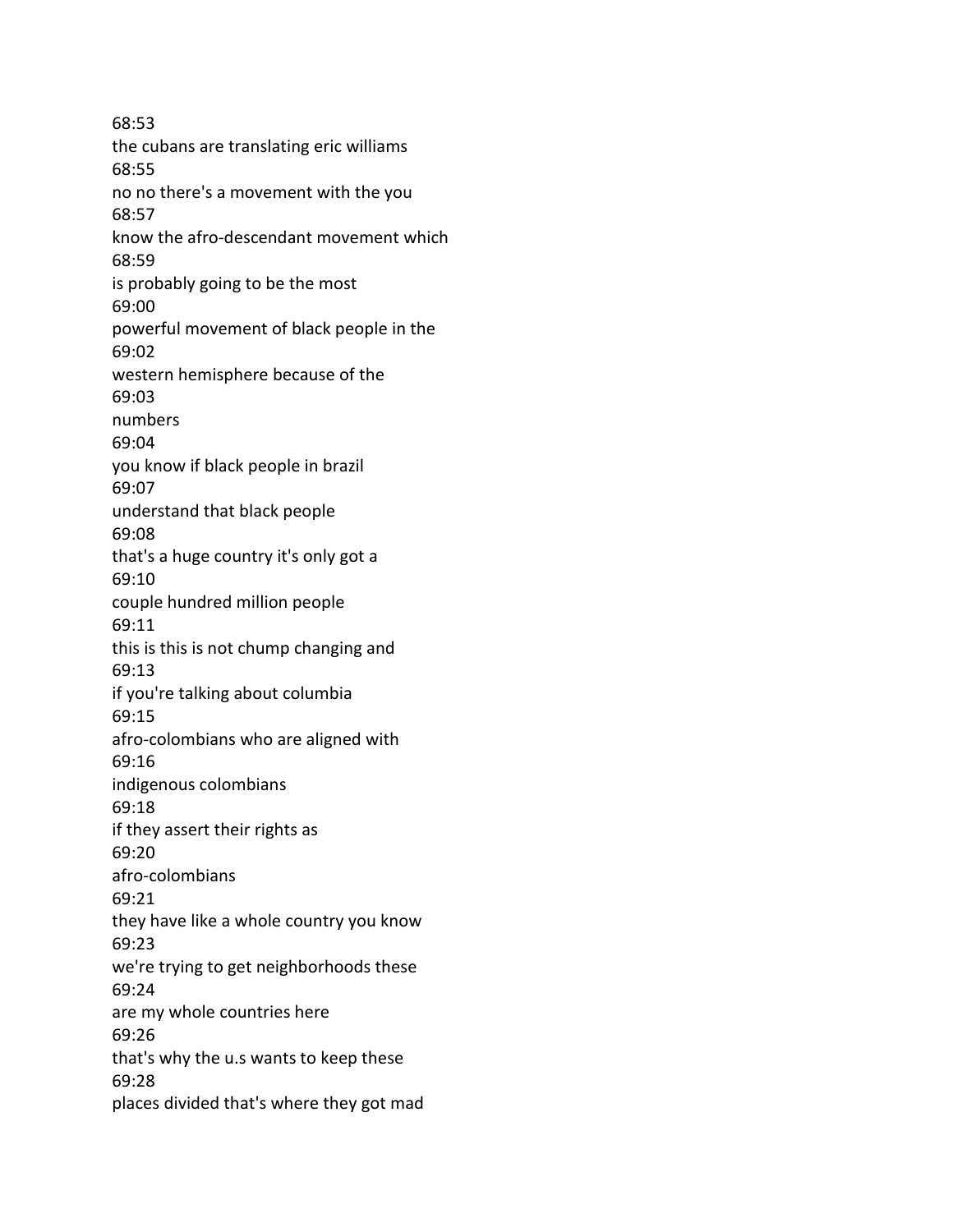68:53
the cubans are translating eric williams
68:55
no no there's a movement with the you
68:57
know the afro-descendant movement which
68:59
is probably going to be the most
69:00
powerful movement of black people in the
69:02
western hemisphere because of the
69:03
numbers
69:04
you know if black people in brazil
69:07
understand that black people
69:08
that's a huge country it's only got a
69:10
couple hundred million people
69:11
this is this is not chump changing and
69:13
if you're talking about columbia
69:15
afro-colombians who are aligned with
69:16
indigenous colombians
69:18
if they assert their rights as
69:20
afro-colombians
69:21
they have like a whole country you know
69:23
we're trying to get neighborhoods these
69:24
are my whole countries here
69:26
that's why the u.s wants to keep these
69:28
places divided that's where they got mad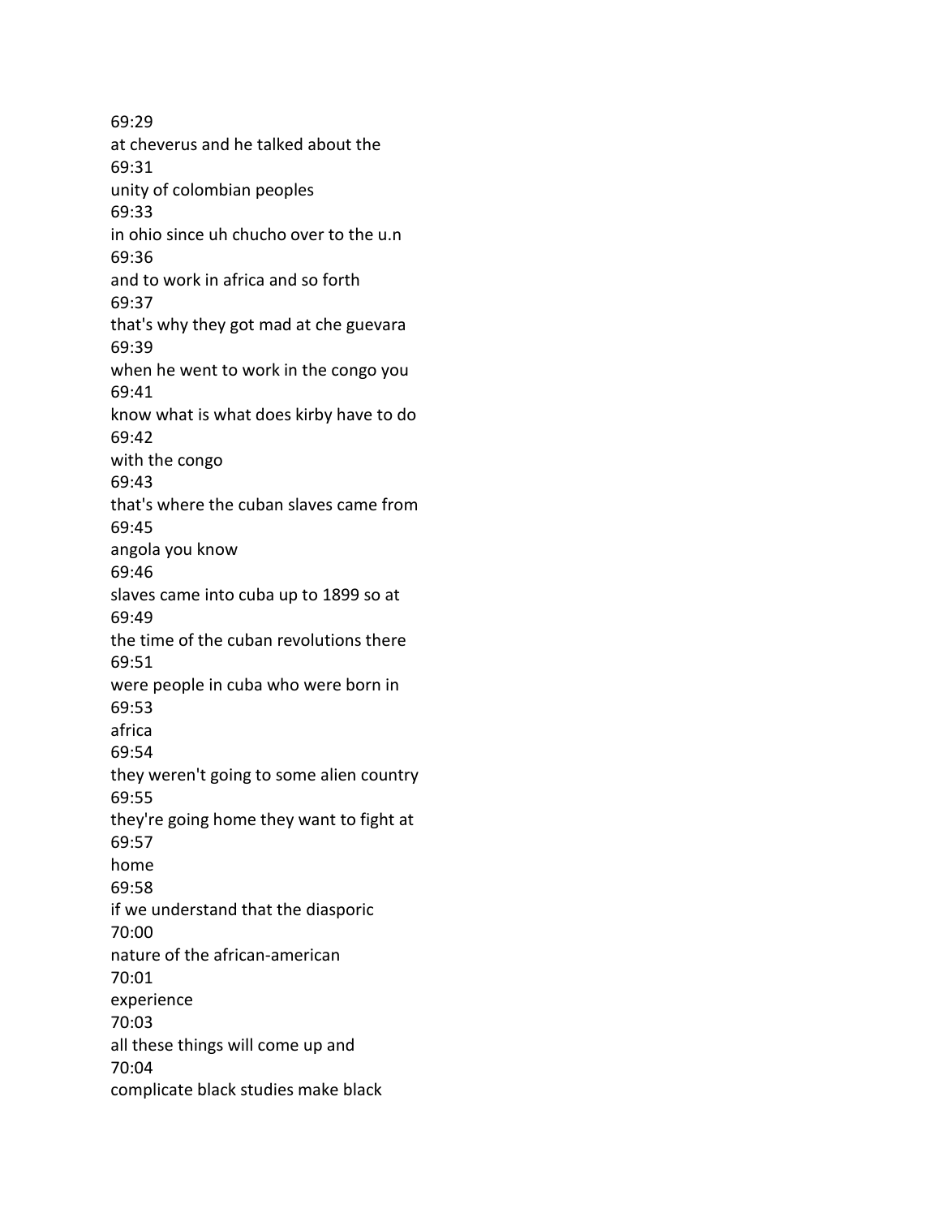69:29
at cheverus and he talked about the
69:31
unity of colombian peoples
69:33
in ohio since uh chucho over to the u.n
69:36
and to work in africa and so forth
69:37
that's why they got mad at che guevara
69:39
when he went to work in the congo you
69:41
know what is what does kirby have to do
69:42
with the congo
69:43
that's where the cuban slaves came from
69:45
angola you know
69:46
slaves came into cuba up to 1899 so at
69:49
the time of the cuban revolutions there
69:51
were people in cuba who were born in
69:53
africa
69:54
they weren't going to some alien country
69:55
they're going home they want to fight at
69:57
home
69:58
if we understand that the diasporic
70:00
nature of the african-american
70:01
experience
70:03
all these things will come up and
70:04
complicate black studies make black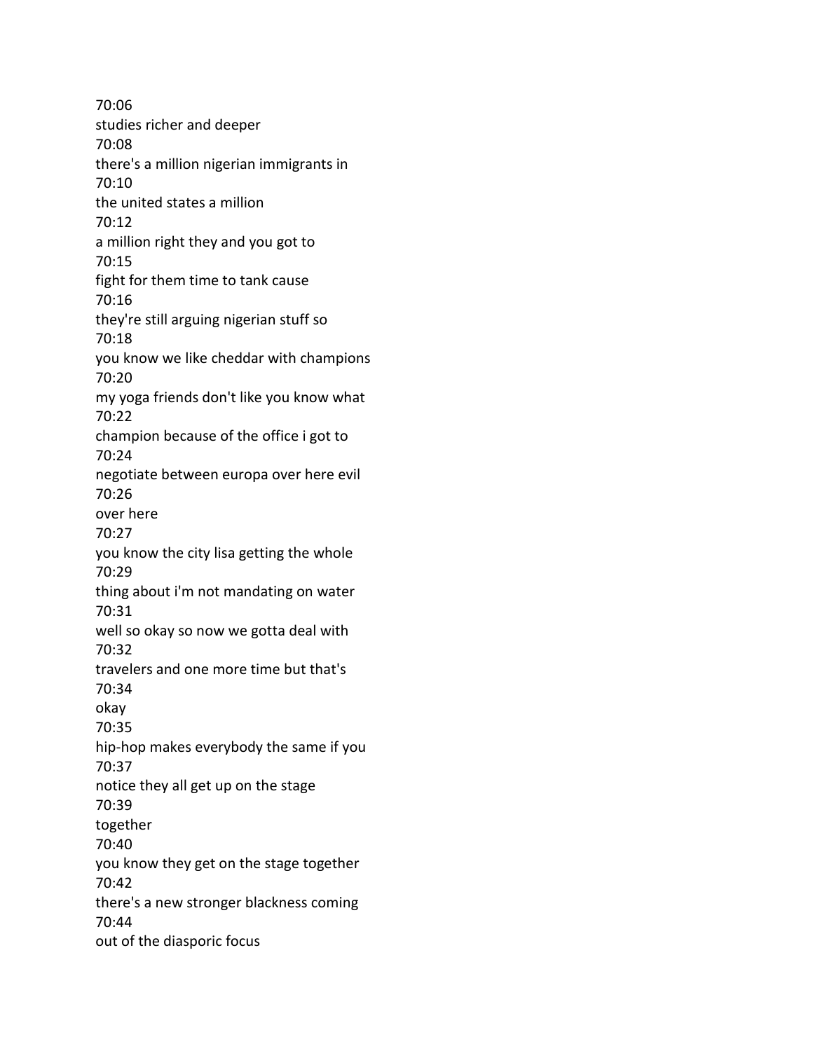70:06
studies richer and deeper
70:08
there's a million nigerian immigrants in
70:10
the united states a million
70:12
a million right they and you got to
70:15
fight for them time to tank cause
70:16
they're still arguing nigerian stuff so
70:18
you know we like cheddar with champions
70:20
my yoga friends don't like you know what
70:22
champion because of the office i got to
70:24
negotiate between europa over here evil
70:26
over here
70:27
you know the city lisa getting the whole
70:29
thing about i'm not mandating on water
70:31
well so okay so now we gotta deal with
70:32
travelers and one more time but that's
70:34
okay
70:35
hip-hop makes everybody the same if you
70:37
notice they all get up on the stage
70:39
together
70:40
you know they get on the stage together
70:42
there's a new stronger blackness coming
70:44
out of the diasporic focus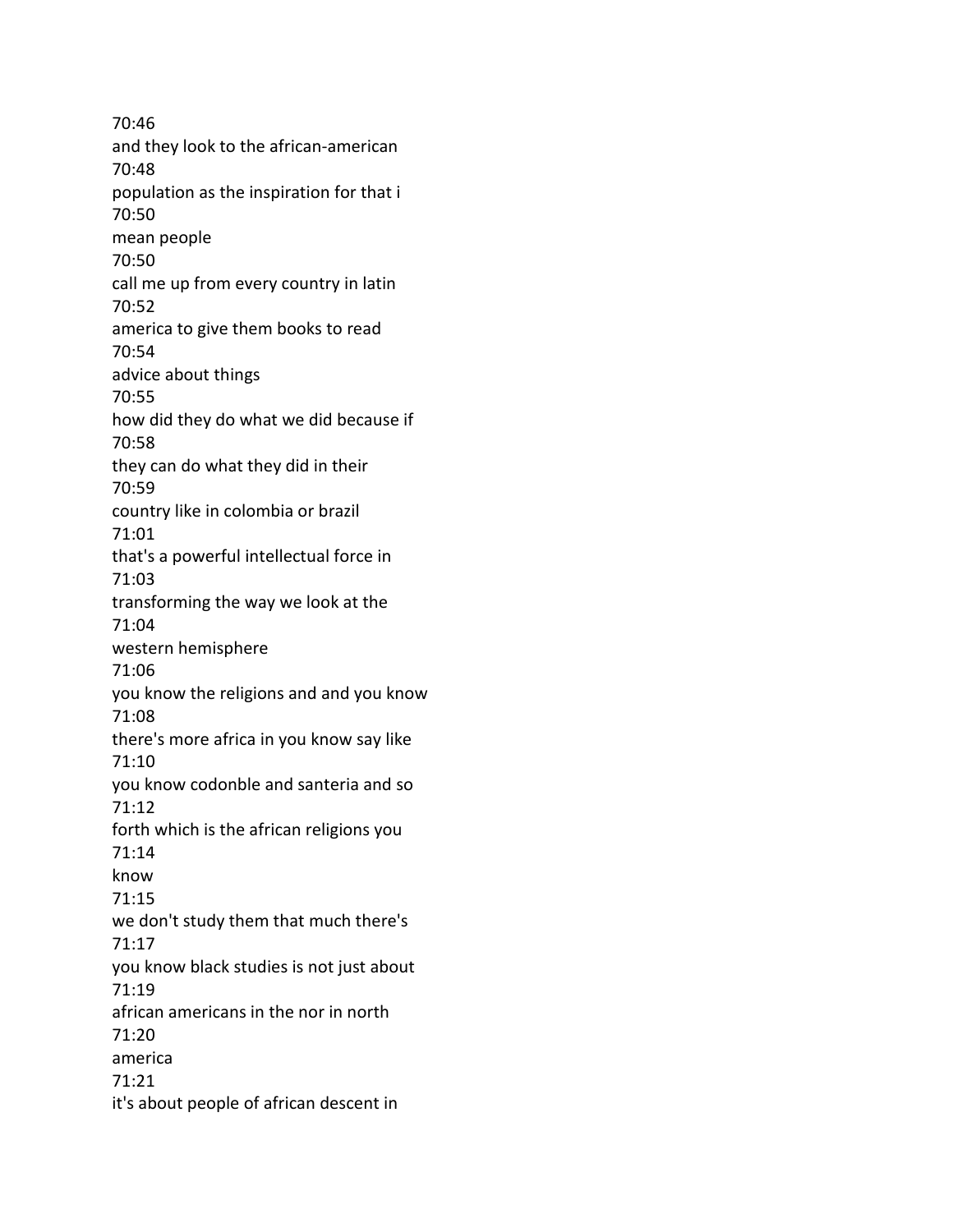70:46
and they look to the african-american
70:48
population as the inspiration for that i
70:50
mean people
70:50
call me up from every country in latin
70:52
america to give them books to read
70:54
advice about things
70:55
how did they do what we did because if
70:58
they can do what they did in their
70:59
country like in colombia or brazil
71:01
that's a powerful intellectual force in
71:03
transforming the way we look at the
71:04
western hemisphere
71:06
you know the religions and and you know
71:08
there's more africa in you know say like
71:10
you know codonble and santeria and so
71:12
forth which is the african religions you
71:14
know
71:15
we don't study them that much there's
71:17
you know black studies is not just about
71:19
african americans in the nor in north
71:20
america
71:21
it's about people of african descent in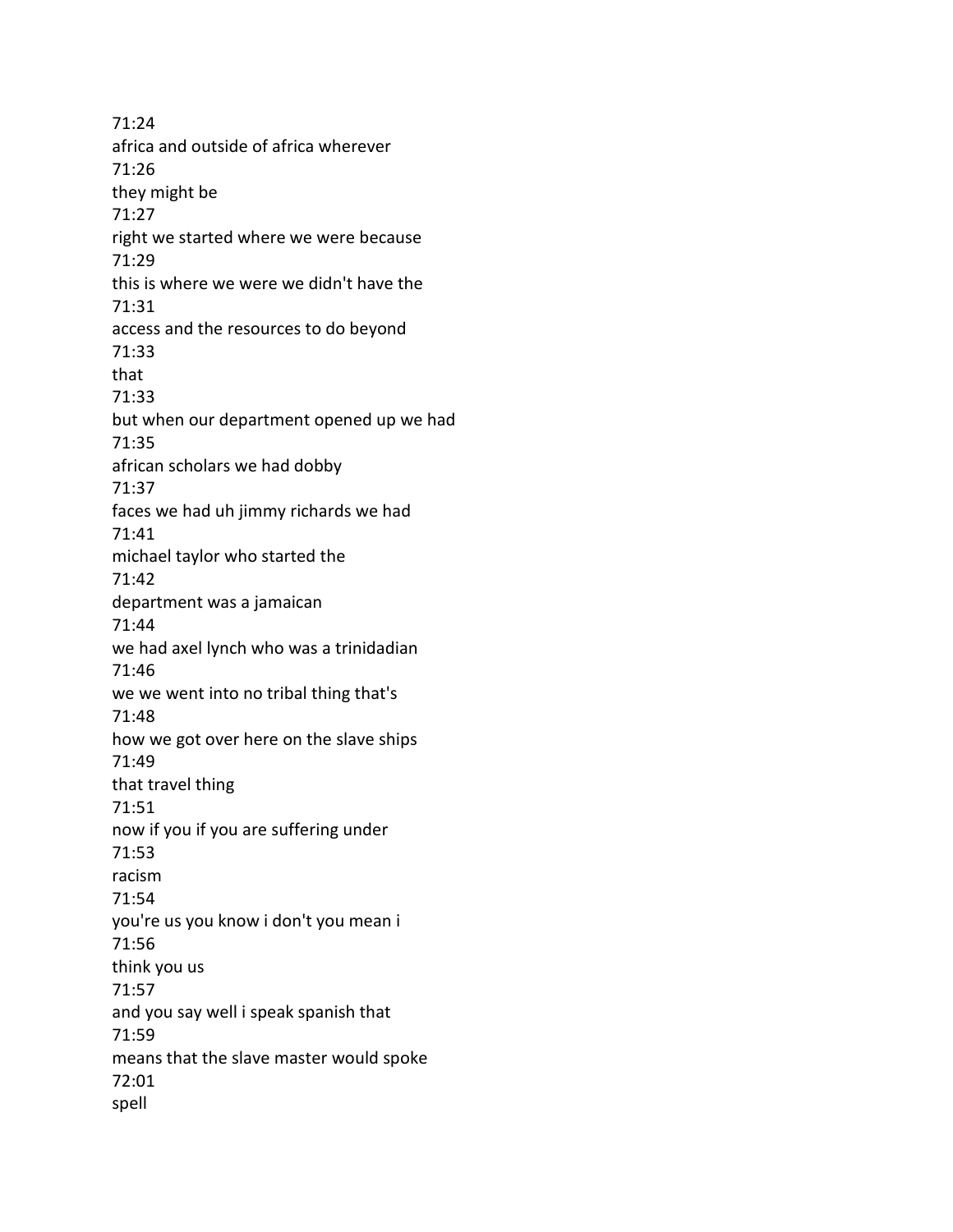71:24
africa and outside of africa wherever
71:26
they might be
71:27
right we started where we were because
71:29
this is where we were we didn't have the
71:31
access and the resources to do beyond
71:33
that
71:33
but when our department opened up we had
71:35
african scholars we had dobby
71:37
faces we had uh jimmy richards we had
71:41
michael taylor who started the
71:42
department was a jamaican
71:44
we had axel lynch who was a trinidadian
71:46
we we went into no tribal thing that's
71:48
how we got over here on the slave ships
71:49
that travel thing
71:51
now if you if you are suffering under
71:53
racism
71:54
you're us you know i don't you mean i
71:56
think you us
71:57
and you say well i speak spanish that
71:59
means that the slave master would spoke
72:01
spell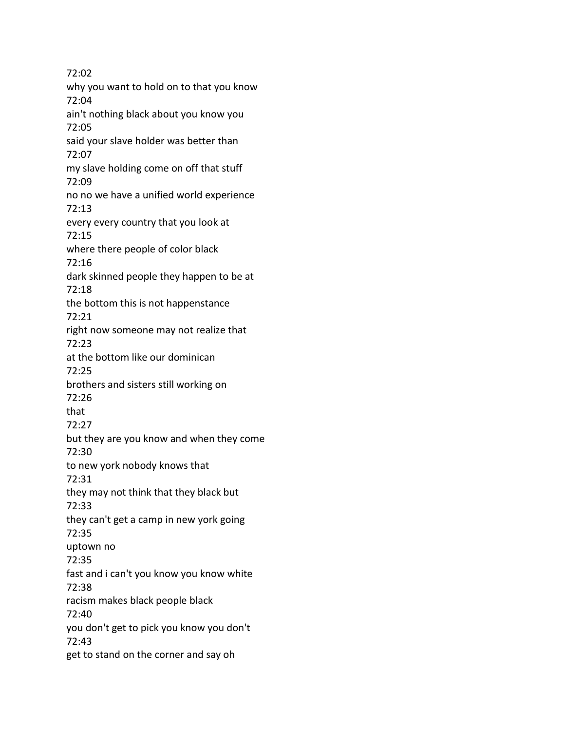72:02
why you want to hold on to that you know
72:04
ain't nothing black about you know you
72:05
said your slave holder was better than
72:07
my slave holding come on off that stuff
72:09
no no we have a unified world experience
72:13
every every country that you look at
72:15
where there people of color black
72:16
dark skinned people they happen to be at
72:18
the bottom this is not happenstance
72:21
right now someone may not realize that
72:23
at the bottom like our dominican
72:25
brothers and sisters still working on
72:26
that
72:27
but they are you know and when they come
72:30
to new york nobody knows that
72:31
they may not think that they black but
72:33
they can't get a camp in new york going
72:35
uptown no
72:35
fast and i can't you know you know white
72:38
racism makes black people black
72:40
you don't get to pick you know you don't
72:43
get to stand on the corner and say oh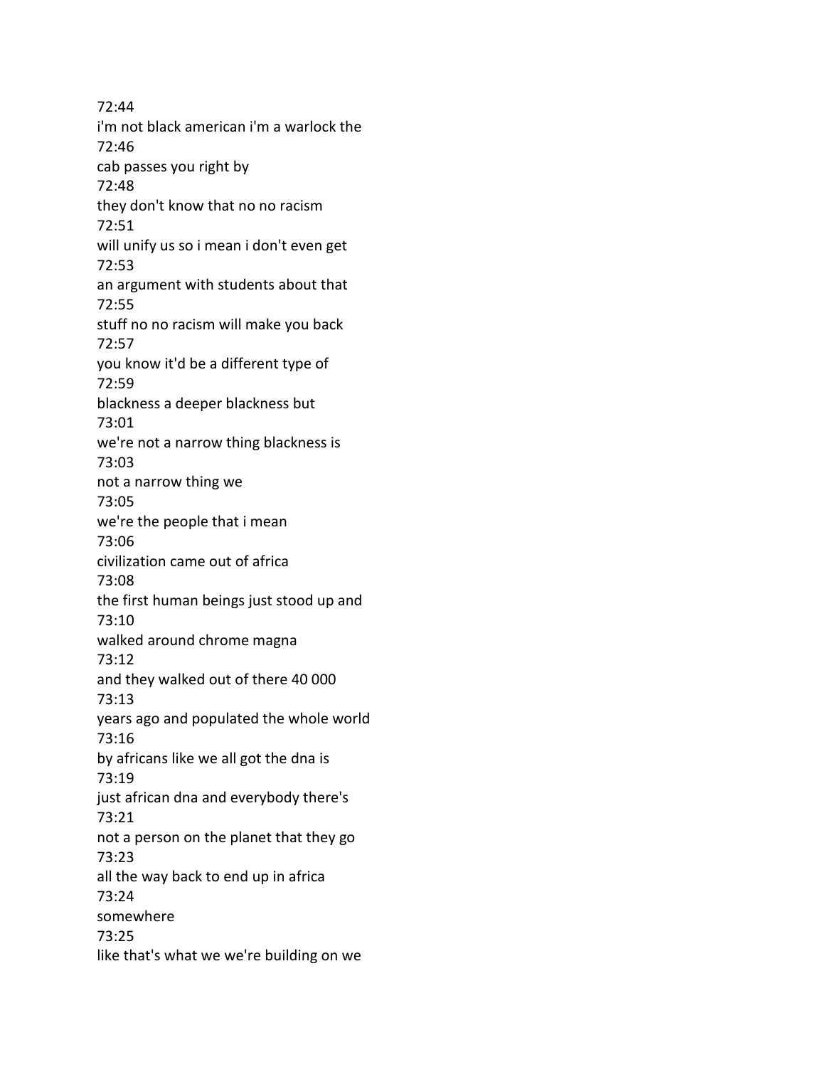72:44
i'm not black american i'm a warlock the
72:46
cab passes you right by
72:48
they don't know that no no racism
72:51
will unify us so i mean i don't even get
72:53
an argument with students about that
72:55
stuff no no racism will make you back
72:57
you know it'd be a different type of
72:59
blackness a deeper blackness but
73:01
we're not a narrow thing blackness is
73:03
not a narrow thing we
73:05
we're the people that i mean
73:06
civilization came out of africa
73:08
the first human beings just stood up and
73:10
walked around chrome magna
73:12
and they walked out of there 40 000
73:13
years ago and populated the whole world
73:16
by africans like we all got the dna is
73:19
just african dna and everybody there's
73:21
not a person on the planet that they go
73:23
all the way back to end up in africa
73:24
somewhere
73:25
like that's what we we're building on we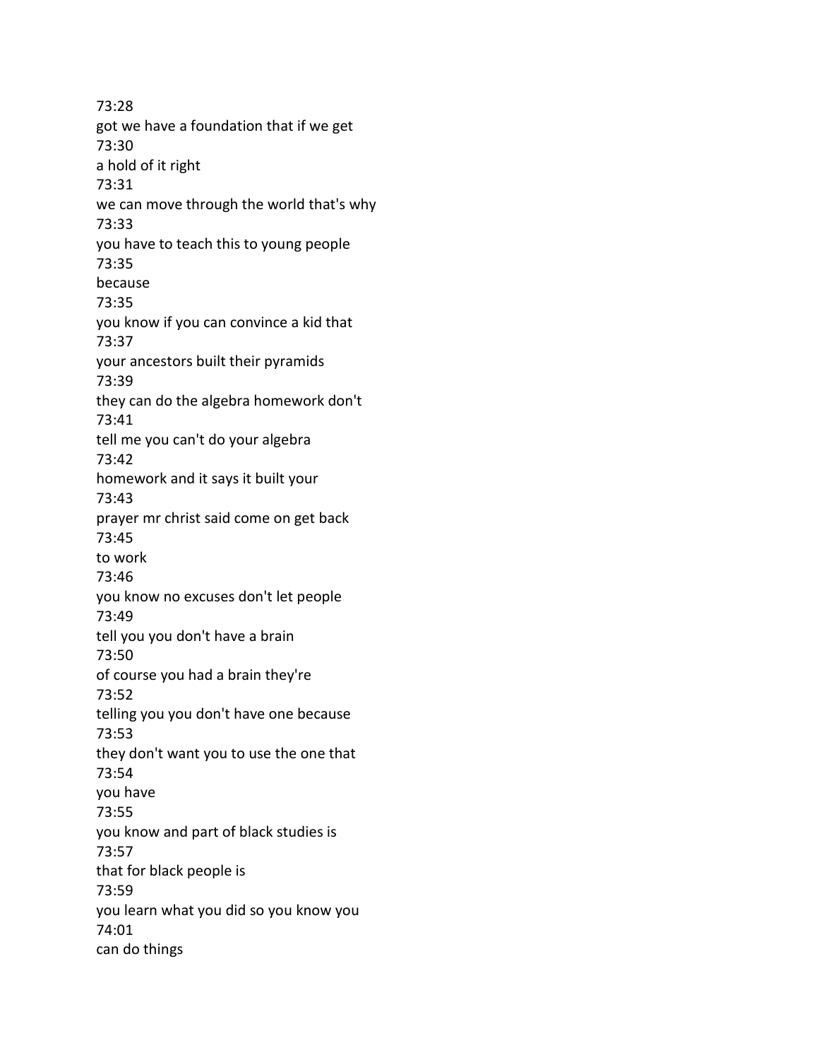73:28
got we have a foundation that if we get
73:30
a hold of it right
73:31
we can move through the world that's why
73:33
you have to teach this to young people
73:35
because
73:35
you know if you can convince a kid that
73:37
your ancestors built their pyramids
73:39
they can do the algebra homework don't
73:41
tell me you can't do your algebra
73:42
homework and it says it built your
73:43
prayer mr christ said come on get back
73:45
to work
73:46
you know no excuses don't let people
73:49
tell you you don't have a brain
73:50
of course you had a brain they're
73:52
telling you you don't have one because
73:53
they don't want you to use the one that
73:54
you have
73:55
you know and part of black studies is
73:57
that for black people is
73:59
you learn what you did so you know you
74:01
can do things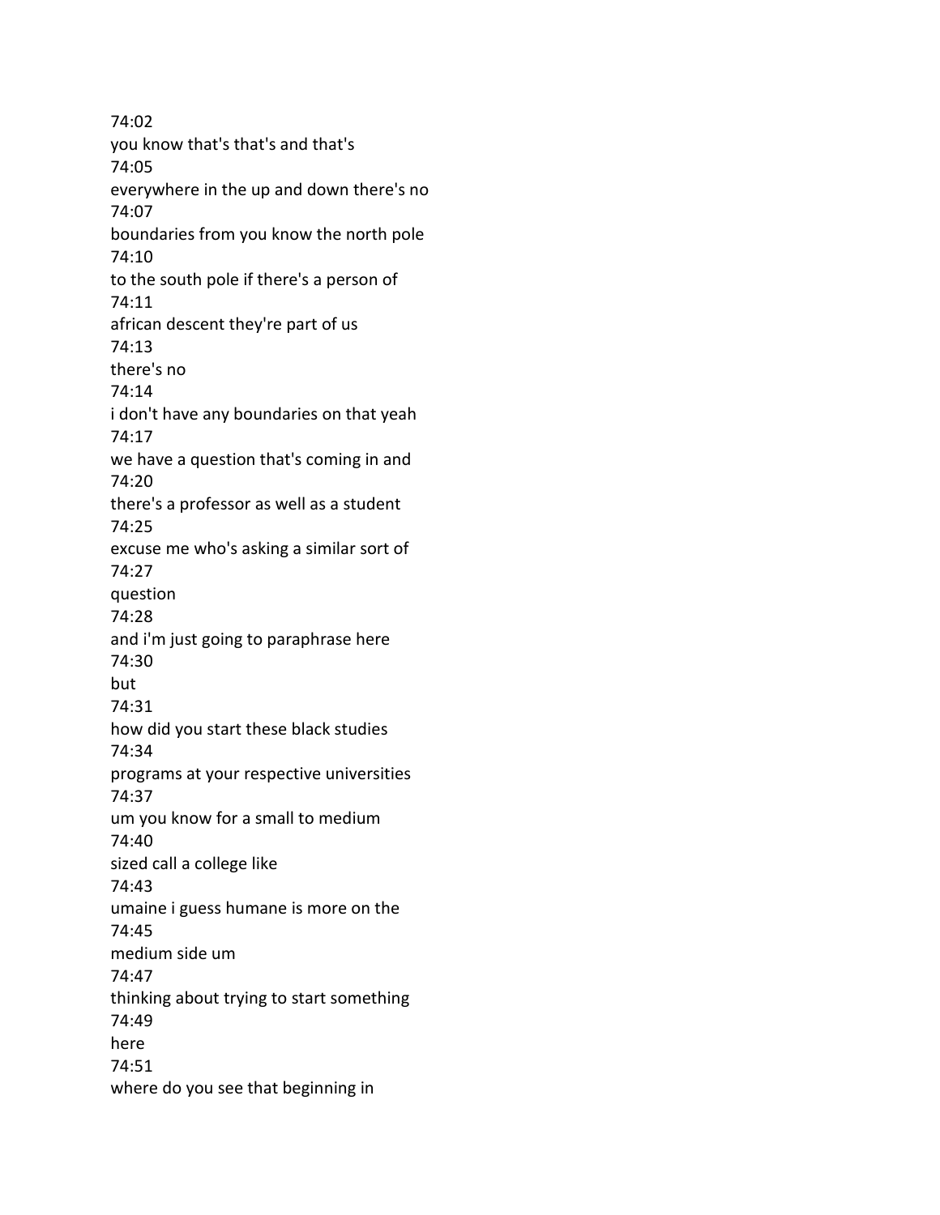74:02
you know that's that's and that's
74:05
everywhere in the up and down there's no
74:07
boundaries from you know the north pole
74:10
to the south pole if there's a person of
74:11
african descent they're part of us
74:13
there's no
74:14
i don't have any boundaries on that yeah
74:17
we have a question that's coming in and
74:20
there's a professor as well as a student
74:25
excuse me who's asking a similar sort of
74:27
question
74:28
and i'm just going to paraphrase here
74:30
but
74:31
how did you start these black studies
74:34
programs at your respective universities
74:37
um you know for a small to medium
74:40
sized call a college like
74:43
umaine i guess humane is more on the
74:45
medium side um
74:47
thinking about trying to start something
74:49
here
74:51
where do you see that beginning in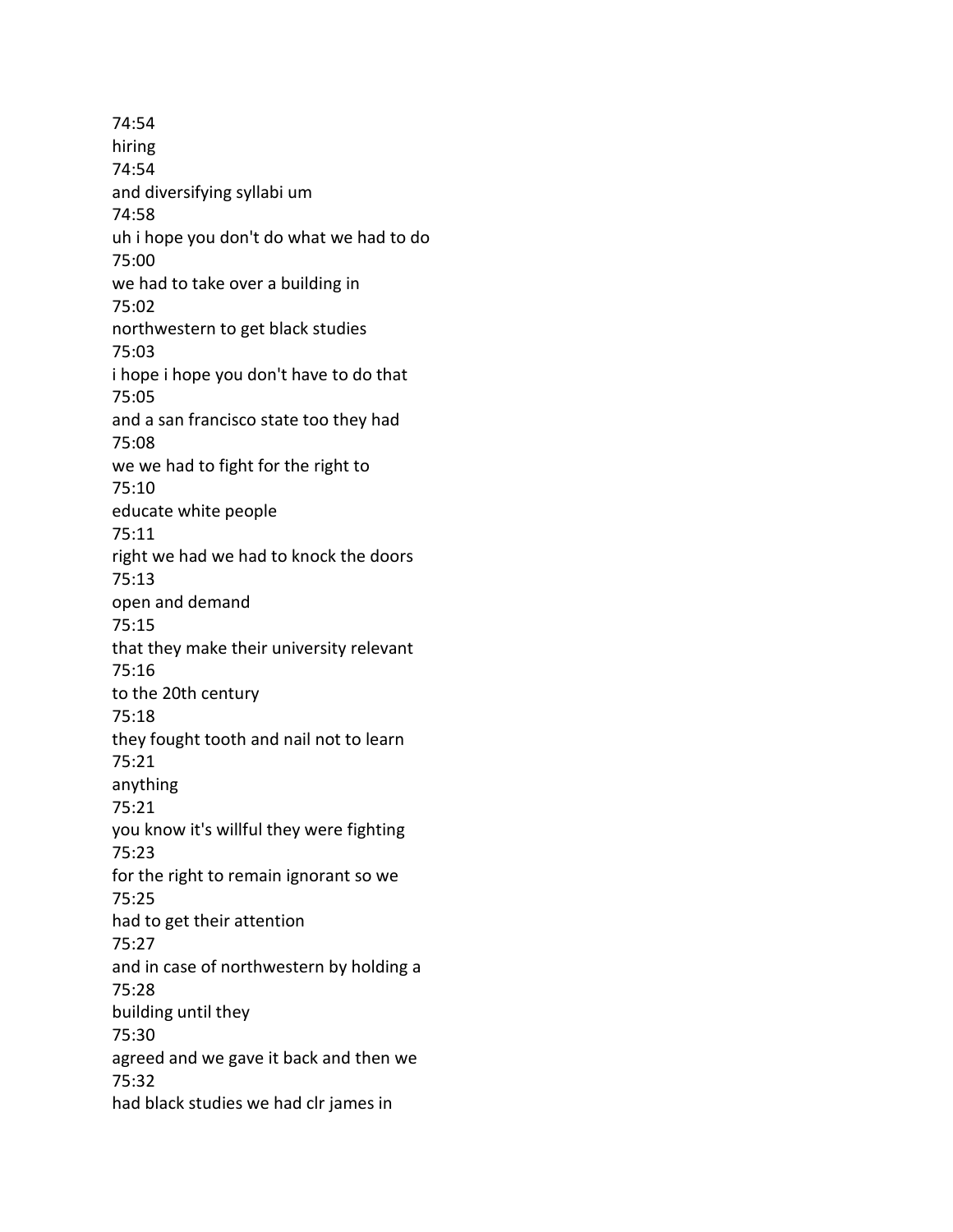74:54
hiring
74:54
and diversifying syllabi um
74:58
uh i hope you don't do what we had to do
75:00
we had to take over a building in
75:02
northwestern to get black studies
75:03
i hope i hope you don't have to do that
75:05
and a san francisco state too they had
75:08
we we had to fight for the right to
75:10
educate white people
75:11
right we had we had to knock the doors
75:13
open and demand
75:15
that they make their university relevant
75:16
to the 20th century
75:18
they fought tooth and nail not to learn
75:21
anything
75:21
you know it's willful they were fighting
75:23
for the right to remain ignorant so we
75:25
had to get their attention
75:27
and in case of northwestern by holding a
75:28
building until they
75:30
agreed and we gave it back and then we
75:32
had black studies we had clr james in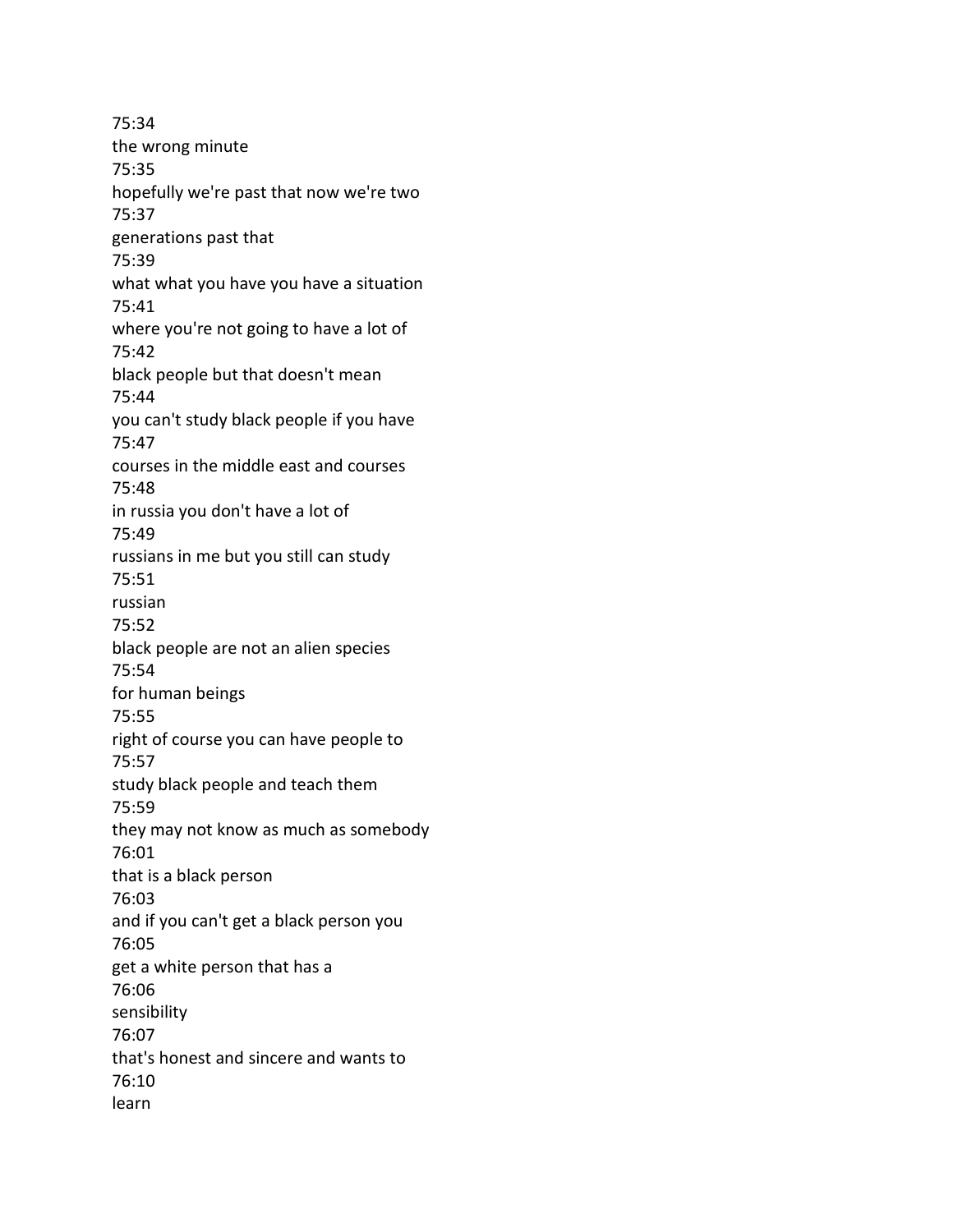75:34
the wrong minute
75:35
hopefully we're past that now we're two
75:37
generations past that
75:39
what what you have you have a situation
75:41
where you're not going to have a lot of
75:42
black people but that doesn't mean
75:44
you can't study black people if you have
75:47
courses in the middle east and courses
75:48
in russia you don't have a lot of
75:49
russians in me but you still can study
75:51
russian
75:52
black people are not an alien species
75:54
for human beings
75:55
right of course you can have people to
75:57
study black people and teach them
75:59
they may not know as much as somebody
76:01
that is a black person
76:03
and if you can't get a black person you
76:05
get a white person that has a
76:06
sensibility
76:07
that's honest and sincere and wants to
76:10
learn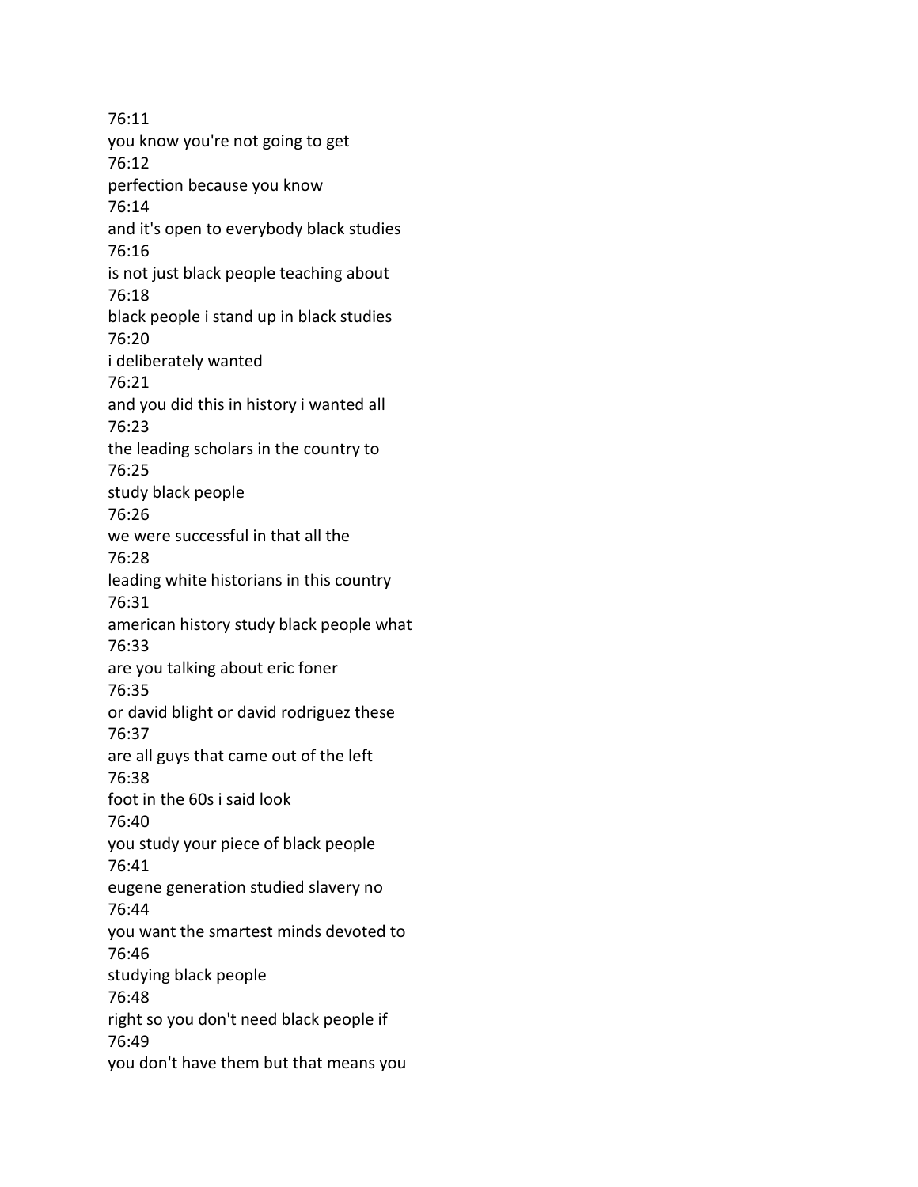76:11
you know you're not going to get
76:12
perfection because you know
76:14
and it's open to everybody black studies
76:16
is not just black people teaching about
76:18
black people i stand up in black studies
76:20
i deliberately wanted
76:21
and you did this in history i wanted all
76:23
the leading scholars in the country to
76:25
study black people
76:26
we were successful in that all the
76:28
leading white historians in this country
76:31
american history study black people what
76:33
are you talking about eric foner
76:35
or david blight or david rodriguez these
76:37
are all guys that came out of the left
76:38
foot in the 60s i said look
76:40
you study your piece of black people
76:41
eugene generation studied slavery no
76:44
you want the smartest minds devoted to
76:46
studying black people
76:48
right so you don't need black people if
76:49
you don't have them but that means you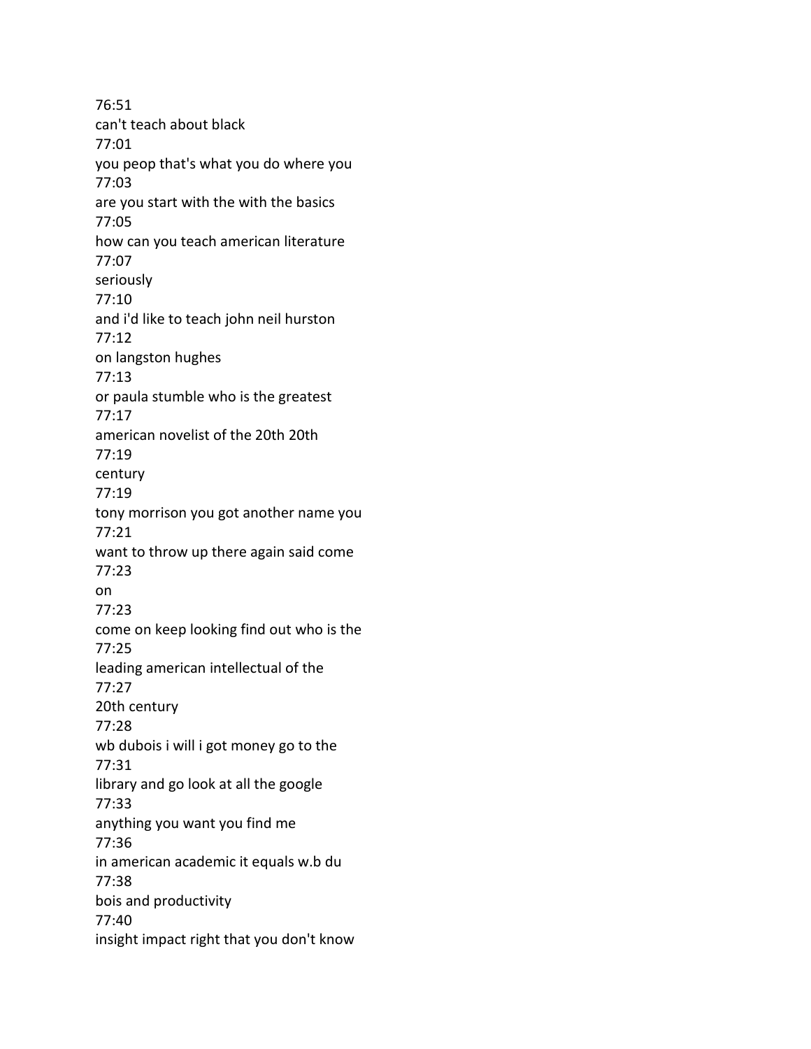76:51
can't teach about black
77:01
you peop that's what you do where you
77:03
are you start with the with the basics
77:05
how can you teach american literature
77:07
seriously
77:10
and i'd like to teach john neil hurston
77:12
on langston hughes
77:13
or paula stumble who is the greatest
77:17
american novelist of the 20th 20th
77:19
century
77:19
tony morrison you got another name you
77:21
want to throw up there again said come
77:23
on
77:23
come on keep looking find out who is the
77:25
leading american intellectual of the
77:27
20th century
77:28
wb dubois i will i got money go to the
77:31
library and go look at all the google
77:33
anything you want you find me
77:36
in american academic it equals w.b du
77:38
bois and productivity
77:40
insight impact right that you don't know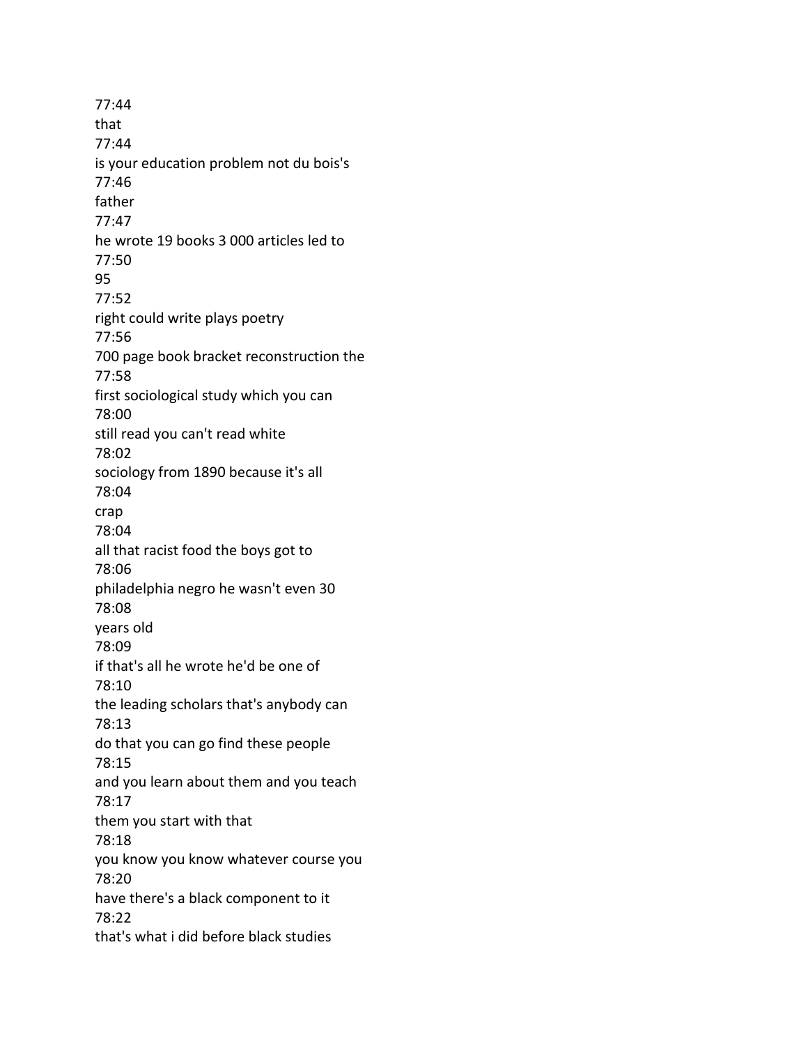77:44
that
77:44
is your education problem not du bois's
77:46
father
77:47
he wrote 19 books 3 000 articles led to
77:50
95
77:52
right could write plays poetry
77:56
700 page book bracket reconstruction the
77:58
first sociological study which you can
78:00
still read you can't read white
78:02
sociology from 1890 because it's all
78:04
crap
78:04
all that racist food the boys got to
78:06
philadelphia negro he wasn't even 30
78:08
years old
78:09
if that's all he wrote he'd be one of
78:10
the leading scholars that's anybody can
78:13
do that you can go find these people
78:15
and you learn about them and you teach
78:17
them you start with that
78:18
you know you know whatever course you
78:20
have there's a black component to it
78:22
that's what i did before black studies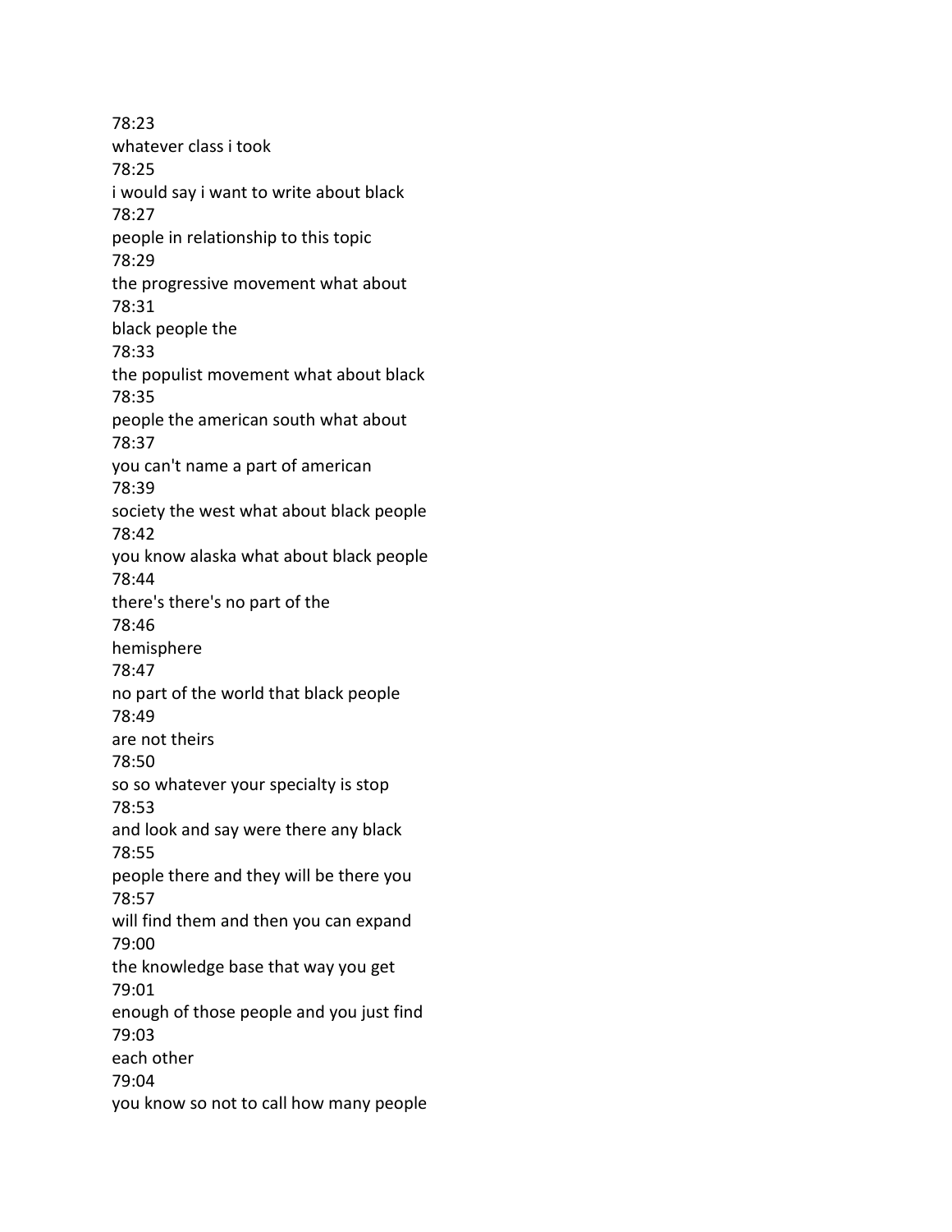78:23
whatever class i took
78:25
i would say i want to write about black
78:27
people in relationship to this topic
78:29
the progressive movement what about
78:31
black people the
78:33
the populist movement what about black
78:35
people the american south what about
78:37
you can't name a part of american
78:39
society the west what about black people
78:42
you know alaska what about black people
78:44
there's there's no part of the
78:46
hemisphere
78:47
no part of the world that black people
78:49
are not theirs
78:50
so so whatever your specialty is stop
78:53
and look and say were there any black
78:55
people there and they will be there you
78:57
will find them and then you can expand
79:00
the knowledge base that way you get
79:01
enough of those people and you just find
79:03
each other
79:04
you know so not to call how many people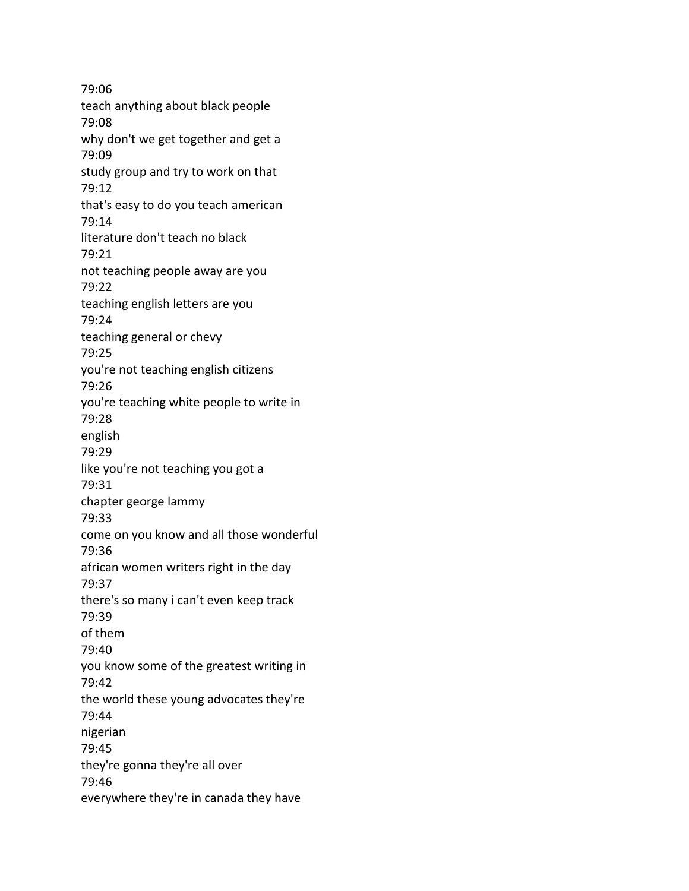79:06
teach anything about black people
79:08
why don't we get together and get a
79:09
study group and try to work on that
79:12
that's easy to do you teach american
79:14
literature don't teach no black
79:21
not teaching people away are you
79:22
teaching english letters are you
79:24
teaching general or chevy
79:25
you're not teaching english citizens
79:26
you're teaching white people to write in
79:28
english
79:29
like you're not teaching you got a
79:31
chapter george lammy
79:33
come on you know and all those wonderful
79:36
african women writers right in the day
79:37
there's so many i can't even keep track
79:39
of them
79:40
you know some of the greatest writing in
79:42
the world these young advocates they're
79:44
nigerian
79:45
they're gonna they're all over
79:46
everywhere they're in canada they have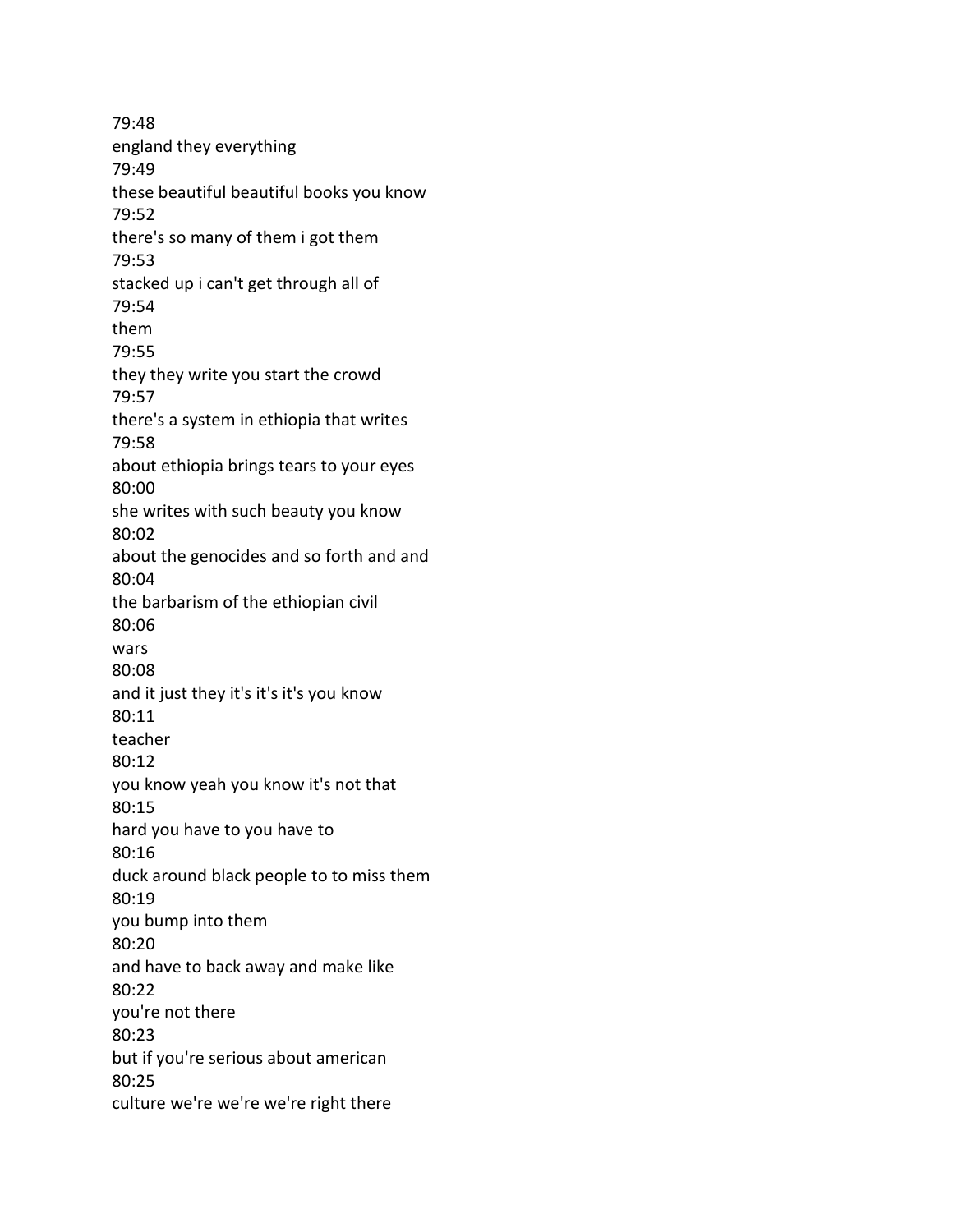79:48
england they everything
79:49
these beautiful beautiful books you know
79:52
there's so many of them i got them
79:53
stacked up i can't get through all of
79:54
them
79:55
they they write you start the crowd
79:57
there's a system in ethiopia that writes
79:58
about ethiopia brings tears to your eyes
80:00
she writes with such beauty you know
80:02
about the genocides and so forth and and
80:04
the barbarism of the ethiopian civil
80:06
wars
80:08
and it just they it's it's it's you know
80:11
teacher
80:12
you know yeah you know it's not that
80:15
hard you have to you have to
80:16
duck around black people to to miss them
80:19
you bump into them
80:20
and have to back away and make like
80:22
you're not there
80:23
but if you're serious about american
80:25
culture we're we're we're right there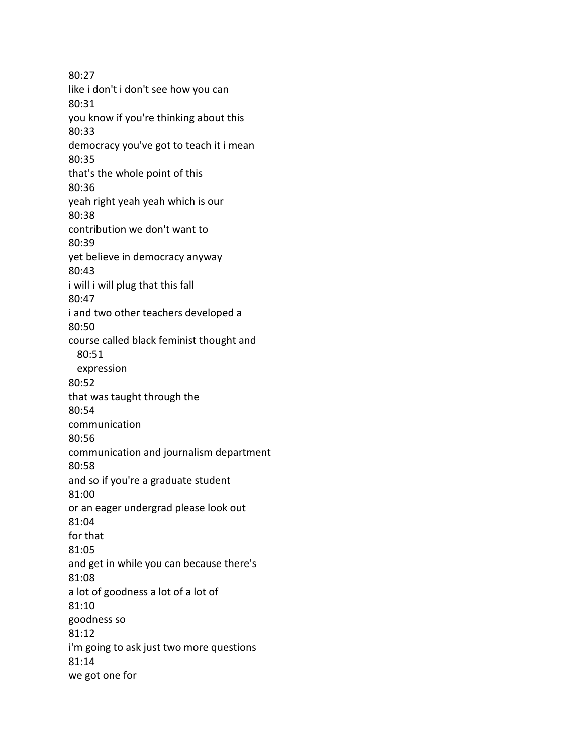80:27
like i don't i don't see how you can
80:31
you know if you're thinking about this
80:33
democracy you've got to teach it i mean
80:35
that's the whole point of this
80:36
yeah right yeah yeah which is our
80:38
contribution we don't want to
80:39
yet believe in democracy anyway
80:43
i will i will plug that this fall
80:47
i and two other teachers developed a
80:50
course called black feminist thought and
80:51
expression
80:52
that was taught through the
80:54
communication
80:56
communication and journalism department
80:58
and so if you're a graduate student
81:00
or an eager undergrad please look out
81:04
for that
81:05
and get in while you can because there's
81:08
a lot of goodness a lot of a lot of
81:10
goodness so
81:12
i'm going to ask just two more questions
81:14
we got one for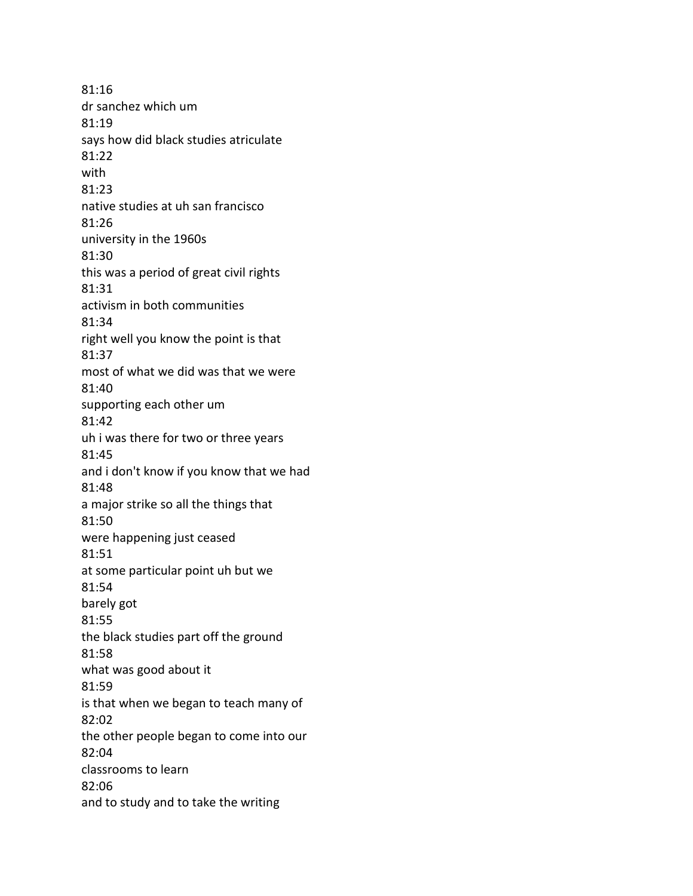81:16
dr sanchez which um
81:19
says how did black studies atriculate
81:22
with
81:23
native studies at uh san francisco
81:26
university in the 1960s
81:30
this was a period of great civil rights
81:31
activism in both communities
81:34
right well you know the point is that
81:37
most of what we did was that we were
81:40
supporting each other um
81:42
uh i was there for two or three years
81:45
and i don't know if you know that we had
81:48
a major strike so all the things that
81:50
were happening just ceased
81:51
at some particular point uh but we
81:54
barely got
81:55
the black studies part off the ground
81:58
what was good about it
81:59
is that when we began to teach many of
82:02
the other people began to come into our
82:04
classrooms to learn
82:06
and to study and to take the writing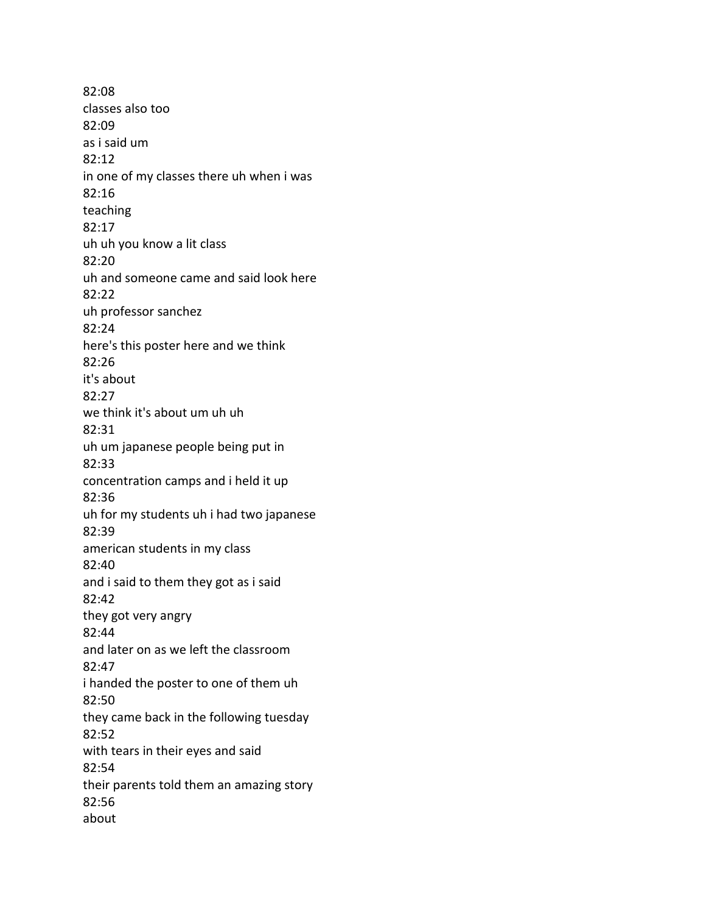82:08
classes also too
82:09
as i said um
82:12
in one of my classes there uh when i was
82:16
teaching
82:17
uh uh you know a lit class
82:20
uh and someone came and said look here
82:22
uh professor sanchez
82:24
here's this poster here and we think
82:26
it's about
82:27
we think it's about um uh uh
82:31
uh um japanese people being put in
82:33
concentration camps and i held it up
82:36
uh for my students uh i had two japanese
82:39
american students in my class
82:40
and i said to them they got as i said
82:42
they got very angry
82:44
and later on as we left the classroom
82:47
i handed the poster to one of them uh
82:50
they came back in the following tuesday
82:52
with tears in their eyes and said
82:54
their parents told them an amazing story
82:56
about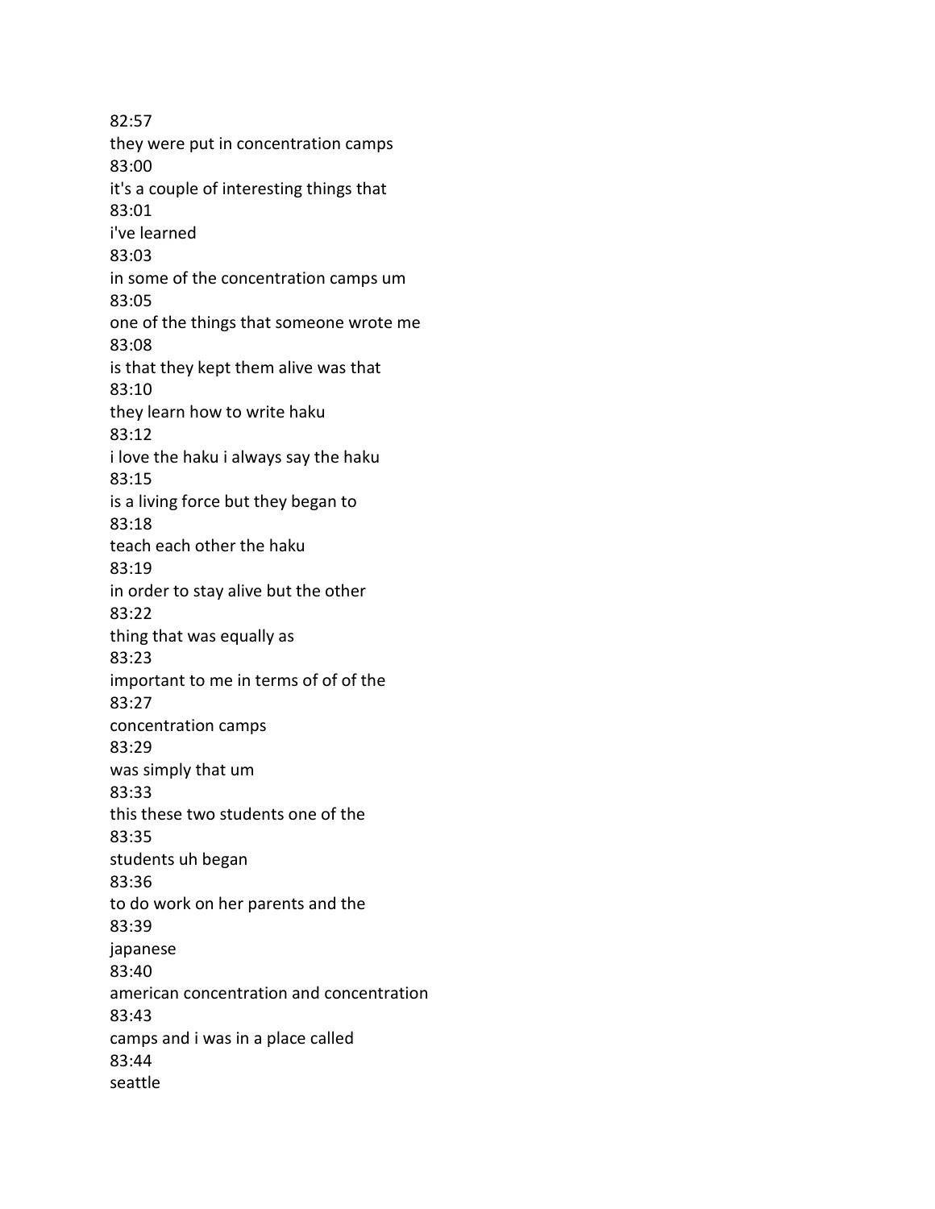82:57
they were put in concentration camps
83:00
it's a couple of interesting things that
83:01
i've learned
83:03
in some of the concentration camps um
83:05
one of the things that someone wrote me
83:08
is that they kept them alive was that
83:10
they learn how to write haku
83:12
i love the haku i always say the haku
83:15
is a living force but they began to
83:18
teach each other the haku
83:19
in order to stay alive but the other
83:22
thing that was equally as
83:23
important to me in terms of of of the
83:27
concentration camps
83:29
was simply that um
83:33
this these two students one of the
83:35
students uh began
83:36
to do work on her parents and the
83:39
japanese
83:40
american concentration and concentration
83:43
camps and i was in a place called
83:44
seattle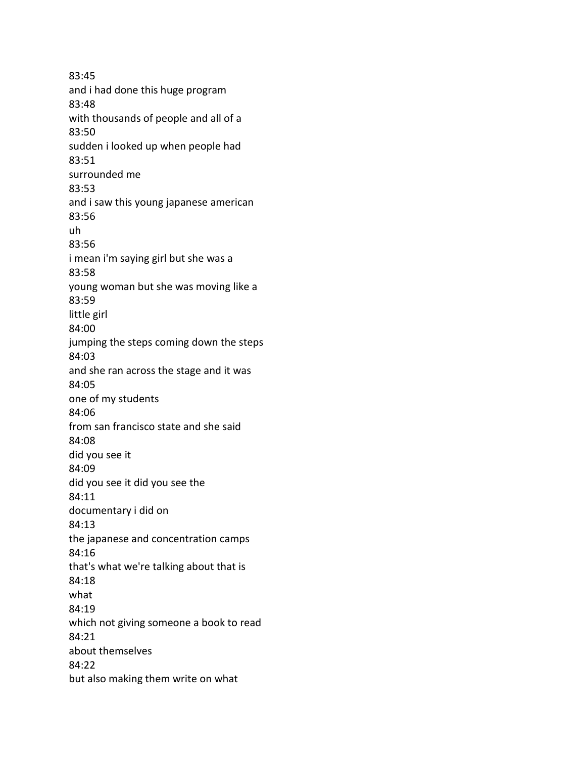83:45
and i had done this huge program
83:48
with thousands of people and all of a
83:50
sudden i looked up when people had
83:51
surrounded me
83:53
and i saw this young japanese american
83:56
uh
83:56
i mean i'm saying girl but she was a
83:58
young woman but she was moving like a
83:59
little girl
84:00
jumping the steps coming down the steps
84:03
and she ran across the stage and it was
84:05
one of my students
84:06
from san francisco state and she said
84:08
did you see it
84:09
did you see it did you see the
84:11
documentary i did on
84:13
the japanese and concentration camps
84:16
that's what we're talking about that is
84:18
what
84:19
which not giving someone a book to read
84:21
about themselves
84:22
but also making them write on what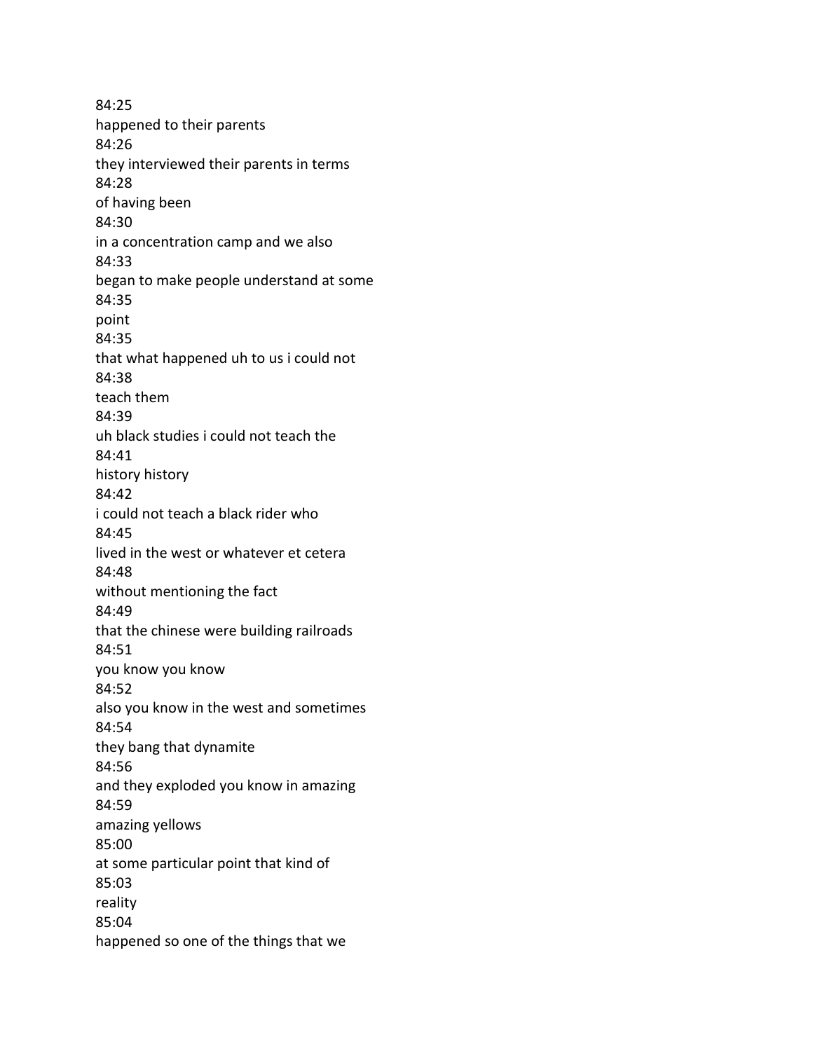84:25
happened to their parents
84:26
they interviewed their parents in terms
84:28
of having been
84:30
in a concentration camp and we also
84:33
began to make people understand at some
84:35
point
84:35
that what happened uh to us i could not
84:38
teach them
84:39
uh black studies i could not teach the
84:41
history history
84:42
i could not teach a black rider who
84:45
lived in the west or whatever et cetera
84:48
without mentioning the fact
84:49
that the chinese were building railroads
84:51
you know you know
84:52
also you know in the west and sometimes
84:54
they bang that dynamite
84:56
and they exploded you know in amazing
84:59
amazing yellows
85:00
at some particular point that kind of
85:03
reality
85:04
happened so one of the things that we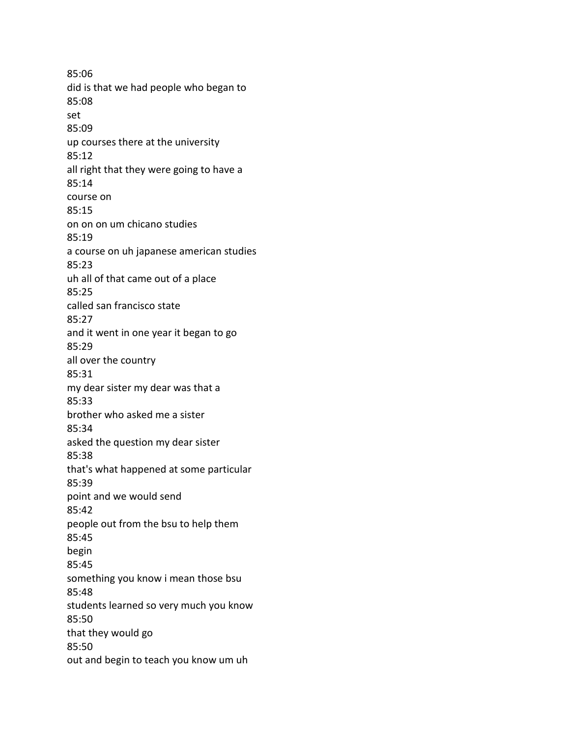85:06
did is that we had people who began to
85:08
set
85:09
up courses there at the university
85:12
all right that they were going to have a
85:14
course on
85:15
on on on um chicano studies
85:19
a course on uh japanese american studies
85:23
uh all of that came out of a place
85:25
called san francisco state
85:27
and it went in one year it began to go
85:29
all over the country
85:31
my dear sister my dear was that a
85:33
brother who asked me a sister
85:34
asked the question my dear sister
85:38
that's what happened at some particular
85:39
point and we would send
85:42
people out from the bsu to help them
85:45
begin
85:45
something you know i mean those bsu
85:48
students learned so very much you know
85:50
that they would go
85:50
out and begin to teach you know um uh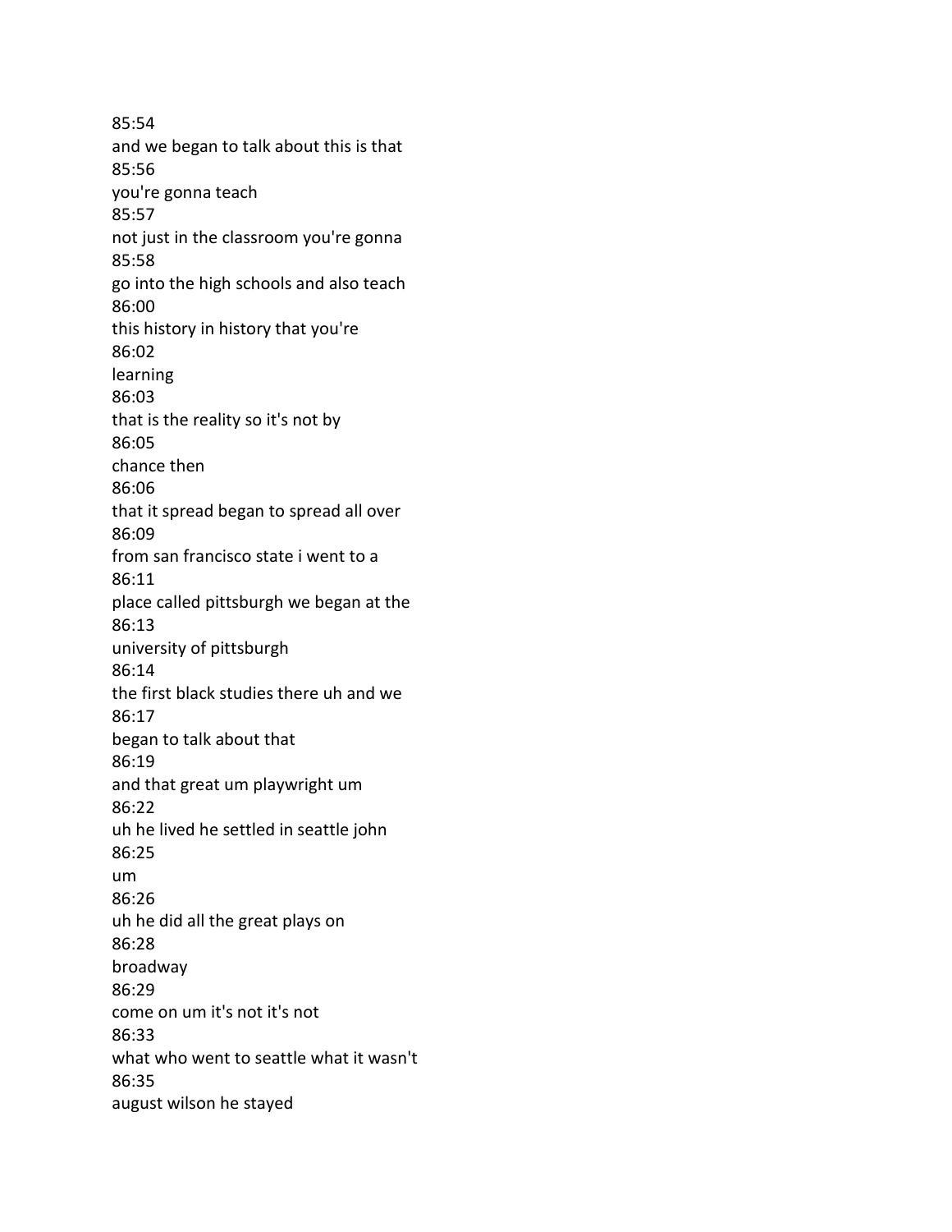85:54
and we began to talk about this is that
85:56
you're gonna teach
85:57
not just in the classroom you're gonna
85:58
go into the high schools and also teach
86:00
this history in history that you're
86:02
learning
86:03
that is the reality so it's not by
86:05
chance then
86:06
that it spread began to spread all over
86:09
from san francisco state i went to a
86:11
place called pittsburgh we began at the
86:13
university of pittsburgh
86:14
the first black studies there uh and we
86:17
began to talk about that
86:19
and that great um playwright um
86:22
uh he lived he settled in seattle john
86:25
um
86:26
uh he did all the great plays on
86:28
broadway
86:29
come on um it's not it's not
86:33
what who went to seattle what it wasn't
86:35
august wilson he stayed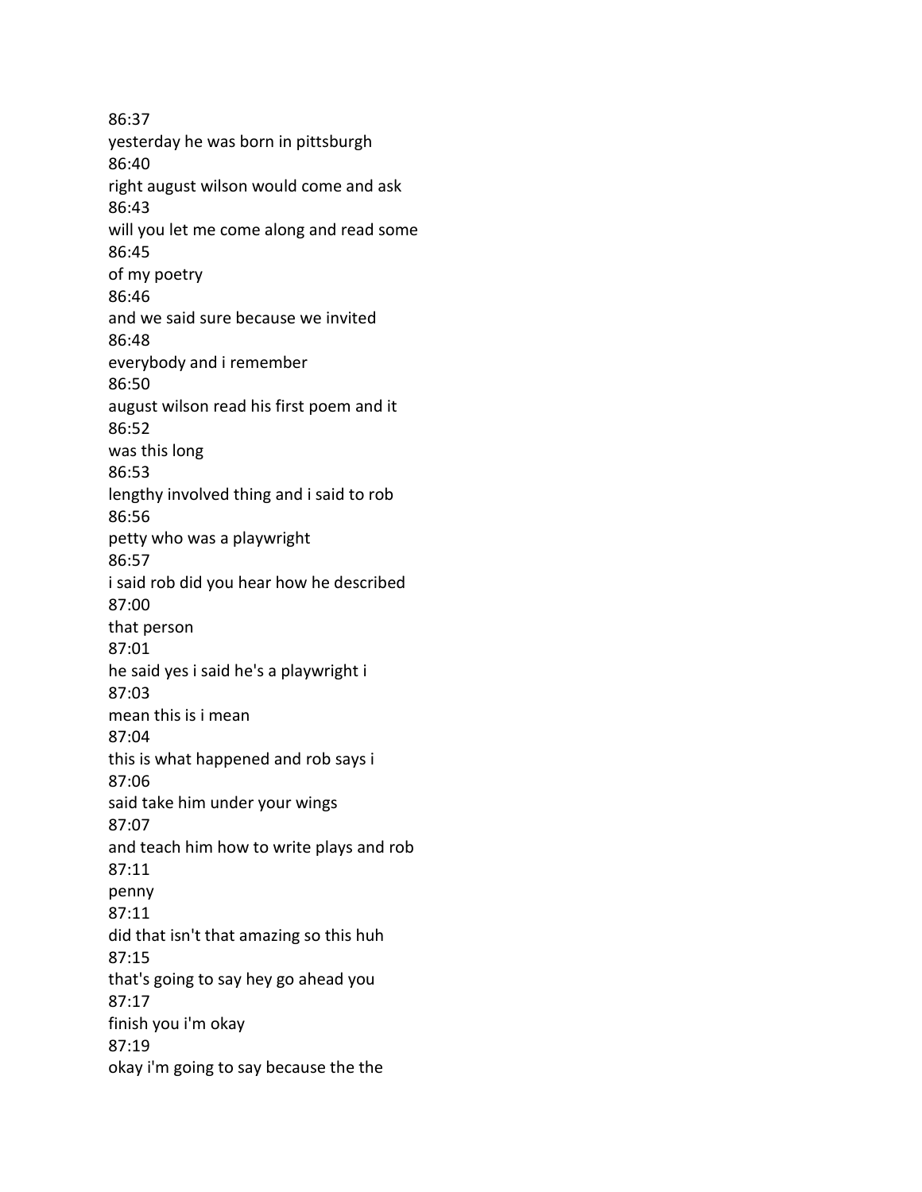86:37
yesterday he was born in pittsburgh
86:40
right august wilson would come and ask
86:43
will you let me come along and read some
86:45
of my poetry
86:46
and we said sure because we invited
86:48
everybody and i remember
86:50
august wilson read his first poem and it
86:52
was this long
86:53
lengthy involved thing and i said to rob
86:56
petty who was a playwright
86:57
i said rob did you hear how he described
87:00
that person
87:01
he said yes i said he's a playwright i
87:03
mean this is i mean
87:04
this is what happened and rob says i
87:06
said take him under your wings
87:07
and teach him how to write plays and rob
87:11
penny
87:11
did that isn't that amazing so this huh
87:15
that's going to say hey go ahead you
87:17
finish you i'm okay
87:19
okay i'm going to say because the the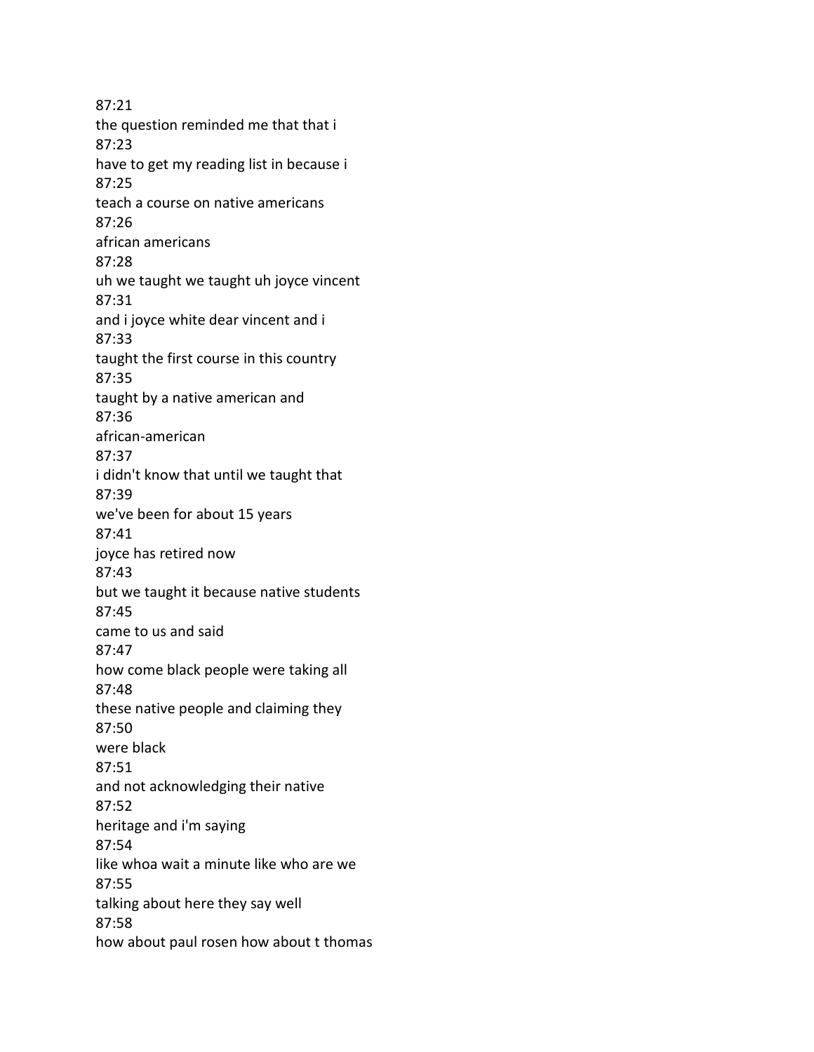87:21
the question reminded me that that i
87:23
have to get my reading list in because i
87:25
teach a course on native americans
87:26
african americans
87:28
uh we taught we taught uh joyce vincent
87:31
and i joyce white dear vincent and i
87:33
taught the first course in this country
87:35
taught by a native american and
87:36
african-american
87:37
i didn't know that until we taught that
87:39
we've been for about 15 years
87:41
joyce has retired now
87:43
but we taught it because native students
87:45
came to us and said
87:47
how come black people were taking all
87:48
these native people and claiming they
87:50
were black
87:51
and not acknowledging their native
87:52
heritage and i'm saying
87:54
like whoa wait a minute like who are we
87:55
talking about here they say well
87:58
how about paul rosen how about t thomas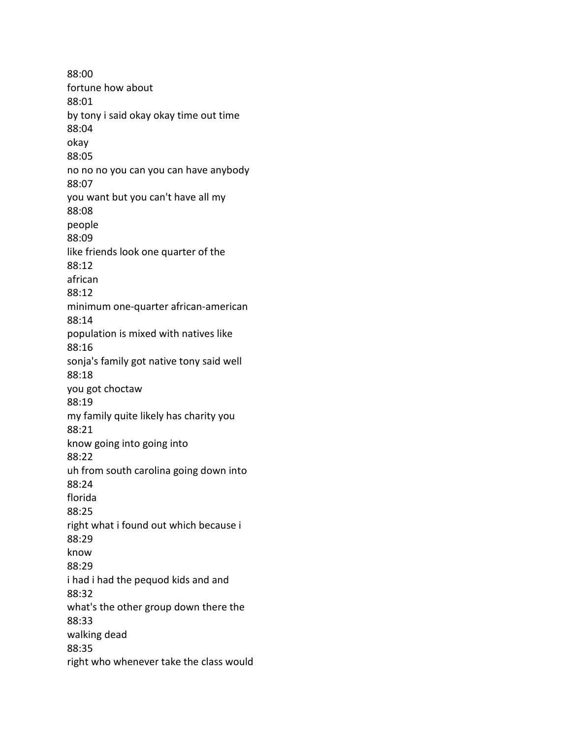88:00
fortune how about
88:01
by tony i said okay okay time out time
88:04
okay
88:05
no no no you can you can have anybody
88:07
you want but you can't have all my
88:08
people
88:09
like friends look one quarter of the
88:12
african
88:12
minimum one-quarter african-american
88:14
population is mixed with natives like
88:16
sonja's family got native tony said well
88:18
you got choctaw
88:19
my family quite likely has charity you
88:21
know going into going into
88:22
uh from south carolina going down into
88:24
florida
88:25
right what i found out which because i
88:29
know
88:29
i had i had the pequod kids and and
88:32
what's the other group down there the
88:33
walking dead
88:35
right who whenever take the class would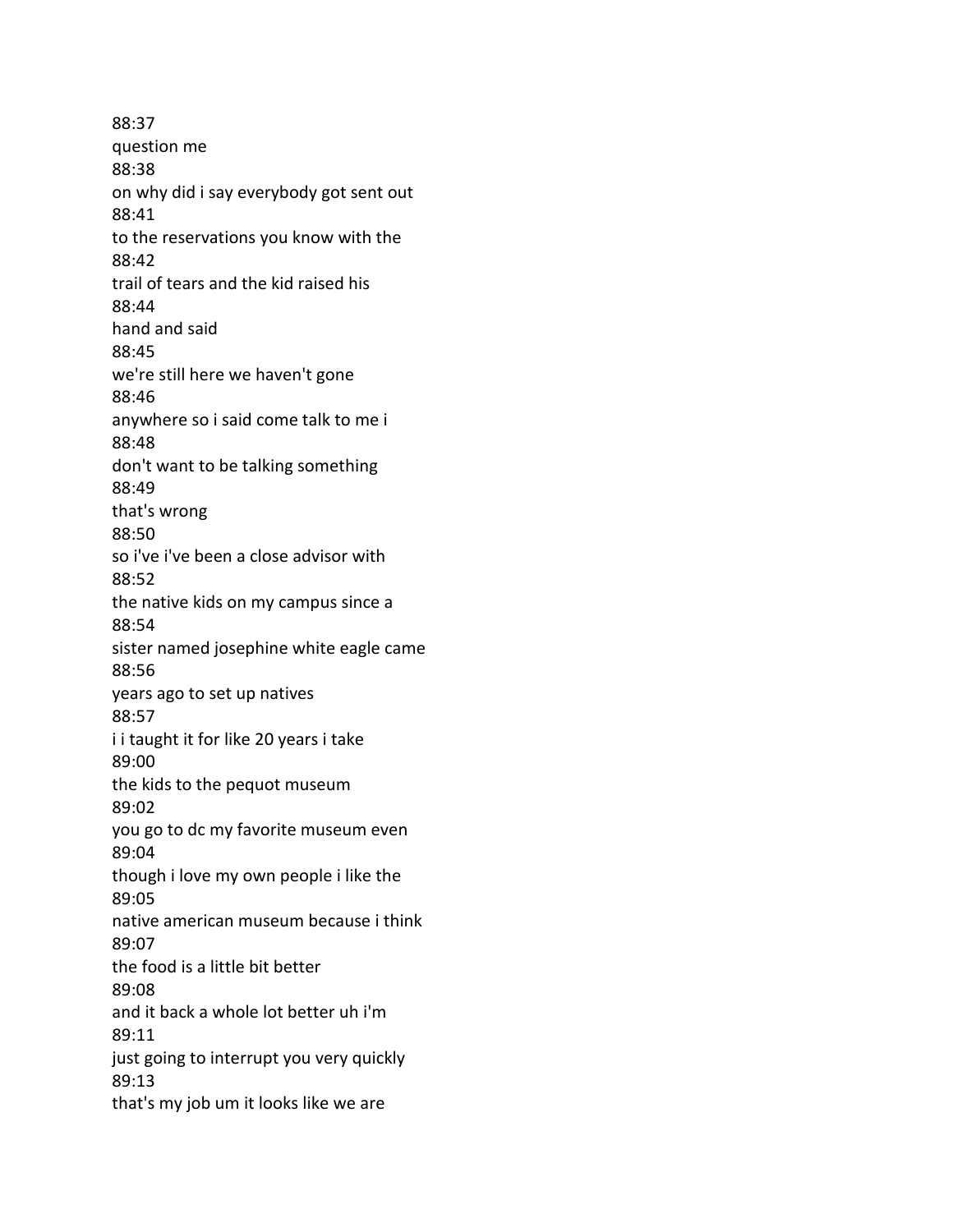88:37
question me
88:38
on why did i say everybody got sent out
88:41
to the reservations you know with the
88:42
trail of tears and the kid raised his
88:44
hand and said
88:45
we're still here we haven't gone
88:46
anywhere so i said come talk to me i
88:48
don't want to be talking something
88:49
that's wrong
88:50
so i've i've been a close advisor with
88:52
the native kids on my campus since a
88:54
sister named josephine white eagle came
88:56
years ago to set up natives
88:57
i i taught it for like 20 years i take
89:00
the kids to the pequot museum
89:02
you go to dc my favorite museum even
89:04
though i love my own people i like the
89:05
native american museum because i think
89:07
the food is a little bit better
89:08
and it back a whole lot better uh i'm
89:11
just going to interrupt you very quickly
89:13
that's my job um it looks like we are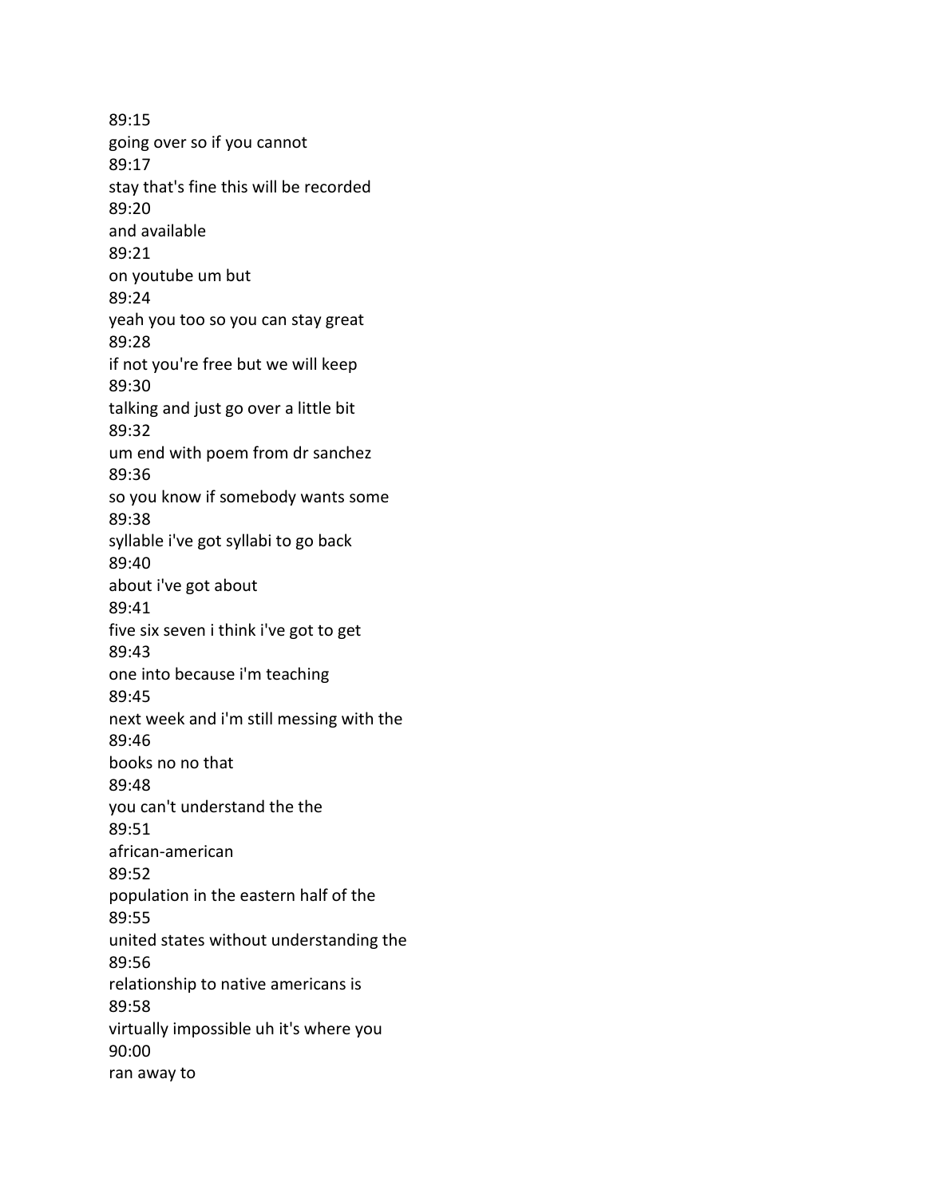89:15
going over so if you cannot
89:17
stay that's fine this will be recorded
89:20
and available
89:21
on youtube um but
89:24
yeah you too so you can stay great
89:28
if not you're free but we will keep
89:30
talking and just go over a little bit
89:32
um end with poem from dr sanchez
89:36
so you know if somebody wants some
89:38
syllable i've got syllabi to go back
89:40
about i've got about
89:41
five six seven i think i've got to get
89:43
one into because i'm teaching
89:45
next week and i'm still messing with the
89:46
books no no that
89:48
you can't understand the the
89:51
african-american
89:52
population in the eastern half of the
89:55
united states without understanding the
89:56
relationship to native americans is
89:58
virtually impossible uh it's where you
90:00
ran away to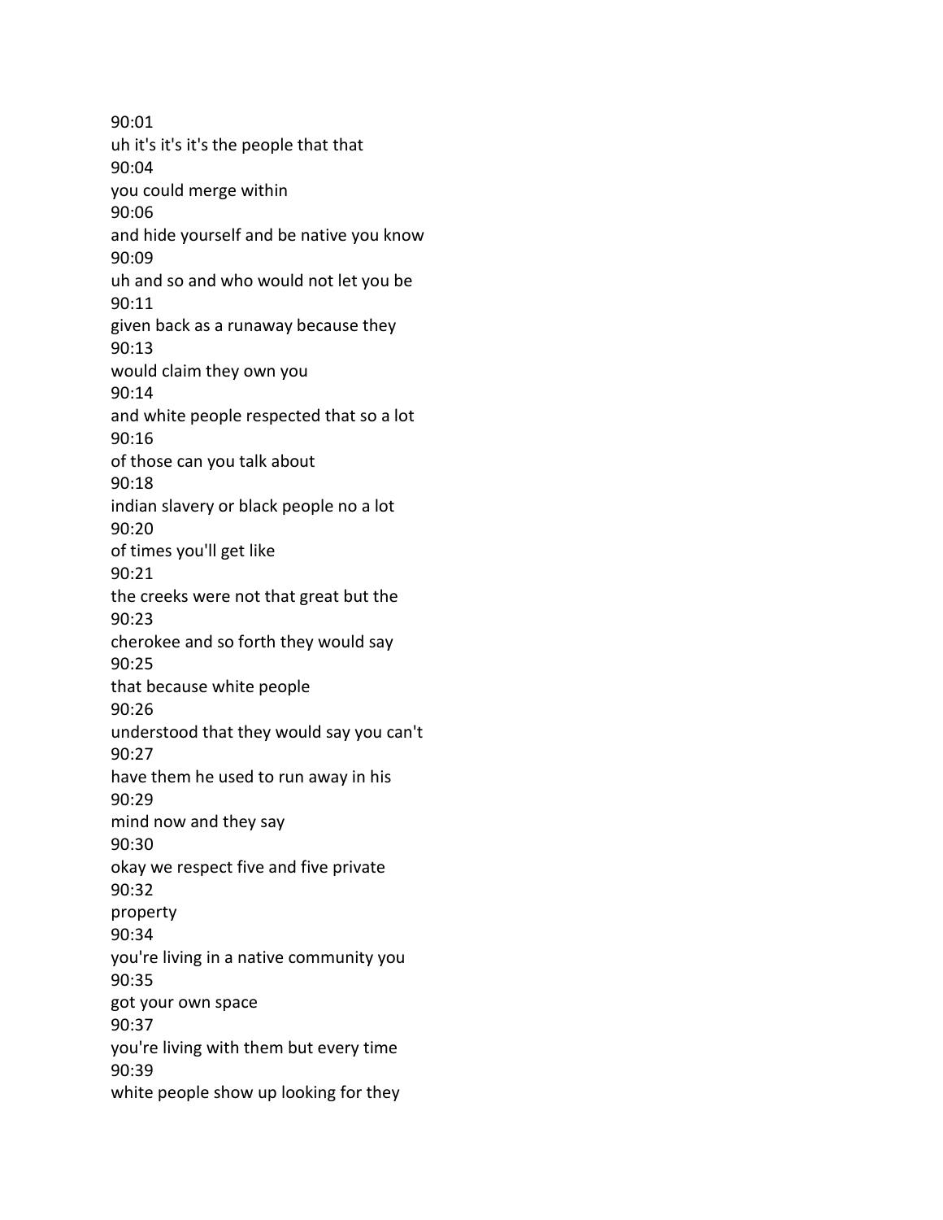90:01
uh it's it's it's the people that that
90:04
you could merge within
90:06
and hide yourself and be native you know
90:09
uh and so and who would not let you be
90:11
given back as a runaway because they
90:13
would claim they own you
90:14
and white people respected that so a lot
90:16
of those can you talk about
90:18
indian slavery or black people no a lot
90:20
of times you'll get like
90:21
the creeks were not that great but the
90:23
cherokee and so forth they would say
90:25
that because white people
90:26
understood that they would say you can't
90:27
have them he used to run away in his
90:29
mind now and they say
90:30
okay we respect five and five private
90:32
property
90:34
you're living in a native community you
90:35
got your own space
90:37
you're living with them but every time
90:39
white people show up looking for they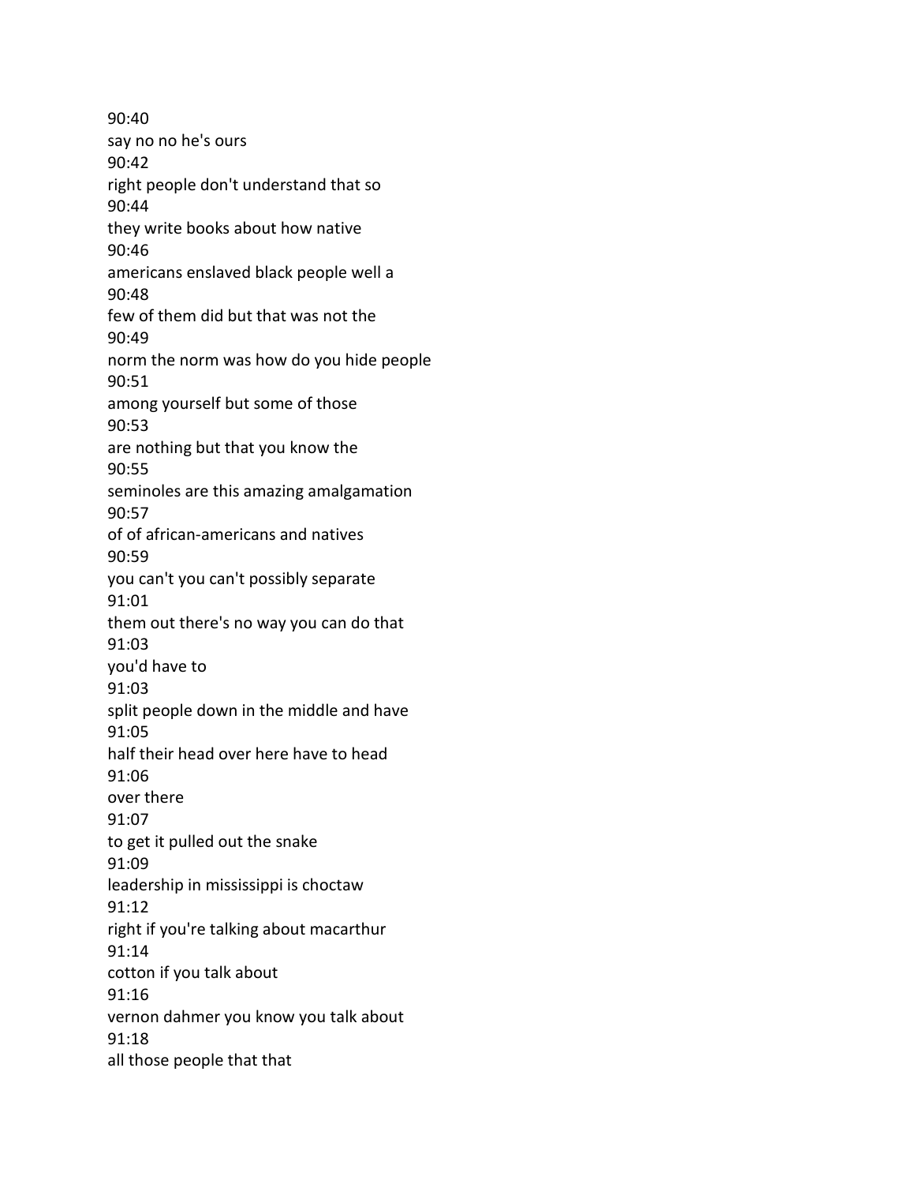90:40
say no no he's ours
90:42
right people don't understand that so
90:44
they write books about how native
90:46
americans enslaved black people well a
90:48
few of them did but that was not the
90:49
norm the norm was how do you hide people
90:51
among yourself but some of those
90:53
are nothing but that you know the
90:55
seminoles are this amazing amalgamation
90:57
of of african-americans and natives
90:59
you can't you can't possibly separate
91:01
them out there's no way you can do that
91:03
you'd have to
91:03
split people down in the middle and have
91:05
half their head over here have to head
91:06
over there
91:07
to get it pulled out the snake
91:09
leadership in mississippi is choctaw
91:12
right if you're talking about macarthur
91:14
cotton if you talk about
91:16
vernon dahmer you know you talk about
91:18
all those people that that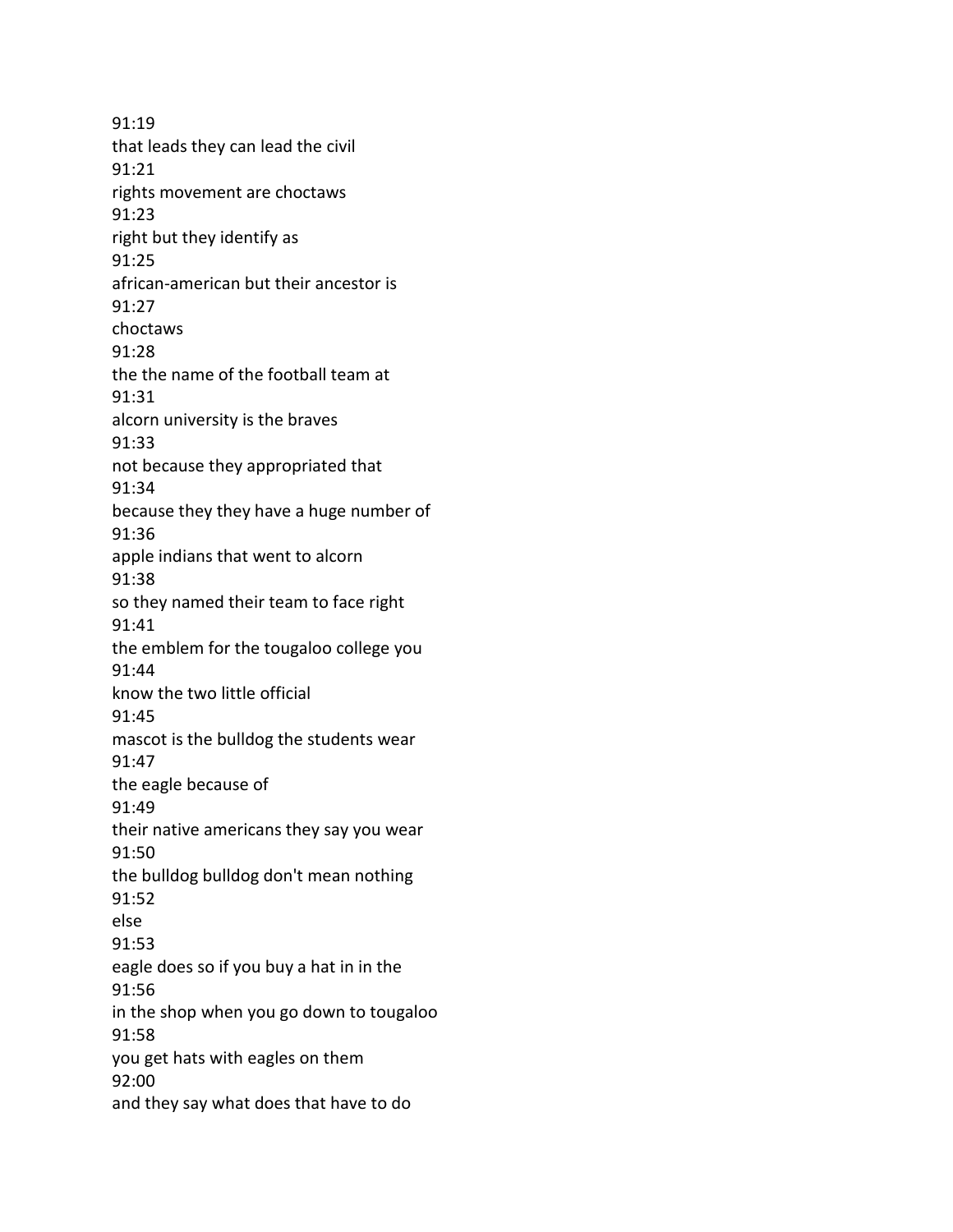91:19
that leads they can lead the civil
91:21
rights movement are choctaws
91:23
right but they identify as
91:25
african-american but their ancestor is
91:27
choctaws
91:28
the the name of the football team at
91:31
alcorn university is the braves
91:33
not because they appropriated that
91:34
because they they have a huge number of
91:36
apple indians that went to alcorn
91:38
so they named their team to face right
91:41
the emblem for the tougaloo college you
91:44
know the two little official
91:45
mascot is the bulldog the students wear
91:47
the eagle because of
91:49
their native americans they say you wear
91:50
the bulldog bulldog don't mean nothing
91:52
else
91:53
eagle does so if you buy a hat in in the
91:56
in the shop when you go down to tougaloo
91:58
you get hats with eagles on them
92:00
and they say what does that have to do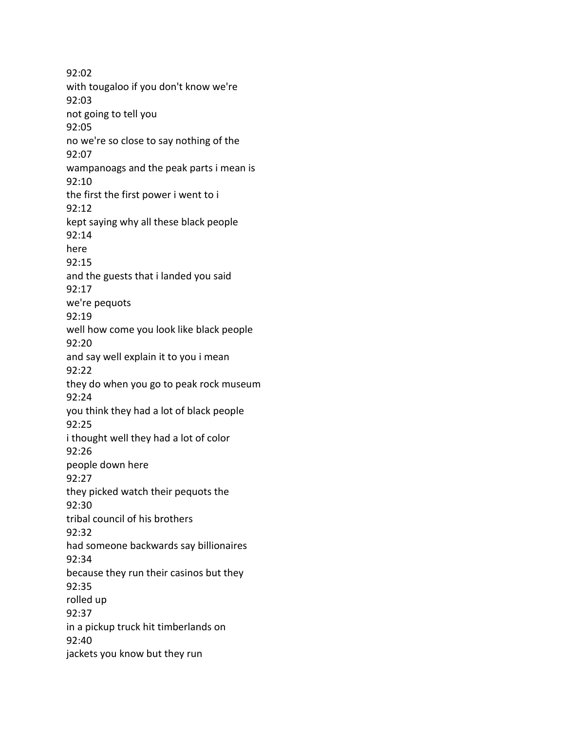92:02
with tougaloo if you don't know we're
92:03
not going to tell you
92:05
no we're so close to say nothing of the
92:07
wampanoags and the peak parts i mean is
92:10
the first the first power i went to i
92:12
kept saying why all these black people
92:14
here
92:15
and the guests that i landed you said
92:17
we're pequots
92:19
well how come you look like black people
92:20
and say well explain it to you i mean
92:22
they do when you go to peak rock museum
92:24
you think they had a lot of black people
92:25
i thought well they had a lot of color
92:26
people down here
92:27
they picked watch their pequots the
92:30
tribal council of his brothers
92:32
had someone backwards say billionaires
92:34
because they run their casinos but they
92:35
rolled up
92:37
in a pickup truck hit timberlands on
92:40
jackets you know but they run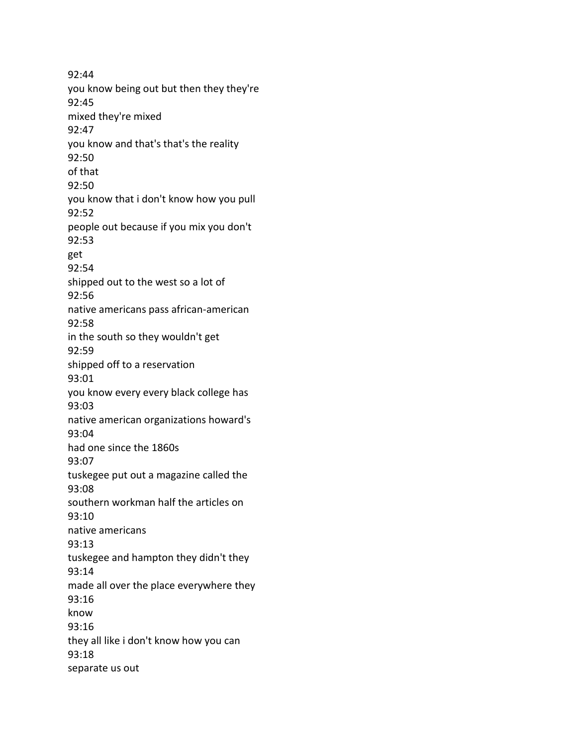92:44
you know being out but then they they're
92:45
mixed they're mixed
92:47
you know and that's that's the reality
92:50
of that
92:50
you know that i don't know how you pull
92:52
people out because if you mix you don't
92:53
get
92:54
shipped out to the west so a lot of
92:56
native americans pass african-american
92:58
in the south so they wouldn't get
92:59
shipped off to a reservation
93:01
you know every every black college has
93:03
native american organizations howard's
93:04
had one since the 1860s
93:07
tuskegee put out a magazine called the
93:08
southern workman half the articles on
93:10
native americans
93:13
tuskegee and hampton they didn't they
93:14
made all over the place everywhere they
93:16
know
93:16
they all like i don't know how you can
93:18
separate us out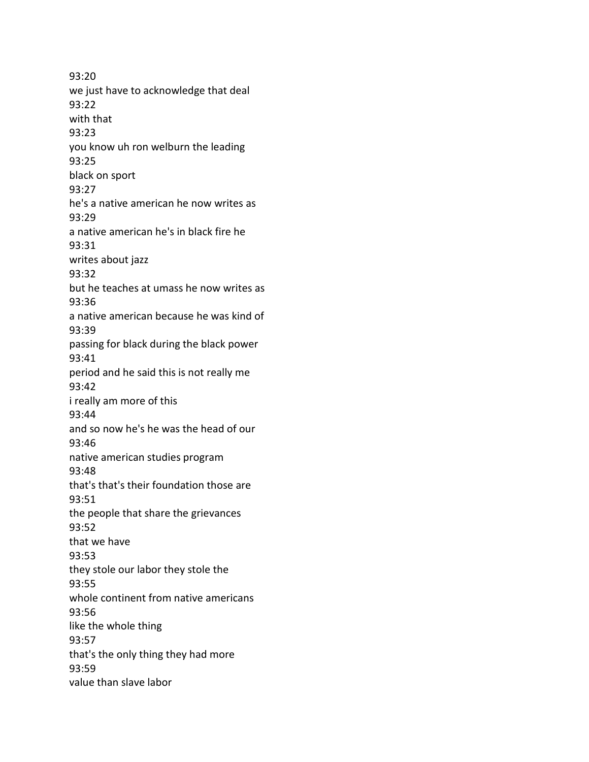93:20
we just have to acknowledge that deal
93:22
with that
93:23
you know uh ron welburn the leading
93:25
black on sport
93:27
he's a native american he now writes as
93:29
a native american he's in black fire he
93:31
writes about jazz
93:32
but he teaches at umass he now writes as
93:36
a native american because he was kind of
93:39
passing for black during the black power
93:41
period and he said this is not really me
93:42
i really am more of this
93:44
and so now he's he was the head of our
93:46
native american studies program
93:48
that's that's their foundation those are
93:51
the people that share the grievances
93:52
that we have
93:53
they stole our labor they stole the
93:55
whole continent from native americans
93:56
like the whole thing
93:57
that's the only thing they had more
93:59
value than slave labor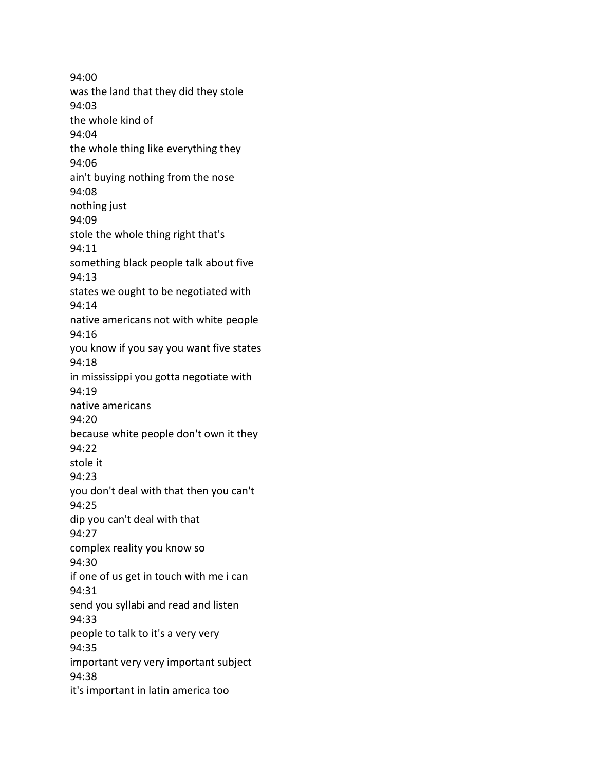94:00
was the land that they did they stole
94:03
the whole kind of
94:04
the whole thing like everything they
94:06
ain't buying nothing from the nose
94:08
nothing just
94:09
stole the whole thing right that's
94:11
something black people talk about five
94:13
states we ought to be negotiated with
94:14
native americans not with white people
94:16
you know if you say you want five states
94:18
in mississippi you gotta negotiate with
94:19
native americans
94:20
because white people don't own it they
94:22
stole it
94:23
you don't deal with that then you can't
94:25
dip you can't deal with that
94:27
complex reality you know so
94:30
if one of us get in touch with me i can
94:31
send you syllabi and read and listen
94:33
people to talk to it's a very very
94:35
important very very important subject
94:38
it's important in latin america too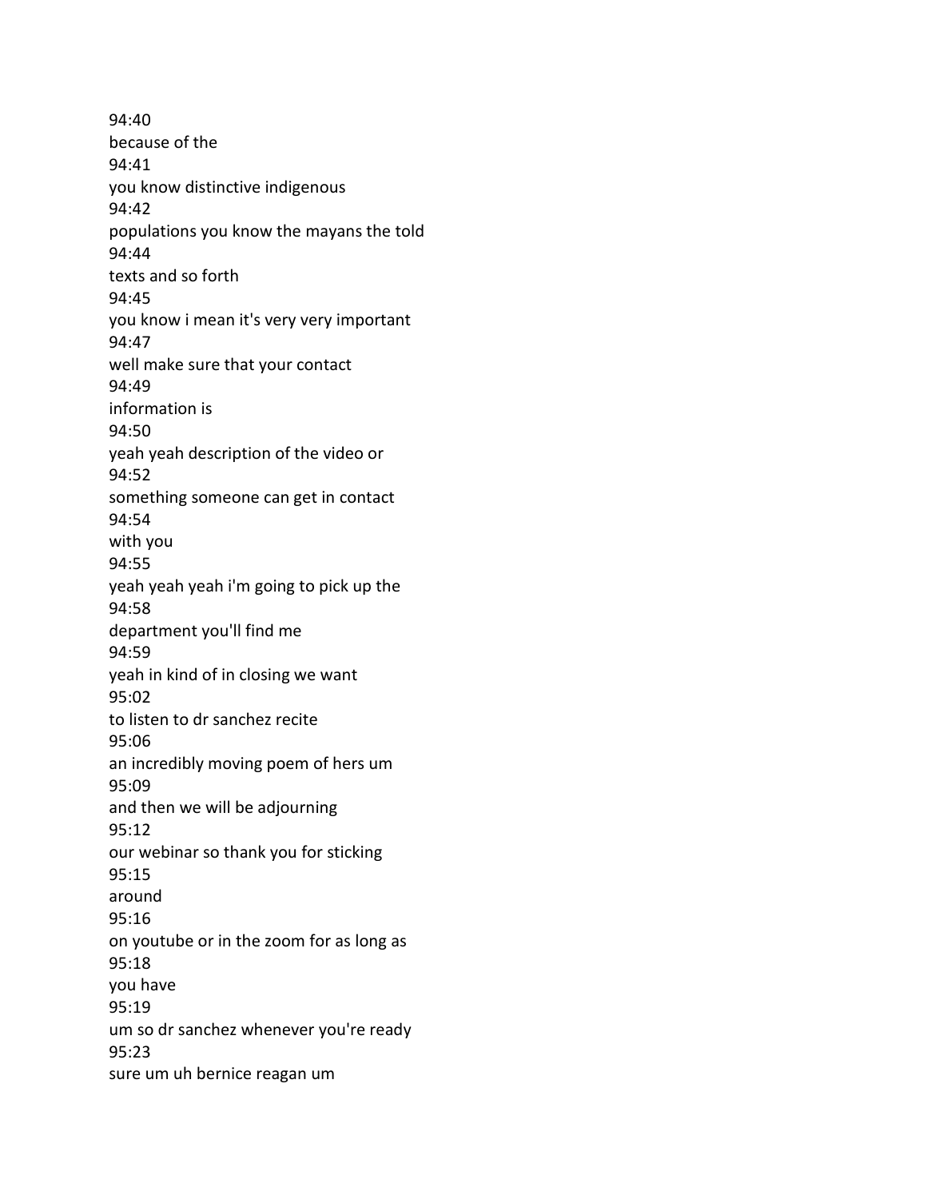94:40
because of the
94:41
you know distinctive indigenous
94:42
populations you know the mayans the told
94:44
texts and so forth
94:45
you know i mean it's very very important
94:47
well make sure that your contact
94:49
information is
94:50
yeah yeah description of the video or
94:52
something someone can get in contact
94:54
with you
94:55
yeah yeah yeah i'm going to pick up the
94:58
department you'll find me
94:59
yeah in kind of in closing we want
95:02
to listen to dr sanchez recite
95:06
an incredibly moving poem of hers um
95:09
and then we will be adjourning
95:12
our webinar so thank you for sticking
95:15
around
95:16
on youtube or in the zoom for as long as
95:18
you have
95:19
um so dr sanchez whenever you're ready
95:23
sure um uh bernice reagan um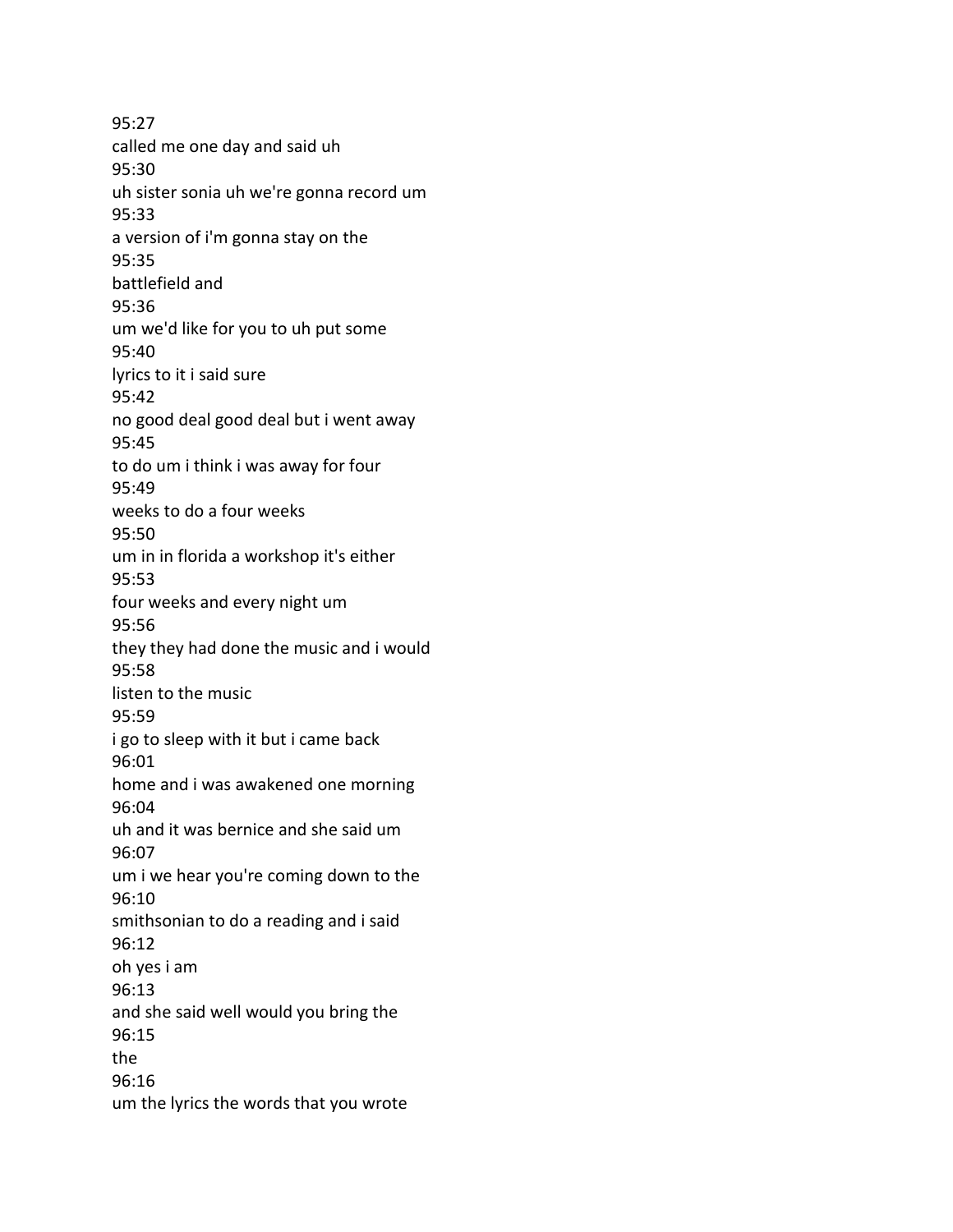95:27
called me one day and said uh
95:30
uh sister sonia uh we're gonna record um
95:33
a version of i'm gonna stay on the
95:35
battlefield and
95:36
um we'd like for you to uh put some
95:40
lyrics to it i said sure
95:42
no good deal good deal but i went away
95:45
to do um i think i was away for four
95:49
weeks to do a four weeks
95:50
um in in florida a workshop it's either
95:53
four weeks and every night um
95:56
they they had done the music and i would
95:58
listen to the music
95:59
i go to sleep with it but i came back
96:01
home and i was awakened one morning
96:04
uh and it was bernice and she said um
96:07
um i we hear you're coming down to the
96:10
smithsonian to do a reading and i said
96:12
oh yes i am
96:13
and she said well would you bring the
96:15
the
96:16
um the lyrics the words that you wrote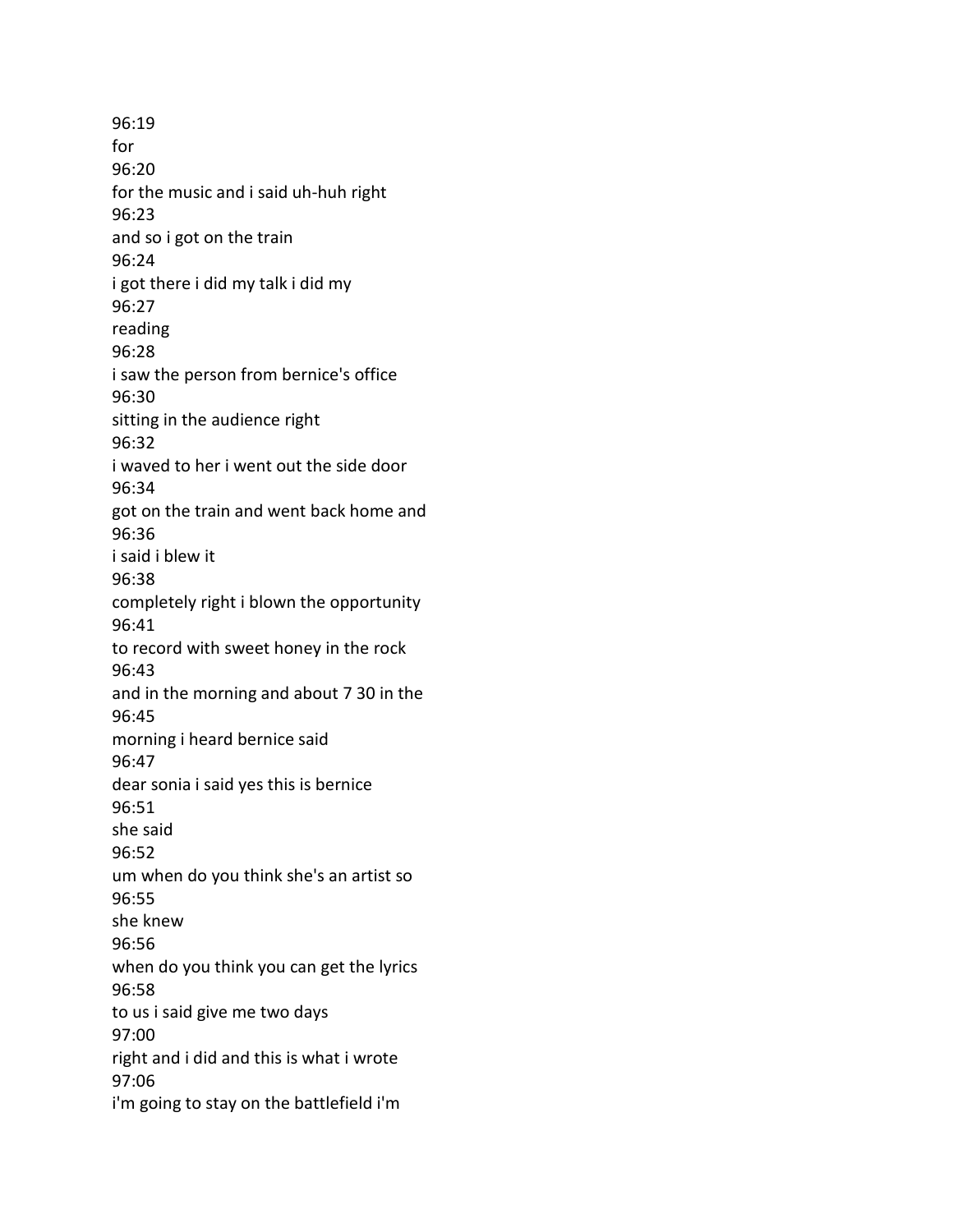96:19
for
96:20
for the music and i said uh-huh right
96:23
and so i got on the train
96:24
i got there i did my talk i did my
96:27
reading
96:28
i saw the person from bernice's office
96:30
sitting in the audience right
96:32
i waved to her i went out the side door
96:34
got on the train and went back home and
96:36
i said i blew it
96:38
completely right i blown the opportunity
96:41
to record with sweet honey in the rock
96:43
and in the morning and about 7 30 in the
96:45
morning i heard bernice said
96:47
dear sonia i said yes this is bernice
96:51
she said
96:52
um when do you think she's an artist so
96:55
she knew
96:56
when do you think you can get the lyrics
96:58
to us i said give me two days
97:00
right and i did and this is what i wrote
97:06
i'm going to stay on the battlefield i'm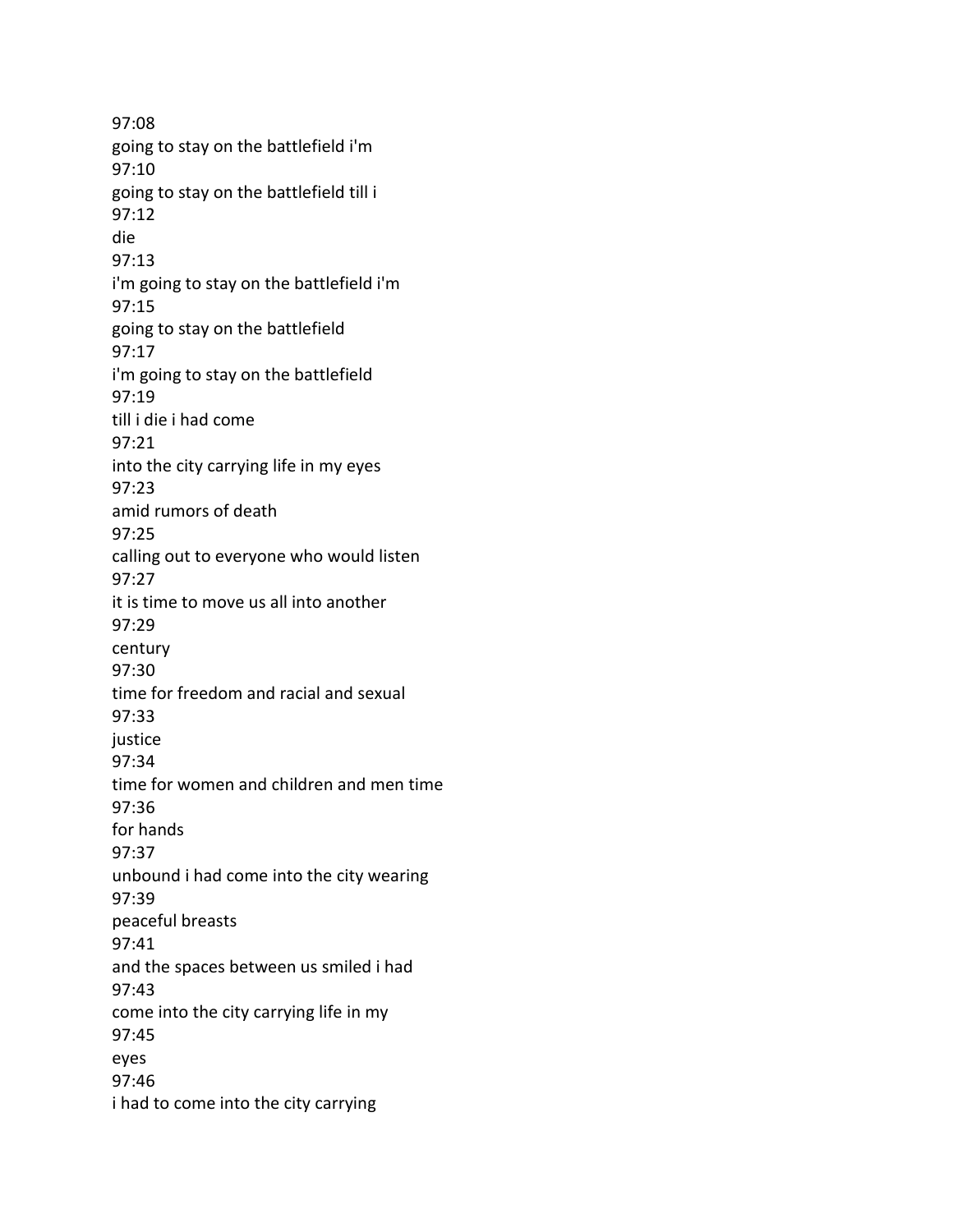97:08
going to stay on the battlefield i'm
97:10
going to stay on the battlefield till i
97:12
die
97:13
i'm going to stay on the battlefield i'm
97:15
going to stay on the battlefield
97:17
i'm going to stay on the battlefield
97:19
till i die i had come
97:21
into the city carrying life in my eyes
97:23
amid rumors of death
97:25
calling out to everyone who would listen
97:27
it is time to move us all into another
97:29
century
97:30
time for freedom and racial and sexual
97:33
justice
97:34
time for women and children and men time
97:36
for hands
97:37
unbound i had come into the city wearing
97:39
peaceful breasts
97:41
and the spaces between us smiled i had
97:43
come into the city carrying life in my
97:45
eyes
97:46
i had to come into the city carrying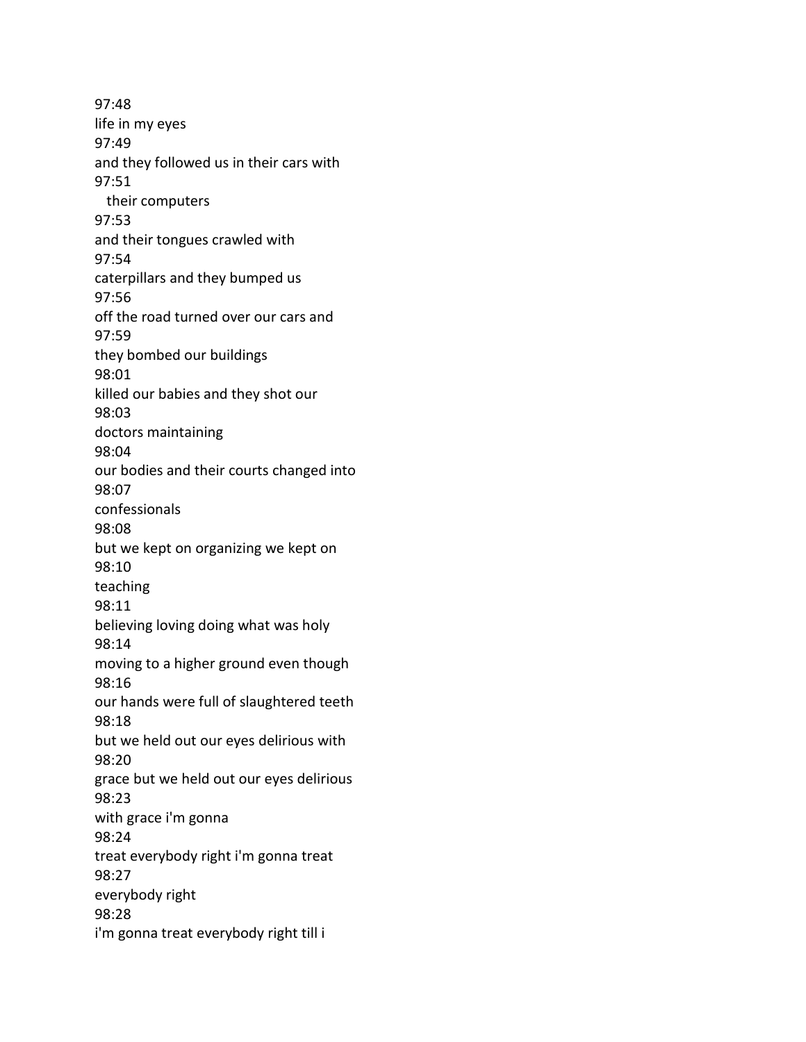97:48
life in my eyes
97:49
and they followed us in their cars with
97:51
their computers
97:53
and their tongues crawled with
97:54
caterpillars and they bumped us
97:56
off the road turned over our cars and
97:59
they bombed our buildings
98:01
killed our babies and they shot our
98:03
doctors maintaining
98:04
our bodies and their courts changed into
98:07
confessionals
98:08
but we kept on organizing we kept on
98:10
teaching
98:11
believing loving doing what was holy
98:14
moving to a higher ground even though
98:16
our hands were full of slaughtered teeth
98:18
but we held out our eyes delirious with
98:20
grace but we held out our eyes delirious
98:23
with grace i'm gonna
98:24
treat everybody right i'm gonna treat
98:27
everybody right
98:28
i'm gonna treat everybody right till i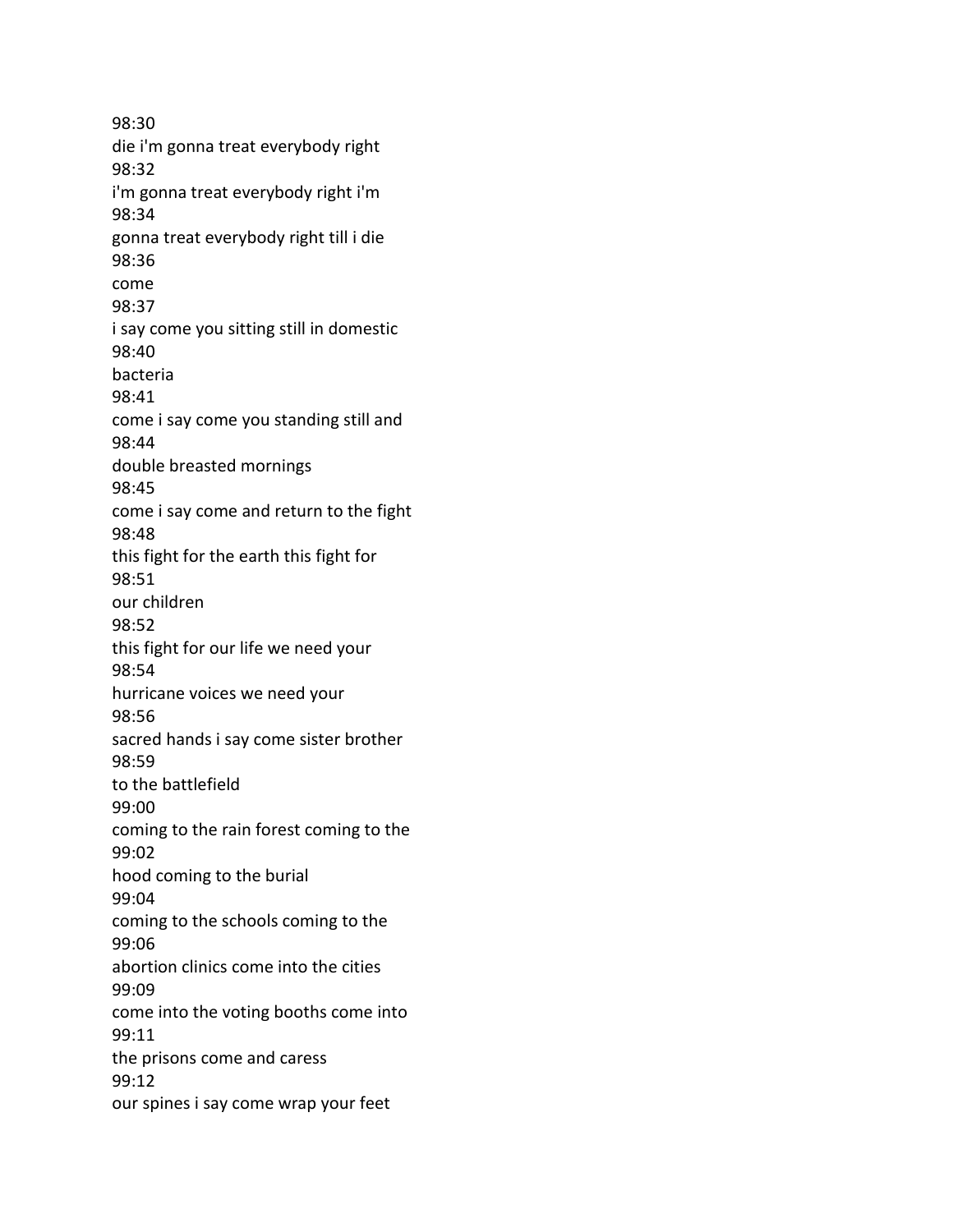98:30
die i'm gonna treat everybody right
98:32
i'm gonna treat everybody right i'm
98:34
gonna treat everybody right till i die
98:36
come
98:37
i say come you sitting still in domestic
98:40
bacteria
98:41
come i say come you standing still and
98:44
double breasted mornings
98:45
come i say come and return to the fight
98:48
this fight for the earth this fight for
98:51
our children
98:52
this fight for our life we need your
98:54
hurricane voices we need your
98:56
sacred hands i say come sister brother
98:59
to the battlefield
99:00
coming to the rain forest coming to the
99:02
hood coming to the burial
99:04
coming to the schools coming to the
99:06
abortion clinics come into the cities
99:09
come into the voting booths come into
99:11
the prisons come and caress
99:12
our spines i say come wrap your feet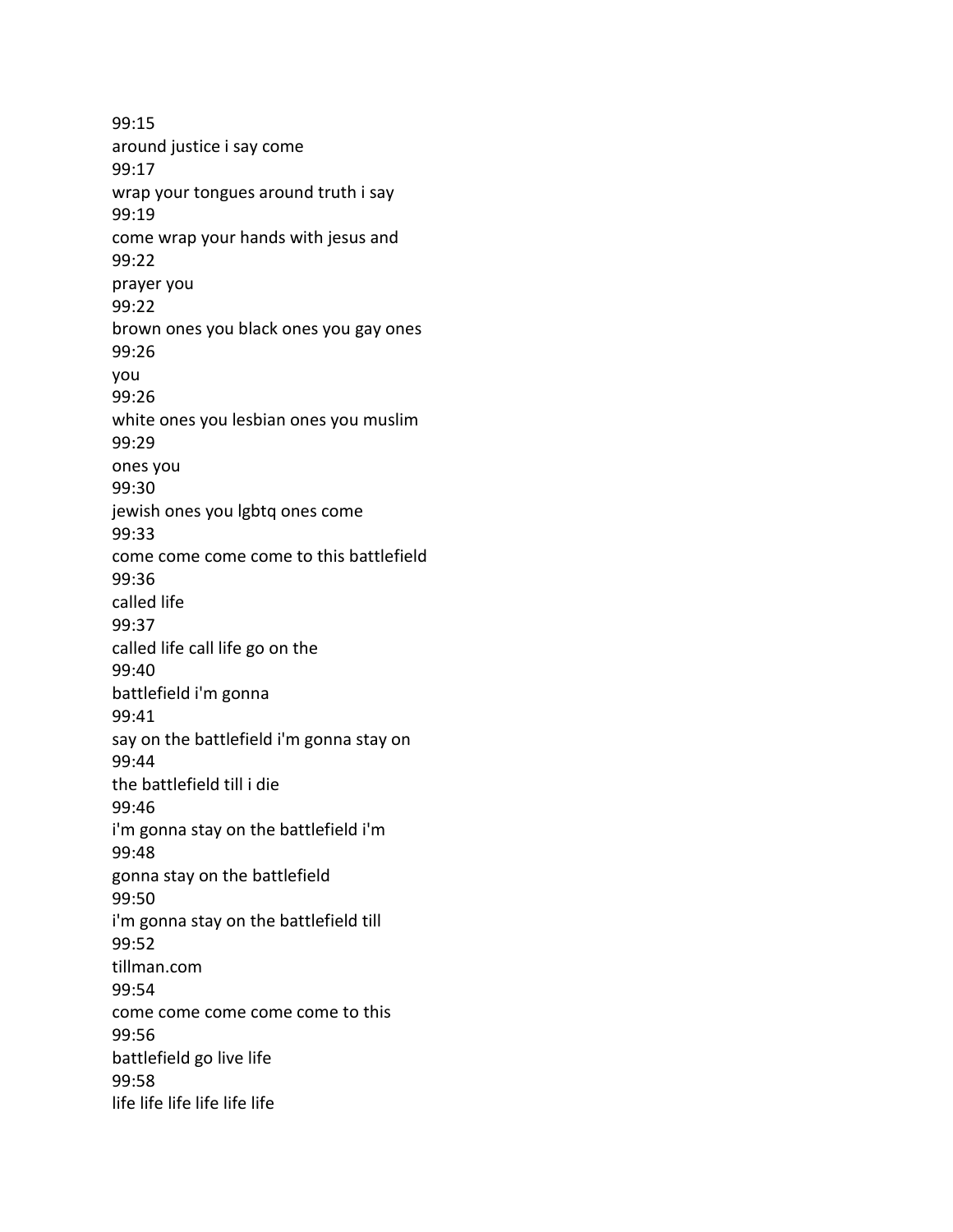99:15
around justice i say come
99:17
wrap your tongues around truth i say
99:19
come wrap your hands with jesus and
99:22
prayer you
99:22
brown ones you black ones you gay ones
99:26
you
99:26
white ones you lesbian ones you muslim
99:29
ones you
99:30
jewish ones you lgbtq ones come
99:33
come come come come to this battlefield
99:36
called life
99:37
called life call life go on the
99:40
battlefield i'm gonna
99:41
say on the battlefield i'm gonna stay on
99:44
the battlefield till i die
99:46
i'm gonna stay on the battlefield i'm
99:48
gonna stay on the battlefield
99:50
i'm gonna stay on the battlefield till
99:52
tillman.com
99:54
come come come come come to this
99:56
battlefield go live life
99:58
life life life life life life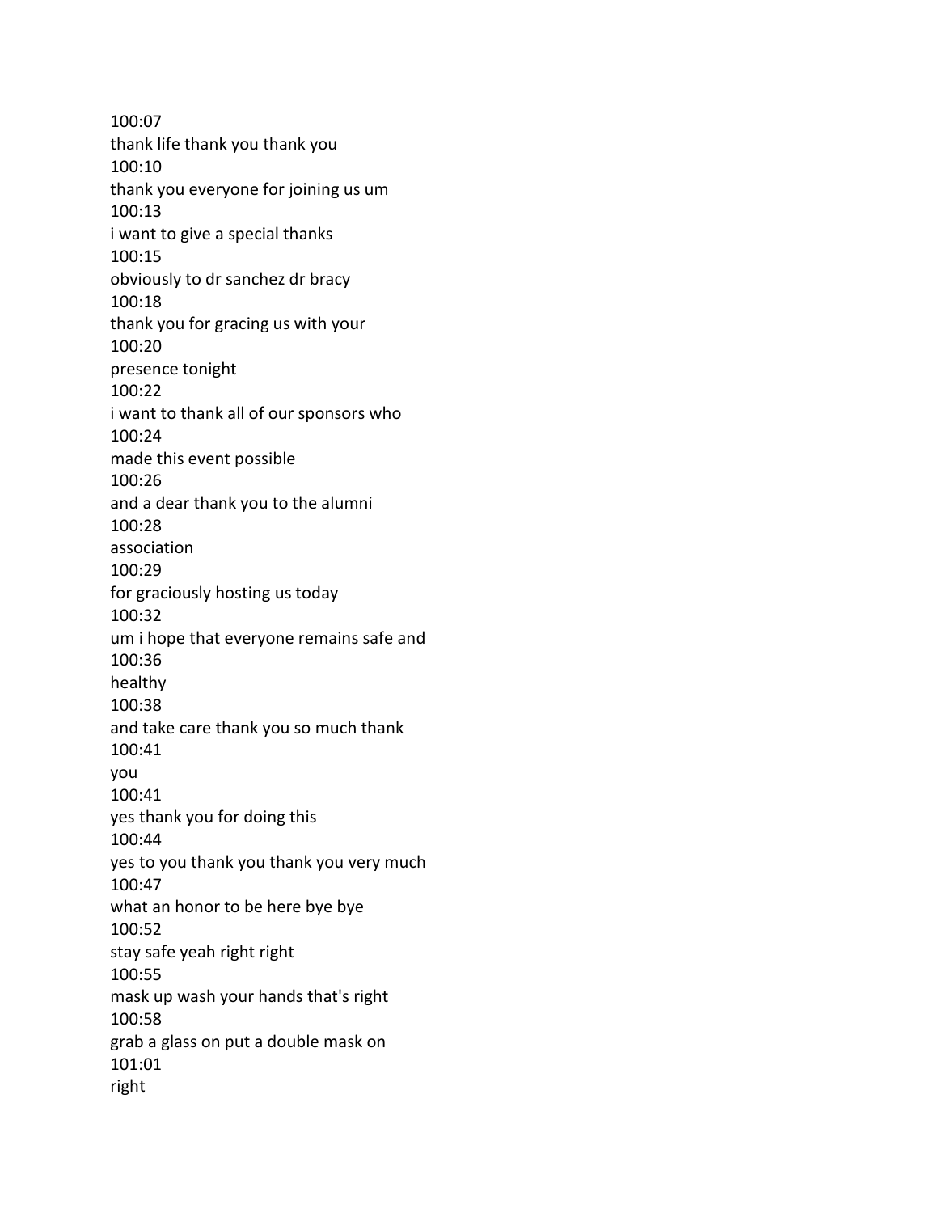100:07
thank life thank you thank you
100:10
thank you everyone for joining us um
100:13
i want to give a special thanks
100:15
obviously to dr sanchez dr bracy
100:18
thank you for gracing us with your
100:20
presence tonight
100:22
i want to thank all of our sponsors who
100:24
made this event possible
100:26
and a dear thank you to the alumni
100:28
association
100:29
for graciously hosting us today
100:32
um i hope that everyone remains safe and
100:36
healthy
100:38
and take care thank you so much thank
100:41
you
100:41
yes thank you for doing this
100:44
yes to you thank you thank you very much
100:47
what an honor to be here bye bye
100:52
stay safe yeah right right
100:55
mask up wash your hands that's right
100:58
grab a glass on put a double mask on
101:01
right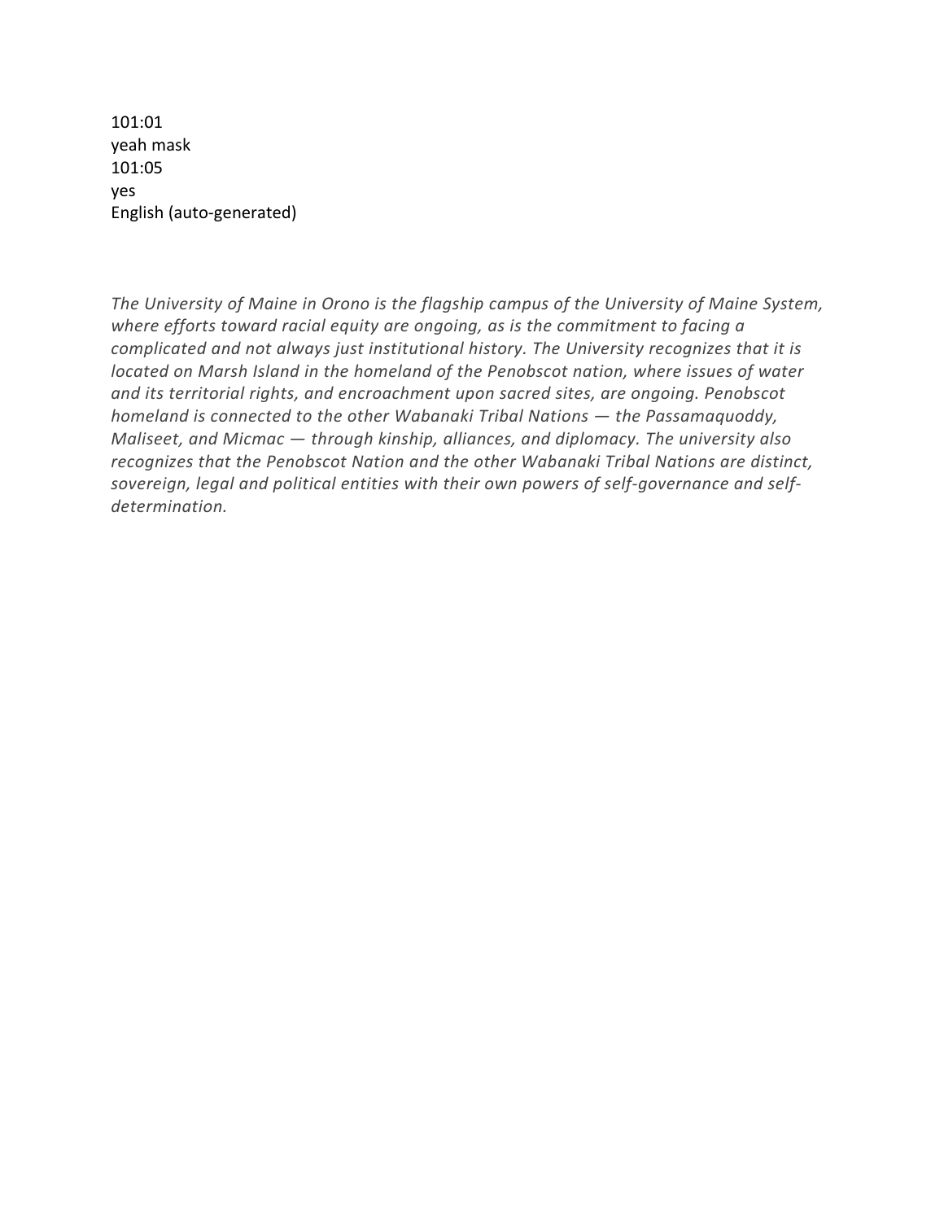101:01
yeah mask
101:05
yes
English (auto-generated)

*The University of Maine in Orono is the flagship campus of the University of Maine System, where efforts toward racial equity are ongoing, as is the commitment to facing a complicated and not always just institutional history. The University recognizes that it is located on Marsh Island in the homeland of the Penobscot nation, where issues of water and its territorial rights, and encroachment upon sacred sites, are ongoing. Penobscot homeland is connected to the other Wabanaki Tribal Nations — the Passamaquoddy, Maliseet, and Micmac — through kinship, alliances, and diplomacy. The university also recognizes that the Penobscot Nation and the other Wabanaki Tribal Nations are distinct, sovereign, legal and political entities with their own powers of self-governance and self-determination.*